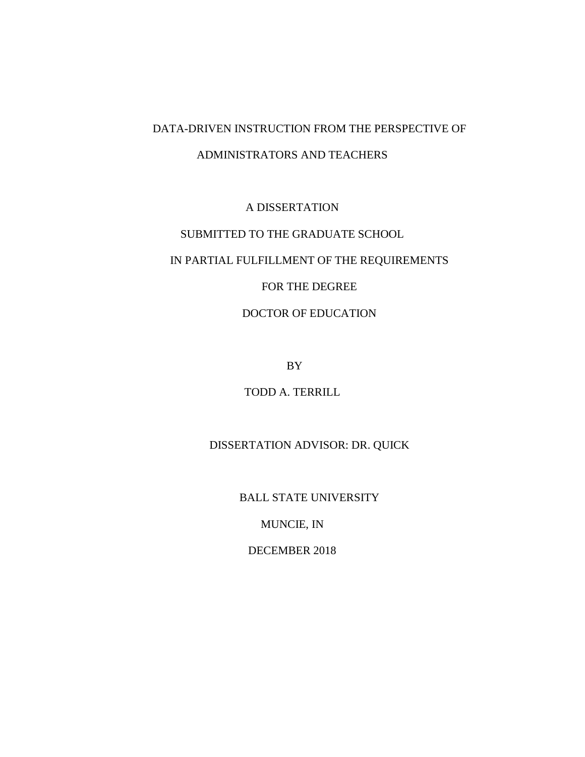# DATA-DRIVEN INSTRUCTION FROM THE PERSPECTIVE OF ADMINISTRATORS AND TEACHERS

A DISSERTATION

SUBMITTED TO THE GRADUATE SCHOOL

IN PARTIAL FULFILLMENT OF THE REQUIREMENTS

FOR THE DEGREE

DOCTOR OF EDUCATION

BY

TODD A. TERRILL

DISSERTATION ADVISOR: DR. QUICK

BALL STATE UNIVERSITY

MUNCIE, IN

DECEMBER 2018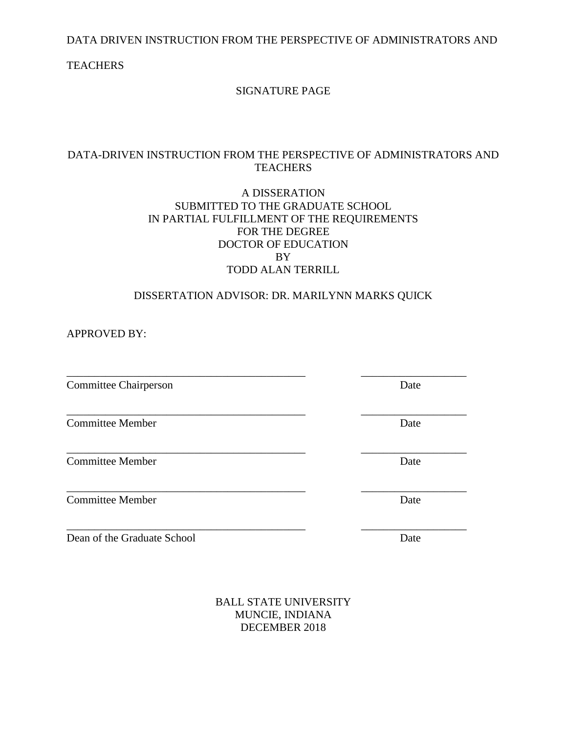SIGNATURE PAGE

DATA-DRIVEN INSTRUCTION FROM THE PERSPECTIVE OF ADMINISTRATORS AND TEACHERS

A DISSERATION
SUBMITTED TO THE GRADUATE SCHOOL
IN PARTIAL FULFILLMENT OF THE REQUIREMENTS
FOR THE DEGREE
DOCTOR OF EDUCATION
BY
TODD ALAN TERRILL

DISSERTATION ADVISOR: DR. MARILYNN MARKS QUICK

APPROVED BY:

___________________________________________ __________________
Committee Chairperson Date

___________________________________________ __________________
Committee Member Date

___________________________________________ __________________
Committee Member Date

___________________________________________ __________________
Committee Member Date

___________________________________________ __________________
Dean of the Graduate School Date

BALL STATE UNIVERSITY
MUNCIE, INDIANA
DECEMBER 2018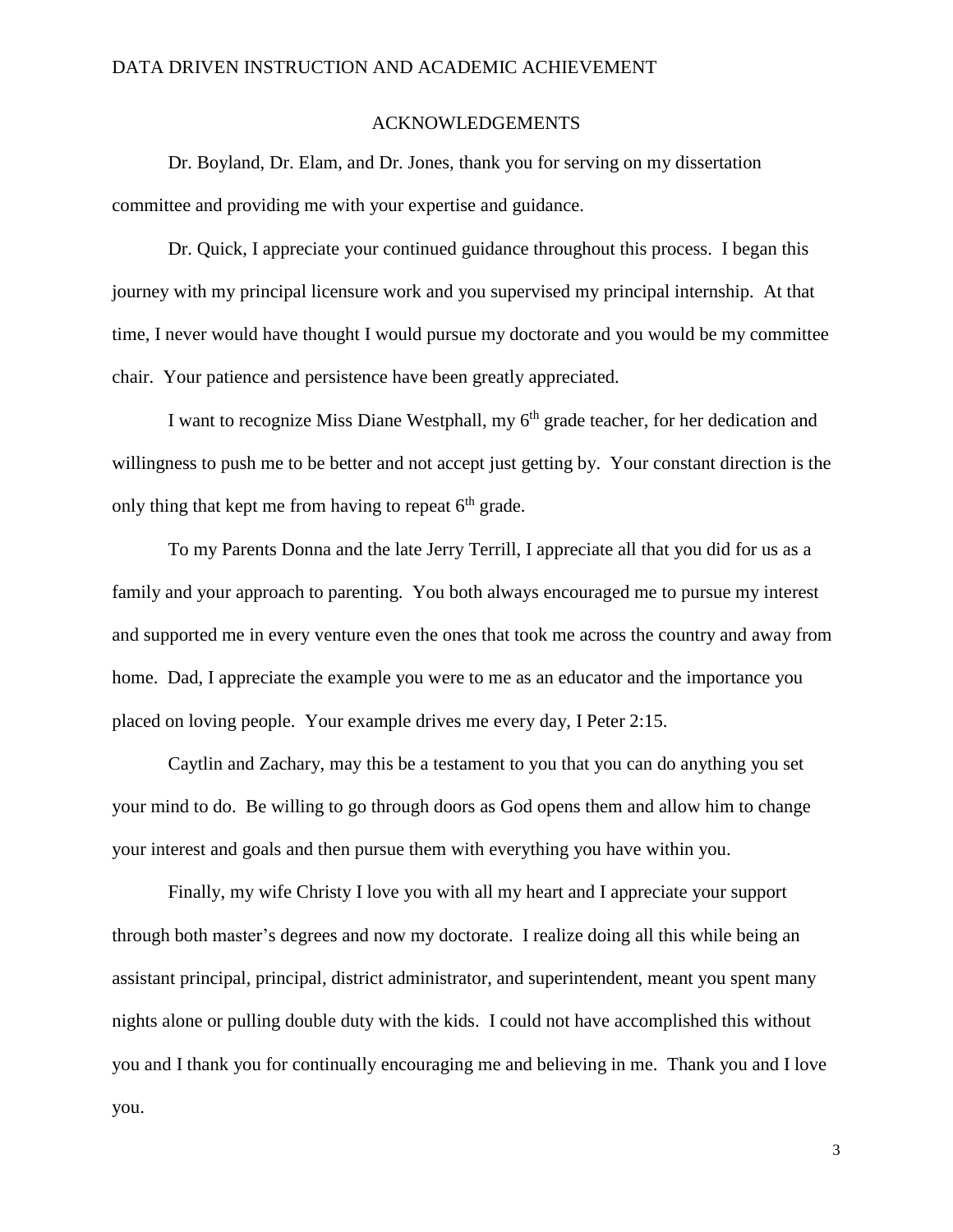# ACKNOWLEDGEMENTS

Dr. Boyland, Dr. Elam, and Dr. Jones, thank you for serving on my dissertation committee and providing me with your expertise and guidance.

Dr. Quick, I appreciate your continued guidance throughout this process. I began this journey with my principal licensure work and you supervised my principal internship. At that time, I never would have thought I would pursue my doctorate and you would be my committee chair. Your patience and persistence have been greatly appreciated.

I want to recognize Miss Diane Westphall, my 6th grade teacher, for her dedication and willingness to push me to be better and not accept just getting by. Your constant direction is the only thing that kept me from having to repeat 6th grade.

To my Parents Donna and the late Jerry Terrill, I appreciate all that you did for us as a family and your approach to parenting. You both always encouraged me to pursue my interest and supported me in every venture even the ones that took me across the country and away from home. Dad, I appreciate the example you were to me as an educator and the importance you placed on loving people. Your example drives me every day, I Peter 2:15.

Caytlin and Zachary, may this be a testament to you that you can do anything you set your mind to do. Be willing to go through doors as God opens them and allow him to change your interest and goals and then pursue them with everything you have within you.

Finally, my wife Christy I love you with all my heart and I appreciate your support through both master's degrees and now my doctorate. I realize doing all this while being an assistant principal, principal, district administrator, and superintendent, meant you spent many nights alone or pulling double duty with the kids. I could not have accomplished this without you and I thank you for continually encouraging me and believing in me. Thank you and I love you.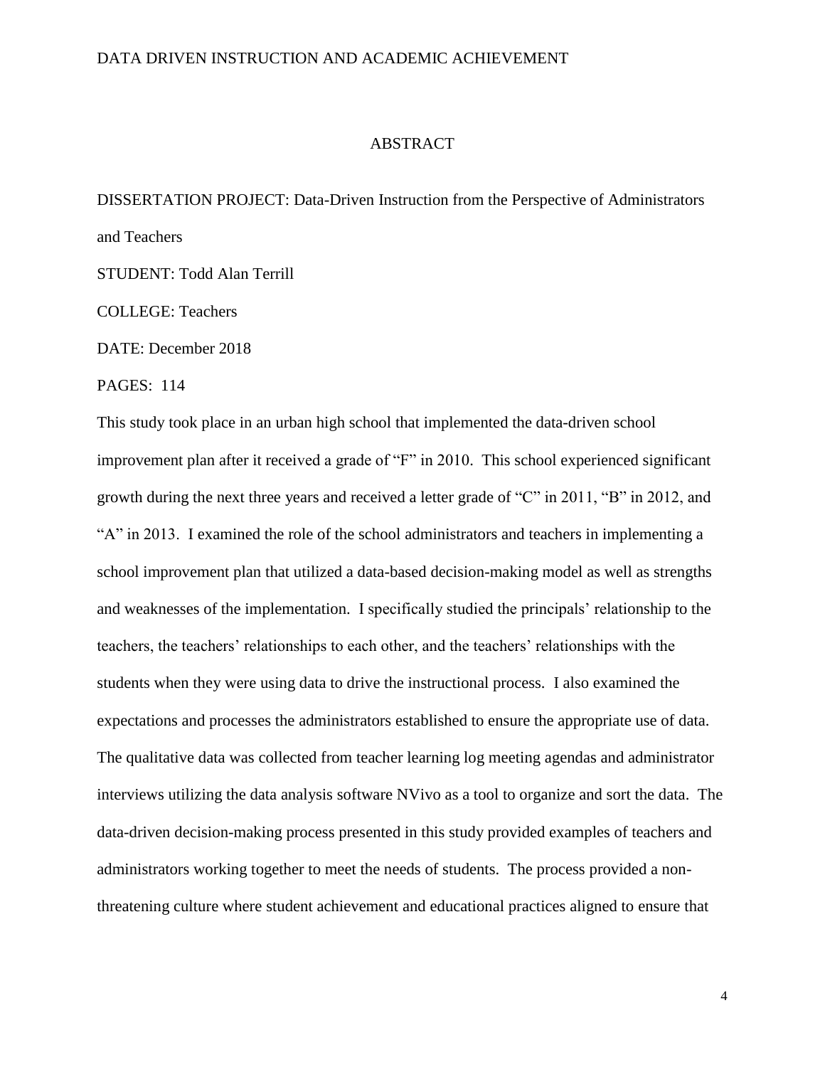# ABSTRACT

DISSERTATION PROJECT: Data-Driven Instruction from the Perspective of Administrators and Teachers

STUDENT: Todd Alan Terrill

COLLEGE: Teachers

DATE: December 2018

PAGES: 114

This study took place in an urban high school that implemented the data-driven school improvement plan after it received a grade of "F" in 2010. This school experienced significant growth during the next three years and received a letter grade of "C" in 2011, "B" in 2012, and "A" in 2013. I examined the role of the school administrators and teachers in implementing a school improvement plan that utilized a data-based decision-making model as well as strengths and weaknesses of the implementation. I specifically studied the principals' relationship to the teachers, the teachers' relationships to each other, and the teachers' relationships with the students when they were using data to drive the instructional process. I also examined the expectations and processes the administrators established to ensure the appropriate use of data. The qualitative data was collected from teacher learning log meeting agendas and administrator interviews utilizing the data analysis software NVivo as a tool to organize and sort the data. The data-driven decision-making process presented in this study provided examples of teachers and administrators working together to meet the needs of students. The process provided a non-threatening culture where student achievement and educational practices aligned to ensure that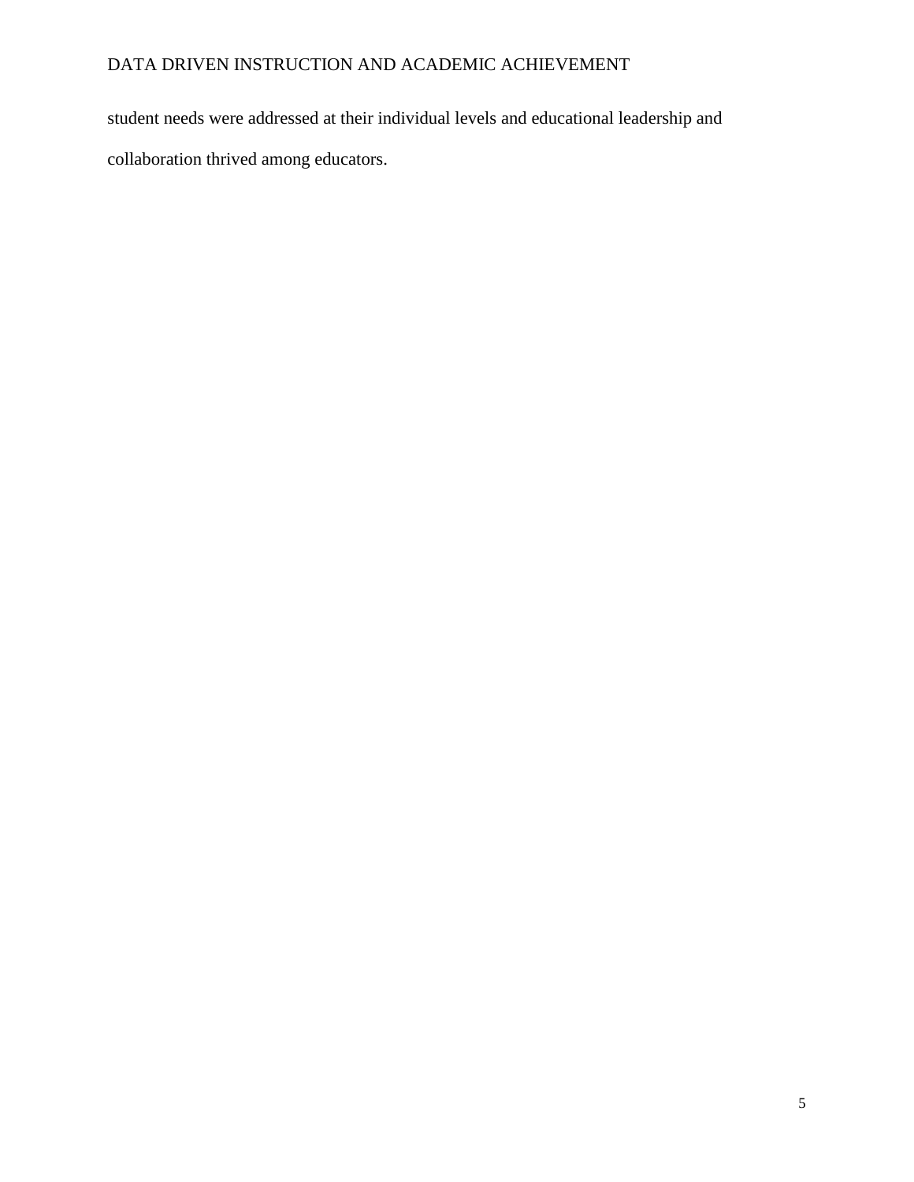student needs were addressed at their individual levels and educational leadership and collaboration thrived among educators.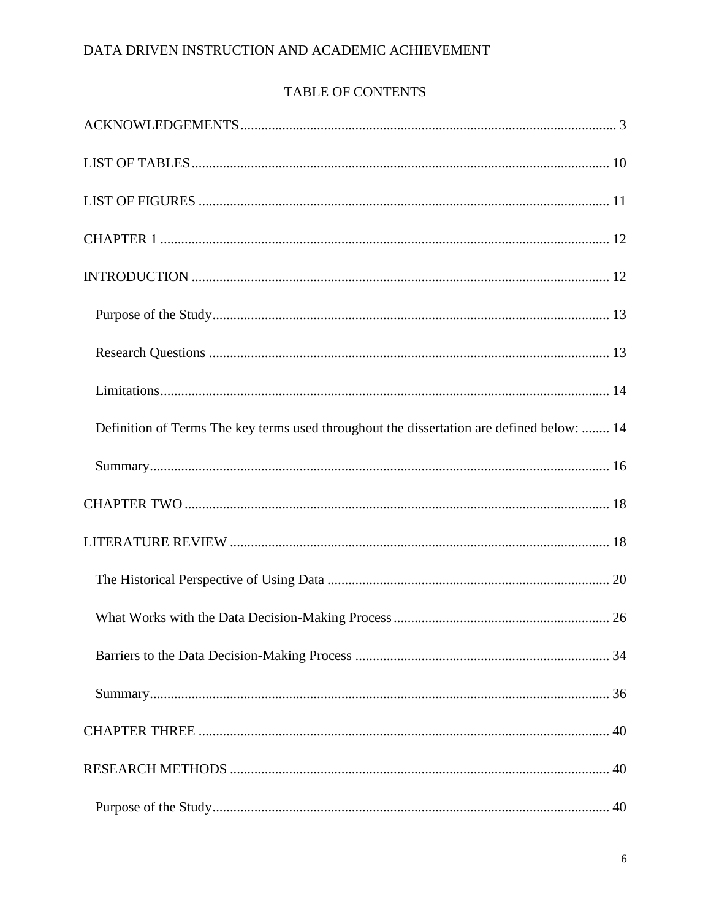TABLE OF CONTENTS

ACKNOWLEDGEMENTS ........................................................................................................... 3

LIST OF TABLES ..................................................................................................................... 10

LIST OF FIGURES ................................................................................................................... 11

CHAPTER 1 .............................................................................................................................. 12

INTRODUCTION ..................................................................................................................... 12

Purpose of the Study ................................................................................................................. 13

Research Questions .................................................................................................................. 13

Limitations ................................................................................................................................ 14

Definition of Terms The key terms used throughout the dissertation are defined below: ........ 14

Summary ................................................................................................................................... 16

CHAPTER TWO ....................................................................................................................... 18

LITERATURE REVIEW ........................................................................................................... 18

The Historical Perspective of Using Data ................................................................................ 20

What Works with the Data Decision-Making Process .............................................................. 26

Barriers to the Data Decision-Making Process ......................................................................... 34

Summary ................................................................................................................................... 36

CHAPTER THREE .................................................................................................................... 40

RESEARCH METHODS ........................................................................................................... 40

Purpose of the Study ................................................................................................................. 40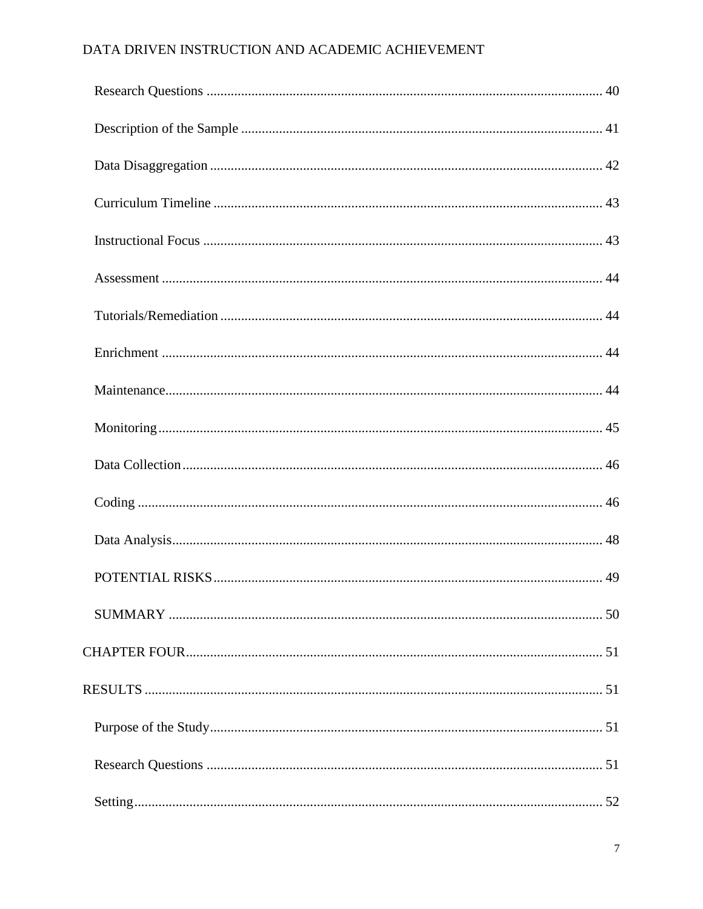Research Questions ..................................................................................................... 40

Description of the Sample .......................................................................................... 41

Data Disaggregation ................................................................................................... 42

Curriculum Timeline ................................................................................................... 43

Instructional Focus ..................................................................................................... 43

Assessment ................................................................................................................. 44

Tutorials/Remediation ................................................................................................ 44

Enrichment ................................................................................................................. 44

Maintenance................................................................................................................ 44

Monitoring.................................................................................................................. 45

Data Collection........................................................................................................... 46

Coding ........................................................................................................................ 46

Data Analysis.............................................................................................................. 48

POTENTIAL RISKS................................................................................................... 49

SUMMARY ............................................................................................................... 50

CHAPTER FOUR.......................................................................................................... 51

RESULTS ..................................................................................................................... 51

Purpose of the Study................................................................................................... 51

Research Questions .................................................................................................... 51

Setting......................................................................................................................... 52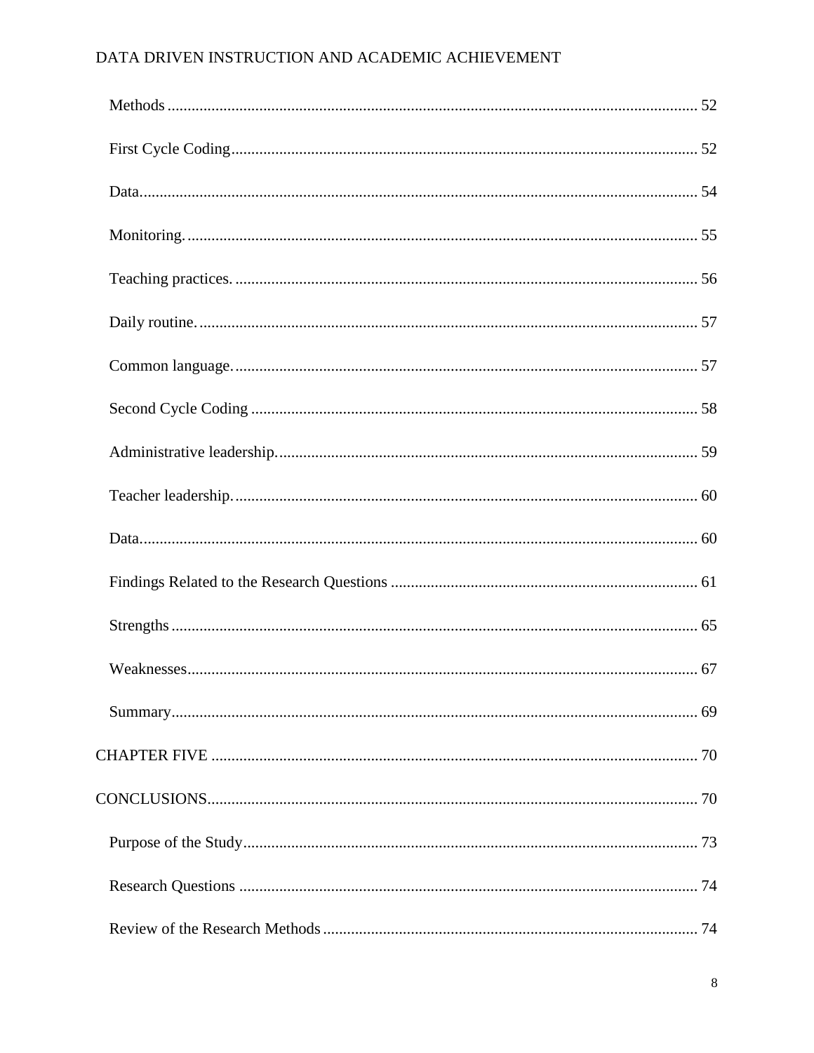Methods ..................................................................................................................... 52

First Cycle Coding..................................................................................................... 52

Data............................................................................................................................ 54

Monitoring.................................................................................................................. 55

Teaching practices...................................................................................................... 56

Daily routine............................................................................................................... 57

Common language....................................................................................................... 57

Second Cycle Coding ................................................................................................. 58

Administrative leadership........................................................................................... 59

Teacher leadership...................................................................................................... 60

Data............................................................................................................................ 60

Findings Related to the Research Questions .............................................................. 61

Strengths .................................................................................................................... 65

Weaknesses................................................................................................................ 67

Summary.................................................................................................................... 69

CHAPTER FIVE .......................................................................................................... 70

CONCLUSIONS........................................................................................................... 70

Purpose of the Study.................................................................................................. 73

Research Questions .................................................................................................... 74

Review of the Research Methods ............................................................................... 74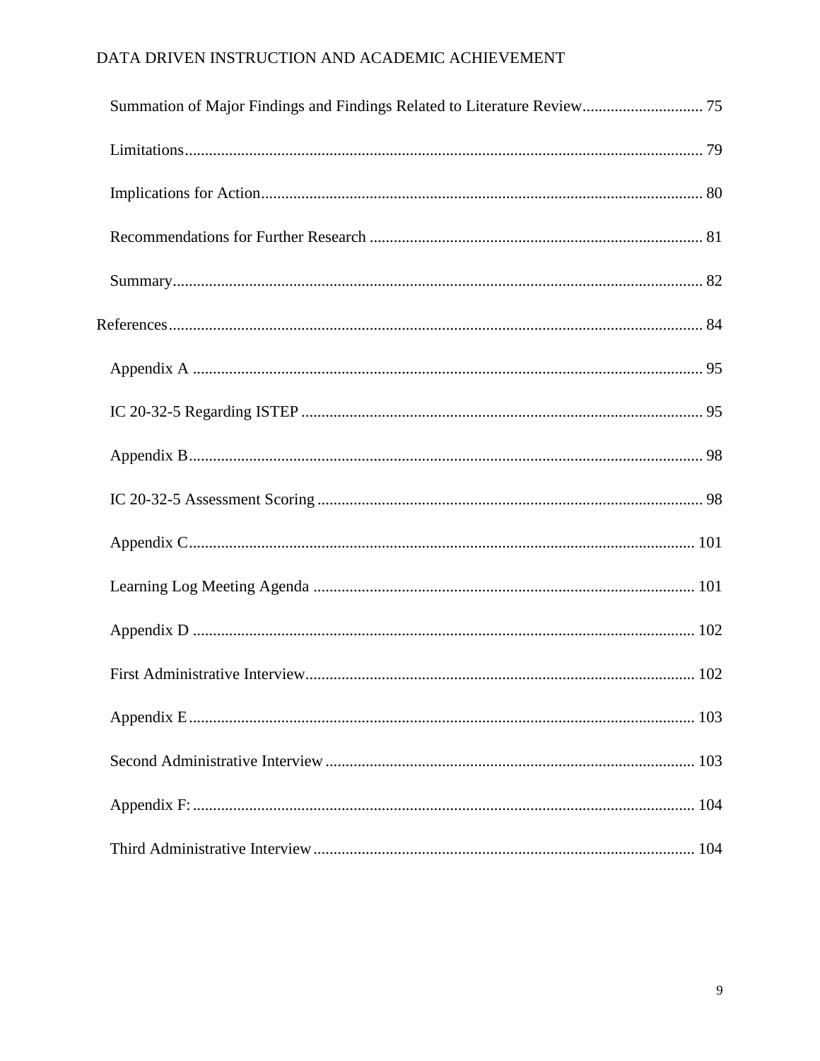Summation of Major Findings and Findings Related to Literature Review ............................. 75

Limitations ................................................................................................................................ 79

Implications for Action ............................................................................................................ 80

Recommendations for Further Research .................................................................................. 81

Summary ................................................................................................................................... 82

References ...................................................................................................................................... 84

Appendix A ............................................................................................................................... 95

IC 20-32-5 Regarding ISTEP ................................................................................................... 95

Appendix B ............................................................................................................................... 98

IC 20-32-5 Assessment Scoring ............................................................................................... 98

Appendix C ............................................................................................................................. 101

Learning Log Meeting Agenda .............................................................................................. 101

Appendix D ............................................................................................................................. 102

First Administrative Interview ................................................................................................ 102

Appendix E ............................................................................................................................. 103

Second Administrative Interview ........................................................................................... 103

Appendix F: ............................................................................................................................ 104

Third Administrative Interview .............................................................................................. 104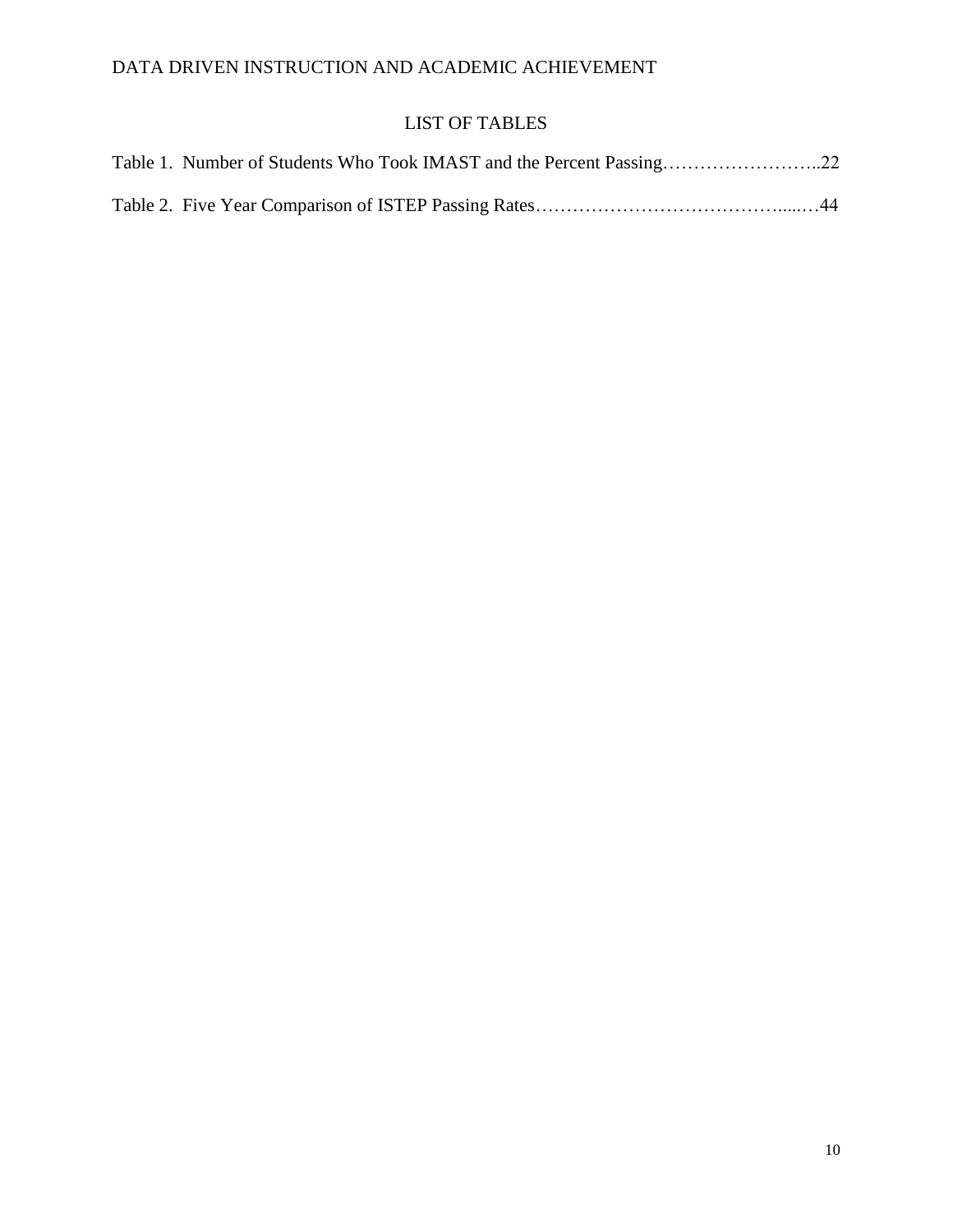# LIST OF TABLES

Table 1. Number of Students Who Took IMAST and the Percent Passing……………………..22

Table 2. Five Year Comparison of ISTEP Passing Rates……………………………….....…44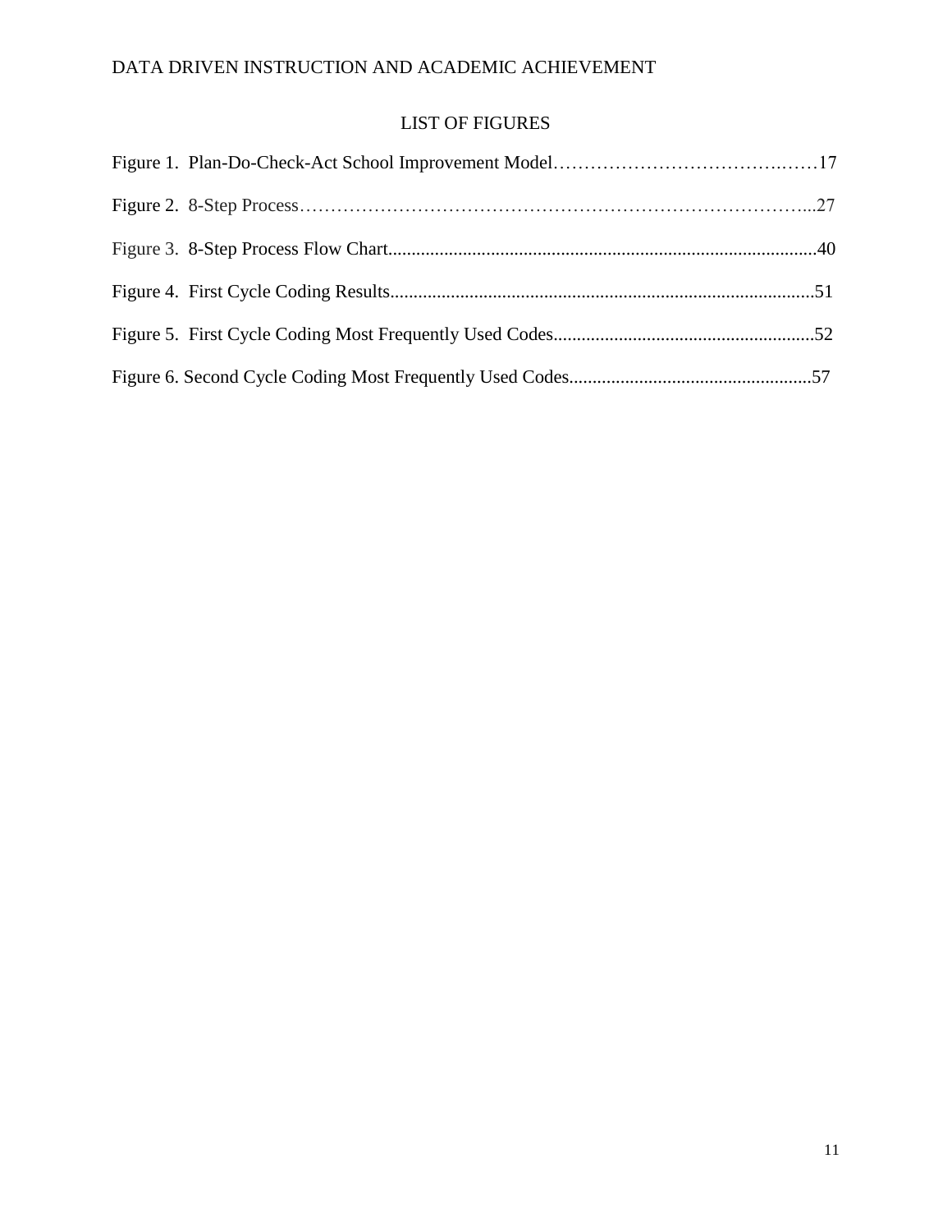## LIST OF FIGURES

Figure 1. Plan-Do-Check-Act School Improvement Model……………………………….……17

Figure 2. 8-Step Process…………………………………………………………………...27

Figure 3. 8-Step Process Flow Chart..........................................................................................40

Figure 4. First Cycle Coding Results..........................................................................................51

Figure 5. First Cycle Coding Most Frequently Used Codes........................................................52

Figure 6. Second Cycle Coding Most Frequently Used Codes....................................................57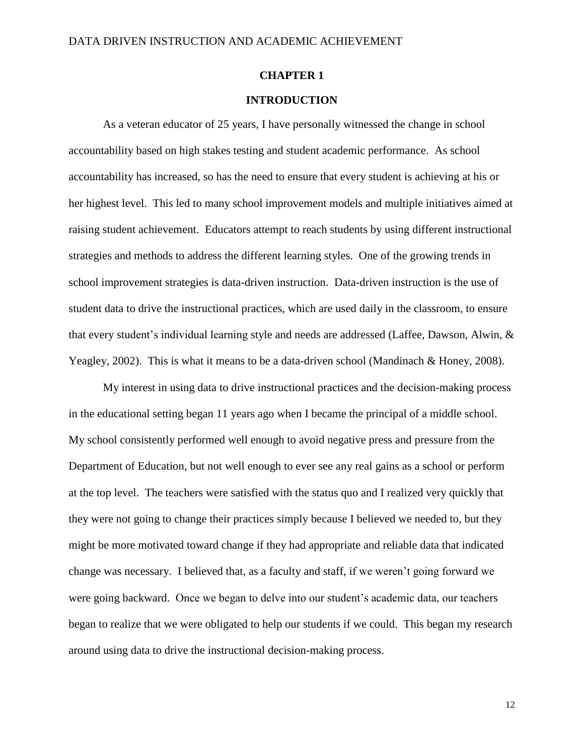# CHAPTER 1

## INTRODUCTION

As a veteran educator of 25 years, I have personally witnessed the change in school accountability based on high stakes testing and student academic performance. As school accountability has increased, so has the need to ensure that every student is achieving at his or her highest level. This led to many school improvement models and multiple initiatives aimed at raising student achievement. Educators attempt to reach students by using different instructional strategies and methods to address the different learning styles. One of the growing trends in school improvement strategies is data-driven instruction. Data-driven instruction is the use of student data to drive the instructional practices, which are used daily in the classroom, to ensure that every student's individual learning style and needs are addressed (Laffee, Dawson, Alwin, & Yeagley, 2002). This is what it means to be a data-driven school (Mandinach & Honey, 2008).

My interest in using data to drive instructional practices and the decision-making process in the educational setting began 11 years ago when I became the principal of a middle school. My school consistently performed well enough to avoid negative press and pressure from the Department of Education, but not well enough to ever see any real gains as a school or perform at the top level. The teachers were satisfied with the status quo and I realized very quickly that they were not going to change their practices simply because I believed we needed to, but they might be more motivated toward change if they had appropriate and reliable data that indicated change was necessary. I believed that, as a faculty and staff, if we weren't going forward we were going backward. Once we began to delve into our student's academic data, our teachers began to realize that we were obligated to help our students if we could. This began my research around using data to drive the instructional decision-making process.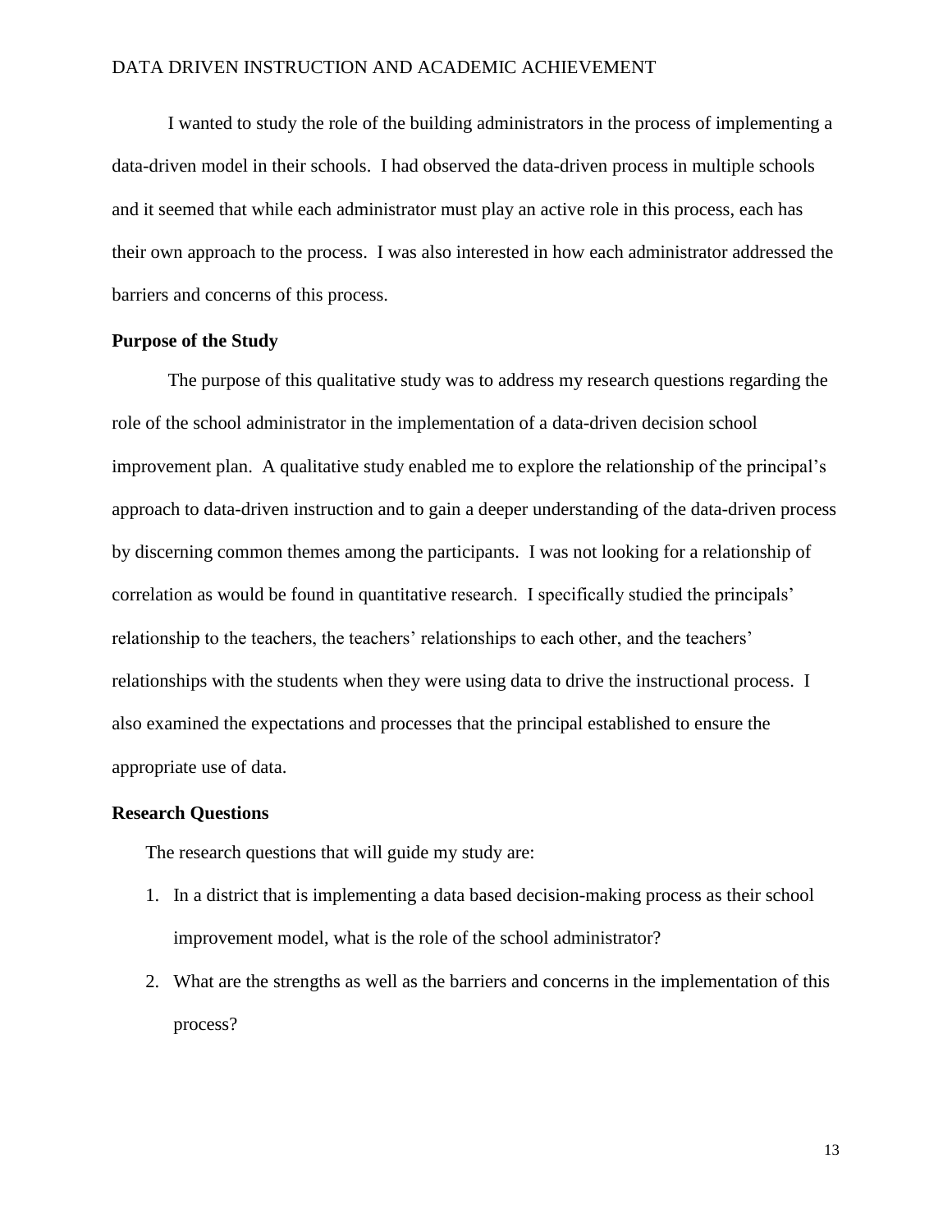I wanted to study the role of the building administrators in the process of implementing a data-driven model in their schools. I had observed the data-driven process in multiple schools and it seemed that while each administrator must play an active role in this process, each has their own approach to the process. I was also interested in how each administrator addressed the barriers and concerns of this process.

### Purpose of the Study

The purpose of this qualitative study was to address my research questions regarding the role of the school administrator in the implementation of a data-driven decision school improvement plan. A qualitative study enabled me to explore the relationship of the principal's approach to data-driven instruction and to gain a deeper understanding of the data-driven process by discerning common themes among the participants. I was not looking for a relationship of correlation as would be found in quantitative research. I specifically studied the principals' relationship to the teachers, the teachers' relationships to each other, and the teachers' relationships with the students when they were using data to drive the instructional process. I also examined the expectations and processes that the principal established to ensure the appropriate use of data.

### Research Questions

The research questions that will guide my study are:

1. In a district that is implementing a data based decision-making process as their school improvement model, what is the role of the school administrator?
2. What are the strengths as well as the barriers and concerns in the implementation of this process?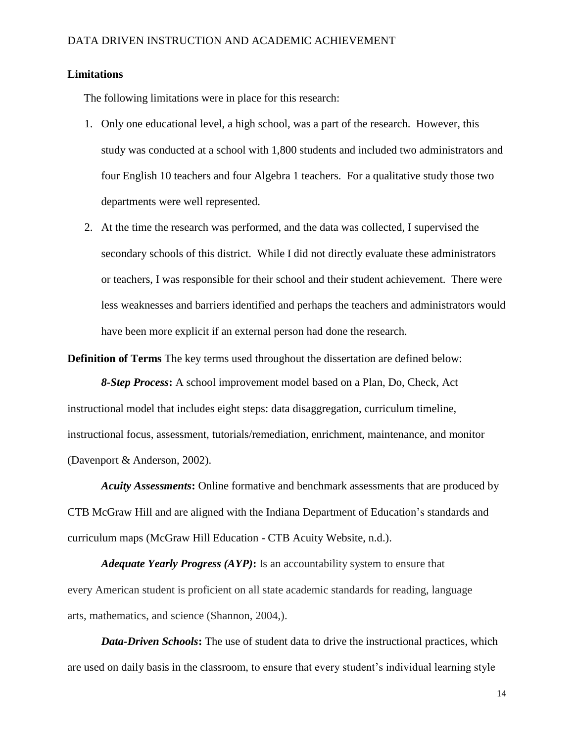**Limitations**

The following limitations were in place for this research:

1. Only one educational level, a high school, was a part of the research. However, this study was conducted at a school with 1,800 students and included two administrators and four English 10 teachers and four Algebra 1 teachers. For a qualitative study those two departments were well represented.
2. At the time the research was performed, and the data was collected, I supervised the secondary schools of this district. While I did not directly evaluate these administrators or teachers, I was responsible for their school and their student achievement. There were less weaknesses and barriers identified and perhaps the teachers and administrators would have been more explicit if an external person had done the research.

**Definition of Terms** The key terms used throughout the dissertation are defined below:

***8-Step Process*:** A school improvement model based on a Plan, Do, Check, Act instructional model that includes eight steps: data disaggregation, curriculum timeline, instructional focus, assessment, tutorials/remediation, enrichment, maintenance, and monitor (Davenport & Anderson, 2002).

***Acuity Assessments*:** Online formative and benchmark assessments that are produced by CTB McGraw Hill and are aligned with the Indiana Department of Education's standards and curriculum maps (McGraw Hill Education - CTB Acuity Website, n.d.).

***Adequate Yearly Progress (AYP)*:** Is an accountability system to ensure that every American student is proficient on all state academic standards for reading, language arts, mathematics, and science (Shannon, 2004,).

***Data-Driven Schools*:** The use of student data to drive the instructional practices, which are used on daily basis in the classroom, to ensure that every student's individual learning style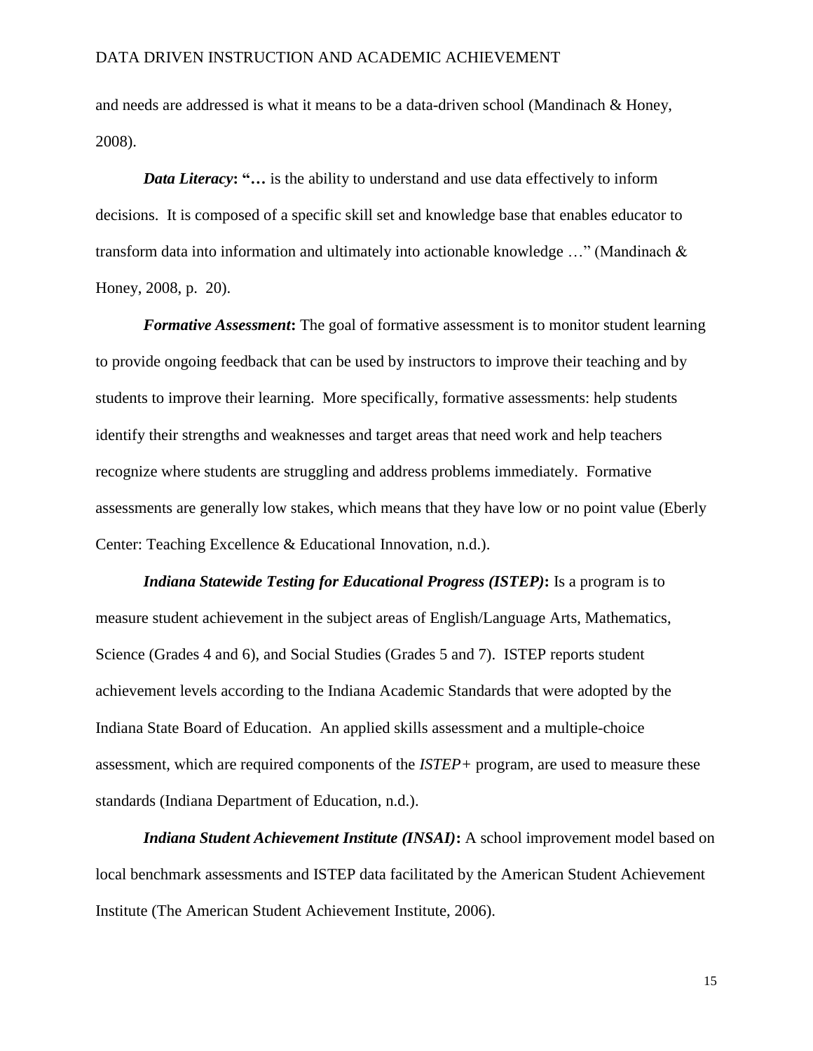and needs are addressed is what it means to be a data-driven school (Mandinach & Honey, 2008).

***Data Literacy*: "…** is the ability to understand and use data effectively to inform decisions. It is composed of a specific skill set and knowledge base that enables educator to transform data into information and ultimately into actionable knowledge …" (Mandinach & Honey, 2008, p. 20).

***Formative Assessment*:** The goal of formative assessment is to monitor student learning to provide ongoing feedback that can be used by instructors to improve their teaching and by students to improve their learning. More specifically, formative assessments: help students identify their strengths and weaknesses and target areas that need work and help teachers recognize where students are struggling and address problems immediately. Formative assessments are generally low stakes, which means that they have low or no point value (Eberly Center: Teaching Excellence & Educational Innovation, n.d.).

***Indiana Statewide Testing for Educational Progress (ISTEP)*:** Is a program is to measure student achievement in the subject areas of English/Language Arts, Mathematics, Science (Grades 4 and 6), and Social Studies (Grades 5 and 7). ISTEP reports student achievement levels according to the Indiana Academic Standards that were adopted by the Indiana State Board of Education. An applied skills assessment and a multiple-choice assessment, which are required components of the *ISTEP+* program, are used to measure these standards (Indiana Department of Education, n.d.).

***Indiana Student Achievement Institute (INSAI)*:** A school improvement model based on local benchmark assessments and ISTEP data facilitated by the American Student Achievement Institute (The American Student Achievement Institute, 2006).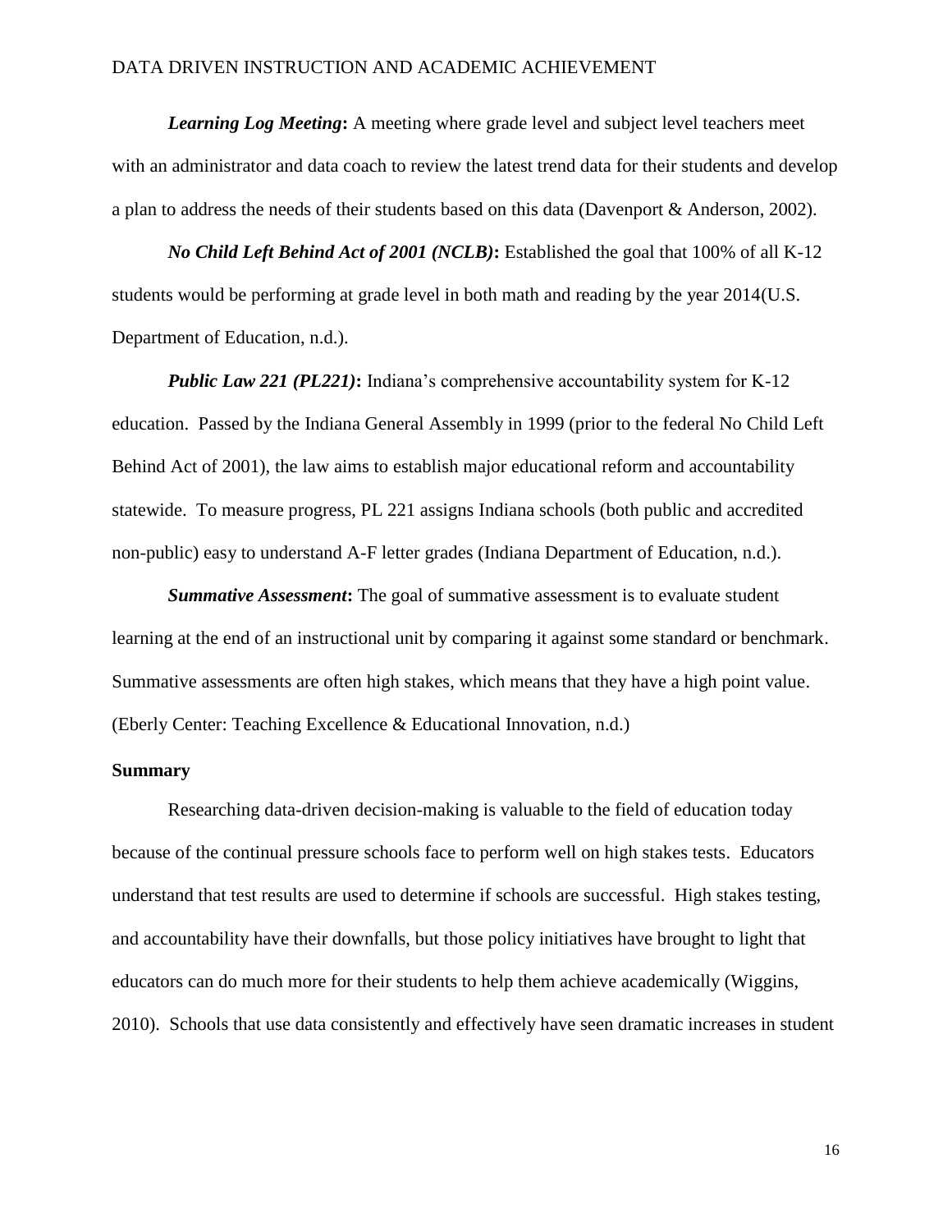***Learning Log Meeting*****:** A meeting where grade level and subject level teachers meet with an administrator and data coach to review the latest trend data for their students and develop a plan to address the needs of their students based on this data (Davenport & Anderson, 2002).

***No Child Left Behind Act of 2001 (NCLB)*****:** Established the goal that 100% of all K-12 students would be performing at grade level in both math and reading by the year 2014(U.S. Department of Education, n.d.).

***Public Law 221 (PL221)*****:** Indiana's comprehensive accountability system for K-12 education. Passed by the Indiana General Assembly in 1999 (prior to the federal No Child Left Behind Act of 2001), the law aims to establish major educational reform and accountability statewide. To measure progress, PL 221 assigns Indiana schools (both public and accredited non-public) easy to understand A-F letter grades (Indiana Department of Education, n.d.).

***Summative Assessment*****:** The goal of summative assessment is to evaluate student learning at the end of an instructional unit by comparing it against some standard or benchmark. Summative assessments are often high stakes, which means that they have a high point value. (Eberly Center: Teaching Excellence & Educational Innovation, n.d.)

## Summary

Researching data-driven decision-making is valuable to the field of education today because of the continual pressure schools face to perform well on high stakes tests. Educators understand that test results are used to determine if schools are successful. High stakes testing, and accountability have their downfalls, but those policy initiatives have brought to light that educators can do much more for their students to help them achieve academically (Wiggins, 2010). Schools that use data consistently and effectively have seen dramatic increases in student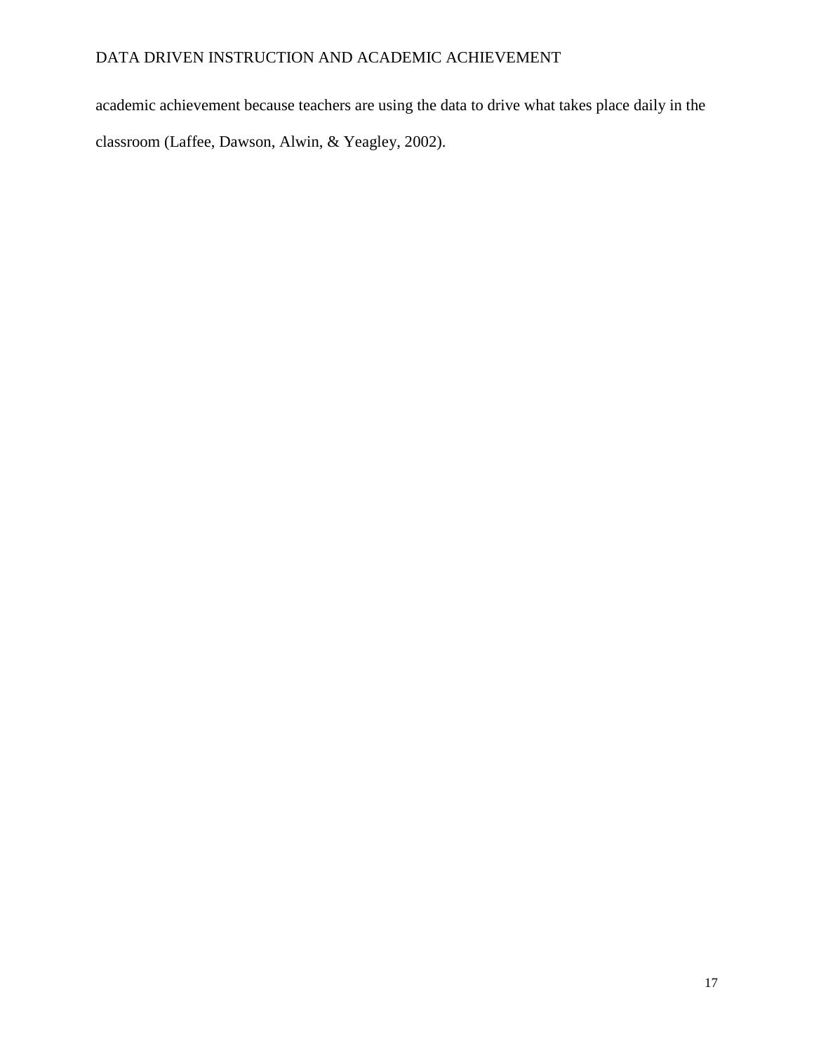academic achievement because teachers are using the data to drive what takes place daily in the classroom (Laffee, Dawson, Alwin, & Yeagley, 2002).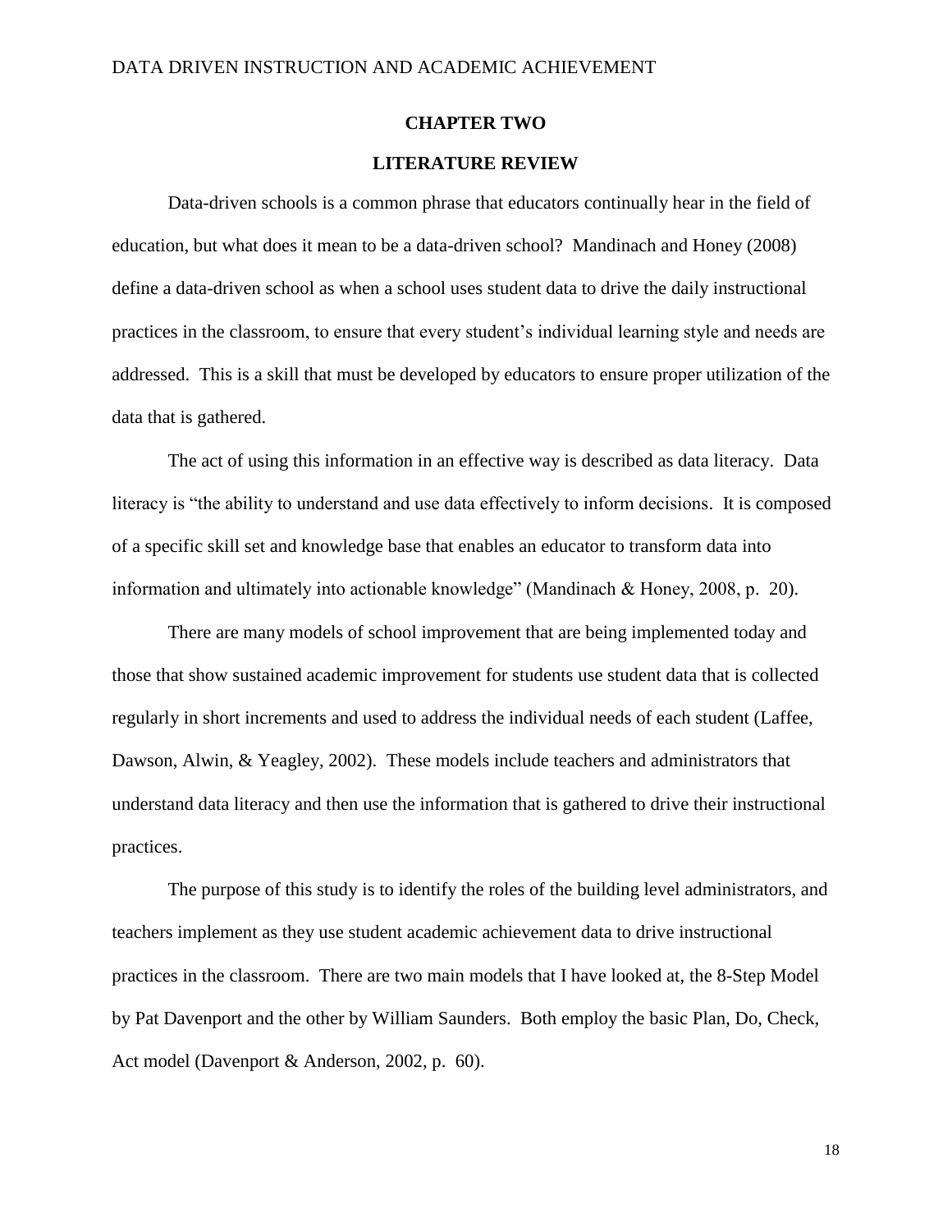# CHAPTER TWO

## LITERATURE REVIEW

Data-driven schools is a common phrase that educators continually hear in the field of education, but what does it mean to be a data-driven school? Mandinach and Honey (2008) define a data-driven school as when a school uses student data to drive the daily instructional practices in the classroom, to ensure that every student's individual learning style and needs are addressed. This is a skill that must be developed by educators to ensure proper utilization of the data that is gathered.

The act of using this information in an effective way is described as data literacy. Data literacy is "the ability to understand and use data effectively to inform decisions. It is composed of a specific skill set and knowledge base that enables an educator to transform data into information and ultimately into actionable knowledge" (Mandinach & Honey, 2008, p. 20).

There are many models of school improvement that are being implemented today and those that show sustained academic improvement for students use student data that is collected regularly in short increments and used to address the individual needs of each student (Laffee, Dawson, Alwin, & Yeagley, 2002). These models include teachers and administrators that understand data literacy and then use the information that is gathered to drive their instructional practices.

The purpose of this study is to identify the roles of the building level administrators, and teachers implement as they use student academic achievement data to drive instructional practices in the classroom. There are two main models that I have looked at, the 8-Step Model by Pat Davenport and the other by William Saunders. Both employ the basic Plan, Do, Check, Act model (Davenport & Anderson, 2002, p. 60).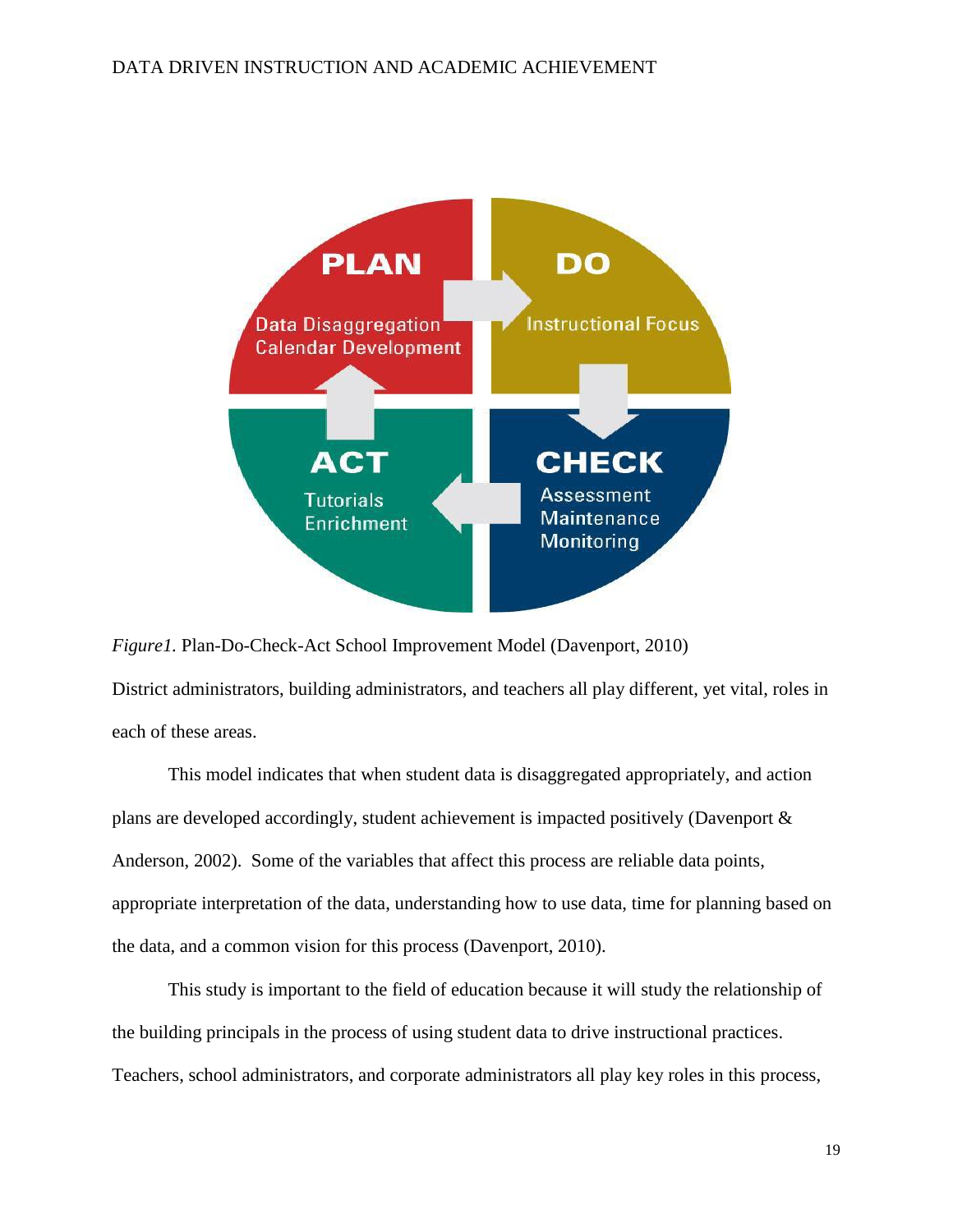PLAN

Data Disaggregation
Calendar Development

DO

Instructional Focus

CHECK

Assessment
Maintenance
Monitoring

ACT

Tutorials
Enrichment

*Figure1.* Plan-Do-Check-Act School Improvement Model (Davenport, 2010)

District administrators, building administrators, and teachers all play different, yet vital, roles in each of these areas.

This model indicates that when student data is disaggregated appropriately, and action plans are developed accordingly, student achievement is impacted positively (Davenport & Anderson, 2002). Some of the variables that affect this process are reliable data points, appropriate interpretation of the data, understanding how to use data, time for planning based on the data, and a common vision for this process (Davenport, 2010).

This study is important to the field of education because it will study the relationship of the building principals in the process of using student data to drive instructional practices. Teachers, school administrators, and corporate administrators all play key roles in this process,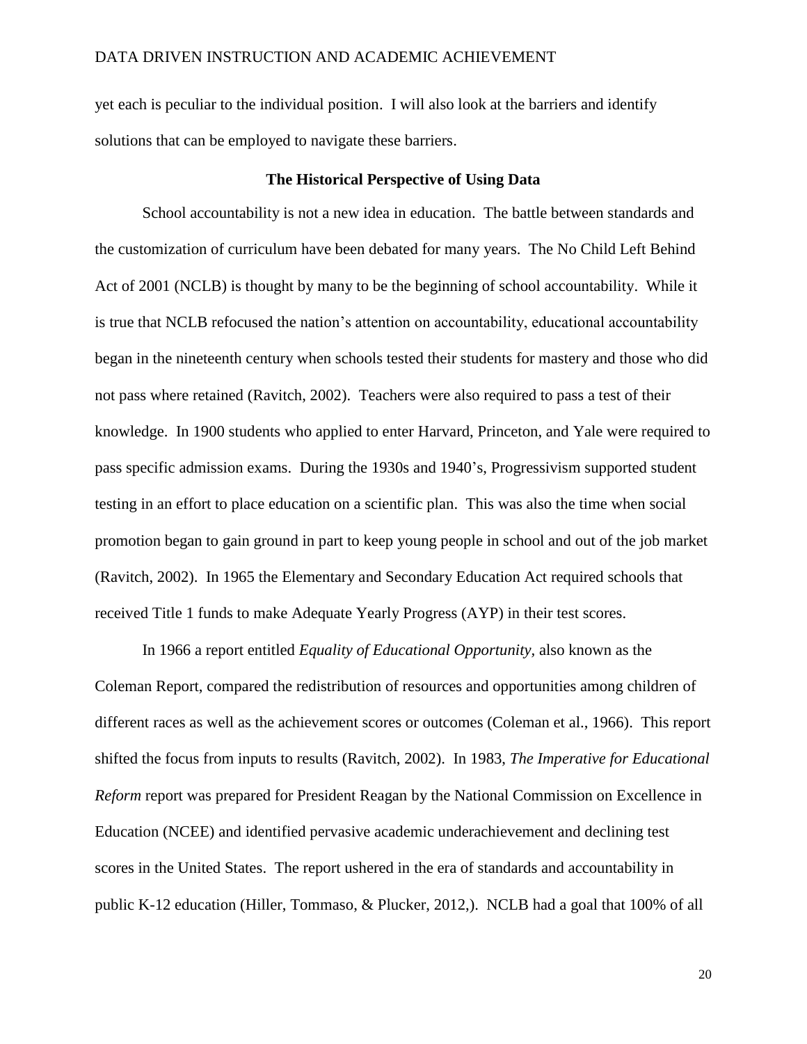yet each is peculiar to the individual position. I will also look at the barriers and identify solutions that can be employed to navigate these barriers.

## The Historical Perspective of Using Data

School accountability is not a new idea in education. The battle between standards and the customization of curriculum have been debated for many years. The No Child Left Behind Act of 2001 (NCLB) is thought by many to be the beginning of school accountability. While it is true that NCLB refocused the nation's attention on accountability, educational accountability began in the nineteenth century when schools tested their students for mastery and those who did not pass where retained (Ravitch, 2002). Teachers were also required to pass a test of their knowledge. In 1900 students who applied to enter Harvard, Princeton, and Yale were required to pass specific admission exams. During the 1930s and 1940's, Progressivism supported student testing in an effort to place education on a scientific plan. This was also the time when social promotion began to gain ground in part to keep young people in school and out of the job market (Ravitch, 2002). In 1965 the Elementary and Secondary Education Act required schools that received Title 1 funds to make Adequate Yearly Progress (AYP) in their test scores.

In 1966 a report entitled *Equality of Educational Opportunity*, also known as the Coleman Report, compared the redistribution of resources and opportunities among children of different races as well as the achievement scores or outcomes (Coleman et al., 1966). This report shifted the focus from inputs to results (Ravitch, 2002). In 1983, *The Imperative for Educational Reform* report was prepared for President Reagan by the National Commission on Excellence in Education (NCEE) and identified pervasive academic underachievement and declining test scores in the United States. The report ushered in the era of standards and accountability in public K-12 education (Hiller, Tommaso, & Plucker, 2012,). NCLB had a goal that 100% of all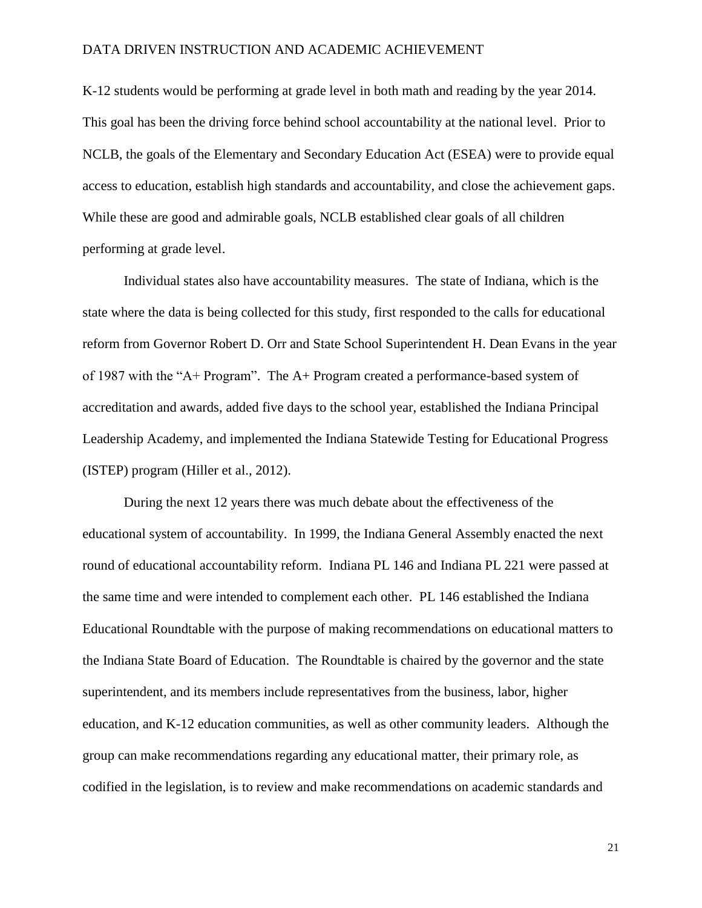K-12 students would be performing at grade level in both math and reading by the year 2014. This goal has been the driving force behind school accountability at the national level. Prior to NCLB, the goals of the Elementary and Secondary Education Act (ESEA) were to provide equal access to education, establish high standards and accountability, and close the achievement gaps. While these are good and admirable goals, NCLB established clear goals of all children performing at grade level.

Individual states also have accountability measures. The state of Indiana, which is the state where the data is being collected for this study, first responded to the calls for educational reform from Governor Robert D. Orr and State School Superintendent H. Dean Evans in the year of 1987 with the "A+ Program". The A+ Program created a performance-based system of accreditation and awards, added five days to the school year, established the Indiana Principal Leadership Academy, and implemented the Indiana Statewide Testing for Educational Progress (ISTEP) program (Hiller et al., 2012).

During the next 12 years there was much debate about the effectiveness of the educational system of accountability. In 1999, the Indiana General Assembly enacted the next round of educational accountability reform. Indiana PL 146 and Indiana PL 221 were passed at the same time and were intended to complement each other. PL 146 established the Indiana Educational Roundtable with the purpose of making recommendations on educational matters to the Indiana State Board of Education. The Roundtable is chaired by the governor and the state superintendent, and its members include representatives from the business, labor, higher education, and K-12 education communities, as well as other community leaders. Although the group can make recommendations regarding any educational matter, their primary role, as codified in the legislation, is to review and make recommendations on academic standards and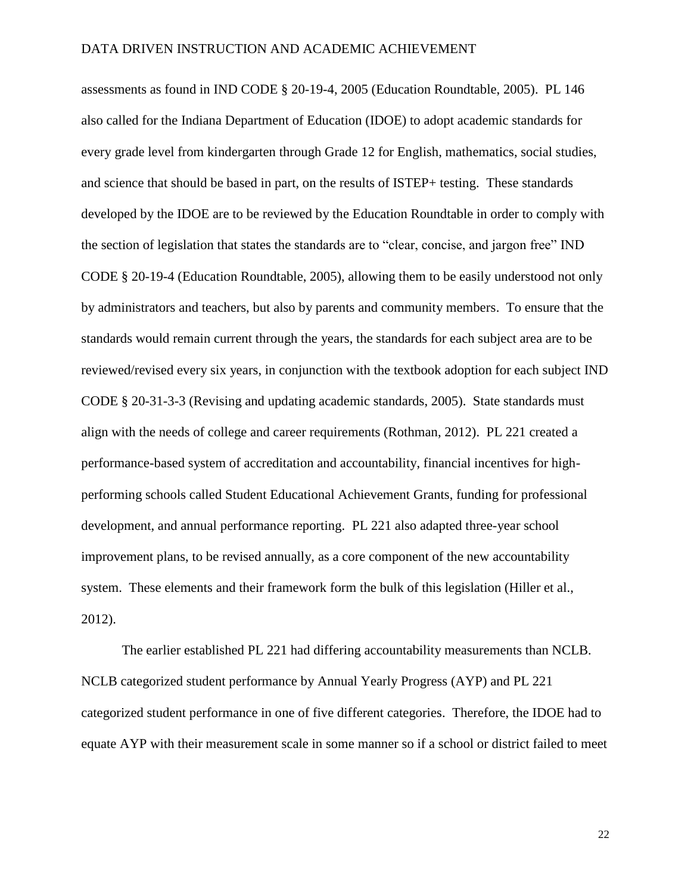assessments as found in IND CODE § 20-19-4, 2005 (Education Roundtable, 2005). PL 146 also called for the Indiana Department of Education (IDOE) to adopt academic standards for every grade level from kindergarten through Grade 12 for English, mathematics, social studies, and science that should be based in part, on the results of ISTEP+ testing. These standards developed by the IDOE are to be reviewed by the Education Roundtable in order to comply with the section of legislation that states the standards are to "clear, concise, and jargon free" IND CODE § 20-19-4 (Education Roundtable, 2005), allowing them to be easily understood not only by administrators and teachers, but also by parents and community members. To ensure that the standards would remain current through the years, the standards for each subject area are to be reviewed/revised every six years, in conjunction with the textbook adoption for each subject IND CODE § 20-31-3-3 (Revising and updating academic standards, 2005). State standards must align with the needs of college and career requirements (Rothman, 2012). PL 221 created a performance-based system of accreditation and accountability, financial incentives for high-performing schools called Student Educational Achievement Grants, funding for professional development, and annual performance reporting. PL 221 also adapted three-year school improvement plans, to be revised annually, as a core component of the new accountability system. These elements and their framework form the bulk of this legislation (Hiller et al., 2012).

The earlier established PL 221 had differing accountability measurements than NCLB. NCLB categorized student performance by Annual Yearly Progress (AYP) and PL 221 categorized student performance in one of five different categories. Therefore, the IDOE had to equate AYP with their measurement scale in some manner so if a school or district failed to meet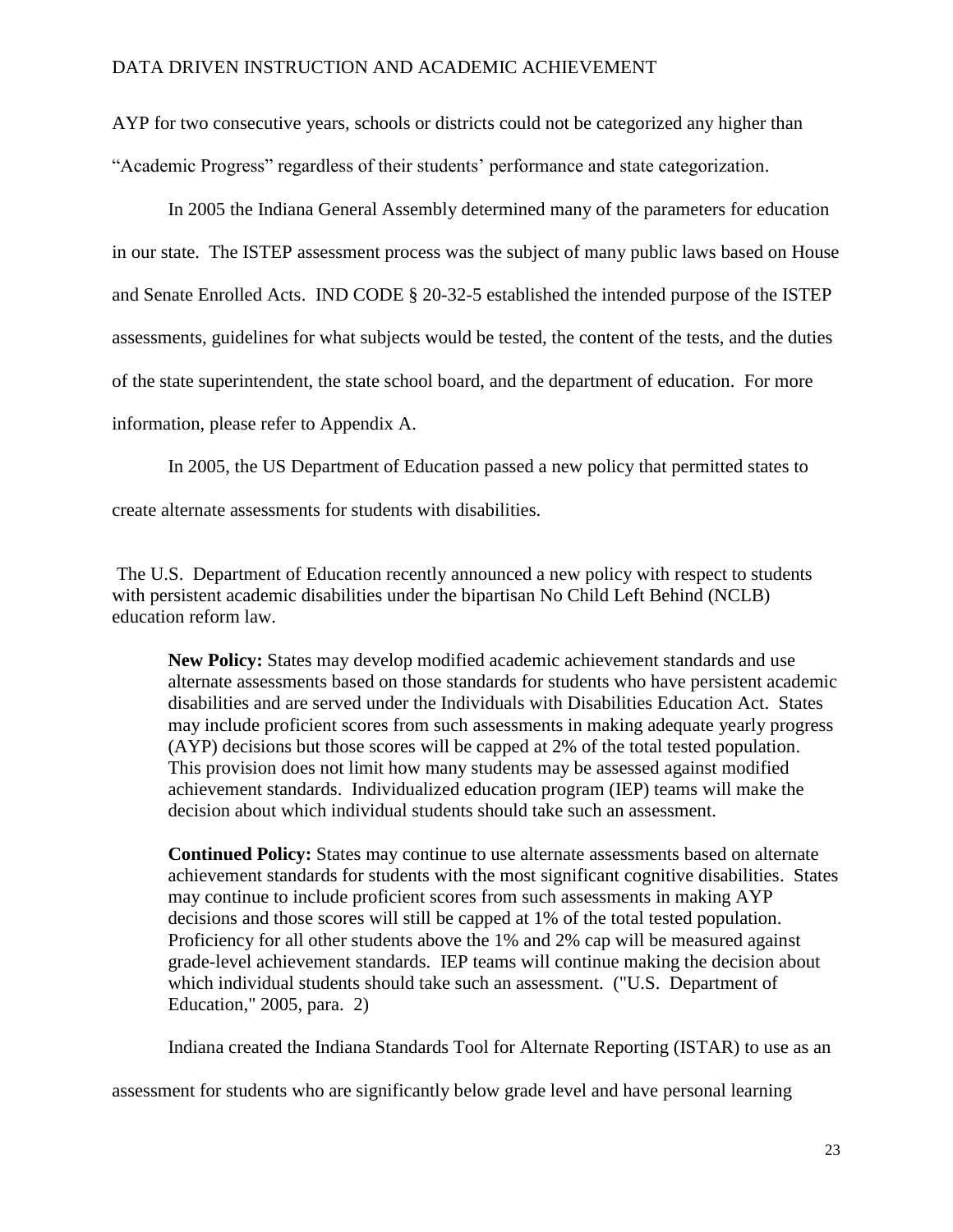AYP for two consecutive years, schools or districts could not be categorized any higher than "Academic Progress" regardless of their students' performance and state categorization.

In 2005 the Indiana General Assembly determined many of the parameters for education in our state. The ISTEP assessment process was the subject of many public laws based on House and Senate Enrolled Acts. IND CODE § 20-32-5 established the intended purpose of the ISTEP assessments, guidelines for what subjects would be tested, the content of the tests, and the duties of the state superintendent, the state school board, and the department of education. For more information, please refer to Appendix A.

In 2005, the US Department of Education passed a new policy that permitted states to create alternate assessments for students with disabilities.

The U.S. Department of Education recently announced a new policy with respect to students with persistent academic disabilities under the bipartisan No Child Left Behind (NCLB) education reform law.

> **New Policy:** States may develop modified academic achievement standards and use alternate assessments based on those standards for students who have persistent academic disabilities and are served under the Individuals with Disabilities Education Act. States may include proficient scores from such assessments in making adequate yearly progress (AYP) decisions but those scores will be capped at 2% of the total tested population. This provision does not limit how many students may be assessed against modified achievement standards. Individualized education program (IEP) teams will make the decision about which individual students should take such an assessment.
>
> **Continued Policy:** States may continue to use alternate assessments based on alternate achievement standards for students with the most significant cognitive disabilities. States may continue to include proficient scores from such assessments in making AYP decisions and those scores will still be capped at 1% of the total tested population. Proficiency for all other students above the 1% and 2% cap will be measured against grade-level achievement standards. IEP teams will continue making the decision about which individual students should take such an assessment. ("U.S. Department of Education," 2005, para. 2)

Indiana created the Indiana Standards Tool for Alternate Reporting (ISTAR) to use as an assessment for students who are significantly below grade level and have personal learning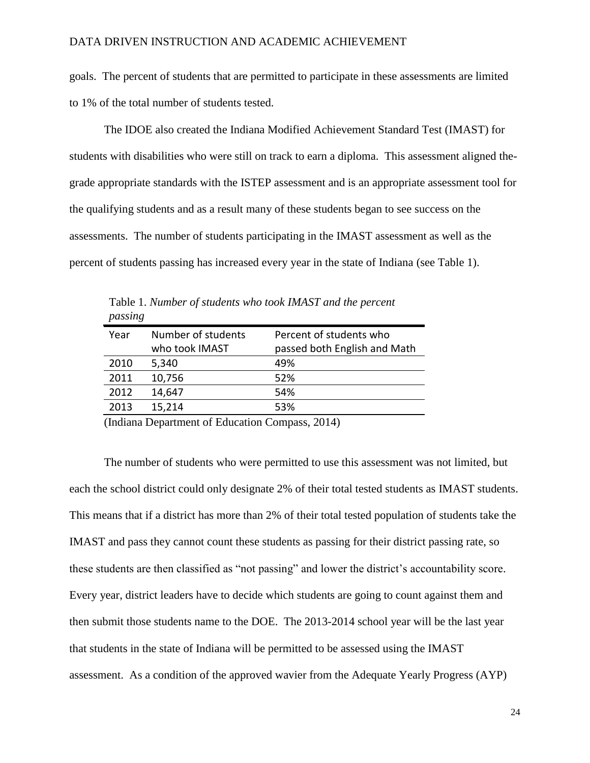goals. The percent of students that are permitted to participate in these assessments are limited to 1% of the total number of students tested.

The IDOE also created the Indiana Modified Achievement Standard Test (IMAST) for students with disabilities who were still on track to earn a diploma. This assessment aligned the-grade appropriate standards with the ISTEP assessment and is an appropriate assessment tool for the qualifying students and as a result many of these students began to see success on the assessments. The number of students participating in the IMAST assessment as well as the percent of students passing has increased every year in the state of Indiana (see Table 1).

Table 1. *Number of students who took IMAST and the percent passing*

| Year | Number of students who took IMAST | Percent of students who passed both English and Math |
|---|---|---|
| 2010 | 5,340 | 49% |
| 2011 | 10,756 | 52% |
| 2012 | 14,647 | 54% |
| 2013 | 15,214 | 53% |

(Indiana Department of Education Compass, 2014)

The number of students who were permitted to use this assessment was not limited, but each the school district could only designate 2% of their total tested students as IMAST students. This means that if a district has more than 2% of their total tested population of students take the IMAST and pass they cannot count these students as passing for their district passing rate, so these students are then classified as "not passing" and lower the district's accountability score. Every year, district leaders have to decide which students are going to count against them and then submit those students name to the DOE. The 2013-2014 school year will be the last year that students in the state of Indiana will be permitted to be assessed using the IMAST assessment. As a condition of the approved wavier from the Adequate Yearly Progress (AYP)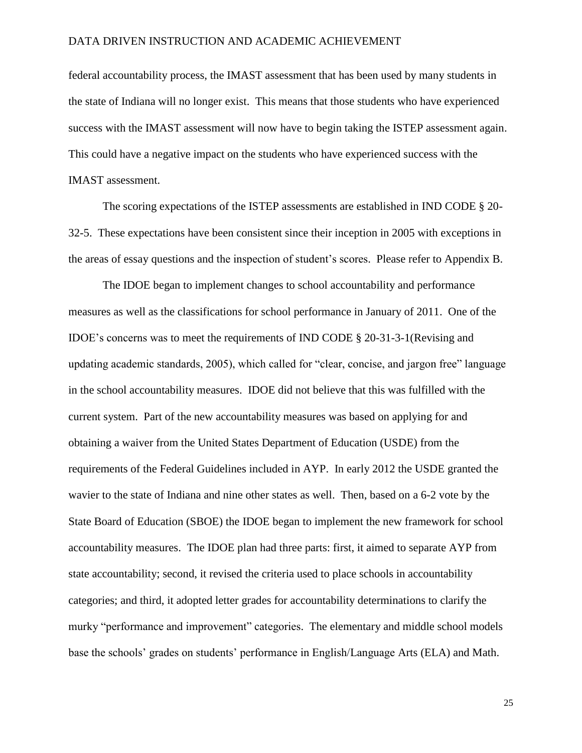federal accountability process, the IMAST assessment that has been used by many students in the state of Indiana will no longer exist. This means that those students who have experienced success with the IMAST assessment will now have to begin taking the ISTEP assessment again. This could have a negative impact on the students who have experienced success with the IMAST assessment.

The scoring expectations of the ISTEP assessments are established in IND CODE § 20-32-5. These expectations have been consistent since their inception in 2005 with exceptions in the areas of essay questions and the inspection of student's scores. Please refer to Appendix B.

The IDOE began to implement changes to school accountability and performance measures as well as the classifications for school performance in January of 2011. One of the IDOE's concerns was to meet the requirements of IND CODE § 20-31-3-1(Revising and updating academic standards, 2005), which called for "clear, concise, and jargon free" language in the school accountability measures. IDOE did not believe that this was fulfilled with the current system. Part of the new accountability measures was based on applying for and obtaining a waiver from the United States Department of Education (USDE) from the requirements of the Federal Guidelines included in AYP. In early 2012 the USDE granted the wavier to the state of Indiana and nine other states as well. Then, based on a 6-2 vote by the State Board of Education (SBOE) the IDOE began to implement the new framework for school accountability measures. The IDOE plan had three parts: first, it aimed to separate AYP from state accountability; second, it revised the criteria used to place schools in accountability categories; and third, it adopted letter grades for accountability determinations to clarify the murky "performance and improvement" categories. The elementary and middle school models base the schools' grades on students' performance in English/Language Arts (ELA) and Math.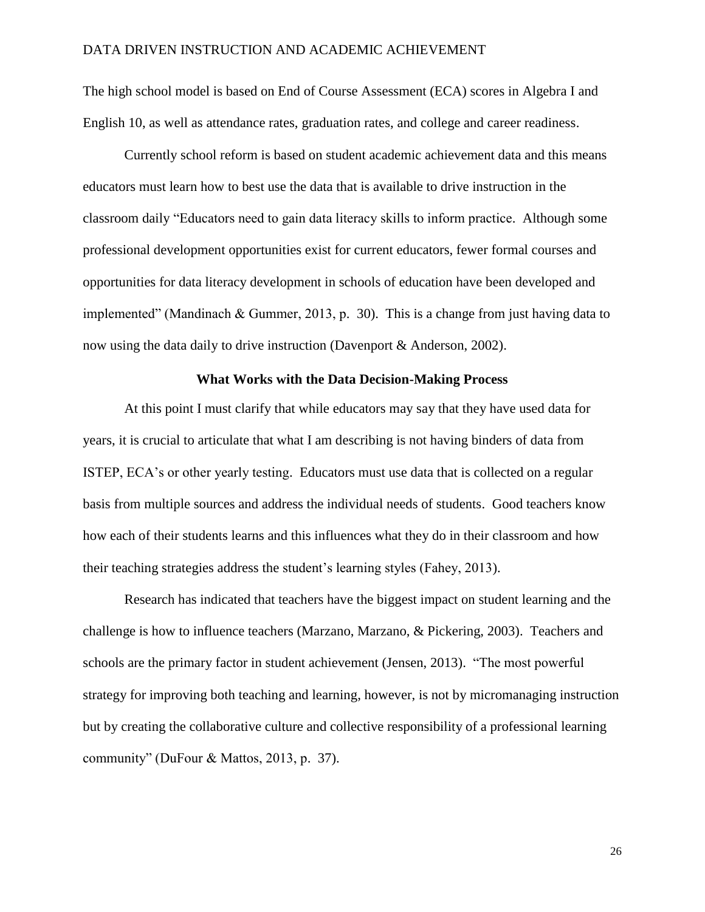The high school model is based on End of Course Assessment (ECA) scores in Algebra I and English 10, as well as attendance rates, graduation rates, and college and career readiness.

Currently school reform is based on student academic achievement data and this means educators must learn how to best use the data that is available to drive instruction in the classroom daily "Educators need to gain data literacy skills to inform practice. Although some professional development opportunities exist for current educators, fewer formal courses and opportunities for data literacy development in schools of education have been developed and implemented" (Mandinach & Gummer, 2013, p. 30). This is a change from just having data to now using the data daily to drive instruction (Davenport & Anderson, 2002).

## What Works with the Data Decision-Making Process

At this point I must clarify that while educators may say that they have used data for years, it is crucial to articulate that what I am describing is not having binders of data from ISTEP, ECA's or other yearly testing. Educators must use data that is collected on a regular basis from multiple sources and address the individual needs of students. Good teachers know how each of their students learns and this influences what they do in their classroom and how their teaching strategies address the student's learning styles (Fahey, 2013).

Research has indicated that teachers have the biggest impact on student learning and the challenge is how to influence teachers (Marzano, Marzano, & Pickering, 2003). Teachers and schools are the primary factor in student achievement (Jensen, 2013). "The most powerful strategy for improving both teaching and learning, however, is not by micromanaging instruction but by creating the collaborative culture and collective responsibility of a professional learning community" (DuFour & Mattos, 2013, p. 37).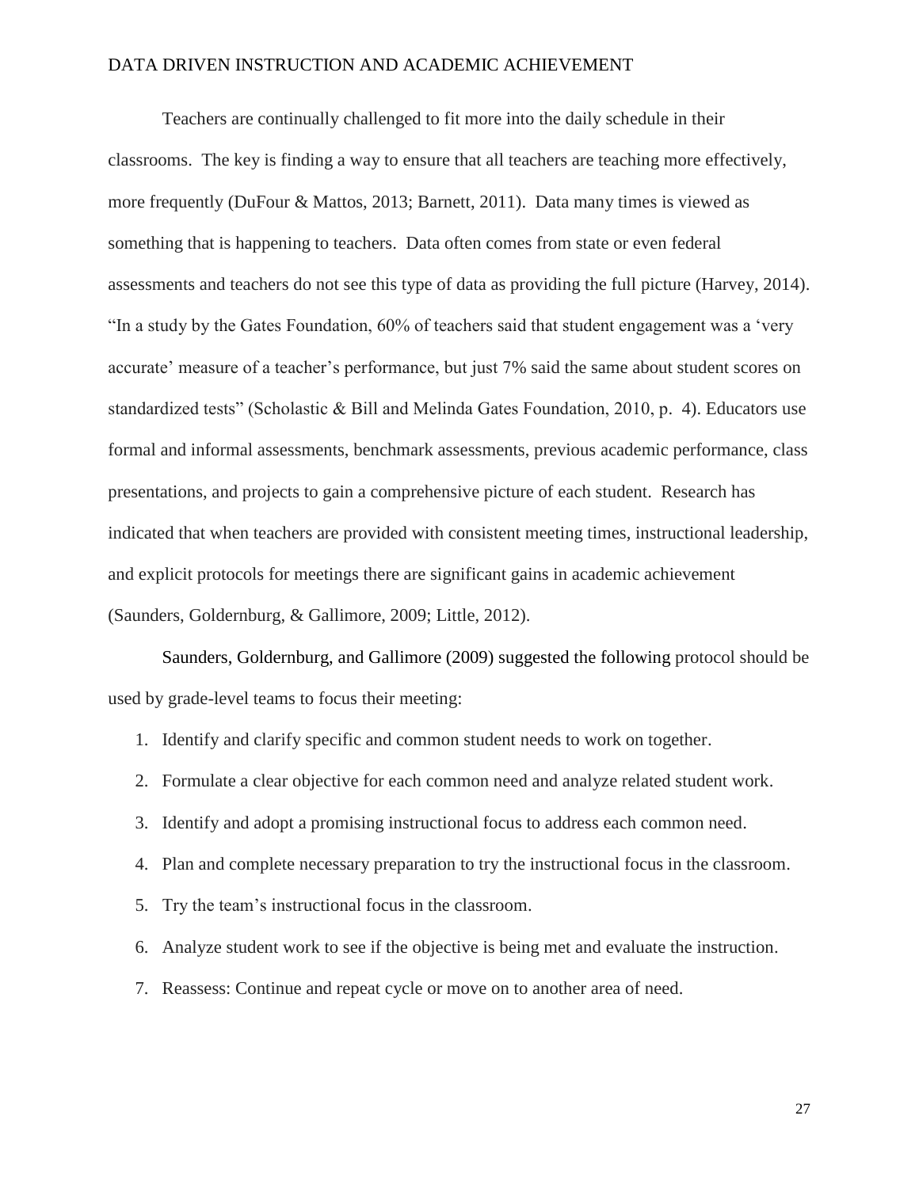Teachers are continually challenged to fit more into the daily schedule in their classrooms. The key is finding a way to ensure that all teachers are teaching more effectively, more frequently (DuFour & Mattos, 2013; Barnett, 2011). Data many times is viewed as something that is happening to teachers. Data often comes from state or even federal assessments and teachers do not see this type of data as providing the full picture (Harvey, 2014). "In a study by the Gates Foundation, 60% of teachers said that student engagement was a 'very accurate' measure of a teacher's performance, but just 7% said the same about student scores on standardized tests" (Scholastic & Bill and Melinda Gates Foundation, 2010, p. 4). Educators use formal and informal assessments, benchmark assessments, previous academic performance, class presentations, and projects to gain a comprehensive picture of each student. Research has indicated that when teachers are provided with consistent meeting times, instructional leadership, and explicit protocols for meetings there are significant gains in academic achievement (Saunders, Goldernburg, & Gallimore, 2009; Little, 2012).

Saunders, Goldernburg, and Gallimore (2009) suggested the following protocol should be used by grade-level teams to focus their meeting:

1. Identify and clarify specific and common student needs to work on together.
2. Formulate a clear objective for each common need and analyze related student work.
3. Identify and adopt a promising instructional focus to address each common need.
4. Plan and complete necessary preparation to try the instructional focus in the classroom.
5. Try the team's instructional focus in the classroom.
6. Analyze student work to see if the objective is being met and evaluate the instruction.
7. Reassess: Continue and repeat cycle or move on to another area of need.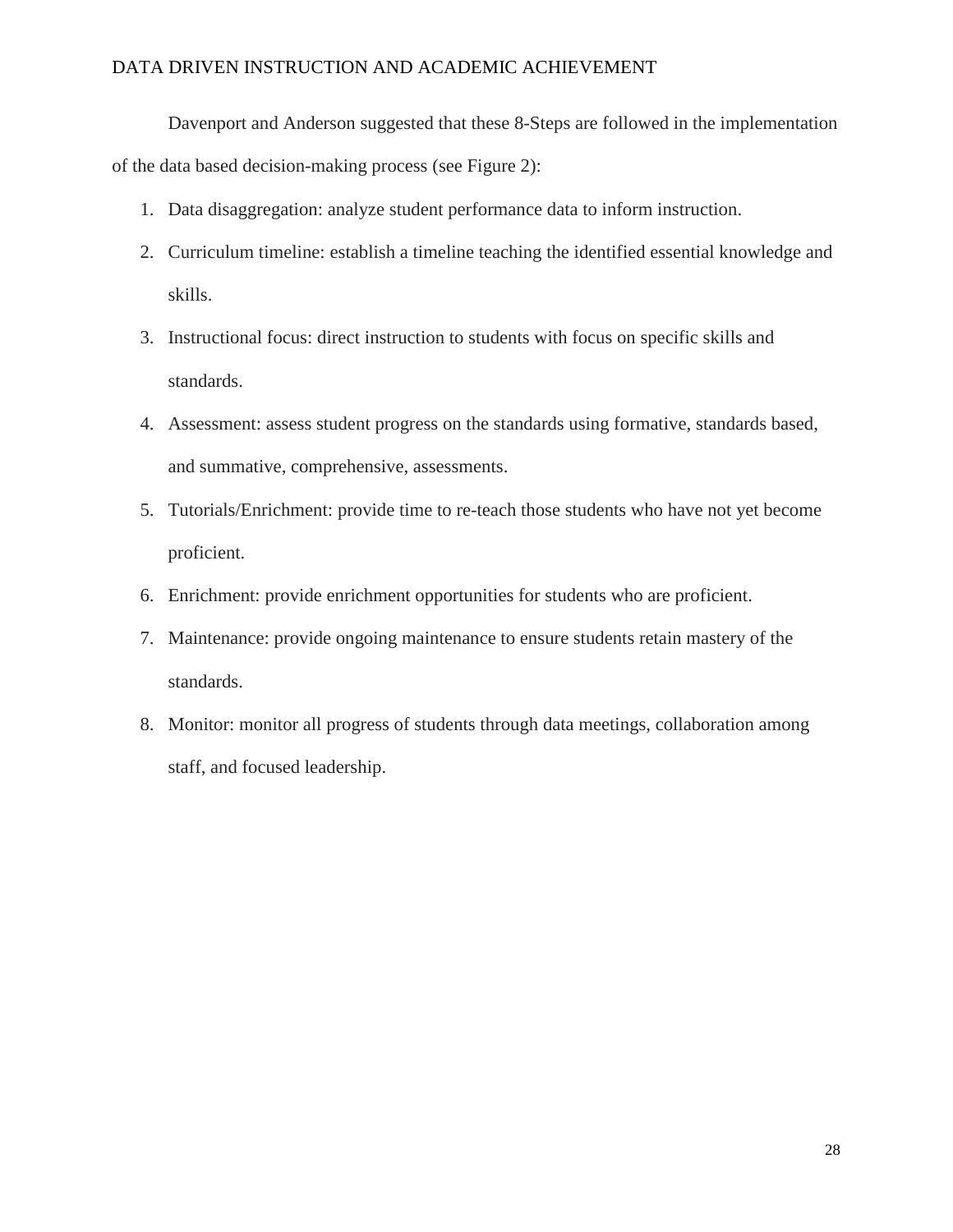Davenport and Anderson suggested that these 8-Steps are followed in the implementation of the data based decision-making process (see Figure 2):

1. Data disaggregation: analyze student performance data to inform instruction.
2. Curriculum timeline: establish a timeline teaching the identified essential knowledge and skills.
3. Instructional focus: direct instruction to students with focus on specific skills and standards.
4. Assessment: assess student progress on the standards using formative, standards based, and summative, comprehensive, assessments.
5. Tutorials/Enrichment: provide time to re-teach those students who have not yet become proficient.
6. Enrichment: provide enrichment opportunities for students who are proficient.
7. Maintenance: provide ongoing maintenance to ensure students retain mastery of the standards.
8. Monitor: monitor all progress of students through data meetings, collaboration among staff, and focused leadership.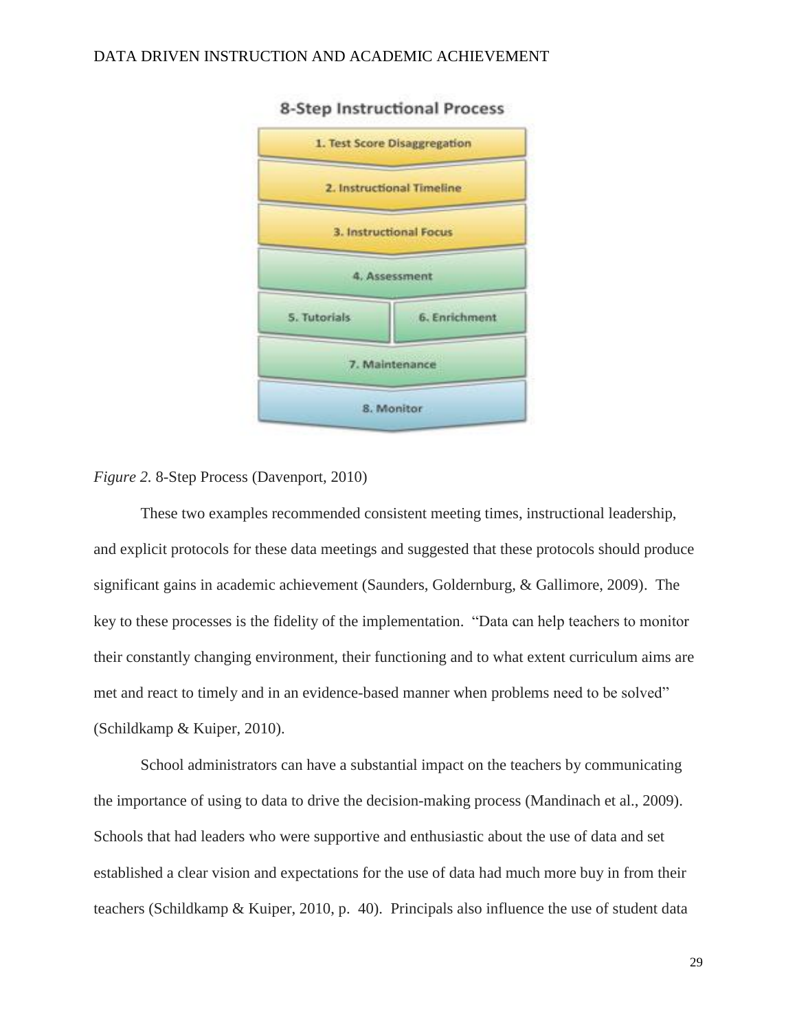8-Step Instructional Process

1. Test Score Disaggregation

2. Instructional Timeline

3. Instructional Focus

4. Assessment

5. Tutorials

6. Enrichment

7. Maintenance

8. Monitor

*Figure 2.* 8-Step Process (Davenport, 2010)

These two examples recommended consistent meeting times, instructional leadership, and explicit protocols for these data meetings and suggested that these protocols should produce significant gains in academic achievement (Saunders, Goldernburg, & Gallimore, 2009). The key to these processes is the fidelity of the implementation. "Data can help teachers to monitor their constantly changing environment, their functioning and to what extent curriculum aims are met and react to timely and in an evidence-based manner when problems need to be solved" (Schildkamp & Kuiper, 2010).

School administrators can have a substantial impact on the teachers by communicating the importance of using to data to drive the decision-making process (Mandinach et al., 2009). Schools that had leaders who were supportive and enthusiastic about the use of data and set established a clear vision and expectations for the use of data had much more buy in from their teachers (Schildkamp & Kuiper, 2010, p. 40). Principals also influence the use of student data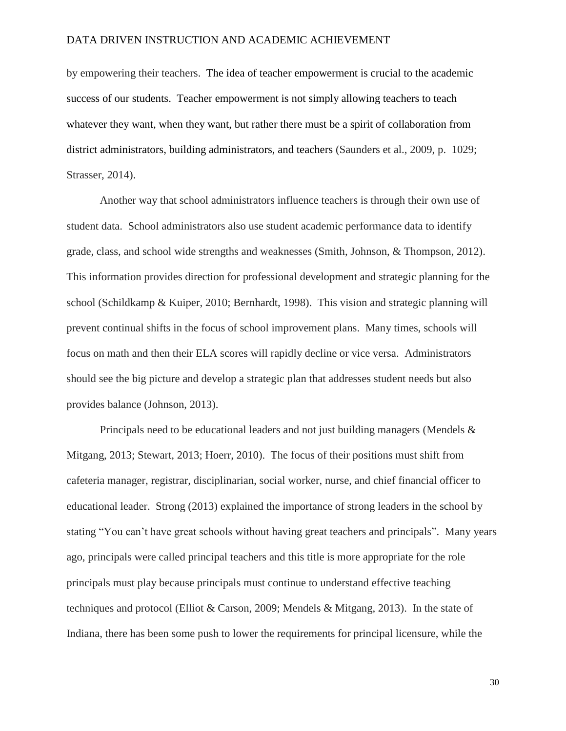by empowering their teachers. The idea of teacher empowerment is crucial to the academic success of our students. Teacher empowerment is not simply allowing teachers to teach whatever they want, when they want, but rather there must be a spirit of collaboration from district administrators, building administrators, and teachers (Saunders et al., 2009, p. 1029; Strasser, 2014).

Another way that school administrators influence teachers is through their own use of student data. School administrators also use student academic performance data to identify grade, class, and school wide strengths and weaknesses (Smith, Johnson, & Thompson, 2012). This information provides direction for professional development and strategic planning for the school (Schildkamp & Kuiper, 2010; Bernhardt, 1998). This vision and strategic planning will prevent continual shifts in the focus of school improvement plans. Many times, schools will focus on math and then their ELA scores will rapidly decline or vice versa. Administrators should see the big picture and develop a strategic plan that addresses student needs but also provides balance (Johnson, 2013).

Principals need to be educational leaders and not just building managers (Mendels & Mitgang, 2013; Stewart, 2013; Hoerr, 2010). The focus of their positions must shift from cafeteria manager, registrar, disciplinarian, social worker, nurse, and chief financial officer to educational leader. Strong (2013) explained the importance of strong leaders in the school by stating "You can't have great schools without having great teachers and principals". Many years ago, principals were called principal teachers and this title is more appropriate for the role principals must play because principals must continue to understand effective teaching techniques and protocol (Elliot & Carson, 2009; Mendels & Mitgang, 2013). In the state of Indiana, there has been some push to lower the requirements for principal licensure, while the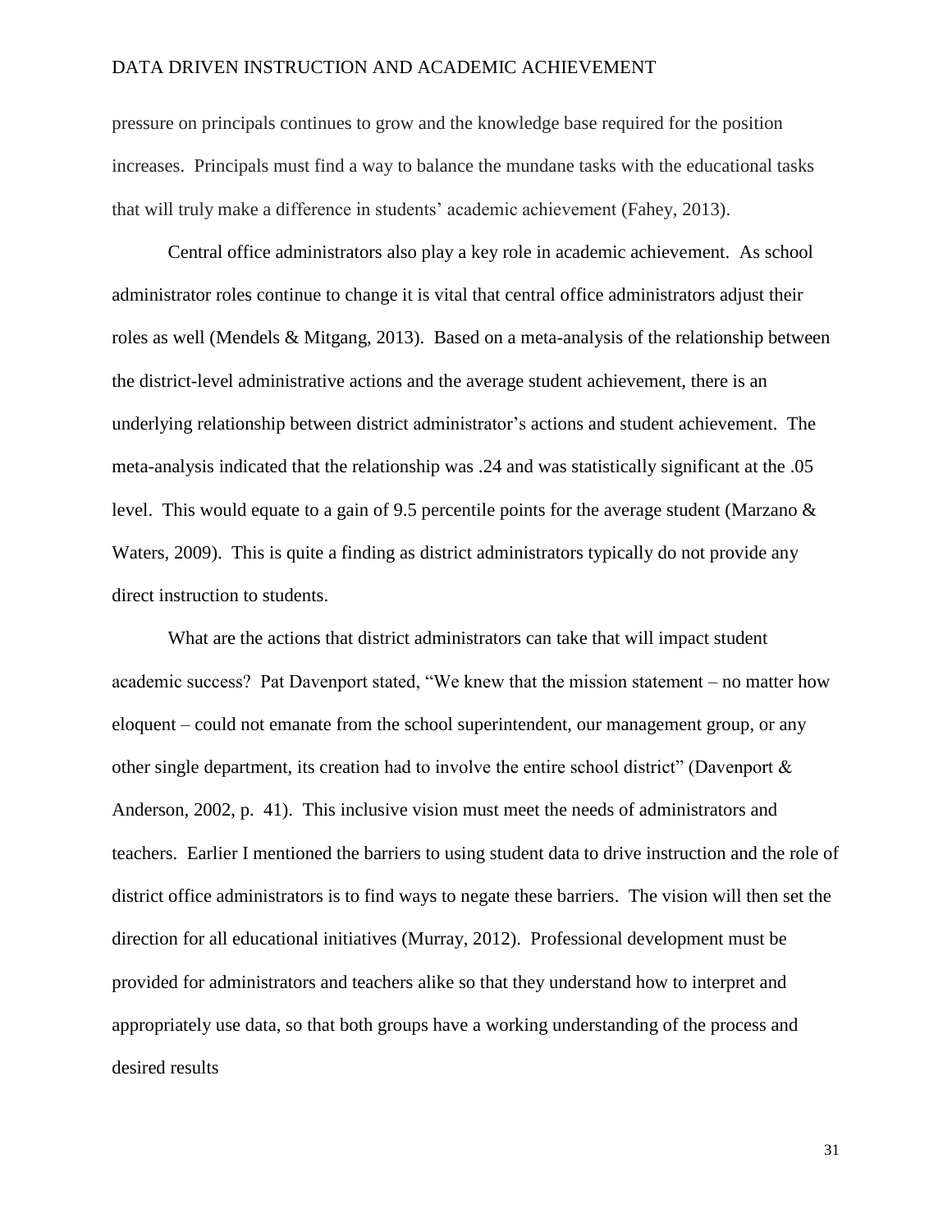pressure on principals continues to grow and the knowledge base required for the position increases. Principals must find a way to balance the mundane tasks with the educational tasks that will truly make a difference in students' academic achievement (Fahey, 2013).

Central office administrators also play a key role in academic achievement. As school administrator roles continue to change it is vital that central office administrators adjust their roles as well (Mendels & Mitgang, 2013). Based on a meta-analysis of the relationship between the district-level administrative actions and the average student achievement, there is an underlying relationship between district administrator's actions and student achievement. The meta-analysis indicated that the relationship was .24 and was statistically significant at the .05 level. This would equate to a gain of 9.5 percentile points for the average student (Marzano & Waters, 2009). This is quite a finding as district administrators typically do not provide any direct instruction to students.

What are the actions that district administrators can take that will impact student academic success? Pat Davenport stated, "We knew that the mission statement – no matter how eloquent – could not emanate from the school superintendent, our management group, or any other single department, its creation had to involve the entire school district" (Davenport & Anderson, 2002, p. 41). This inclusive vision must meet the needs of administrators and teachers. Earlier I mentioned the barriers to using student data to drive instruction and the role of district office administrators is to find ways to negate these barriers. The vision will then set the direction for all educational initiatives (Murray, 2012). Professional development must be provided for administrators and teachers alike so that they understand how to interpret and appropriately use data, so that both groups have a working understanding of the process and desired results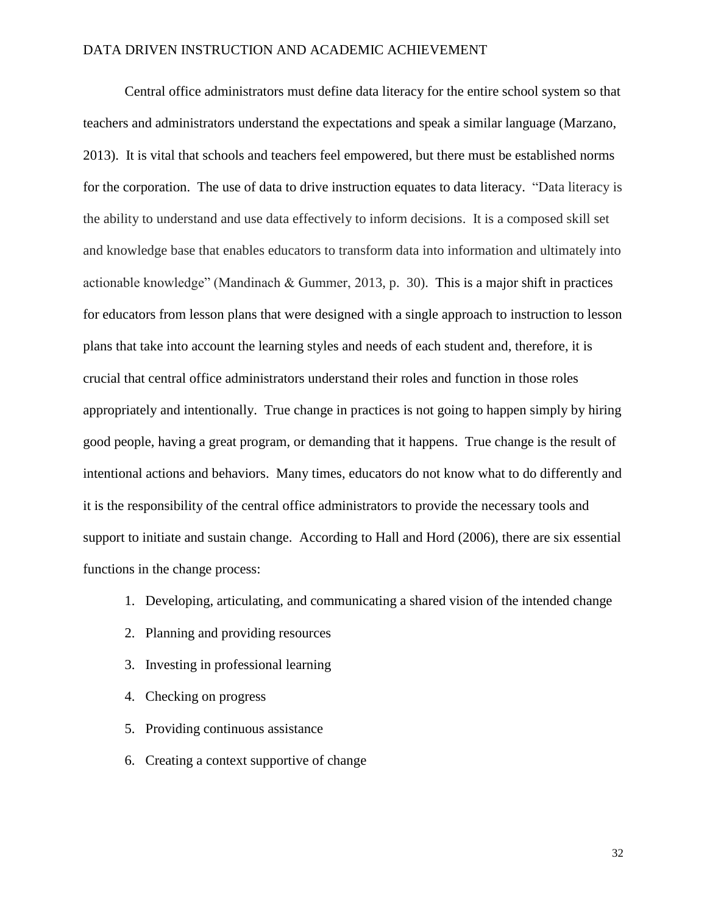Central office administrators must define data literacy for the entire school system so that teachers and administrators understand the expectations and speak a similar language (Marzano, 2013). It is vital that schools and teachers feel empowered, but there must be established norms for the corporation. The use of data to drive instruction equates to data literacy. "Data literacy is the ability to understand and use data effectively to inform decisions. It is a composed skill set and knowledge base that enables educators to transform data into information and ultimately into actionable knowledge" (Mandinach & Gummer, 2013, p. 30). This is a major shift in practices for educators from lesson plans that were designed with a single approach to instruction to lesson plans that take into account the learning styles and needs of each student and, therefore, it is crucial that central office administrators understand their roles and function in those roles appropriately and intentionally. True change in practices is not going to happen simply by hiring good people, having a great program, or demanding that it happens. True change is the result of intentional actions and behaviors. Many times, educators do not know what to do differently and it is the responsibility of the central office administrators to provide the necessary tools and support to initiate and sustain change. According to Hall and Hord (2006), there are six essential functions in the change process:

1. Developing, articulating, and communicating a shared vision of the intended change
2. Planning and providing resources
3. Investing in professional learning
4. Checking on progress
5. Providing continuous assistance
6. Creating a context supportive of change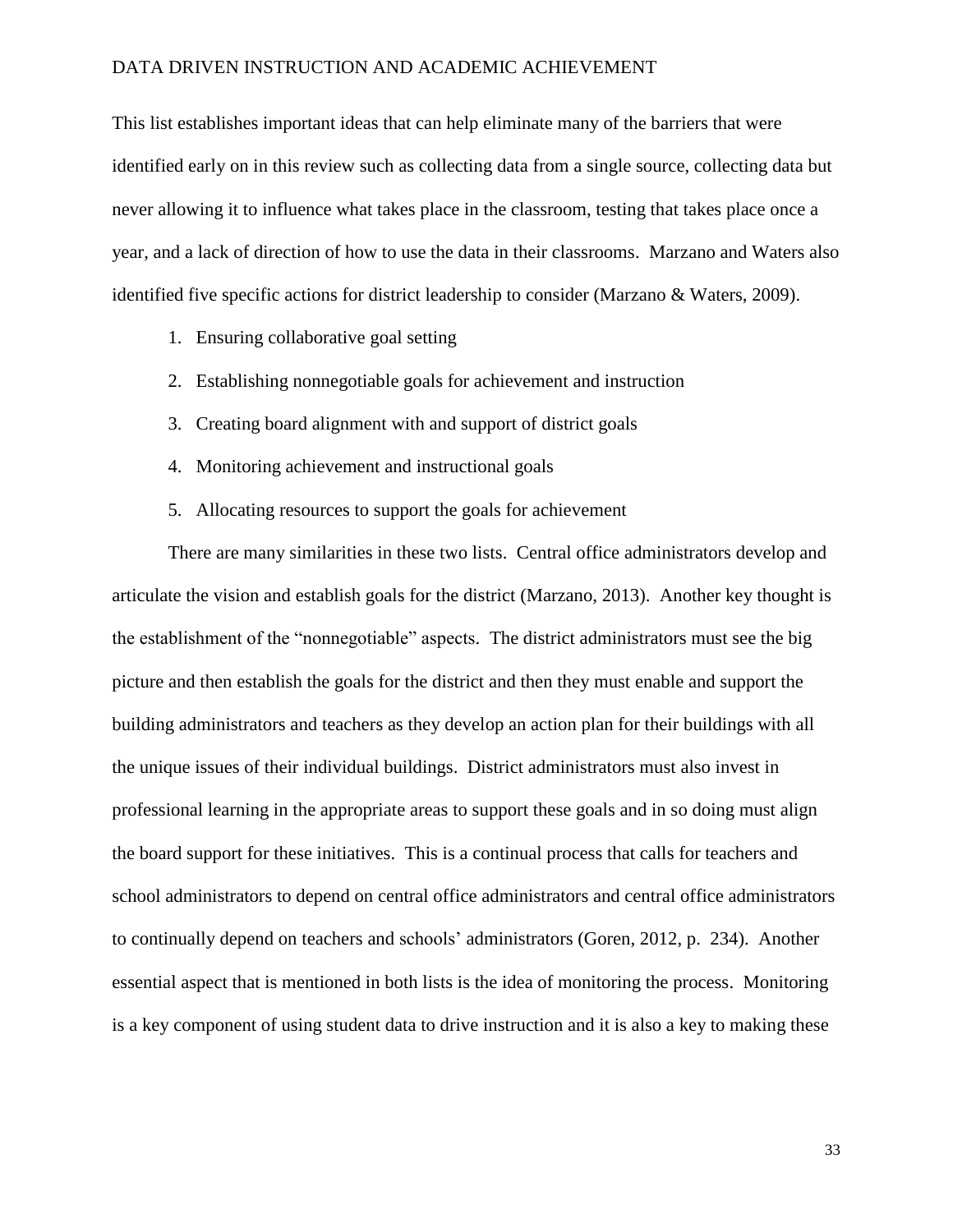This list establishes important ideas that can help eliminate many of the barriers that were identified early on in this review such as collecting data from a single source, collecting data but never allowing it to influence what takes place in the classroom, testing that takes place once a year, and a lack of direction of how to use the data in their classrooms. Marzano and Waters also identified five specific actions for district leadership to consider (Marzano & Waters, 2009).

1. Ensuring collaborative goal setting
2. Establishing nonnegotiable goals for achievement and instruction
3. Creating board alignment with and support of district goals
4. Monitoring achievement and instructional goals
5. Allocating resources to support the goals for achievement

There are many similarities in these two lists. Central office administrators develop and articulate the vision and establish goals for the district (Marzano, 2013). Another key thought is the establishment of the "nonnegotiable" aspects. The district administrators must see the big picture and then establish the goals for the district and then they must enable and support the building administrators and teachers as they develop an action plan for their buildings with all the unique issues of their individual buildings. District administrators must also invest in professional learning in the appropriate areas to support these goals and in so doing must align the board support for these initiatives. This is a continual process that calls for teachers and school administrators to depend on central office administrators and central office administrators to continually depend on teachers and schools' administrators (Goren, 2012, p. 234). Another essential aspect that is mentioned in both lists is the idea of monitoring the process. Monitoring is a key component of using student data to drive instruction and it is also a key to making these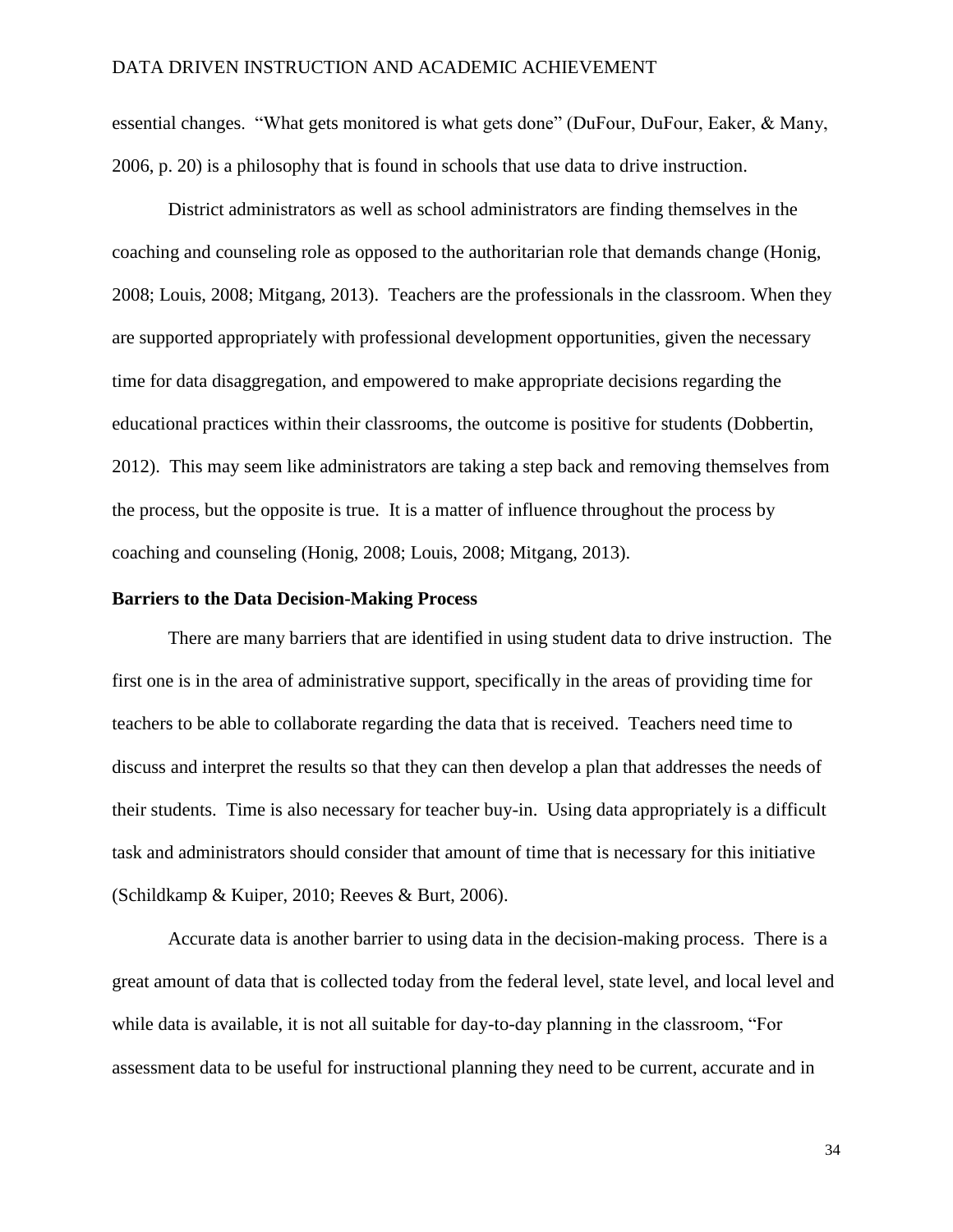essential changes. "What gets monitored is what gets done" (DuFour, DuFour, Eaker, & Many, 2006, p. 20) is a philosophy that is found in schools that use data to drive instruction.

District administrators as well as school administrators are finding themselves in the coaching and counseling role as opposed to the authoritarian role that demands change (Honig, 2008; Louis, 2008; Mitgang, 2013). Teachers are the professionals in the classroom. When they are supported appropriately with professional development opportunities, given the necessary time for data disaggregation, and empowered to make appropriate decisions regarding the educational practices within their classrooms, the outcome is positive for students (Dobbertin, 2012). This may seem like administrators are taking a step back and removing themselves from the process, but the opposite is true. It is a matter of influence throughout the process by coaching and counseling (Honig, 2008; Louis, 2008; Mitgang, 2013).

**Barriers to the Data Decision-Making Process**

There are many barriers that are identified in using student data to drive instruction. The first one is in the area of administrative support, specifically in the areas of providing time for teachers to be able to collaborate regarding the data that is received. Teachers need time to discuss and interpret the results so that they can then develop a plan that addresses the needs of their students. Time is also necessary for teacher buy-in. Using data appropriately is a difficult task and administrators should consider that amount of time that is necessary for this initiative (Schildkamp & Kuiper, 2010; Reeves & Burt, 2006).

Accurate data is another barrier to using data in the decision-making process. There is a great amount of data that is collected today from the federal level, state level, and local level and while data is available, it is not all suitable for day-to-day planning in the classroom, "For assessment data to be useful for instructional planning they need to be current, accurate and in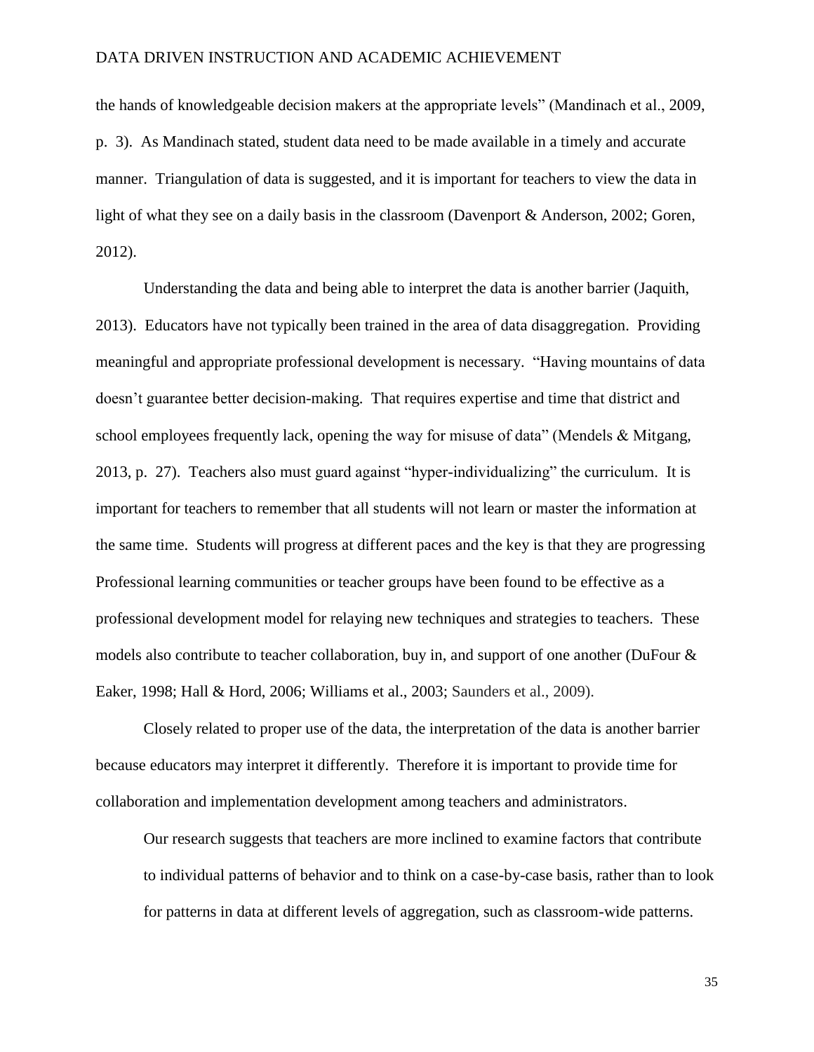the hands of knowledgeable decision makers at the appropriate levels" (Mandinach et al., 2009, p. 3). As Mandinach stated, student data need to be made available in a timely and accurate manner. Triangulation of data is suggested, and it is important for teachers to view the data in light of what they see on a daily basis in the classroom (Davenport & Anderson, 2002; Goren, 2012).

Understanding the data and being able to interpret the data is another barrier (Jaquith, 2013). Educators have not typically been trained in the area of data disaggregation. Providing meaningful and appropriate professional development is necessary. "Having mountains of data doesn't guarantee better decision-making. That requires expertise and time that district and school employees frequently lack, opening the way for misuse of data" (Mendels & Mitgang, 2013, p. 27). Teachers also must guard against "hyper-individualizing" the curriculum. It is important for teachers to remember that all students will not learn or master the information at the same time. Students will progress at different paces and the key is that they are progressing Professional learning communities or teacher groups have been found to be effective as a professional development model for relaying new techniques and strategies to teachers. These models also contribute to teacher collaboration, buy in, and support of one another (DuFour & Eaker, 1998; Hall & Hord, 2006; Williams et al., 2003; Saunders et al., 2009).

Closely related to proper use of the data, the interpretation of the data is another barrier because educators may interpret it differently. Therefore it is important to provide time for collaboration and implementation development among teachers and administrators.

> Our research suggests that teachers are more inclined to examine factors that contribute to individual patterns of behavior and to think on a case-by-case basis, rather than to look for patterns in data at different levels of aggregation, such as classroom-wide patterns.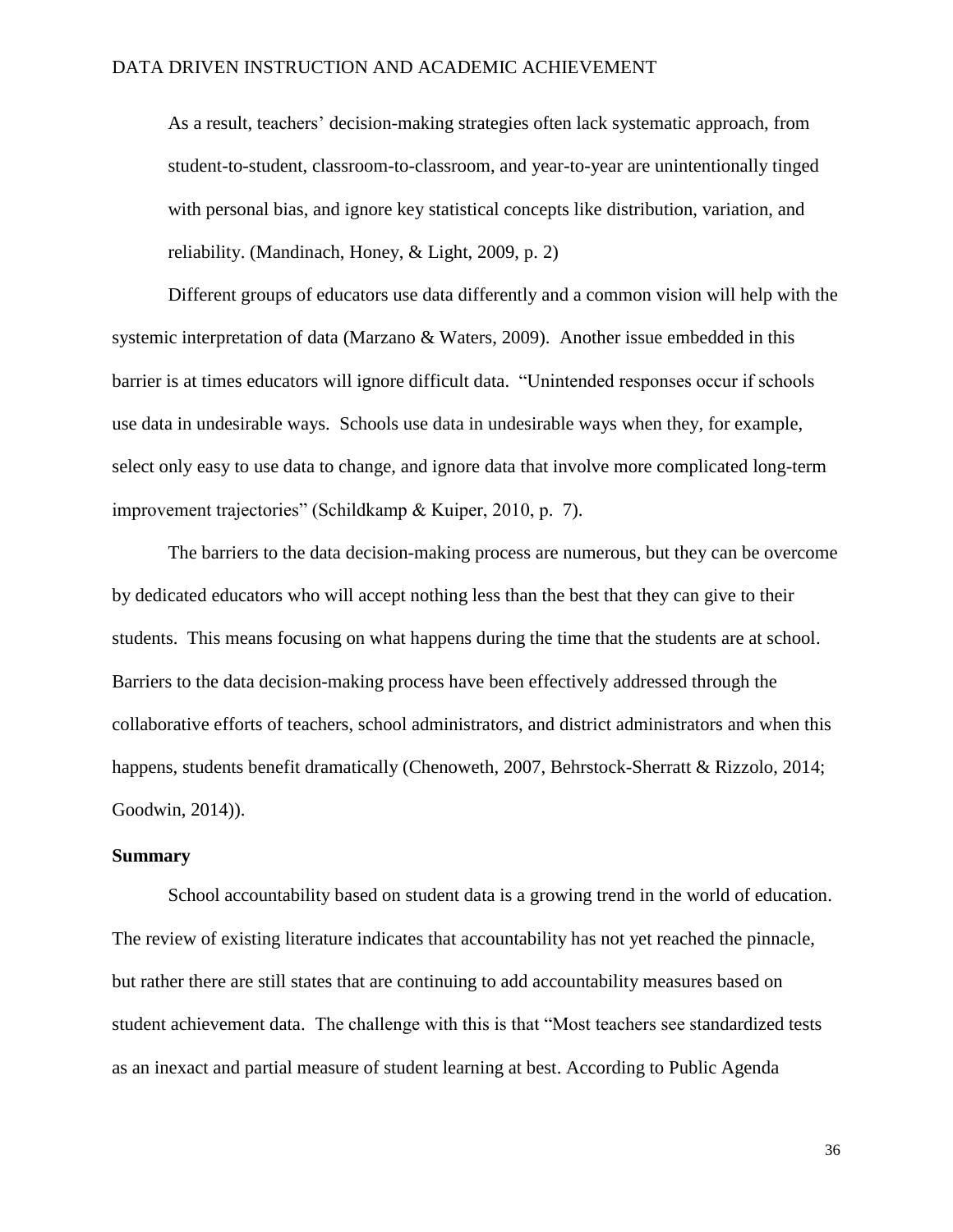> As a result, teachers' decision-making strategies often lack systematic approach, from student-to-student, classroom-to-classroom, and year-to-year are unintentionally tinged with personal bias, and ignore key statistical concepts like distribution, variation, and reliability. (Mandinach, Honey, & Light, 2009, p. 2)

Different groups of educators use data differently and a common vision will help with the systemic interpretation of data (Marzano & Waters, 2009). Another issue embedded in this barrier is at times educators will ignore difficult data. "Unintended responses occur if schools use data in undesirable ways. Schools use data in undesirable ways when they, for example, select only easy to use data to change, and ignore data that involve more complicated long-term improvement trajectories" (Schildkamp & Kuiper, 2010, p. 7).

The barriers to the data decision-making process are numerous, but they can be overcome by dedicated educators who will accept nothing less than the best that they can give to their students. This means focusing on what happens during the time that the students are at school. Barriers to the data decision-making process have been effectively addressed through the collaborative efforts of teachers, school administrators, and district administrators and when this happens, students benefit dramatically (Chenoweth, 2007, Behrstock-Sherratt & Rizzolo, 2014; Goodwin, 2014)).

**Summary**

School accountability based on student data is a growing trend in the world of education. The review of existing literature indicates that accountability has not yet reached the pinnacle, but rather there are still states that are continuing to add accountability measures based on student achievement data. The challenge with this is that "Most teachers see standardized tests as an inexact and partial measure of student learning at best. According to Public Agenda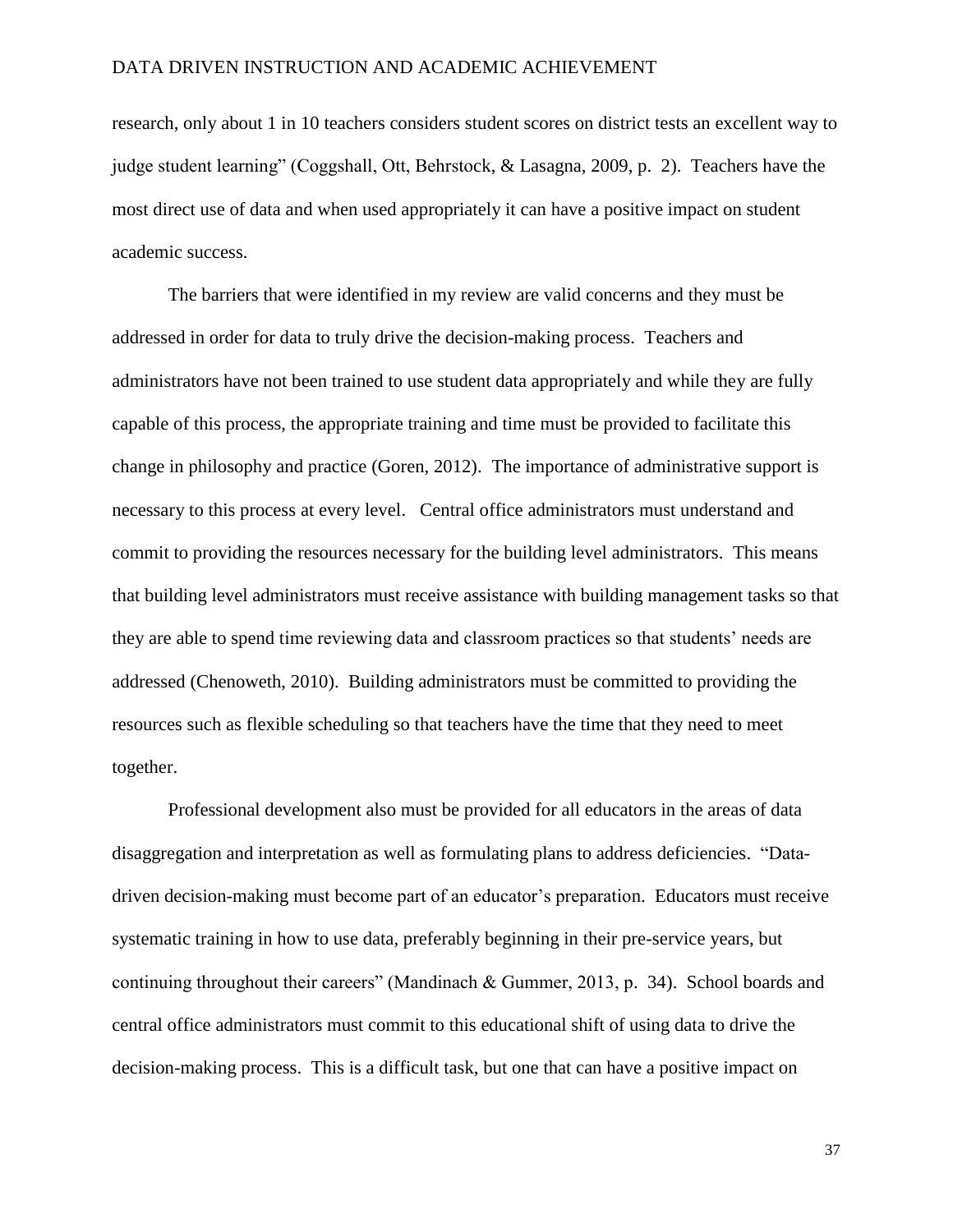research, only about 1 in 10 teachers considers student scores on district tests an excellent way to judge student learning" (Coggshall, Ott, Behrstock, & Lasagna, 2009, p. 2). Teachers have the most direct use of data and when used appropriately it can have a positive impact on student academic success.

The barriers that were identified in my review are valid concerns and they must be addressed in order for data to truly drive the decision-making process. Teachers and administrators have not been trained to use student data appropriately and while they are fully capable of this process, the appropriate training and time must be provided to facilitate this change in philosophy and practice (Goren, 2012). The importance of administrative support is necessary to this process at every level. Central office administrators must understand and commit to providing the resources necessary for the building level administrators. This means that building level administrators must receive assistance with building management tasks so that they are able to spend time reviewing data and classroom practices so that students' needs are addressed (Chenoweth, 2010). Building administrators must be committed to providing the resources such as flexible scheduling so that teachers have the time that they need to meet together.

Professional development also must be provided for all educators in the areas of data disaggregation and interpretation as well as formulating plans to address deficiencies. "Data-driven decision-making must become part of an educator's preparation. Educators must receive systematic training in how to use data, preferably beginning in their pre-service years, but continuing throughout their careers" (Mandinach & Gummer, 2013, p. 34). School boards and central office administrators must commit to this educational shift of using data to drive the decision-making process. This is a difficult task, but one that can have a positive impact on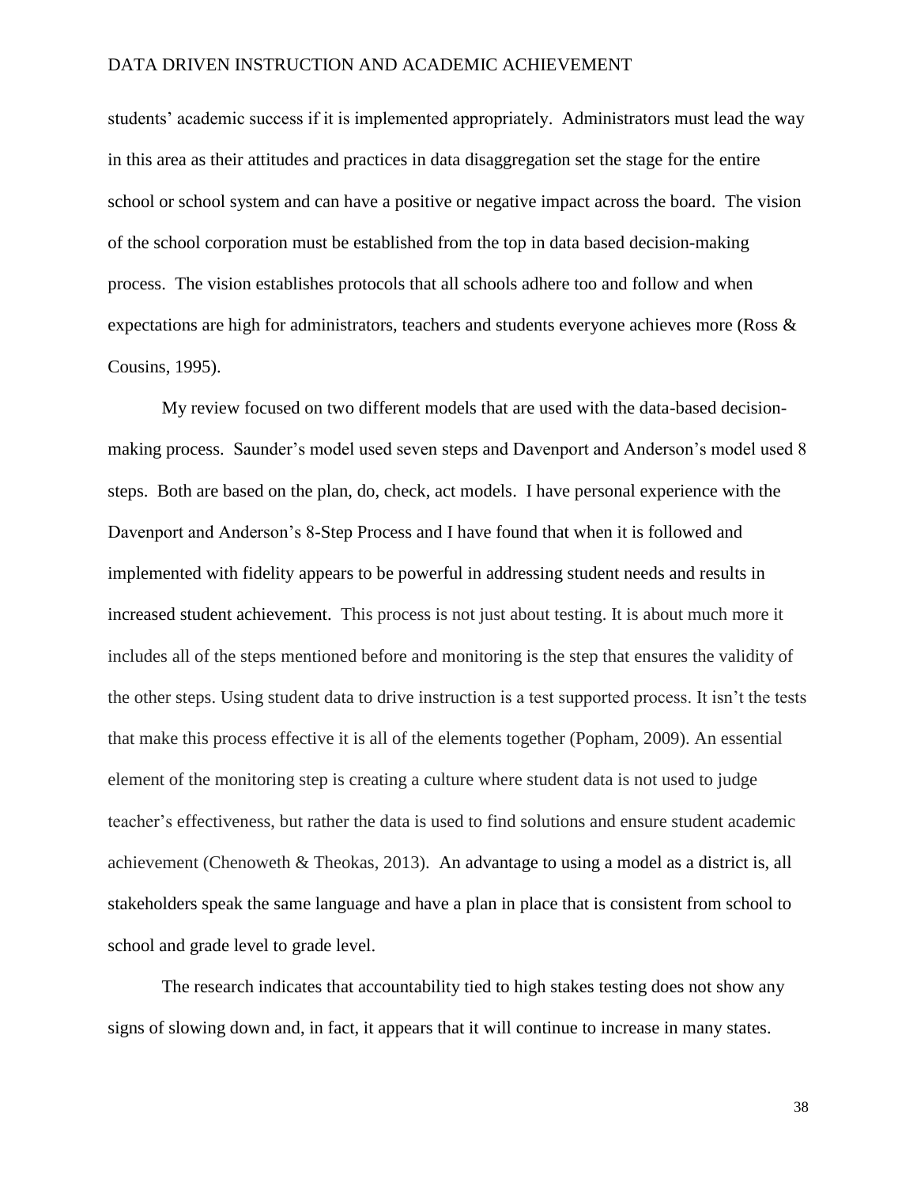students' academic success if it is implemented appropriately. Administrators must lead the way in this area as their attitudes and practices in data disaggregation set the stage for the entire school or school system and can have a positive or negative impact across the board. The vision of the school corporation must be established from the top in data based decision-making process. The vision establishes protocols that all schools adhere too and follow and when expectations are high for administrators, teachers and students everyone achieves more (Ross & Cousins, 1995).

My review focused on two different models that are used with the data-based decision-making process. Saunder's model used seven steps and Davenport and Anderson's model used 8 steps. Both are based on the plan, do, check, act models. I have personal experience with the Davenport and Anderson's 8-Step Process and I have found that when it is followed and implemented with fidelity appears to be powerful in addressing student needs and results in increased student achievement. This process is not just about testing. It is about much more it includes all of the steps mentioned before and monitoring is the step that ensures the validity of the other steps. Using student data to drive instruction is a test supported process. It isn't the tests that make this process effective it is all of the elements together (Popham, 2009). An essential element of the monitoring step is creating a culture where student data is not used to judge teacher's effectiveness, but rather the data is used to find solutions and ensure student academic achievement (Chenoweth & Theokas, 2013). An advantage to using a model as a district is, all stakeholders speak the same language and have a plan in place that is consistent from school to school and grade level to grade level.

The research indicates that accountability tied to high stakes testing does not show any signs of slowing down and, in fact, it appears that it will continue to increase in many states.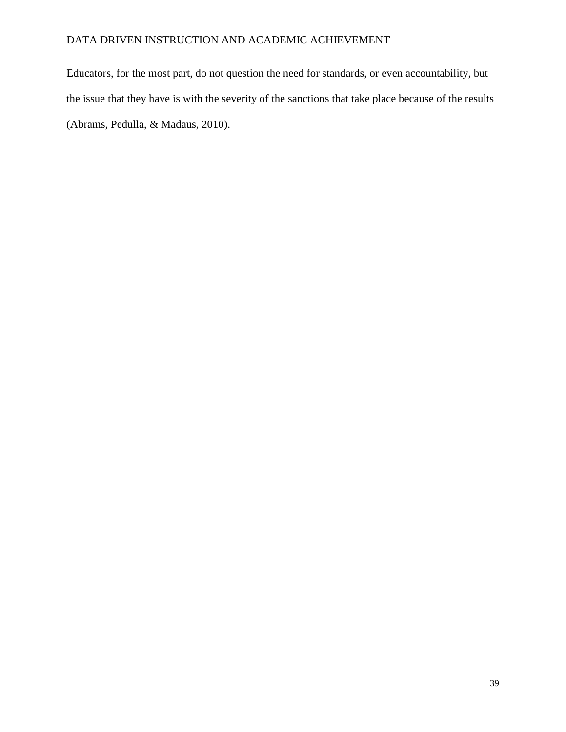Educators, for the most part, do not question the need for standards, or even accountability, but the issue that they have is with the severity of the sanctions that take place because of the results (Abrams, Pedulla, & Madaus, 2010).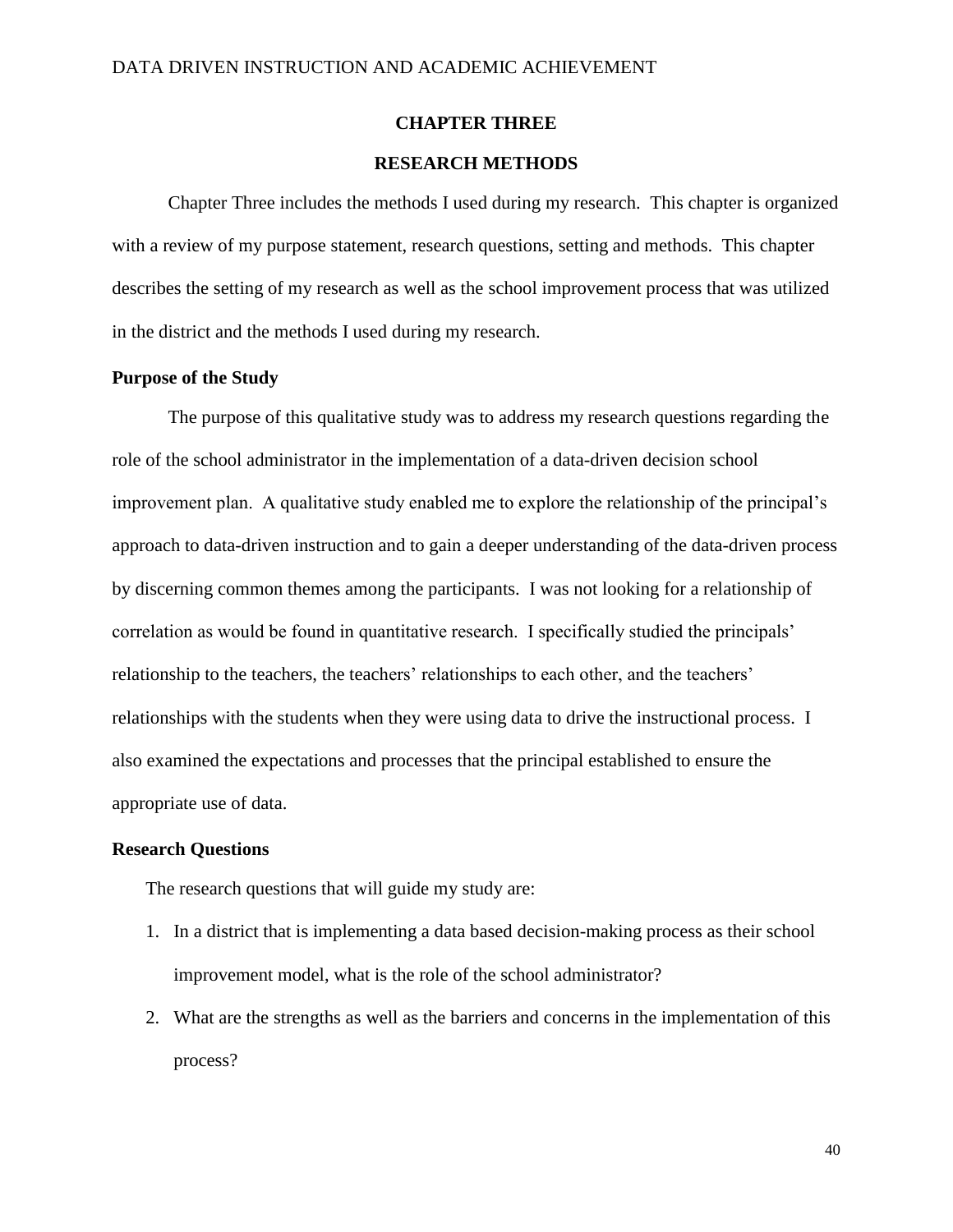# CHAPTER THREE

# RESEARCH METHODS

Chapter Three includes the methods I used during my research. This chapter is organized with a review of my purpose statement, research questions, setting and methods. This chapter describes the setting of my research as well as the school improvement process that was utilized in the district and the methods I used during my research.

## Purpose of the Study

The purpose of this qualitative study was to address my research questions regarding the role of the school administrator in the implementation of a data-driven decision school improvement plan. A qualitative study enabled me to explore the relationship of the principal's approach to data-driven instruction and to gain a deeper understanding of the data-driven process by discerning common themes among the participants. I was not looking for a relationship of correlation as would be found in quantitative research. I specifically studied the principals' relationship to the teachers, the teachers' relationships to each other, and the teachers' relationships with the students when they were using data to drive the instructional process. I also examined the expectations and processes that the principal established to ensure the appropriate use of data.

## Research Questions

The research questions that will guide my study are:

1. In a district that is implementing a data based decision-making process as their school improvement model, what is the role of the school administrator?
2. What are the strengths as well as the barriers and concerns in the implementation of this process?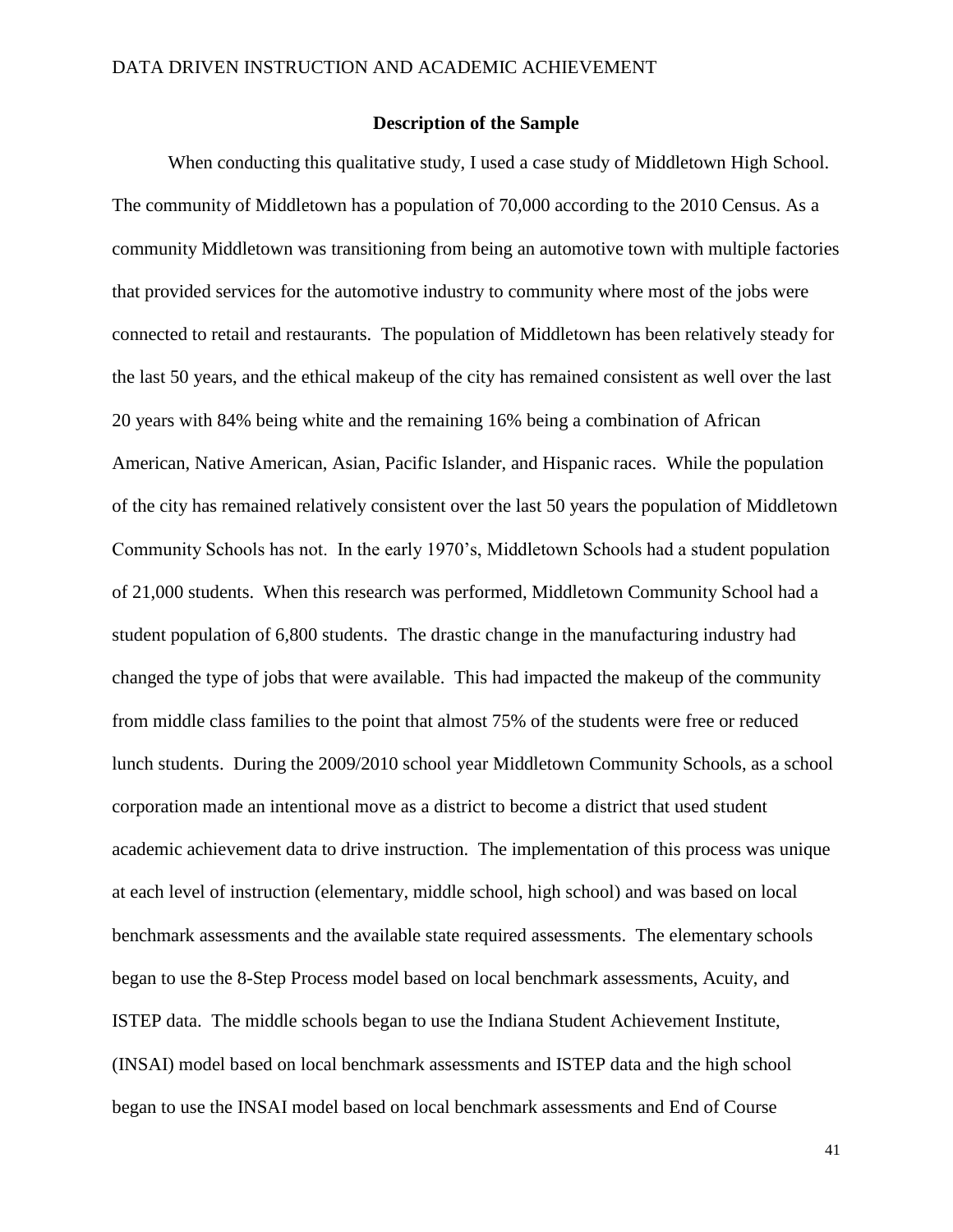## Description of the Sample

When conducting this qualitative study, I used a case study of Middletown High School. The community of Middletown has a population of 70,000 according to the 2010 Census. As a community Middletown was transitioning from being an automotive town with multiple factories that provided services for the automotive industry to community where most of the jobs were connected to retail and restaurants. The population of Middletown has been relatively steady for the last 50 years, and the ethical makeup of the city has remained consistent as well over the last 20 years with 84% being white and the remaining 16% being a combination of African American, Native American, Asian, Pacific Islander, and Hispanic races. While the population of the city has remained relatively consistent over the last 50 years the population of Middletown Community Schools has not. In the early 1970's, Middletown Schools had a student population of 21,000 students. When this research was performed, Middletown Community School had a student population of 6,800 students. The drastic change in the manufacturing industry had changed the type of jobs that were available. This had impacted the makeup of the community from middle class families to the point that almost 75% of the students were free or reduced lunch students. During the 2009/2010 school year Middletown Community Schools, as a school corporation made an intentional move as a district to become a district that used student academic achievement data to drive instruction. The implementation of this process was unique at each level of instruction (elementary, middle school, high school) and was based on local benchmark assessments and the available state required assessments. The elementary schools began to use the 8-Step Process model based on local benchmark assessments, Acuity, and ISTEP data. The middle schools began to use the Indiana Student Achievement Institute, (INSAI) model based on local benchmark assessments and ISTEP data and the high school began to use the INSAI model based on local benchmark assessments and End of Course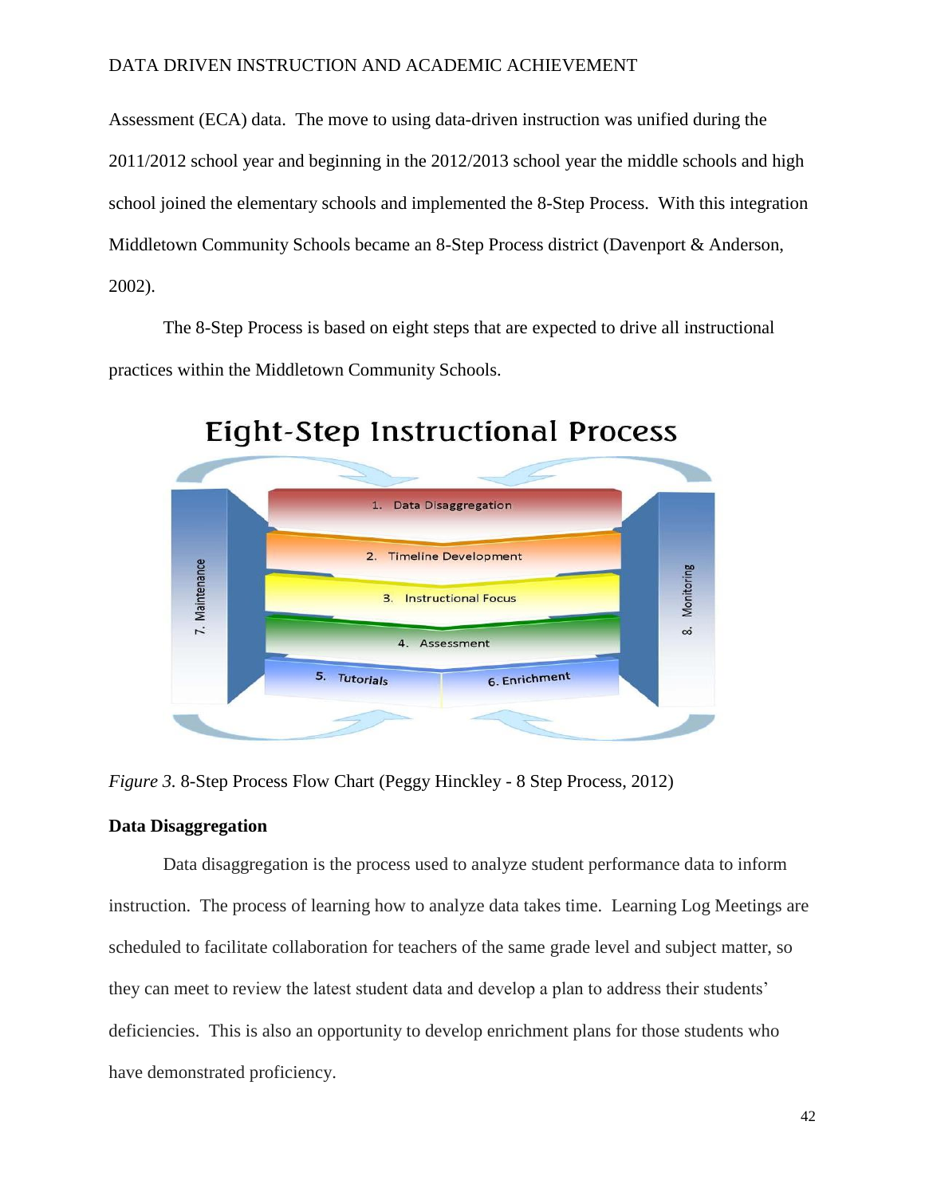Assessment (ECA) data. The move to using data-driven instruction was unified during the 2011/2012 school year and beginning in the 2012/2013 school year the middle schools and high school joined the elementary schools and implemented the 8-Step Process. With this integration Middletown Community Schools became an 8-Step Process district (Davenport & Anderson, 2002).

The 8-Step Process is based on eight steps that are expected to drive all instructional practices within the Middletown Community Schools.

Eight-Step Instructional Process

1. Data Disaggregation

2. Timeline Development

3. Instructional Focus

4. Assessment

5. Tutorials

6. Enrichment

7. Maintenance

8. Monitoring

*Figure 3.* 8-Step Process Flow Chart (Peggy Hinckley - 8 Step Process, 2012)

**Data Disaggregation**

Data disaggregation is the process used to analyze student performance data to inform instruction. The process of learning how to analyze data takes time. Learning Log Meetings are scheduled to facilitate collaboration for teachers of the same grade level and subject matter, so they can meet to review the latest student data and develop a plan to address their students' deficiencies. This is also an opportunity to develop enrichment plans for those students who have demonstrated proficiency.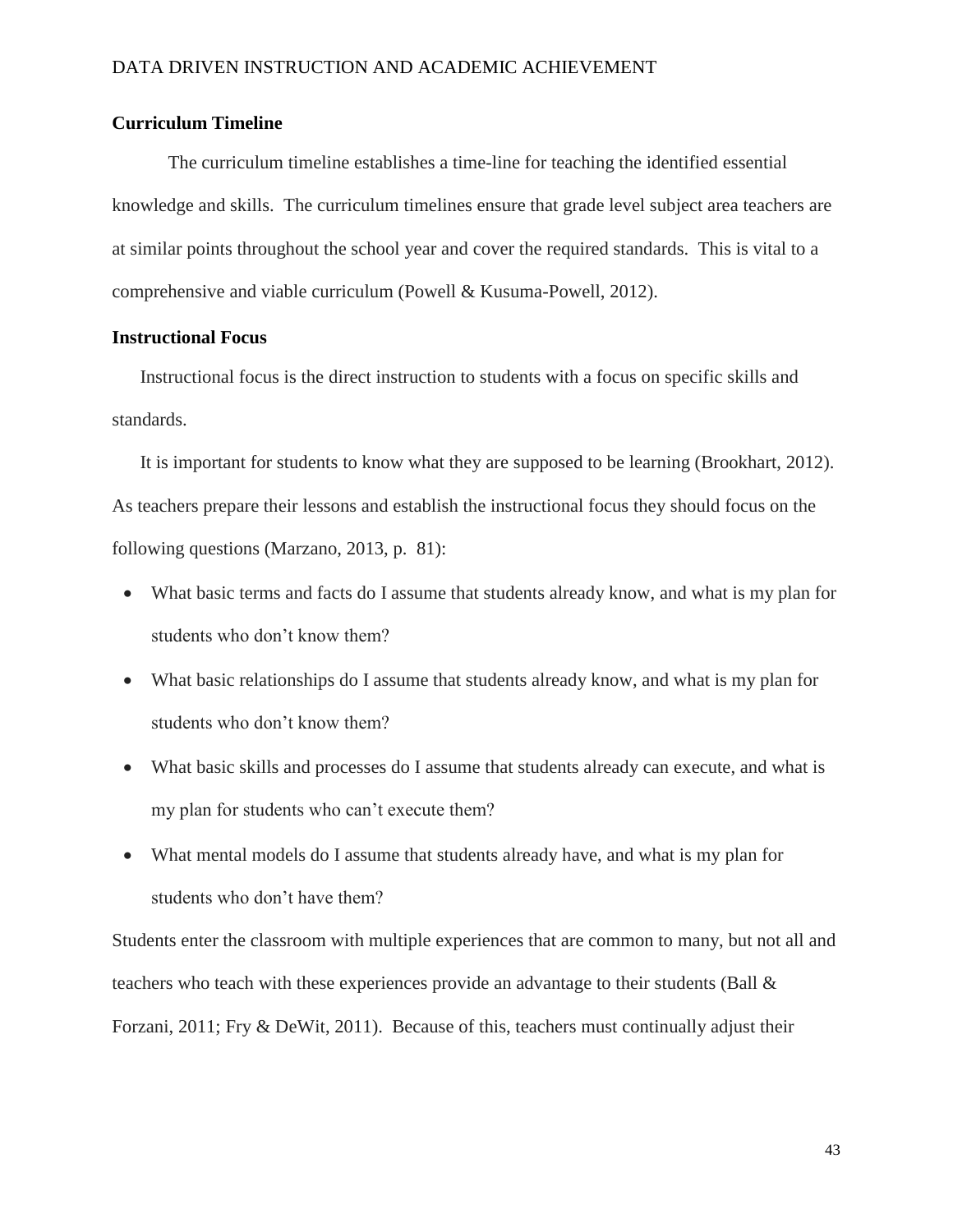**Curriculum Timeline**

The curriculum timeline establishes a time-line for teaching the identified essential knowledge and skills. The curriculum timelines ensure that grade level subject area teachers are at similar points throughout the school year and cover the required standards. This is vital to a comprehensive and viable curriculum (Powell & Kusuma-Powell, 2012).

**Instructional Focus**

Instructional focus is the direct instruction to students with a focus on specific skills and standards.

It is important for students to know what they are supposed to be learning (Brookhart, 2012). As teachers prepare their lessons and establish the instructional focus they should focus on the following questions (Marzano, 2013, p. 81):

- What basic terms and facts do I assume that students already know, and what is my plan for students who don't know them?
- What basic relationships do I assume that students already know, and what is my plan for students who don't know them?
- What basic skills and processes do I assume that students already can execute, and what is my plan for students who can't execute them?
- What mental models do I assume that students already have, and what is my plan for students who don't have them?

Students enter the classroom with multiple experiences that are common to many, but not all and teachers who teach with these experiences provide an advantage to their students (Ball & Forzani, 2011; Fry & DeWit, 2011). Because of this, teachers must continually adjust their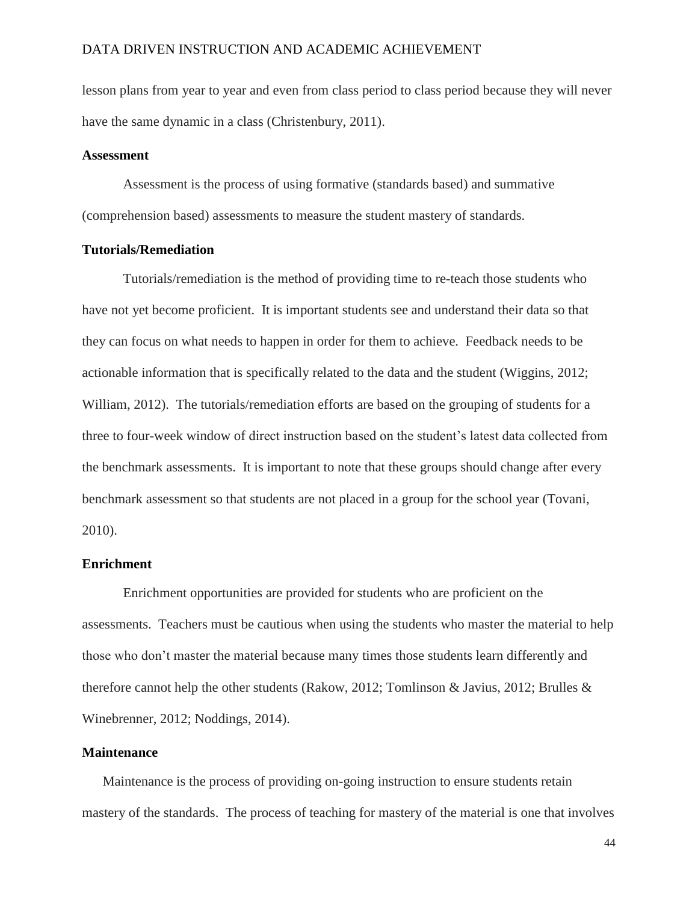lesson plans from year to year and even from class period to class period because they will never have the same dynamic in a class (Christenbury, 2011).

### Assessment

Assessment is the process of using formative (standards based) and summative (comprehension based) assessments to measure the student mastery of standards.

### Tutorials/Remediation

Tutorials/remediation is the method of providing time to re-teach those students who have not yet become proficient. It is important students see and understand their data so that they can focus on what needs to happen in order for them to achieve. Feedback needs to be actionable information that is specifically related to the data and the student (Wiggins, 2012; William, 2012). The tutorials/remediation efforts are based on the grouping of students for a three to four-week window of direct instruction based on the student's latest data collected from the benchmark assessments. It is important to note that these groups should change after every benchmark assessment so that students are not placed in a group for the school year (Tovani, 2010).

### Enrichment

Enrichment opportunities are provided for students who are proficient on the assessments. Teachers must be cautious when using the students who master the material to help those who don't master the material because many times those students learn differently and therefore cannot help the other students (Rakow, 2012; Tomlinson & Javius, 2012; Brulles & Winebrenner, 2012; Noddings, 2014).

### Maintenance

Maintenance is the process of providing on-going instruction to ensure students retain mastery of the standards. The process of teaching for mastery of the material is one that involves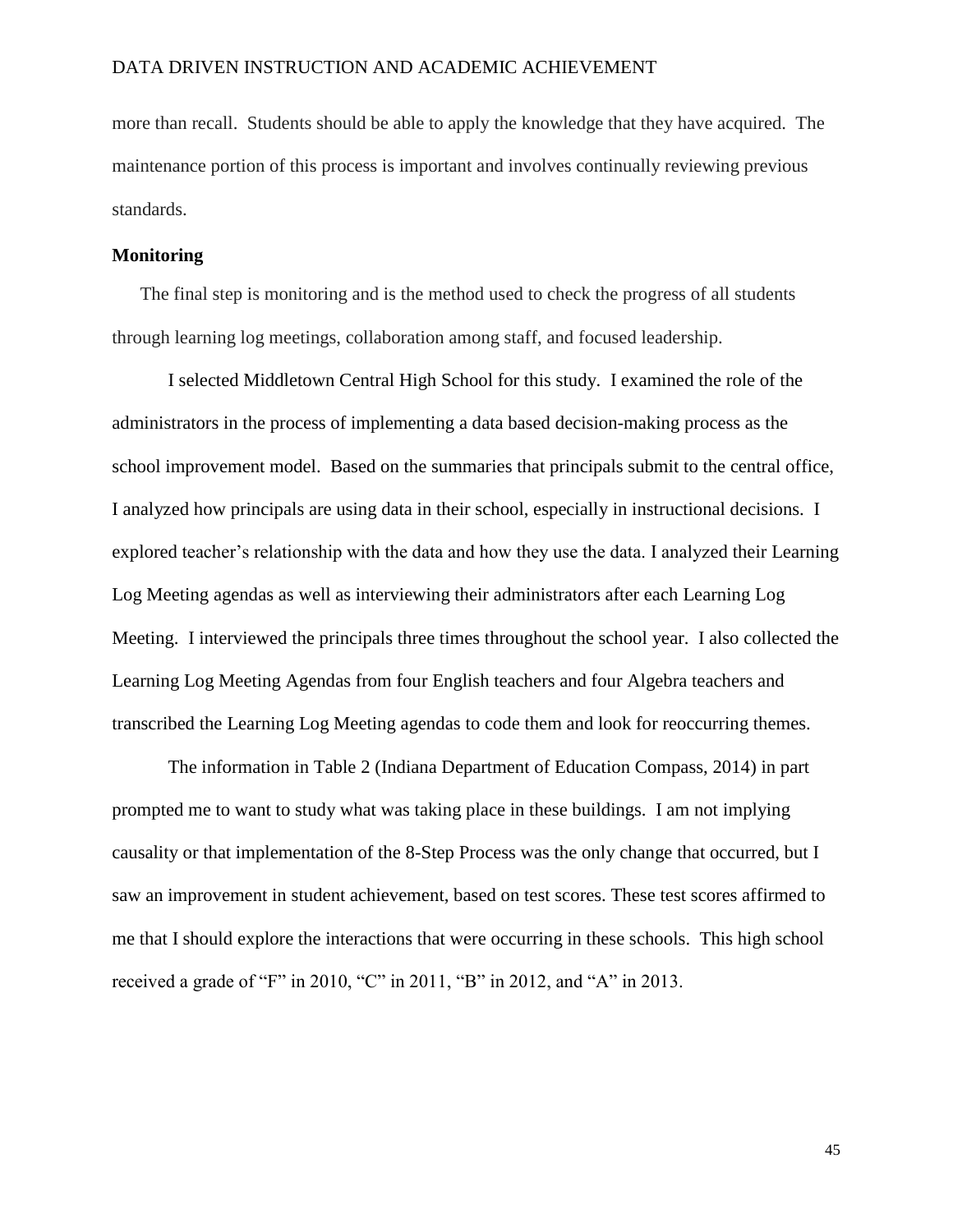more than recall. Students should be able to apply the knowledge that they have acquired. The maintenance portion of this process is important and involves continually reviewing previous standards.

**Monitoring**

The final step is monitoring and is the method used to check the progress of all students through learning log meetings, collaboration among staff, and focused leadership.

I selected Middletown Central High School for this study. I examined the role of the administrators in the process of implementing a data based decision-making process as the school improvement model. Based on the summaries that principals submit to the central office, I analyzed how principals are using data in their school, especially in instructional decisions. I explored teacher's relationship with the data and how they use the data. I analyzed their Learning Log Meeting agendas as well as interviewing their administrators after each Learning Log Meeting. I interviewed the principals three times throughout the school year. I also collected the Learning Log Meeting Agendas from four English teachers and four Algebra teachers and transcribed the Learning Log Meeting agendas to code them and look for reoccurring themes.

The information in Table 2 (Indiana Department of Education Compass, 2014) in part prompted me to want to study what was taking place in these buildings. I am not implying causality or that implementation of the 8-Step Process was the only change that occurred, but I saw an improvement in student achievement, based on test scores. These test scores affirmed to me that I should explore the interactions that were occurring in these schools. This high school received a grade of "F" in 2010, "C" in 2011, "B" in 2012, and "A" in 2013.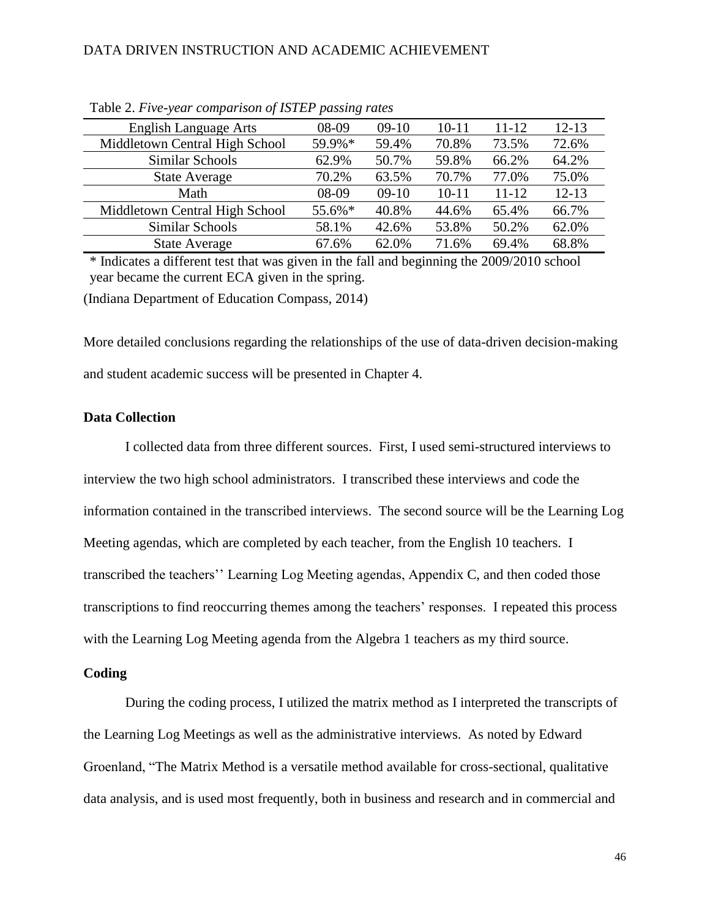Table 2. *Five-year comparison of ISTEP passing rates*

| English Language Arts | 08-09 | 09-10 | 10-11 | 11-12 | 12-13 |
|---|---|---|---|---|---|
| Middletown Central High School | 59.9%* | 59.4% | 70.8% | 73.5% | 72.6% |
| Similar Schools | 62.9% | 50.7% | 59.8% | 66.2% | 64.2% |
| State Average | 70.2% | 63.5% | 70.7% | 77.0% | 75.0% |
| Math | 08-09 | 09-10 | 10-11 | 11-12 | 12-13 |
| Middletown Central High School | 55.6%* | 40.8% | 44.6% | 65.4% | 66.7% |
| Similar Schools | 58.1% | 42.6% | 53.8% | 50.2% | 62.0% |
| State Average | 67.6% | 62.0% | 71.6% | 69.4% | 68.8% |

\* Indicates a different test that was given in the fall and beginning the 2009/2010 school year became the current ECA given in the spring.

(Indiana Department of Education Compass, 2014)

More detailed conclusions regarding the relationships of the use of data-driven decision-making and student academic success will be presented in Chapter 4.

**Data Collection**

I collected data from three different sources. First, I used semi-structured interviews to interview the two high school administrators. I transcribed these interviews and code the information contained in the transcribed interviews. The second source will be the Learning Log Meeting agendas, which are completed by each teacher, from the English 10 teachers. I transcribed the teachers'' Learning Log Meeting agendas, Appendix C, and then coded those transcriptions to find reoccurring themes among the teachers' responses. I repeated this process with the Learning Log Meeting agenda from the Algebra 1 teachers as my third source.

**Coding**

During the coding process, I utilized the matrix method as I interpreted the transcripts of the Learning Log Meetings as well as the administrative interviews. As noted by Edward Groenland, "The Matrix Method is a versatile method available for cross-sectional, qualitative data analysis, and is used most frequently, both in business and research and in commercial and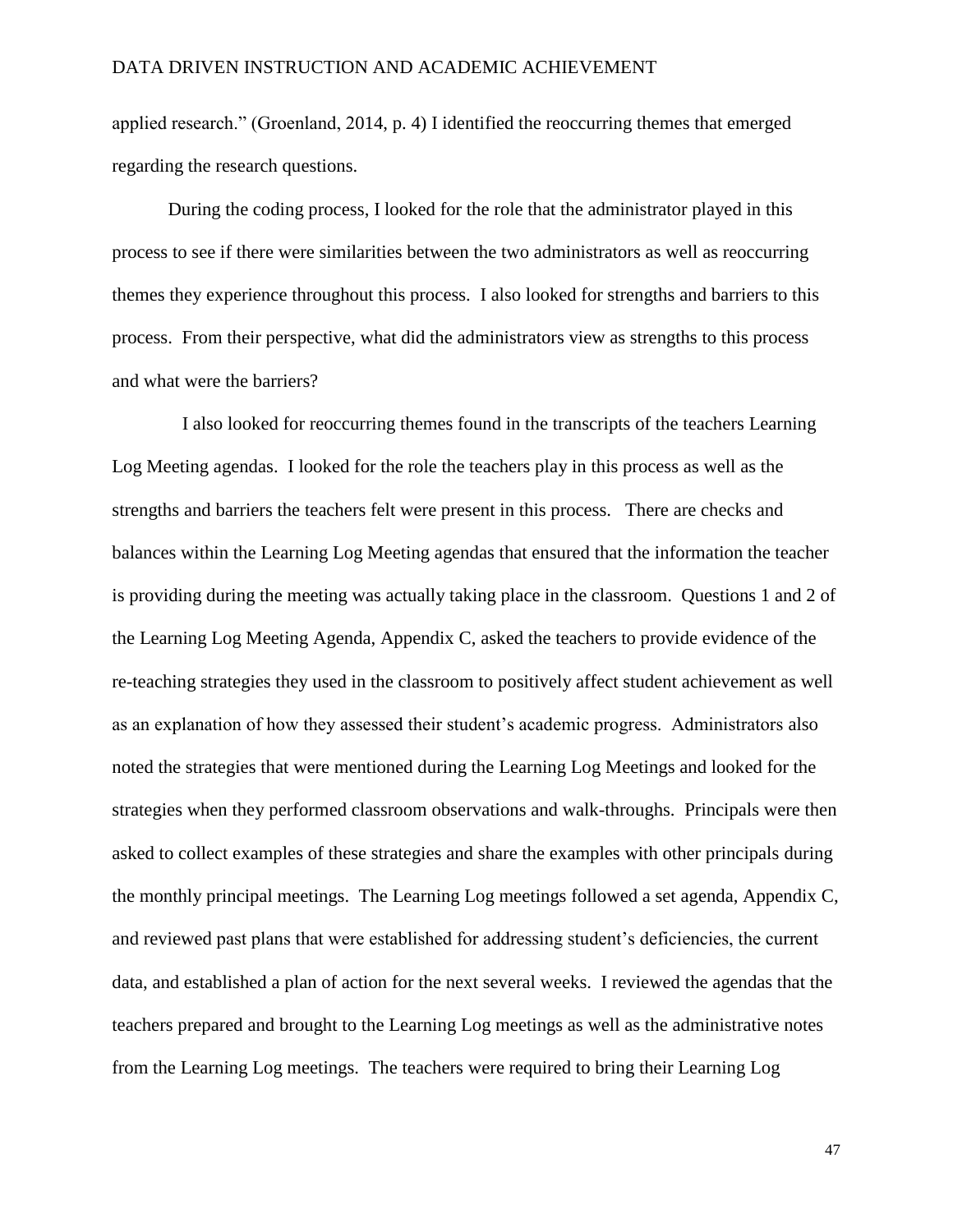applied research." (Groenland, 2014, p. 4) I identified the reoccurring themes that emerged regarding the research questions.

During the coding process, I looked for the role that the administrator played in this process to see if there were similarities between the two administrators as well as reoccurring themes they experience throughout this process. I also looked for strengths and barriers to this process. From their perspective, what did the administrators view as strengths to this process and what were the barriers?

I also looked for reoccurring themes found in the transcripts of the teachers Learning Log Meeting agendas. I looked for the role the teachers play in this process as well as the strengths and barriers the teachers felt were present in this process. There are checks and balances within the Learning Log Meeting agendas that ensured that the information the teacher is providing during the meeting was actually taking place in the classroom. Questions 1 and 2 of the Learning Log Meeting Agenda, Appendix C, asked the teachers to provide evidence of the re-teaching strategies they used in the classroom to positively affect student achievement as well as an explanation of how they assessed their student's academic progress. Administrators also noted the strategies that were mentioned during the Learning Log Meetings and looked for the strategies when they performed classroom observations and walk-throughs. Principals were then asked to collect examples of these strategies and share the examples with other principals during the monthly principal meetings. The Learning Log meetings followed a set agenda, Appendix C, and reviewed past plans that were established for addressing student's deficiencies, the current data, and established a plan of action for the next several weeks. I reviewed the agendas that the teachers prepared and brought to the Learning Log meetings as well as the administrative notes from the Learning Log meetings. The teachers were required to bring their Learning Log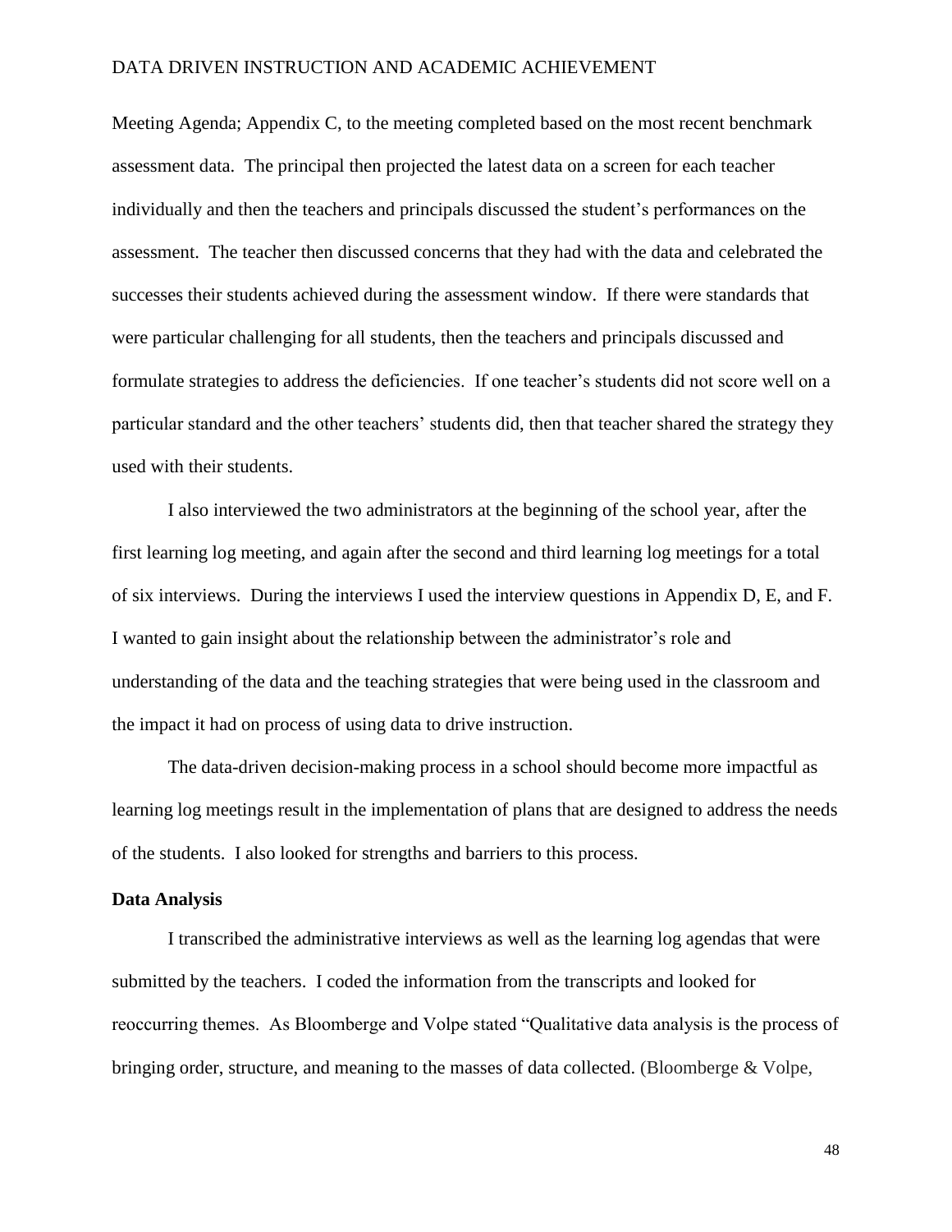Meeting Agenda; Appendix C, to the meeting completed based on the most recent benchmark assessment data. The principal then projected the latest data on a screen for each teacher individually and then the teachers and principals discussed the student's performances on the assessment. The teacher then discussed concerns that they had with the data and celebrated the successes their students achieved during the assessment window. If there were standards that were particular challenging for all students, then the teachers and principals discussed and formulate strategies to address the deficiencies. If one teacher's students did not score well on a particular standard and the other teachers' students did, then that teacher shared the strategy they used with their students.

I also interviewed the two administrators at the beginning of the school year, after the first learning log meeting, and again after the second and third learning log meetings for a total of six interviews. During the interviews I used the interview questions in Appendix D, E, and F. I wanted to gain insight about the relationship between the administrator's role and understanding of the data and the teaching strategies that were being used in the classroom and the impact it had on process of using data to drive instruction.

The data-driven decision-making process in a school should become more impactful as learning log meetings result in the implementation of plans that are designed to address the needs of the students. I also looked for strengths and barriers to this process.

**Data Analysis**

I transcribed the administrative interviews as well as the learning log agendas that were submitted by the teachers. I coded the information from the transcripts and looked for reoccurring themes. As Bloomberge and Volpe stated "Qualitative data analysis is the process of bringing order, structure, and meaning to the masses of data collected. (Bloomberge & Volpe,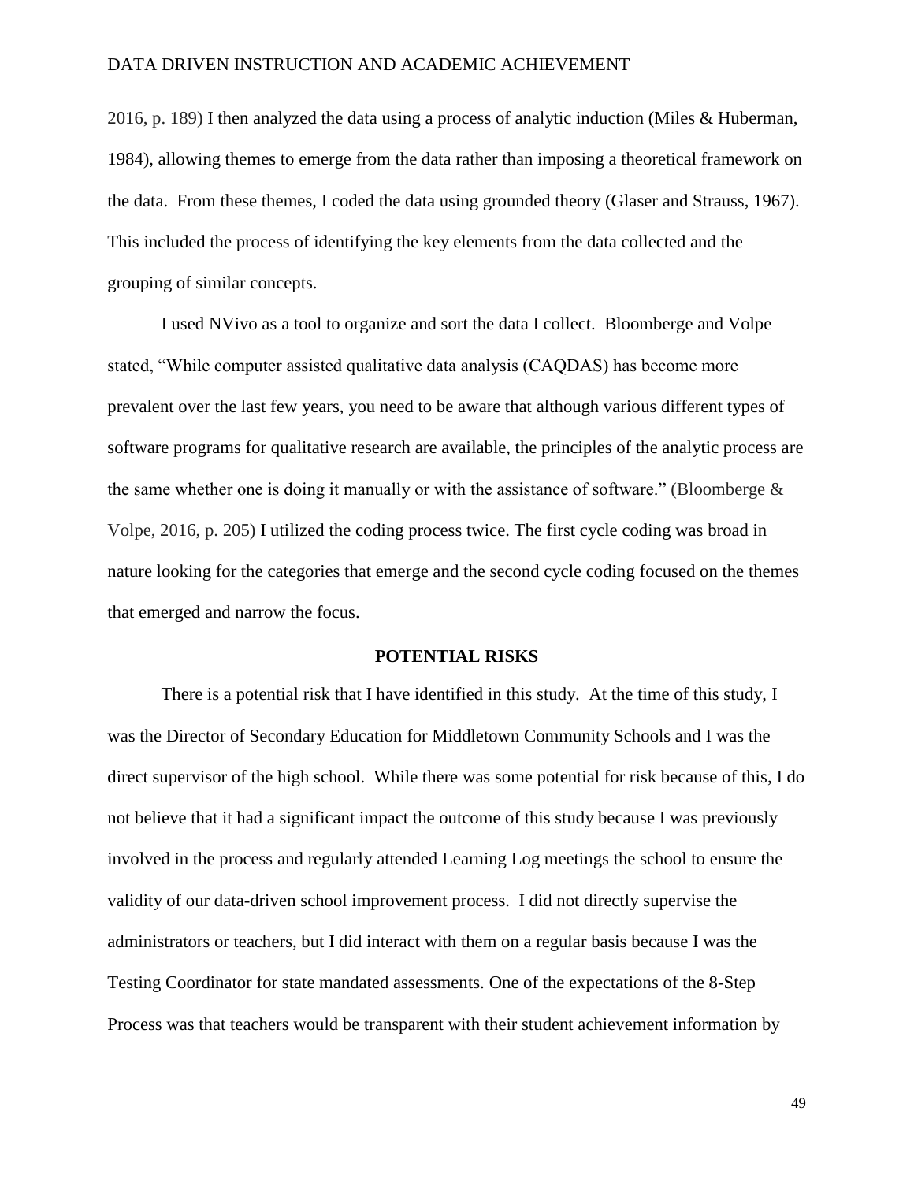2016, p. 189) I then analyzed the data using a process of analytic induction (Miles & Huberman, 1984), allowing themes to emerge from the data rather than imposing a theoretical framework on the data. From these themes, I coded the data using grounded theory (Glaser and Strauss, 1967). This included the process of identifying the key elements from the data collected and the grouping of similar concepts.

I used NVivo as a tool to organize and sort the data I collect. Bloomberge and Volpe stated, "While computer assisted qualitative data analysis (CAQDAS) has become more prevalent over the last few years, you need to be aware that although various different types of software programs for qualitative research are available, the principles of the analytic process are the same whether one is doing it manually or with the assistance of software." (Bloomberge & Volpe, 2016, p. 205) I utilized the coding process twice. The first cycle coding was broad in nature looking for the categories that emerge and the second cycle coding focused on the themes that emerged and narrow the focus.

## POTENTIAL RISKS

There is a potential risk that I have identified in this study. At the time of this study, I was the Director of Secondary Education for Middletown Community Schools and I was the direct supervisor of the high school. While there was some potential for risk because of this, I do not believe that it had a significant impact the outcome of this study because I was previously involved in the process and regularly attended Learning Log meetings the school to ensure the validity of our data-driven school improvement process. I did not directly supervise the administrators or teachers, but I did interact with them on a regular basis because I was the Testing Coordinator for state mandated assessments. One of the expectations of the 8-Step Process was that teachers would be transparent with their student achievement information by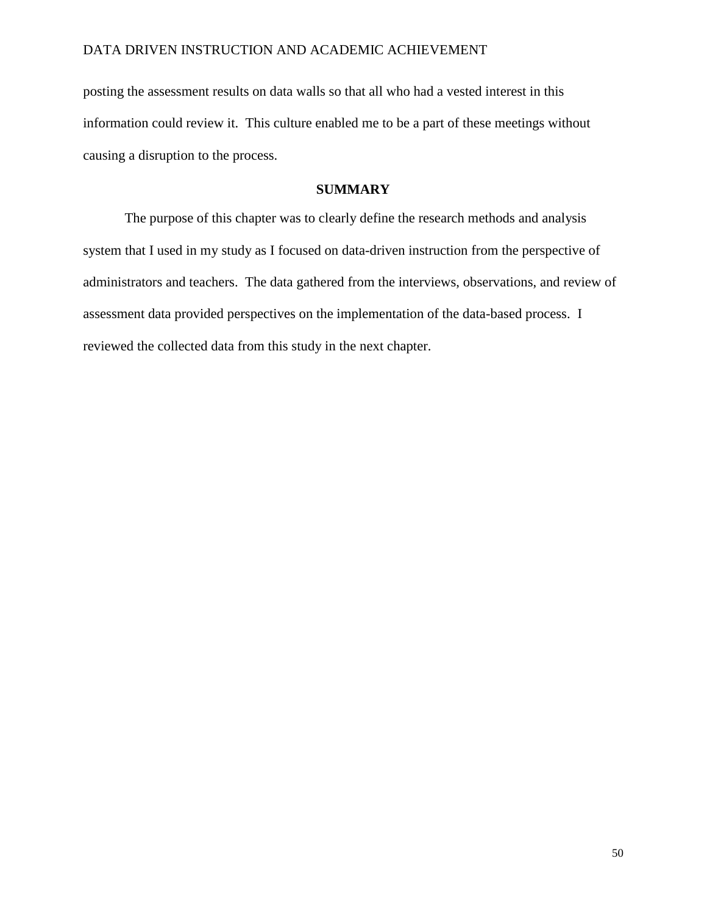posting the assessment results on data walls so that all who had a vested interest in this information could review it. This culture enabled me to be a part of these meetings without causing a disruption to the process.

## SUMMARY

The purpose of this chapter was to clearly define the research methods and analysis system that I used in my study as I focused on data-driven instruction from the perspective of administrators and teachers. The data gathered from the interviews, observations, and review of assessment data provided perspectives on the implementation of the data-based process. I reviewed the collected data from this study in the next chapter.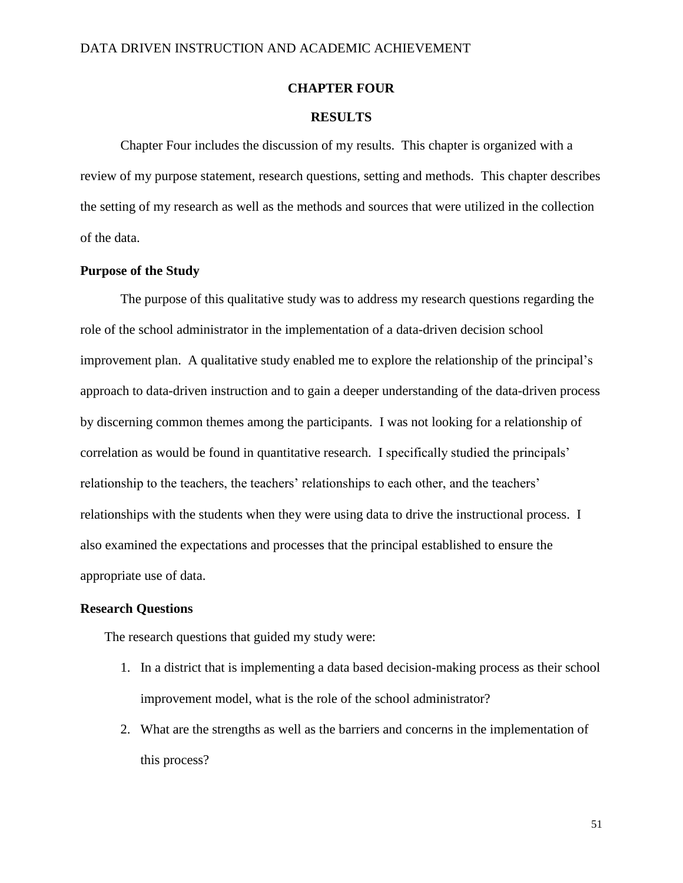# CHAPTER FOUR

# RESULTS

Chapter Four includes the discussion of my results. This chapter is organized with a review of my purpose statement, research questions, setting and methods. This chapter describes the setting of my research as well as the methods and sources that were utilized in the collection of the data.

## Purpose of the Study

The purpose of this qualitative study was to address my research questions regarding the role of the school administrator in the implementation of a data-driven decision school improvement plan. A qualitative study enabled me to explore the relationship of the principal's approach to data-driven instruction and to gain a deeper understanding of the data-driven process by discerning common themes among the participants. I was not looking for a relationship of correlation as would be found in quantitative research. I specifically studied the principals' relationship to the teachers, the teachers' relationships to each other, and the teachers' relationships with the students when they were using data to drive the instructional process. I also examined the expectations and processes that the principal established to ensure the appropriate use of data.

## Research Questions

The research questions that guided my study were:

1. In a district that is implementing a data based decision-making process as their school improvement model, what is the role of the school administrator?
2. What are the strengths as well as the barriers and concerns in the implementation of this process?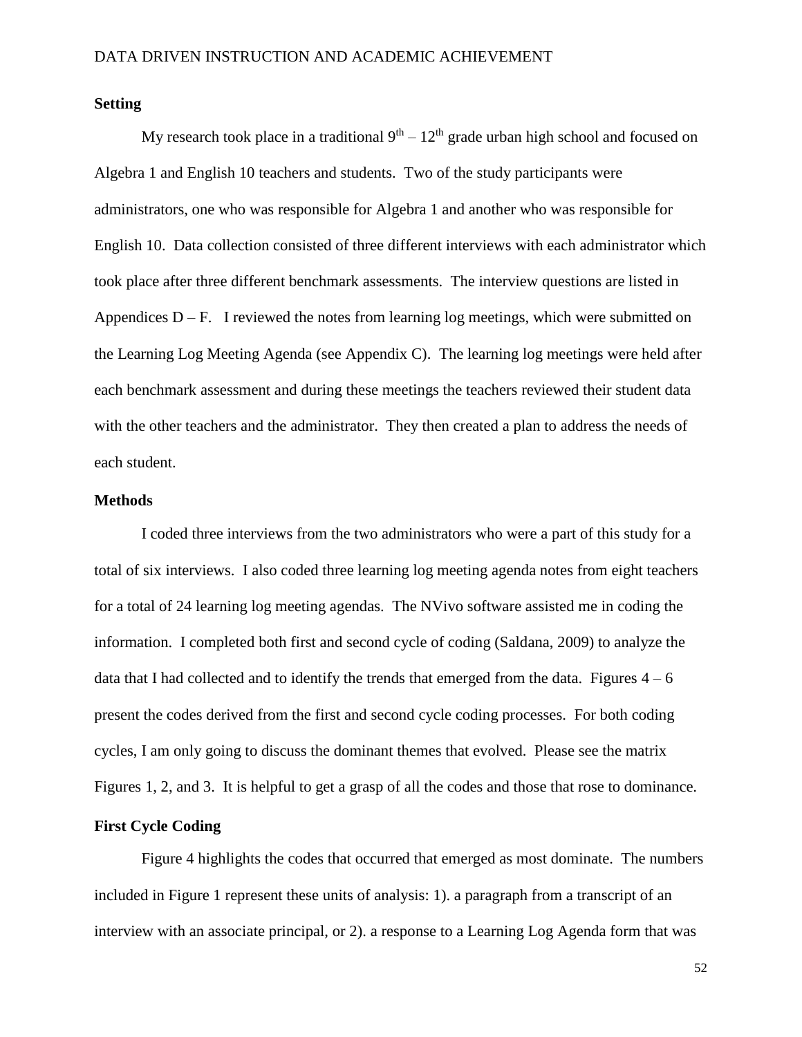## Setting

My research took place in a traditional 9th – 12th grade urban high school and focused on Algebra 1 and English 10 teachers and students. Two of the study participants were administrators, one who was responsible for Algebra 1 and another who was responsible for English 10. Data collection consisted of three different interviews with each administrator which took place after three different benchmark assessments. The interview questions are listed in Appendices D – F. I reviewed the notes from learning log meetings, which were submitted on the Learning Log Meeting Agenda (see Appendix C). The learning log meetings were held after each benchmark assessment and during these meetings the teachers reviewed their student data with the other teachers and the administrator. They then created a plan to address the needs of each student.

## Methods

I coded three interviews from the two administrators who were a part of this study for a total of six interviews. I also coded three learning log meeting agenda notes from eight teachers for a total of 24 learning log meeting agendas. The NVivo software assisted me in coding the information. I completed both first and second cycle of coding (Saldana, 2009) to analyze the data that I had collected and to identify the trends that emerged from the data. Figures 4 – 6 present the codes derived from the first and second cycle coding processes. For both coding cycles, I am only going to discuss the dominant themes that evolved. Please see the matrix Figures 1, 2, and 3. It is helpful to get a grasp of all the codes and those that rose to dominance.

## First Cycle Coding

Figure 4 highlights the codes that occurred that emerged as most dominate. The numbers included in Figure 1 represent these units of analysis: 1). a paragraph from a transcript of an interview with an associate principal, or 2). a response to a Learning Log Agenda form that was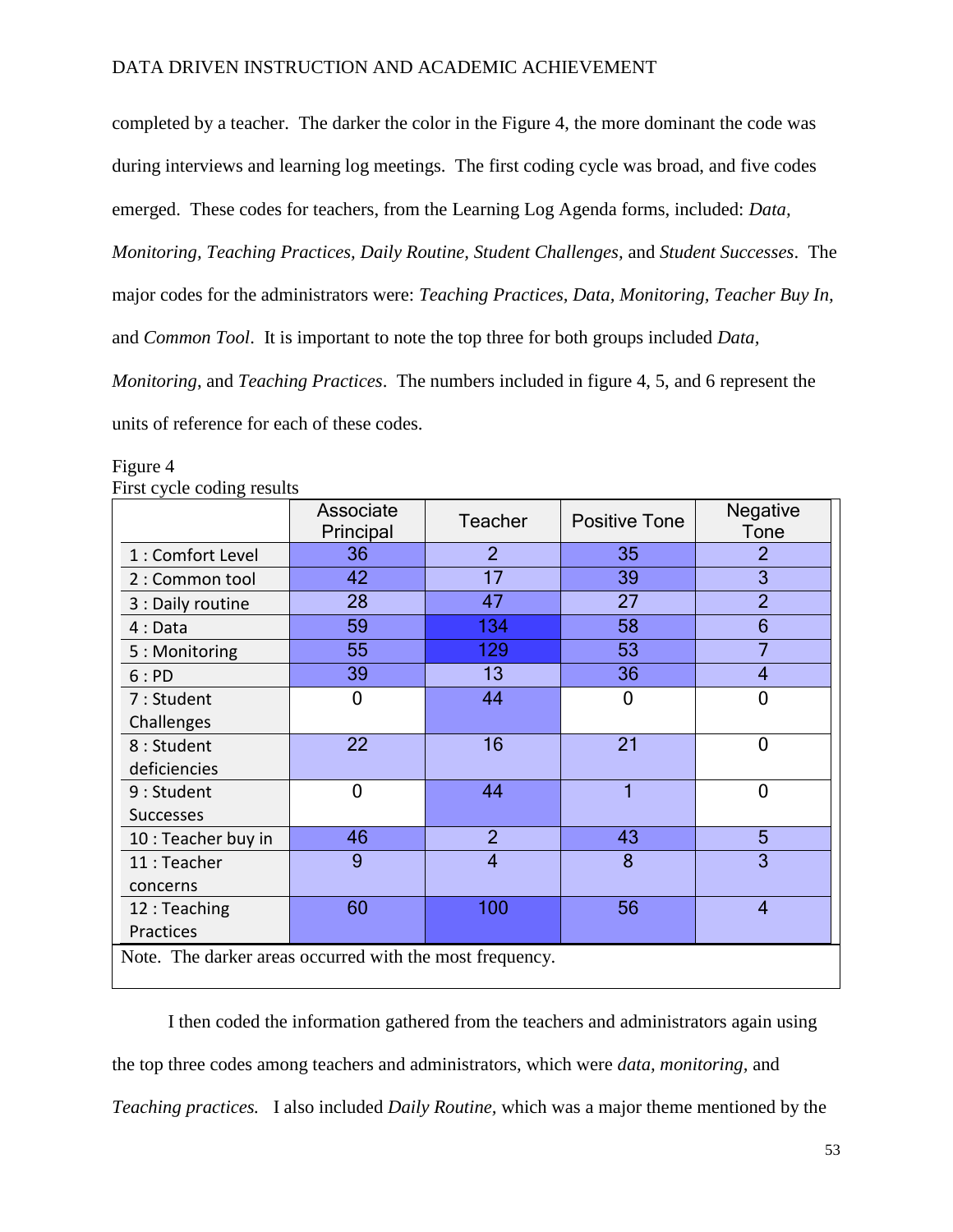completed by a teacher. The darker the color in the Figure 4, the more dominant the code was during interviews and learning log meetings. The first coding cycle was broad, and five codes emerged. These codes for teachers, from the Learning Log Agenda forms, included: *Data, Monitoring, Teaching Practices, Daily Routine, Student Challenges,* and *Student Successes*. The major codes for the administrators were: *Teaching Practices, Data, Monitoring, Teacher Buy In,* and *Common Tool*. It is important to note the top three for both groups included *Data, Monitoring*, and *Teaching Practices*. The numbers included in figure 4, 5, and 6 represent the units of reference for each of these codes.

Figure 4
First cycle coding results

| | Associate Principal | Teacher | Positive Tone | Negative Tone |
|---|---|---|---|---|
| 1 : Comfort Level | 36 | 2 | 35 | 2 |
| 2 : Common tool | 42 | 17 | 39 | 3 |
| 3 : Daily routine | 28 | 47 | 27 | 2 |
| 4 : Data | 59 | 134 | 58 | 6 |
| 5 : Monitoring | 55 | 129 | 53 | 7 |
| 6 : PD | 39 | 13 | 36 | 4 |
| 7 : Student Challenges | 0 | 44 | 0 | 0 |
| 8 : Student deficiencies | 22 | 16 | 21 | 0 |
| 9 : Student Successes | 0 | 44 | 1 | 0 |
| 10 : Teacher buy in | 46 | 2 | 43 | 5 |
| 11 : Teacher concerns | 9 | 4 | 8 | 3 |
| 12 : Teaching Practices | 60 | 100 | 56 | 4 |

Note. The darker areas occurred with the most frequency.

I then coded the information gathered from the teachers and administrators again using the top three codes among teachers and administrators, which were *data*, *monitoring*, and *Teaching practices.* I also included *Daily Routine,* which was a major theme mentioned by the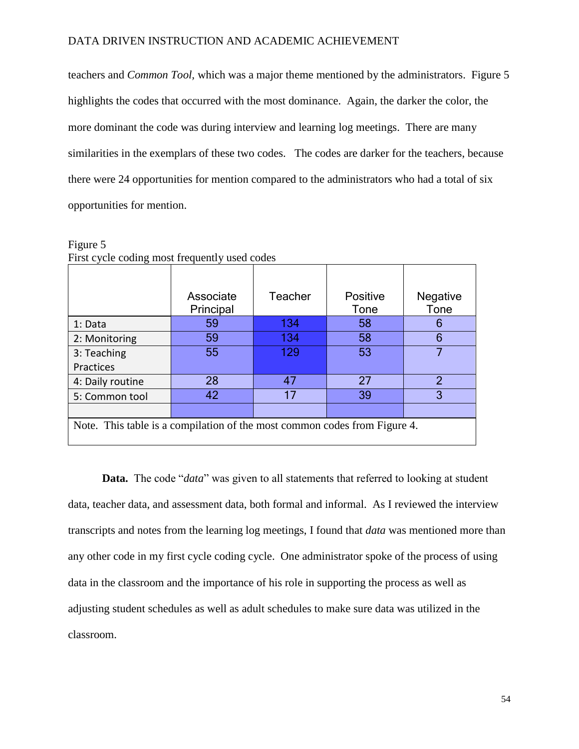teachers and *Common Tool,* which was a major theme mentioned by the administrators. Figure 5 highlights the codes that occurred with the most dominance. Again, the darker the color, the more dominant the code was during interview and learning log meetings. There are many similarities in the exemplars of these two codes. The codes are darker for the teachers, because there were 24 opportunities for mention compared to the administrators who had a total of six opportunities for mention.

Figure 5
First cycle coding most frequently used codes

| | Associate Principal | Teacher | Positive Tone | Negative Tone |
|---|---|---|---|---|
| 1: Data | 59 | 134 | 58 | 6 |
| 2: Monitoring | 59 | 134 | 58 | 6 |
| 3: Teaching Practices | 55 | 129 | 53 | 7 |
| 4: Daily routine | 28 | 47 | 27 | 2 |
| 5: Common tool | 42 | 17 | 39 | 3 |
| | | | | |

Note. This table is a compilation of the most common codes from Figure 4.

**Data.** The code "*data*" was given to all statements that referred to looking at student data, teacher data, and assessment data, both formal and informal. As I reviewed the interview transcripts and notes from the learning log meetings, I found that *data* was mentioned more than any other code in my first cycle coding cycle. One administrator spoke of the process of using data in the classroom and the importance of his role in supporting the process as well as adjusting student schedules as well as adult schedules to make sure data was utilized in the classroom.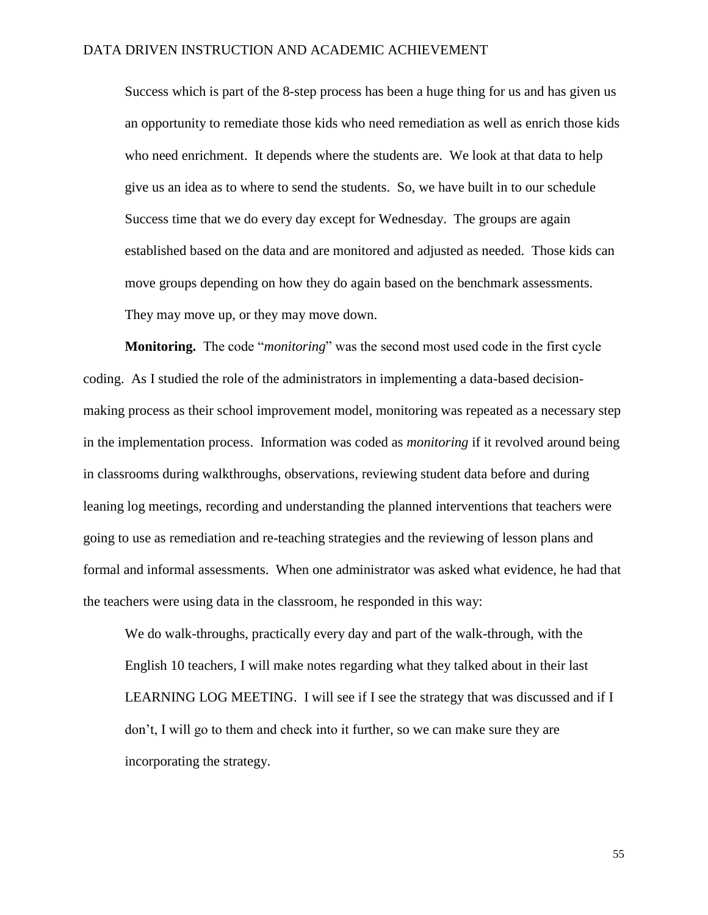Success which is part of the 8-step process has been a huge thing for us and has given us an opportunity to remediate those kids who need remediation as well as enrich those kids who need enrichment. It depends where the students are. We look at that data to help give us an idea as to where to send the students. So, we have built in to our schedule Success time that we do every day except for Wednesday. The groups are again established based on the data and are monitored and adjusted as needed. Those kids can move groups depending on how they do again based on the benchmark assessments. They may move up, or they may move down.

**Monitoring.** The code "*monitoring*" was the second most used code in the first cycle coding. As I studied the role of the administrators in implementing a data-based decision-making process as their school improvement model, monitoring was repeated as a necessary step in the implementation process. Information was coded as *monitoring* if it revolved around being in classrooms during walkthroughs, observations, reviewing student data before and during leaning log meetings, recording and understanding the planned interventions that teachers were going to use as remediation and re-teaching strategies and the reviewing of lesson plans and formal and informal assessments. When one administrator was asked what evidence, he had that the teachers were using data in the classroom, he responded in this way:

> We do walk-throughs, practically every day and part of the walk-through, with the English 10 teachers, I will make notes regarding what they talked about in their last LEARNING LOG MEETING. I will see if I see the strategy that was discussed and if I don't, I will go to them and check into it further, so we can make sure they are incorporating the strategy.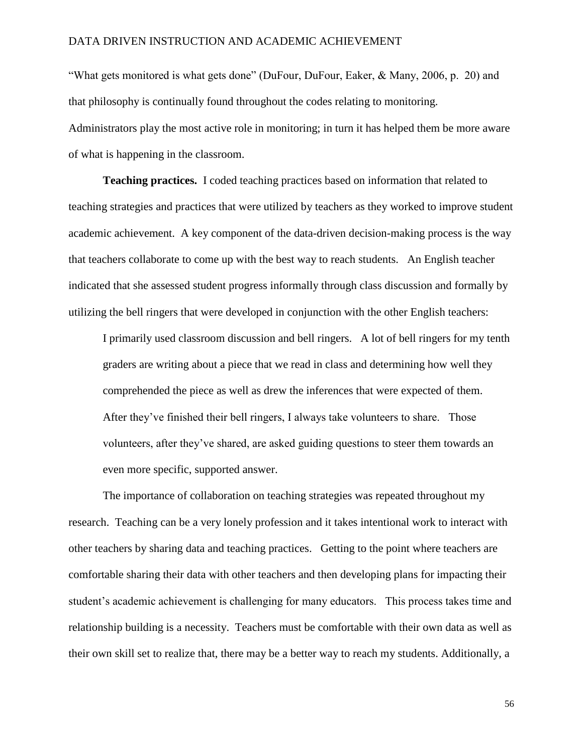"What gets monitored is what gets done" (DuFour, DuFour, Eaker, & Many, 2006, p. 20) and that philosophy is continually found throughout the codes relating to monitoring. Administrators play the most active role in monitoring; in turn it has helped them be more aware of what is happening in the classroom.

**Teaching practices.** I coded teaching practices based on information that related to teaching strategies and practices that were utilized by teachers as they worked to improve student academic achievement. A key component of the data-driven decision-making process is the way that teachers collaborate to come up with the best way to reach students. An English teacher indicated that she assessed student progress informally through class discussion and formally by utilizing the bell ringers that were developed in conjunction with the other English teachers:

> I primarily used classroom discussion and bell ringers. A lot of bell ringers for my tenth graders are writing about a piece that we read in class and determining how well they comprehended the piece as well as drew the inferences that were expected of them. After they've finished their bell ringers, I always take volunteers to share. Those volunteers, after they've shared, are asked guiding questions to steer them towards an even more specific, supported answer.

The importance of collaboration on teaching strategies was repeated throughout my research. Teaching can be a very lonely profession and it takes intentional work to interact with other teachers by sharing data and teaching practices. Getting to the point where teachers are comfortable sharing their data with other teachers and then developing plans for impacting their student's academic achievement is challenging for many educators. This process takes time and relationship building is a necessity. Teachers must be comfortable with their own data as well as their own skill set to realize that, there may be a better way to reach my students. Additionally, a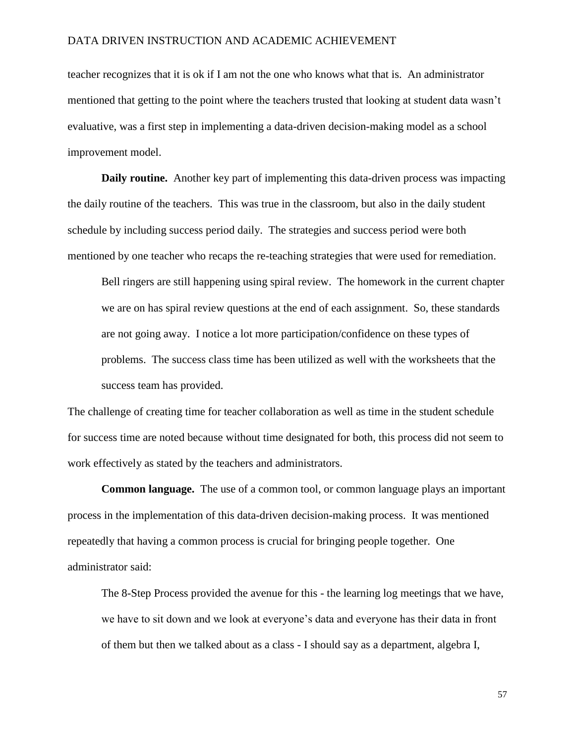teacher recognizes that it is ok if I am not the one who knows what that is. An administrator mentioned that getting to the point where the teachers trusted that looking at student data wasn't evaluative, was a first step in implementing a data-driven decision-making model as a school improvement model.

**Daily routine.** Another key part of implementing this data-driven process was impacting the daily routine of the teachers. This was true in the classroom, but also in the daily student schedule by including success period daily. The strategies and success period were both mentioned by one teacher who recaps the re-teaching strategies that were used for remediation.

> Bell ringers are still happening using spiral review. The homework in the current chapter we are on has spiral review questions at the end of each assignment. So, these standards are not going away. I notice a lot more participation/confidence on these types of problems. The success class time has been utilized as well with the worksheets that the success team has provided.

The challenge of creating time for teacher collaboration as well as time in the student schedule for success time are noted because without time designated for both, this process did not seem to work effectively as stated by the teachers and administrators.

**Common language.** The use of a common tool, or common language plays an important process in the implementation of this data-driven decision-making process. It was mentioned repeatedly that having a common process is crucial for bringing people together. One administrator said:

> The 8-Step Process provided the avenue for this - the learning log meetings that we have, we have to sit down and we look at everyone's data and everyone has their data in front of them but then we talked about as a class - I should say as a department, algebra I,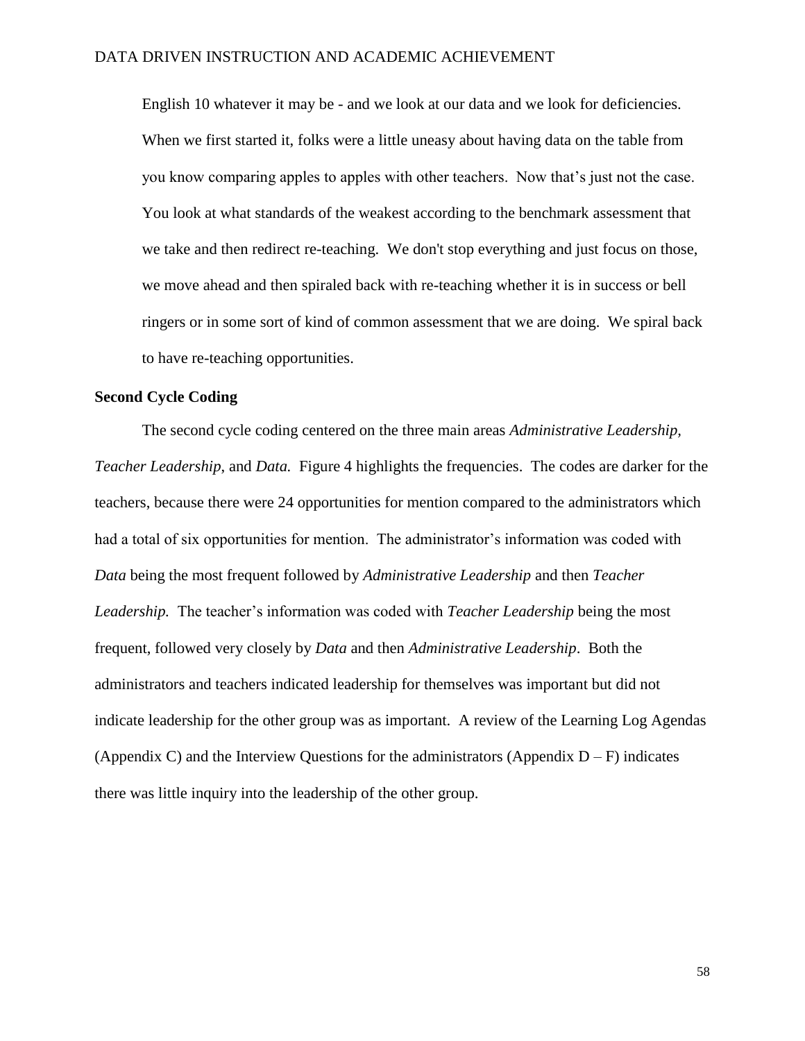> English 10 whatever it may be - and we look at our data and we look for deficiencies. When we first started it, folks were a little uneasy about having data on the table from you know comparing apples to apples with other teachers. Now that's just not the case. You look at what standards of the weakest according to the benchmark assessment that we take and then redirect re-teaching. We don't stop everything and just focus on those, we move ahead and then spiraled back with re-teaching whether it is in success or bell ringers or in some sort of kind of common assessment that we are doing. We spiral back to have re-teaching opportunities.

**Second Cycle Coding**

The second cycle coding centered on the three main areas *Administrative Leadership, Teacher Leadership*, and *Data.* Figure 4 highlights the frequencies. The codes are darker for the teachers, because there were 24 opportunities for mention compared to the administrators which had a total of six opportunities for mention. The administrator's information was coded with *Data* being the most frequent followed by *Administrative Leadership* and then *Teacher Leadership.* The teacher's information was coded with *Teacher Leadership* being the most frequent, followed very closely by *Data* and then *Administrative Leadership*. Both the administrators and teachers indicated leadership for themselves was important but did not indicate leadership for the other group was as important. A review of the Learning Log Agendas (Appendix C) and the Interview Questions for the administrators (Appendix D – F) indicates there was little inquiry into the leadership of the other group.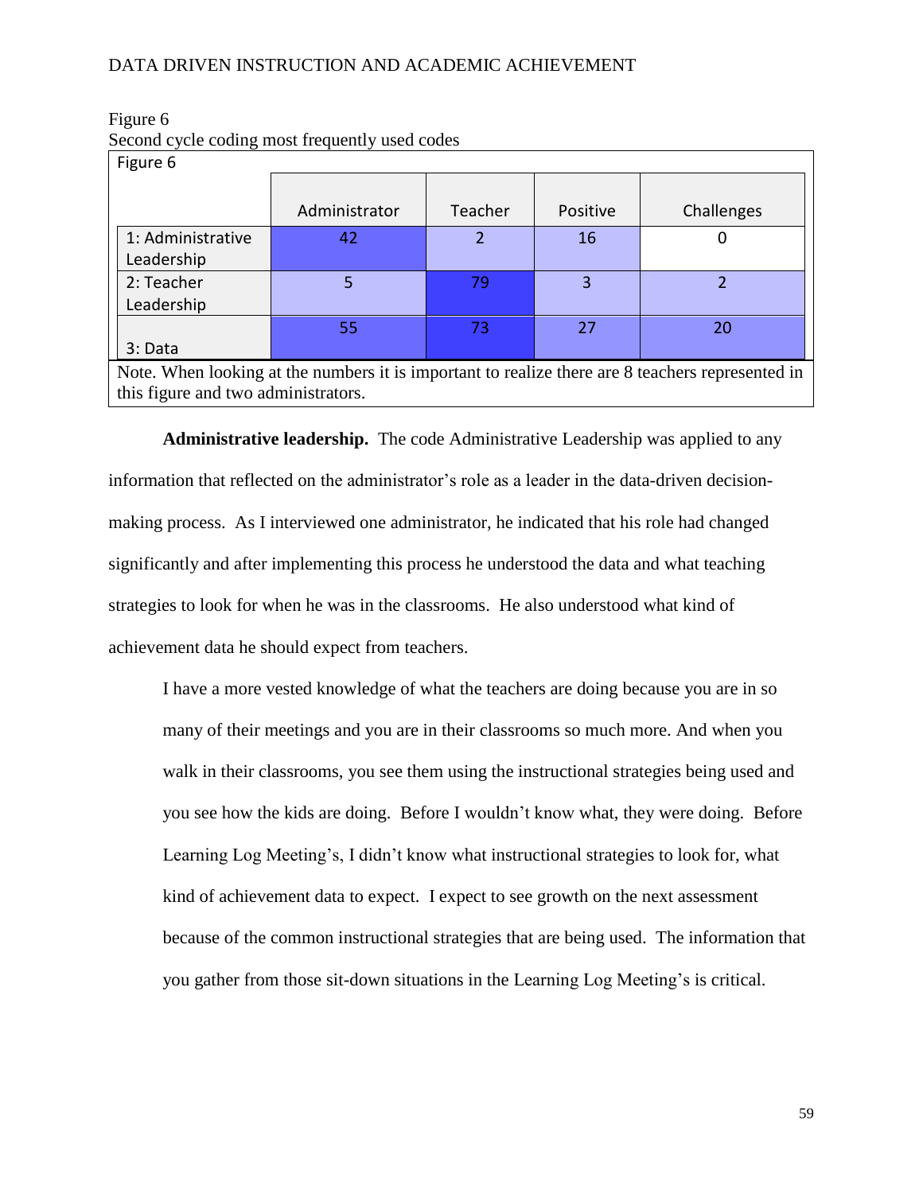Figure 6

Second cycle coding most frequently used codes

Figure 6

| | Administrator | Teacher | Positive | Challenges |
|---|---|---|---|---|
| 1: Administrative Leadership | 42 | 2 | 16 | 0 |
| 2: Teacher Leadership | 5 | 79 | 3 | 2 |
| 3: Data | 55 | 73 | 27 | 20 |

Note. When looking at the numbers it is important to realize there are 8 teachers represented in this figure and two administrators.

**Administrative leadership.** The code Administrative Leadership was applied to any information that reflected on the administrator's role as a leader in the data-driven decision-making process. As I interviewed one administrator, he indicated that his role had changed significantly and after implementing this process he understood the data and what teaching strategies to look for when he was in the classrooms. He also understood what kind of achievement data he should expect from teachers.

> I have a more vested knowledge of what the teachers are doing because you are in so many of their meetings and you are in their classrooms so much more. And when you walk in their classrooms, you see them using the instructional strategies being used and you see how the kids are doing. Before I wouldn't know what, they were doing. Before Learning Log Meeting's, I didn't know what instructional strategies to look for, what kind of achievement data to expect. I expect to see growth on the next assessment because of the common instructional strategies that are being used. The information that you gather from those sit-down situations in the Learning Log Meeting's is critical.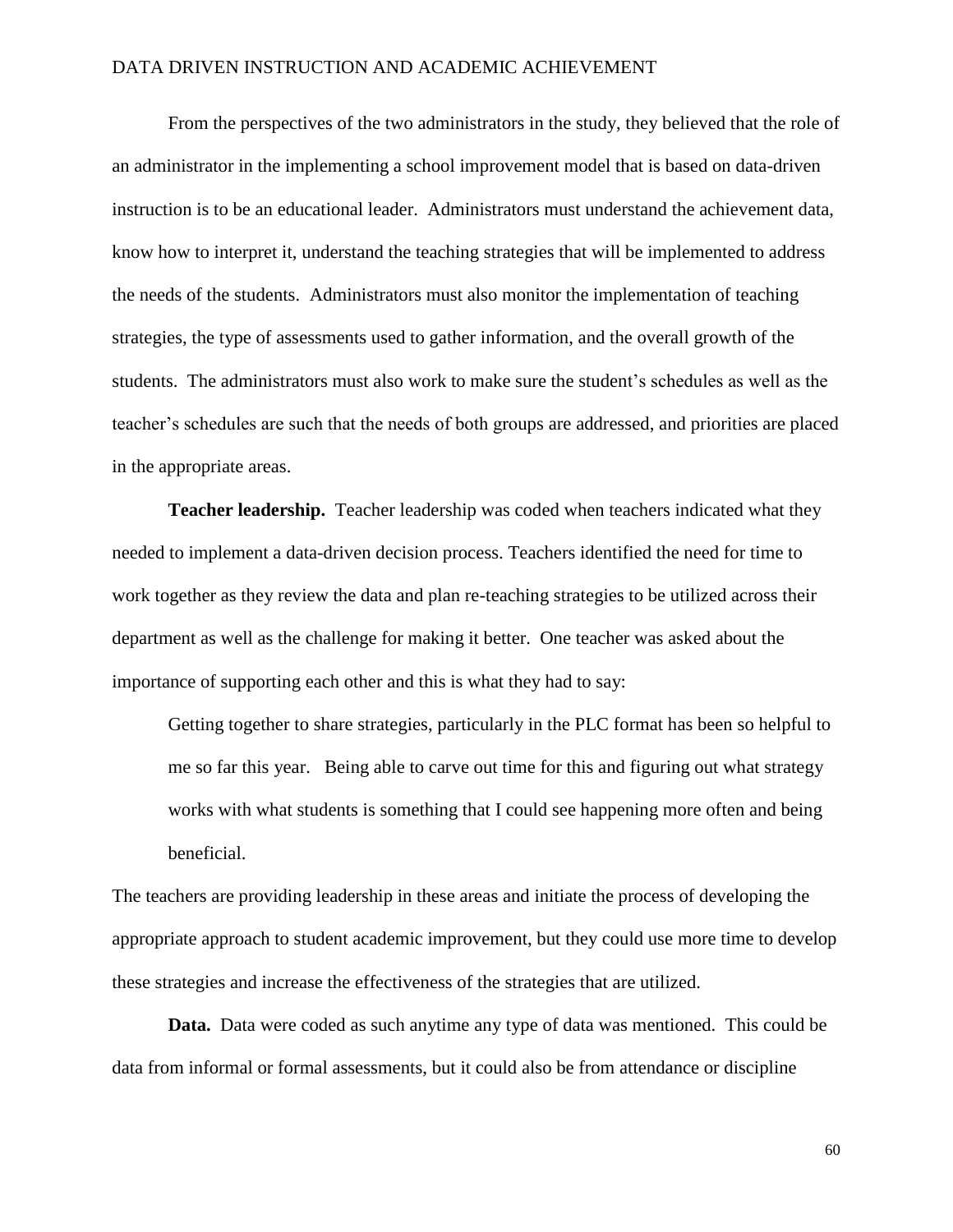From the perspectives of the two administrators in the study, they believed that the role of an administrator in the implementing a school improvement model that is based on data-driven instruction is to be an educational leader. Administrators must understand the achievement data, know how to interpret it, understand the teaching strategies that will be implemented to address the needs of the students. Administrators must also monitor the implementation of teaching strategies, the type of assessments used to gather information, and the overall growth of the students. The administrators must also work to make sure the student's schedules as well as the teacher's schedules are such that the needs of both groups are addressed, and priorities are placed in the appropriate areas.

**Teacher leadership.** Teacher leadership was coded when teachers indicated what they needed to implement a data-driven decision process. Teachers identified the need for time to work together as they review the data and plan re-teaching strategies to be utilized across their department as well as the challenge for making it better. One teacher was asked about the importance of supporting each other and this is what they had to say:

> Getting together to share strategies, particularly in the PLC format has been so helpful to me so far this year. Being able to carve out time for this and figuring out what strategy works with what students is something that I could see happening more often and being beneficial.

The teachers are providing leadership in these areas and initiate the process of developing the appropriate approach to student academic improvement, but they could use more time to develop these strategies and increase the effectiveness of the strategies that are utilized.

**Data.** Data were coded as such anytime any type of data was mentioned. This could be data from informal or formal assessments, but it could also be from attendance or discipline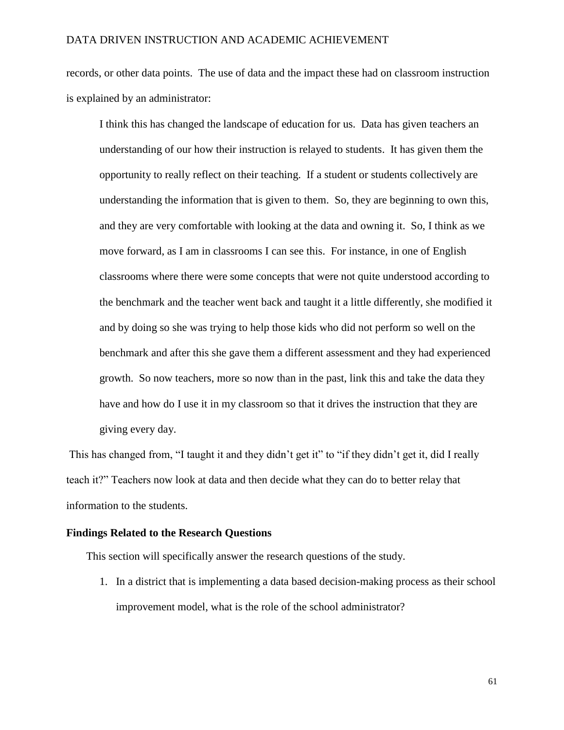records, or other data points. The use of data and the impact these had on classroom instruction is explained by an administrator:

> I think this has changed the landscape of education for us. Data has given teachers an understanding of our how their instruction is relayed to students. It has given them the opportunity to really reflect on their teaching. If a student or students collectively are understanding the information that is given to them. So, they are beginning to own this, and they are very comfortable with looking at the data and owning it. So, I think as we move forward, as I am in classrooms I can see this. For instance, in one of English classrooms where there were some concepts that were not quite understood according to the benchmark and the teacher went back and taught it a little differently, she modified it and by doing so she was trying to help those kids who did not perform so well on the benchmark and after this she gave them a different assessment and they had experienced growth. So now teachers, more so now than in the past, link this and take the data they have and how do I use it in my classroom so that it drives the instruction that they are giving every day.

This has changed from, "I taught it and they didn't get it" to "if they didn't get it, did I really teach it?" Teachers now look at data and then decide what they can do to better relay that information to the students.

**Findings Related to the Research Questions**

This section will specifically answer the research questions of the study.

1. In a district that is implementing a data based decision-making process as their school improvement model, what is the role of the school administrator?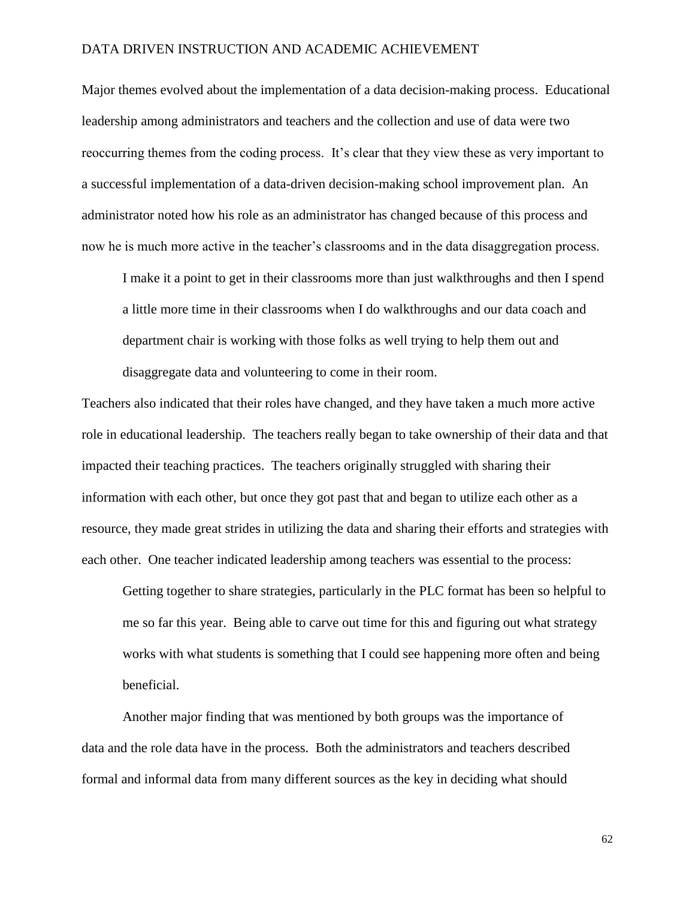Major themes evolved about the implementation of a data decision-making process. Educational leadership among administrators and teachers and the collection and use of data were two reoccurring themes from the coding process. It's clear that they view these as very important to a successful implementation of a data-driven decision-making school improvement plan. An administrator noted how his role as an administrator has changed because of this process and now he is much more active in the teacher's classrooms and in the data disaggregation process.

> I make it a point to get in their classrooms more than just walkthroughs and then I spend a little more time in their classrooms when I do walkthroughs and our data coach and department chair is working with those folks as well trying to help them out and disaggregate data and volunteering to come in their room.

Teachers also indicated that their roles have changed, and they have taken a much more active role in educational leadership. The teachers really began to take ownership of their data and that impacted their teaching practices. The teachers originally struggled with sharing their information with each other, but once they got past that and began to utilize each other as a resource, they made great strides in utilizing the data and sharing their efforts and strategies with each other. One teacher indicated leadership among teachers was essential to the process:

> Getting together to share strategies, particularly in the PLC format has been so helpful to me so far this year. Being able to carve out time for this and figuring out what strategy works with what students is something that I could see happening more often and being beneficial.

Another major finding that was mentioned by both groups was the importance of data and the role data have in the process. Both the administrators and teachers described formal and informal data from many different sources as the key in deciding what should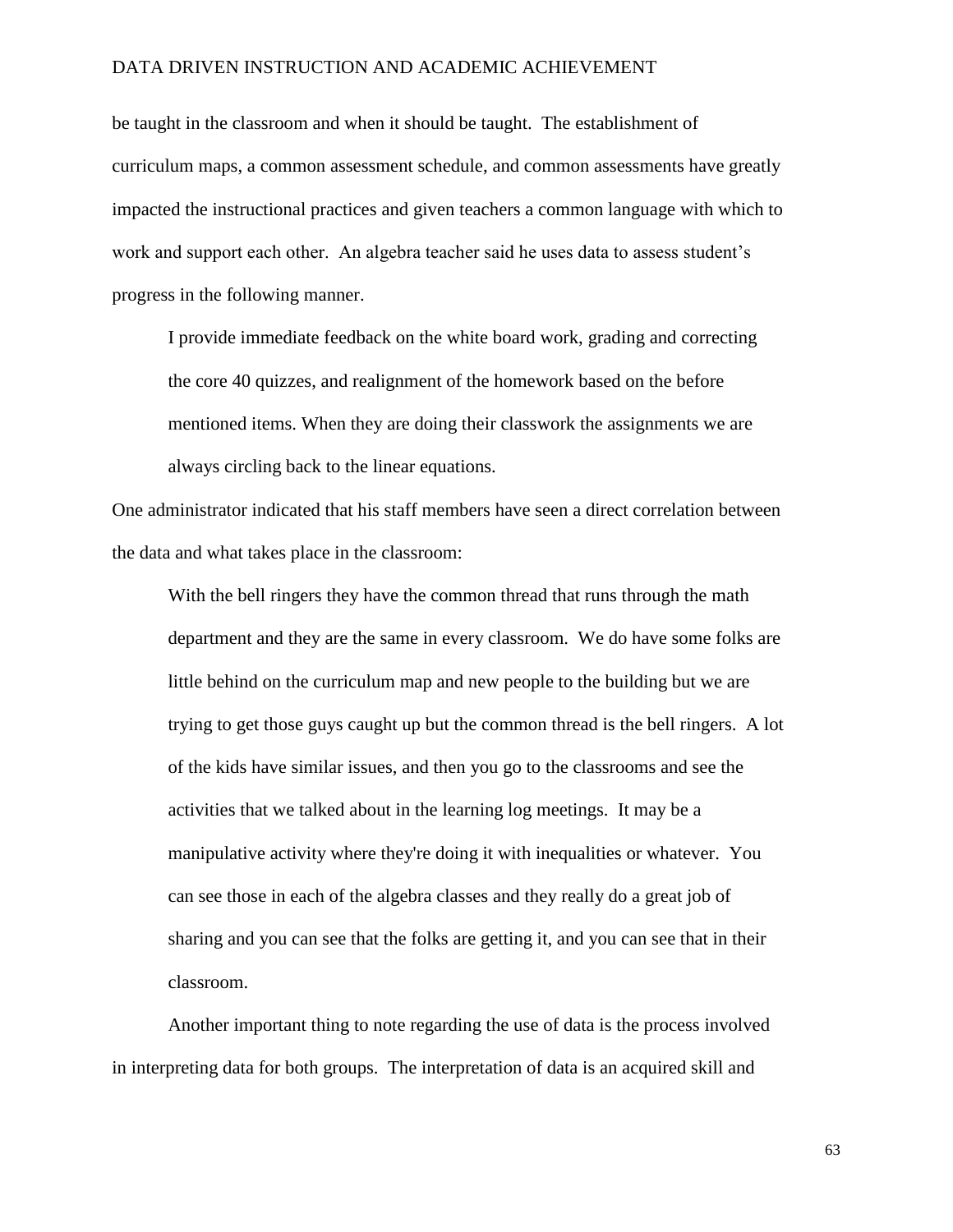be taught in the classroom and when it should be taught. The establishment of curriculum maps, a common assessment schedule, and common assessments have greatly impacted the instructional practices and given teachers a common language with which to work and support each other. An algebra teacher said he uses data to assess student's progress in the following manner.

> I provide immediate feedback on the white board work, grading and correcting the core 40 quizzes, and realignment of the homework based on the before mentioned items. When they are doing their classwork the assignments we are always circling back to the linear equations.

One administrator indicated that his staff members have seen a direct correlation between the data and what takes place in the classroom:

> With the bell ringers they have the common thread that runs through the math department and they are the same in every classroom. We do have some folks are little behind on the curriculum map and new people to the building but we are trying to get those guys caught up but the common thread is the bell ringers. A lot of the kids have similar issues, and then you go to the classrooms and see the activities that we talked about in the learning log meetings. It may be a manipulative activity where they're doing it with inequalities or whatever. You can see those in each of the algebra classes and they really do a great job of sharing and you can see that the folks are getting it, and you can see that in their classroom.

Another important thing to note regarding the use of data is the process involved in interpreting data for both groups. The interpretation of data is an acquired skill and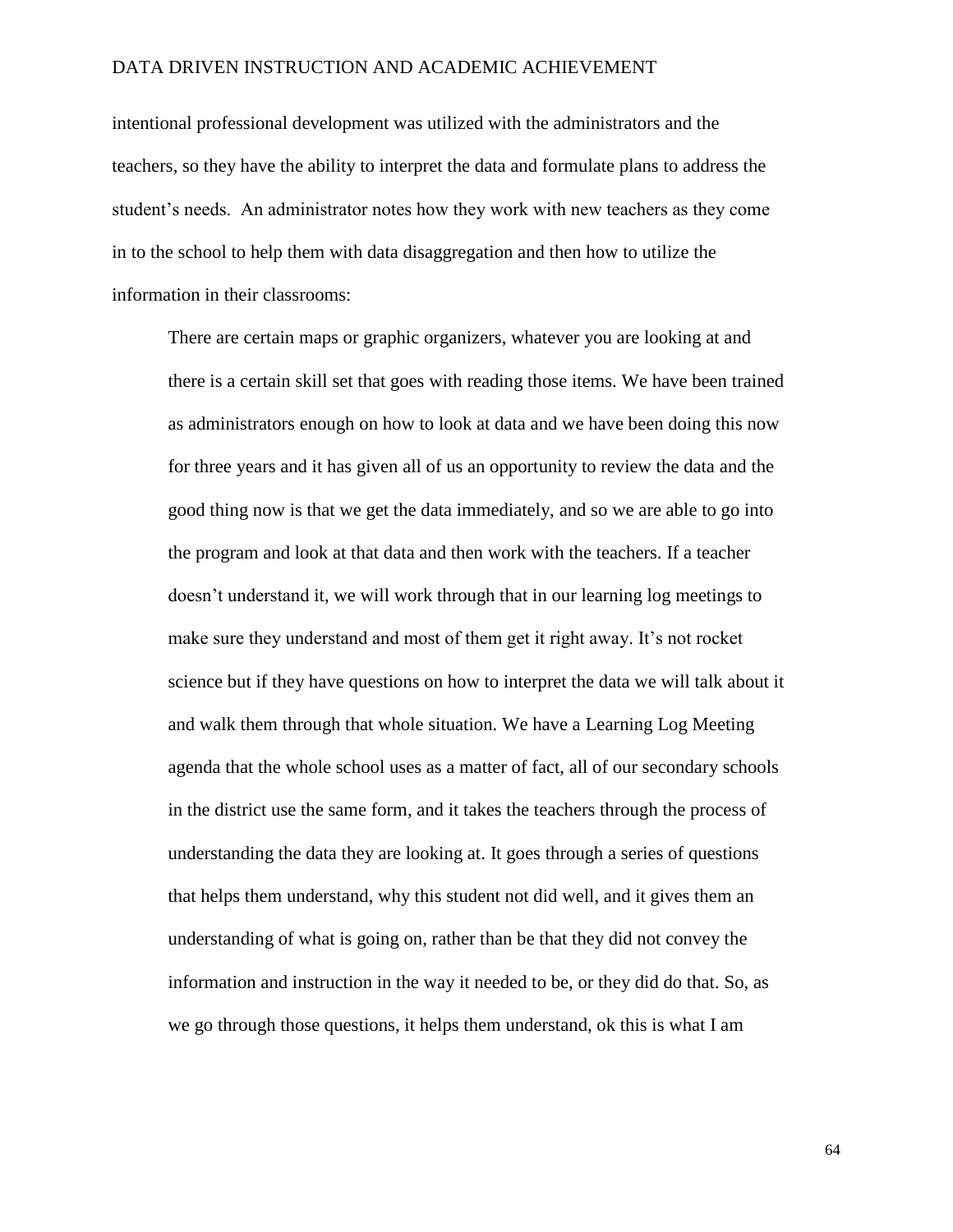intentional professional development was utilized with the administrators and the teachers, so they have the ability to interpret the data and formulate plans to address the student's needs. An administrator notes how they work with new teachers as they come in to the school to help them with data disaggregation and then how to utilize the information in their classrooms:

> There are certain maps or graphic organizers, whatever you are looking at and there is a certain skill set that goes with reading those items. We have been trained as administrators enough on how to look at data and we have been doing this now for three years and it has given all of us an opportunity to review the data and the good thing now is that we get the data immediately, and so we are able to go into the program and look at that data and then work with the teachers. If a teacher doesn't understand it, we will work through that in our learning log meetings to make sure they understand and most of them get it right away. It's not rocket science but if they have questions on how to interpret the data we will talk about it and walk them through that whole situation. We have a Learning Log Meeting agenda that the whole school uses as a matter of fact, all of our secondary schools in the district use the same form, and it takes the teachers through the process of understanding the data they are looking at. It goes through a series of questions that helps them understand, why this student not did well, and it gives them an understanding of what is going on, rather than be that they did not convey the information and instruction in the way it needed to be, or they did do that. So, as we go through those questions, it helps them understand, ok this is what I am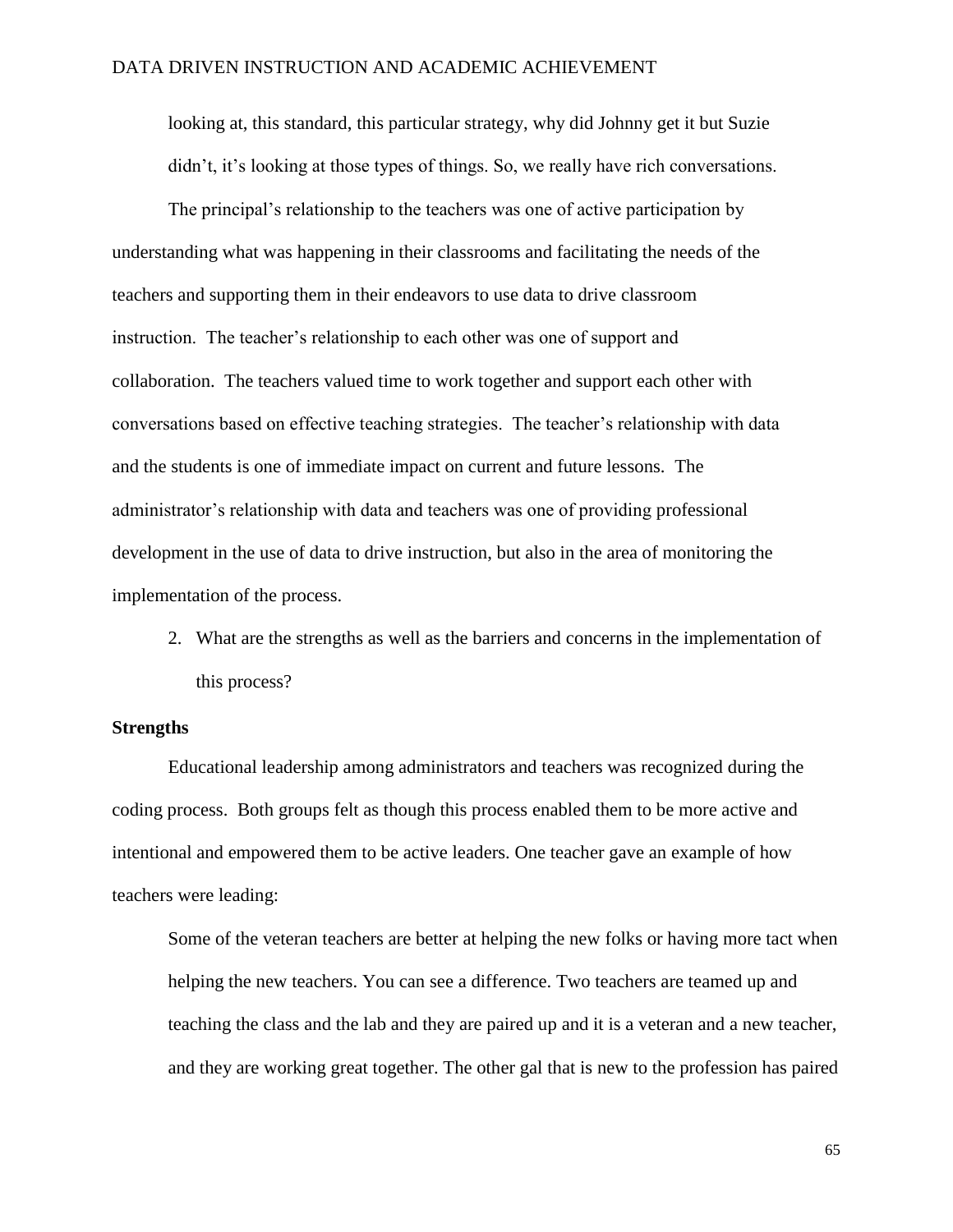> looking at, this standard, this particular strategy, why did Johnny get it but Suzie didn't, it's looking at those types of things. So, we really have rich conversations.

The principal's relationship to the teachers was one of active participation by understanding what was happening in their classrooms and facilitating the needs of the teachers and supporting them in their endeavors to use data to drive classroom instruction. The teacher's relationship to each other was one of support and collaboration. The teachers valued time to work together and support each other with conversations based on effective teaching strategies. The teacher's relationship with data and the students is one of immediate impact on current and future lessons. The administrator's relationship with data and teachers was one of providing professional development in the use of data to drive instruction, but also in the area of monitoring the implementation of the process.

2. What are the strengths as well as the barriers and concerns in the implementation of this process?

**Strengths**

Educational leadership among administrators and teachers was recognized during the coding process. Both groups felt as though this process enabled them to be more active and intentional and empowered them to be active leaders. One teacher gave an example of how teachers were leading:

> Some of the veteran teachers are better at helping the new folks or having more tact when helping the new teachers. You can see a difference. Two teachers are teamed up and teaching the class and the lab and they are paired up and it is a veteran and a new teacher, and they are working great together. The other gal that is new to the profession has paired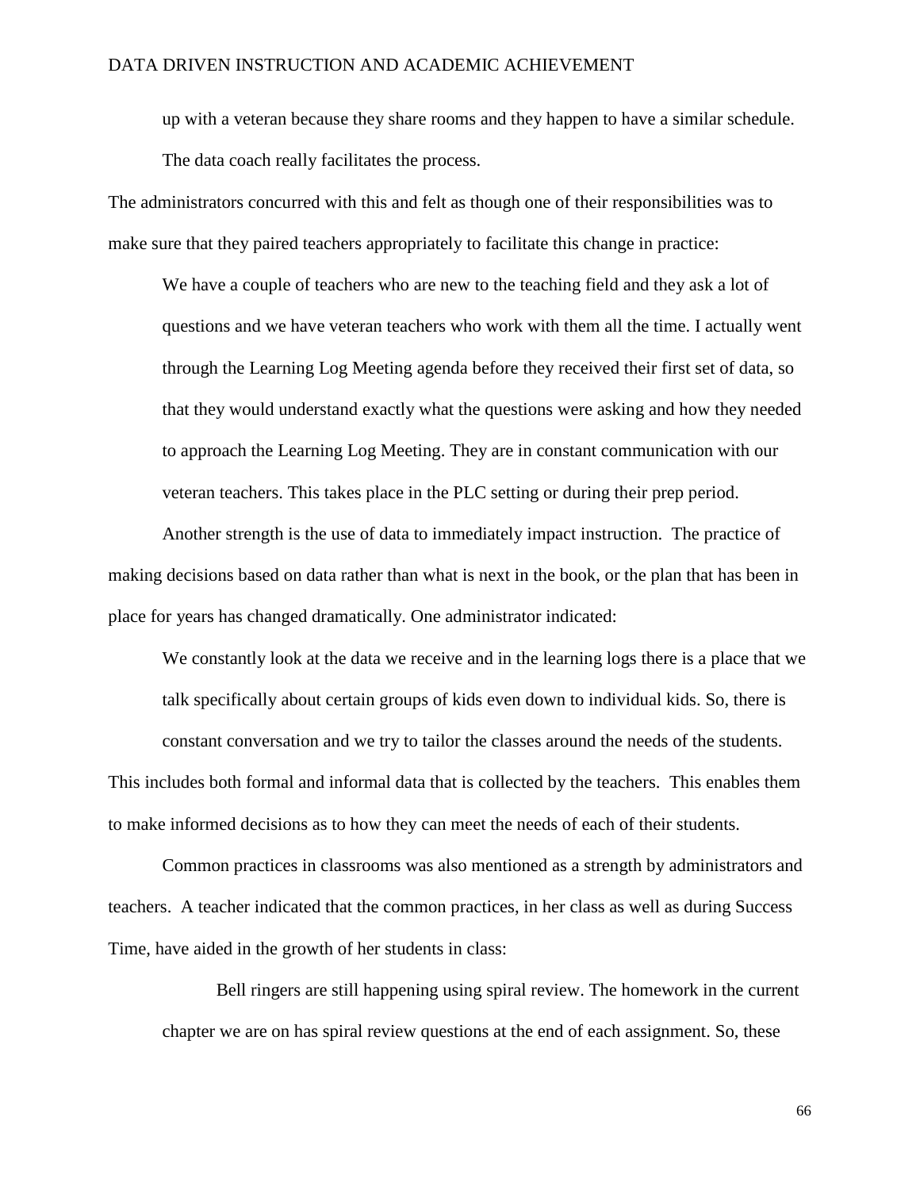up with a veteran because they share rooms and they happen to have a similar schedule. The data coach really facilitates the process.

The administrators concurred with this and felt as though one of their responsibilities was to make sure that they paired teachers appropriately to facilitate this change in practice:

> We have a couple of teachers who are new to the teaching field and they ask a lot of questions and we have veteran teachers who work with them all the time. I actually went through the Learning Log Meeting agenda before they received their first set of data, so that they would understand exactly what the questions were asking and how they needed to approach the Learning Log Meeting. They are in constant communication with our veteran teachers. This takes place in the PLC setting or during their prep period.

Another strength is the use of data to immediately impact instruction. The practice of making decisions based on data rather than what is next in the book, or the plan that has been in place for years has changed dramatically. One administrator indicated:

> We constantly look at the data we receive and in the learning logs there is a place that we talk specifically about certain groups of kids even down to individual kids. So, there is constant conversation and we try to tailor the classes around the needs of the students.

This includes both formal and informal data that is collected by the teachers. This enables them to make informed decisions as to how they can meet the needs of each of their students.

Common practices in classrooms was also mentioned as a strength by administrators and teachers. A teacher indicated that the common practices, in her class as well as during Success Time, have aided in the growth of her students in class:

> Bell ringers are still happening using spiral review. The homework in the current chapter we are on has spiral review questions at the end of each assignment. So, these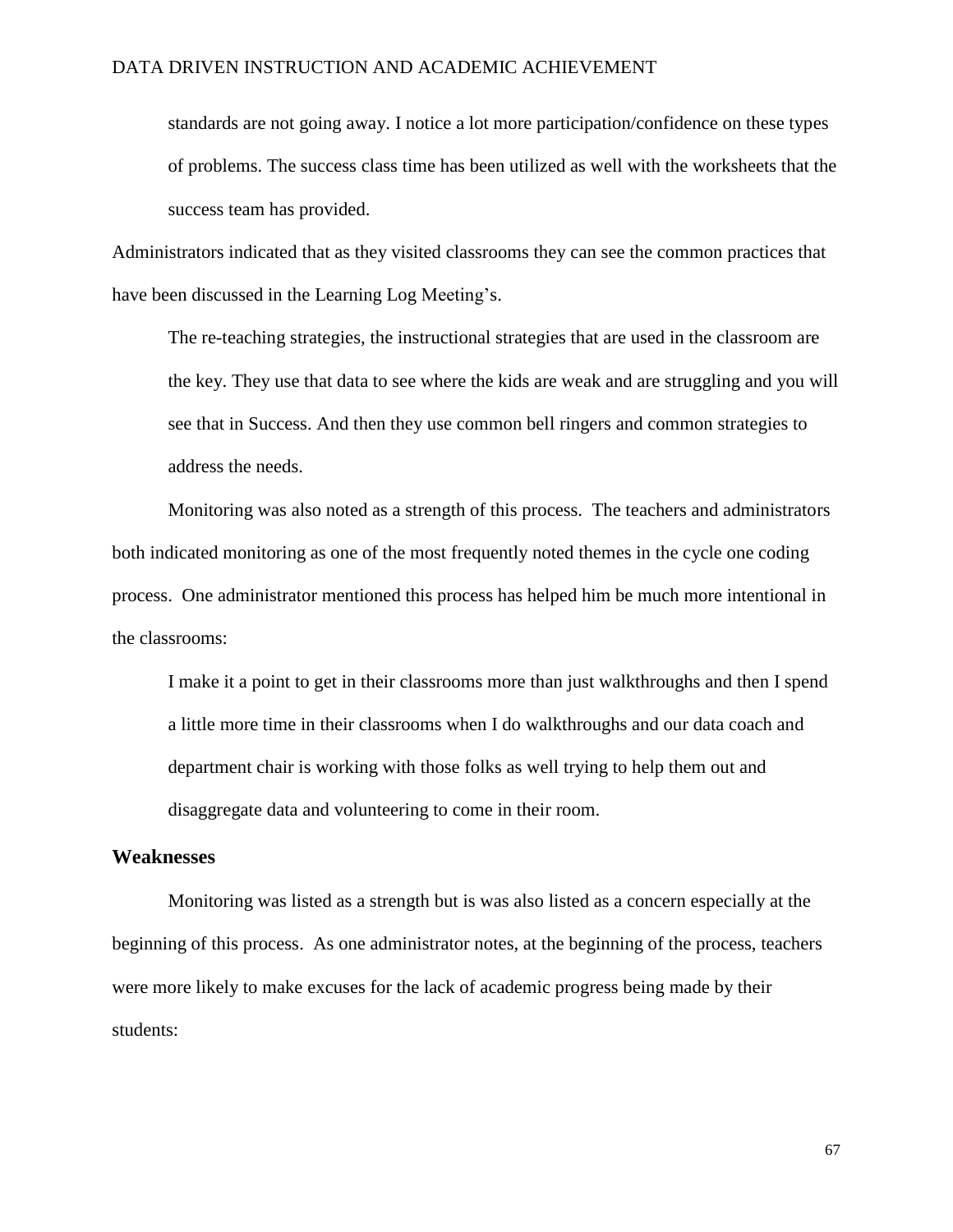> standards are not going away. I notice a lot more participation/confidence on these types of problems. The success class time has been utilized as well with the worksheets that the success team has provided.

Administrators indicated that as they visited classrooms they can see the common practices that have been discussed in the Learning Log Meeting's.

> The re-teaching strategies, the instructional strategies that are used in the classroom are the key. They use that data to see where the kids are weak and are struggling and you will see that in Success. And then they use common bell ringers and common strategies to address the needs.

Monitoring was also noted as a strength of this process. The teachers and administrators both indicated monitoring as one of the most frequently noted themes in the cycle one coding process. One administrator mentioned this process has helped him be much more intentional in the classrooms:

> I make it a point to get in their classrooms more than just walkthroughs and then I spend a little more time in their classrooms when I do walkthroughs and our data coach and department chair is working with those folks as well trying to help them out and disaggregate data and volunteering to come in their room.

### Weaknesses

Monitoring was listed as a strength but is was also listed as a concern especially at the beginning of this process. As one administrator notes, at the beginning of the process, teachers were more likely to make excuses for the lack of academic progress being made by their students: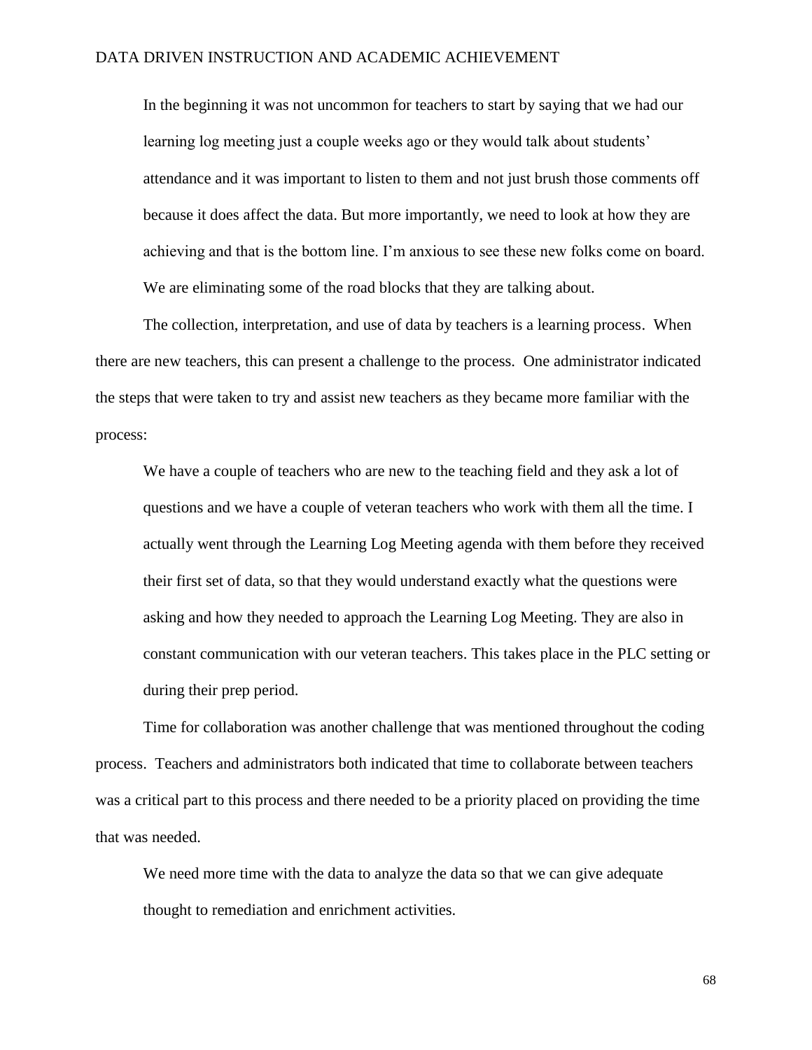> In the beginning it was not uncommon for teachers to start by saying that we had our learning log meeting just a couple weeks ago or they would talk about students' attendance and it was important to listen to them and not just brush those comments off because it does affect the data. But more importantly, we need to look at how they are achieving and that is the bottom line. I'm anxious to see these new folks come on board. We are eliminating some of the road blocks that they are talking about.

The collection, interpretation, and use of data by teachers is a learning process. When there are new teachers, this can present a challenge to the process. One administrator indicated the steps that were taken to try and assist new teachers as they became more familiar with the process:

> We have a couple of teachers who are new to the teaching field and they ask a lot of questions and we have a couple of veteran teachers who work with them all the time. I actually went through the Learning Log Meeting agenda with them before they received their first set of data, so that they would understand exactly what the questions were asking and how they needed to approach the Learning Log Meeting. They are also in constant communication with our veteran teachers. This takes place in the PLC setting or during their prep period.

Time for collaboration was another challenge that was mentioned throughout the coding process. Teachers and administrators both indicated that time to collaborate between teachers was a critical part to this process and there needed to be a priority placed on providing the time that was needed.

> We need more time with the data to analyze the data so that we can give adequate thought to remediation and enrichment activities.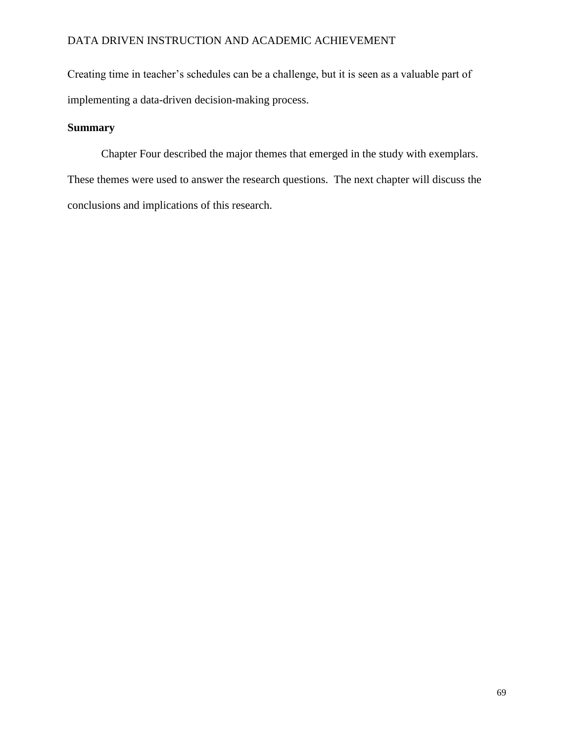Creating time in teacher's schedules can be a challenge, but it is seen as a valuable part of implementing a data-driven decision-making process.

## Summary

Chapter Four described the major themes that emerged in the study with exemplars. These themes were used to answer the research questions. The next chapter will discuss the conclusions and implications of this research.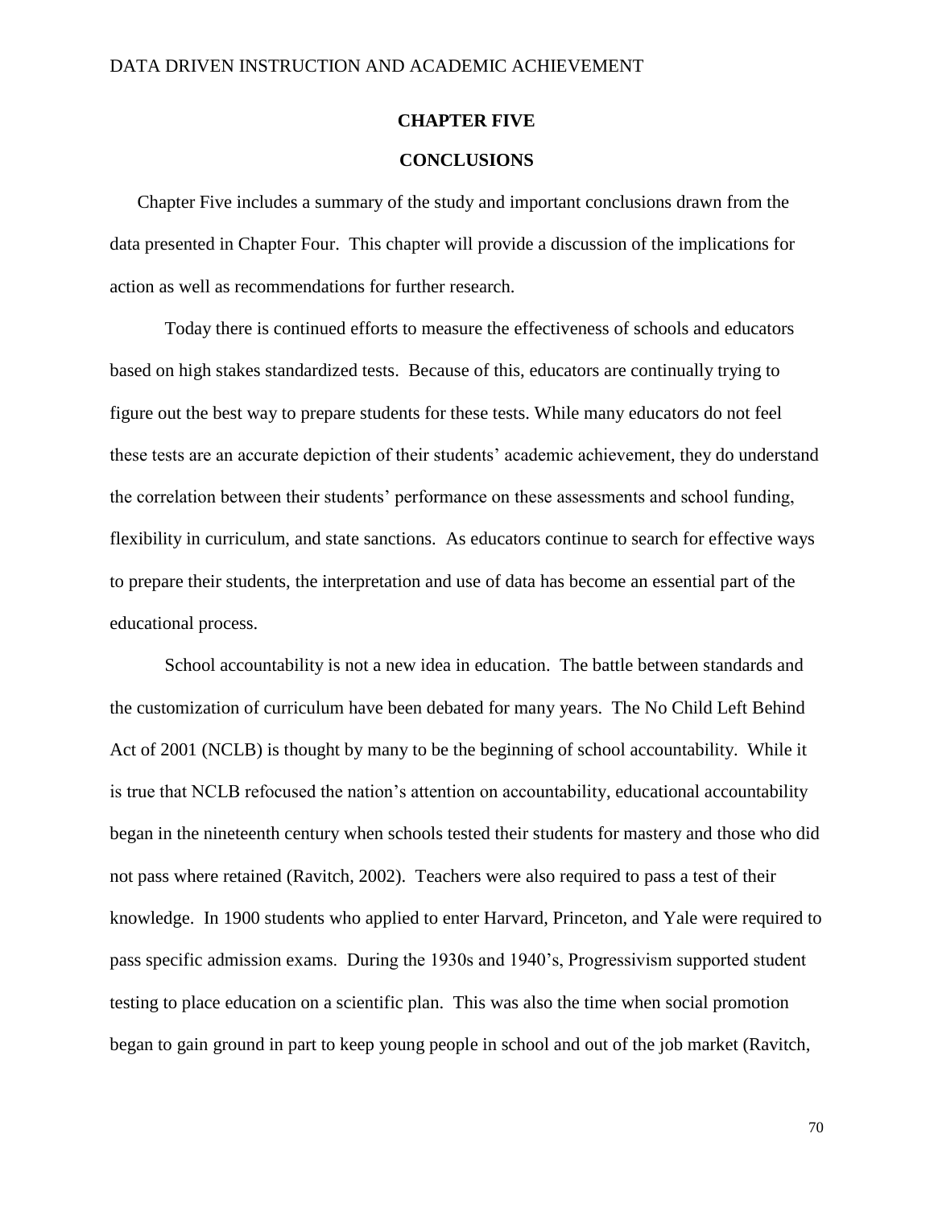# CHAPTER FIVE

## CONCLUSIONS

Chapter Five includes a summary of the study and important conclusions drawn from the data presented in Chapter Four. This chapter will provide a discussion of the implications for action as well as recommendations for further research.

Today there is continued efforts to measure the effectiveness of schools and educators based on high stakes standardized tests. Because of this, educators are continually trying to figure out the best way to prepare students for these tests. While many educators do not feel these tests are an accurate depiction of their students' academic achievement, they do understand the correlation between their students' performance on these assessments and school funding, flexibility in curriculum, and state sanctions. As educators continue to search for effective ways to prepare their students, the interpretation and use of data has become an essential part of the educational process.

School accountability is not a new idea in education. The battle between standards and the customization of curriculum have been debated for many years. The No Child Left Behind Act of 2001 (NCLB) is thought by many to be the beginning of school accountability. While it is true that NCLB refocused the nation's attention on accountability, educational accountability began in the nineteenth century when schools tested their students for mastery and those who did not pass where retained (Ravitch, 2002). Teachers were also required to pass a test of their knowledge. In 1900 students who applied to enter Harvard, Princeton, and Yale were required to pass specific admission exams. During the 1930s and 1940's, Progressivism supported student testing to place education on a scientific plan. This was also the time when social promotion began to gain ground in part to keep young people in school and out of the job market (Ravitch,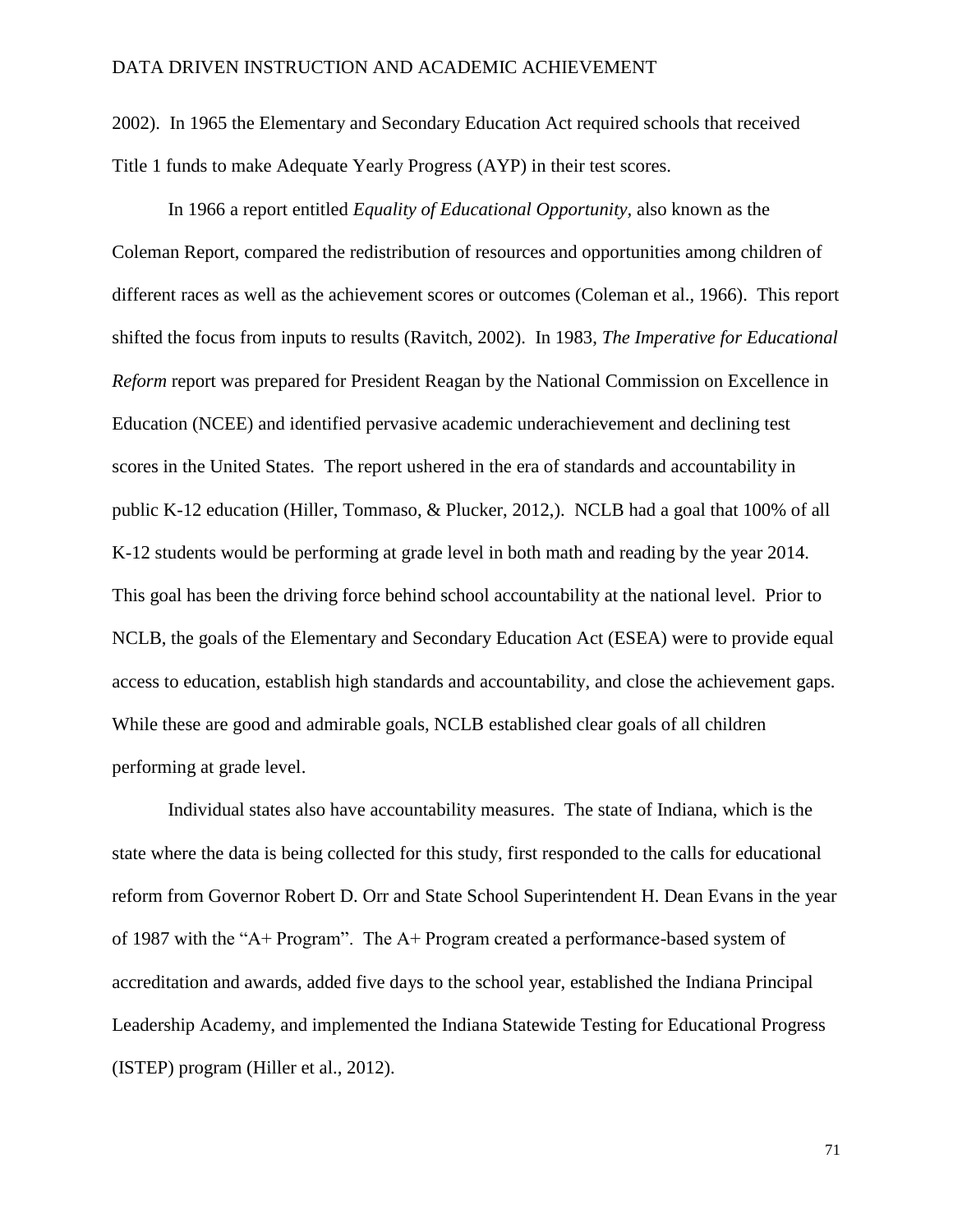2002). In 1965 the Elementary and Secondary Education Act required schools that received Title 1 funds to make Adequate Yearly Progress (AYP) in their test scores.

In 1966 a report entitled *Equality of Educational Opportunity,* also known as the Coleman Report, compared the redistribution of resources and opportunities among children of different races as well as the achievement scores or outcomes (Coleman et al., 1966). This report shifted the focus from inputs to results (Ravitch, 2002). In 1983, *The Imperative for Educational Reform* report was prepared for President Reagan by the National Commission on Excellence in Education (NCEE) and identified pervasive academic underachievement and declining test scores in the United States. The report ushered in the era of standards and accountability in public K-12 education (Hiller, Tommaso, & Plucker, 2012,). NCLB had a goal that 100% of all K-12 students would be performing at grade level in both math and reading by the year 2014. This goal has been the driving force behind school accountability at the national level. Prior to NCLB, the goals of the Elementary and Secondary Education Act (ESEA) were to provide equal access to education, establish high standards and accountability, and close the achievement gaps. While these are good and admirable goals, NCLB established clear goals of all children performing at grade level.

Individual states also have accountability measures. The state of Indiana, which is the state where the data is being collected for this study, first responded to the calls for educational reform from Governor Robert D. Orr and State School Superintendent H. Dean Evans in the year of 1987 with the "A+ Program". The A+ Program created a performance-based system of accreditation and awards, added five days to the school year, established the Indiana Principal Leadership Academy, and implemented the Indiana Statewide Testing for Educational Progress (ISTEP) program (Hiller et al., 2012).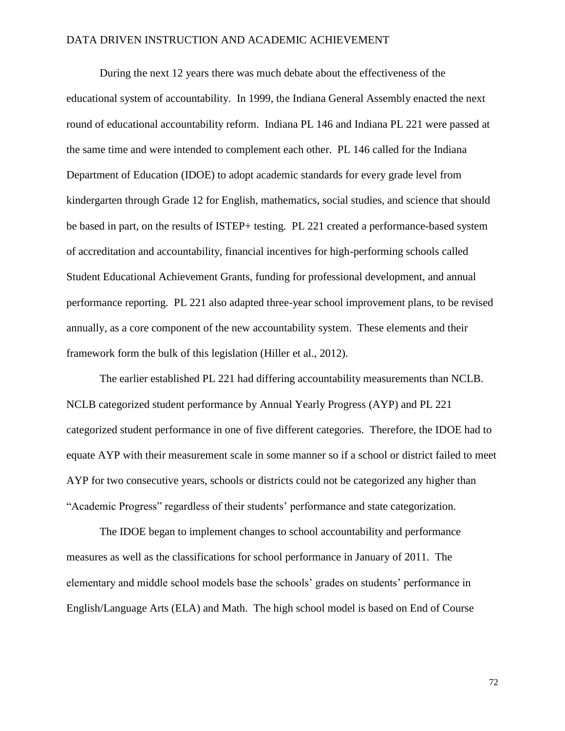During the next 12 years there was much debate about the effectiveness of the educational system of accountability. In 1999, the Indiana General Assembly enacted the next round of educational accountability reform. Indiana PL 146 and Indiana PL 221 were passed at the same time and were intended to complement each other. PL 146 called for the Indiana Department of Education (IDOE) to adopt academic standards for every grade level from kindergarten through Grade 12 for English, mathematics, social studies, and science that should be based in part, on the results of ISTEP+ testing. PL 221 created a performance-based system of accreditation and accountability, financial incentives for high-performing schools called Student Educational Achievement Grants, funding for professional development, and annual performance reporting. PL 221 also adapted three-year school improvement plans, to be revised annually, as a core component of the new accountability system. These elements and their framework form the bulk of this legislation (Hiller et al., 2012).

The earlier established PL 221 had differing accountability measurements than NCLB. NCLB categorized student performance by Annual Yearly Progress (AYP) and PL 221 categorized student performance in one of five different categories. Therefore, the IDOE had to equate AYP with their measurement scale in some manner so if a school or district failed to meet AYP for two consecutive years, schools or districts could not be categorized any higher than "Academic Progress" regardless of their students' performance and state categorization.

The IDOE began to implement changes to school accountability and performance measures as well as the classifications for school performance in January of 2011. The elementary and middle school models base the schools' grades on students' performance in English/Language Arts (ELA) and Math. The high school model is based on End of Course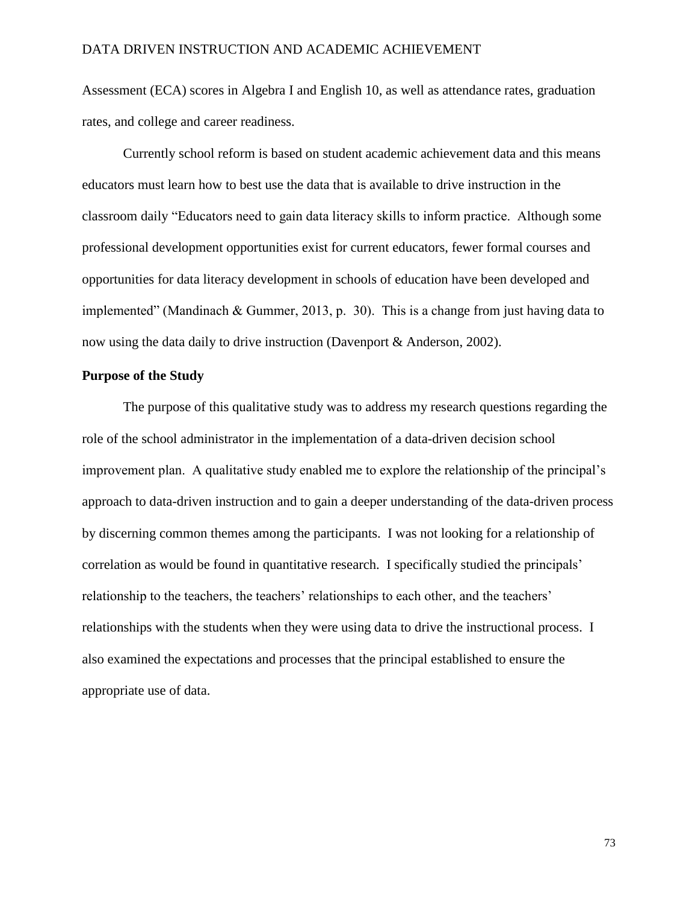Assessment (ECA) scores in Algebra I and English 10, as well as attendance rates, graduation rates, and college and career readiness.

Currently school reform is based on student academic achievement data and this means educators must learn how to best use the data that is available to drive instruction in the classroom daily "Educators need to gain data literacy skills to inform practice. Although some professional development opportunities exist for current educators, fewer formal courses and opportunities for data literacy development in schools of education have been developed and implemented" (Mandinach & Gummer, 2013, p. 30). This is a change from just having data to now using the data daily to drive instruction (Davenport & Anderson, 2002).

**Purpose of the Study**

The purpose of this qualitative study was to address my research questions regarding the role of the school administrator in the implementation of a data-driven decision school improvement plan. A qualitative study enabled me to explore the relationship of the principal's approach to data-driven instruction and to gain a deeper understanding of the data-driven process by discerning common themes among the participants. I was not looking for a relationship of correlation as would be found in quantitative research. I specifically studied the principals' relationship to the teachers, the teachers' relationships to each other, and the teachers' relationships with the students when they were using data to drive the instructional process. I also examined the expectations and processes that the principal established to ensure the appropriate use of data.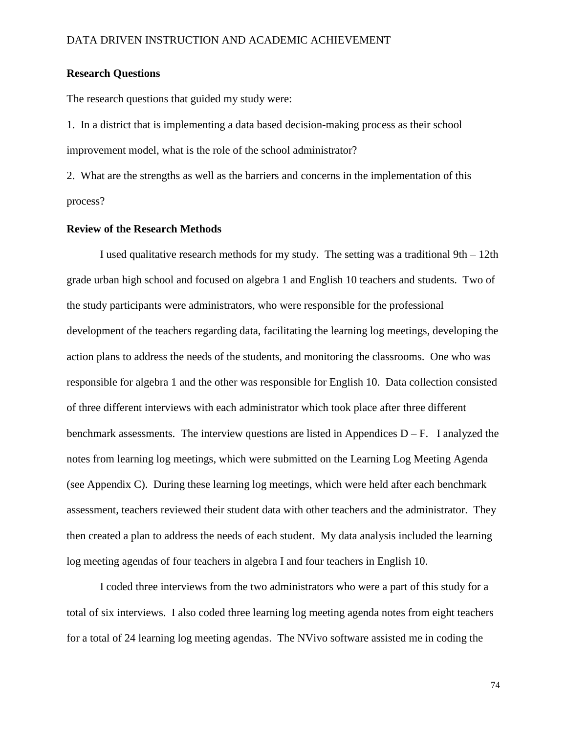## Research Questions

The research questions that guided my study were:

1. In a district that is implementing a data based decision-making process as their school improvement model, what is the role of the school administrator?

2. What are the strengths as well as the barriers and concerns in the implementation of this process?

## Review of the Research Methods

I used qualitative research methods for my study. The setting was a traditional 9th – 12th grade urban high school and focused on algebra 1 and English 10 teachers and students. Two of the study participants were administrators, who were responsible for the professional development of the teachers regarding data, facilitating the learning log meetings, developing the action plans to address the needs of the students, and monitoring the classrooms. One who was responsible for algebra 1 and the other was responsible for English 10. Data collection consisted of three different interviews with each administrator which took place after three different benchmark assessments. The interview questions are listed in Appendices D – F. I analyzed the notes from learning log meetings, which were submitted on the Learning Log Meeting Agenda (see Appendix C). During these learning log meetings, which were held after each benchmark assessment, teachers reviewed their student data with other teachers and the administrator. They then created a plan to address the needs of each student. My data analysis included the learning log meeting agendas of four teachers in algebra I and four teachers in English 10.

I coded three interviews from the two administrators who were a part of this study for a total of six interviews. I also coded three learning log meeting agenda notes from eight teachers for a total of 24 learning log meeting agendas. The NVivo software assisted me in coding the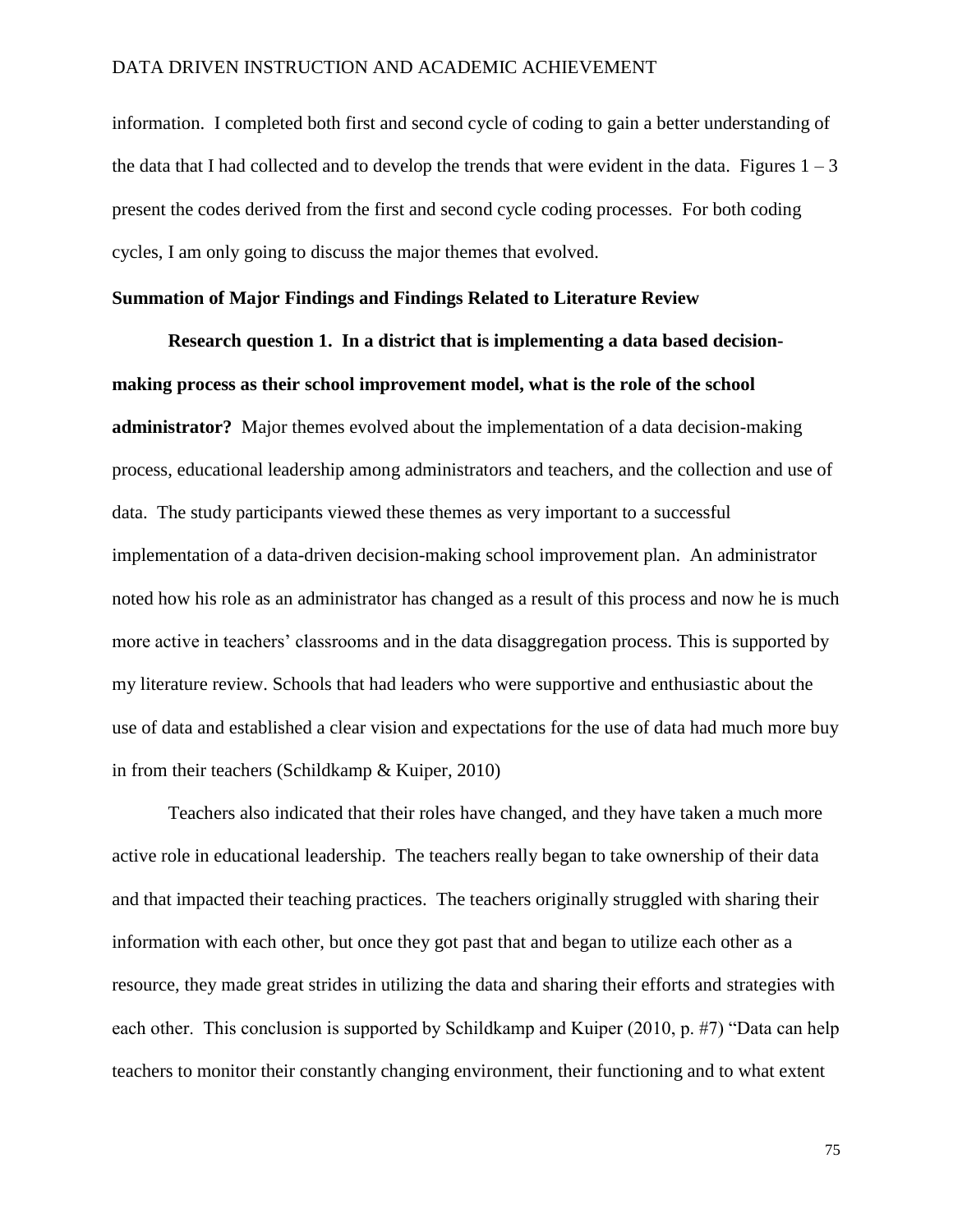information. I completed both first and second cycle of coding to gain a better understanding of the data that I had collected and to develop the trends that were evident in the data. Figures 1 – 3 present the codes derived from the first and second cycle coding processes. For both coding cycles, I am only going to discuss the major themes that evolved.

## Summation of Major Findings and Findings Related to Literature Review

**Research question 1. In a district that is implementing a data based decision-making process as their school improvement model, what is the role of the school administrator?** Major themes evolved about the implementation of a data decision-making process, educational leadership among administrators and teachers, and the collection and use of data. The study participants viewed these themes as very important to a successful implementation of a data-driven decision-making school improvement plan. An administrator noted how his role as an administrator has changed as a result of this process and now he is much more active in teachers' classrooms and in the data disaggregation process. This is supported by my literature review. Schools that had leaders who were supportive and enthusiastic about the use of data and established a clear vision and expectations for the use of data had much more buy in from their teachers (Schildkamp & Kuiper, 2010)

Teachers also indicated that their roles have changed, and they have taken a much more active role in educational leadership. The teachers really began to take ownership of their data and that impacted their teaching practices. The teachers originally struggled with sharing their information with each other, but once they got past that and began to utilize each other as a resource, they made great strides in utilizing the data and sharing their efforts and strategies with each other. This conclusion is supported by Schildkamp and Kuiper (2010, p. #7) "Data can help teachers to monitor their constantly changing environment, their functioning and to what extent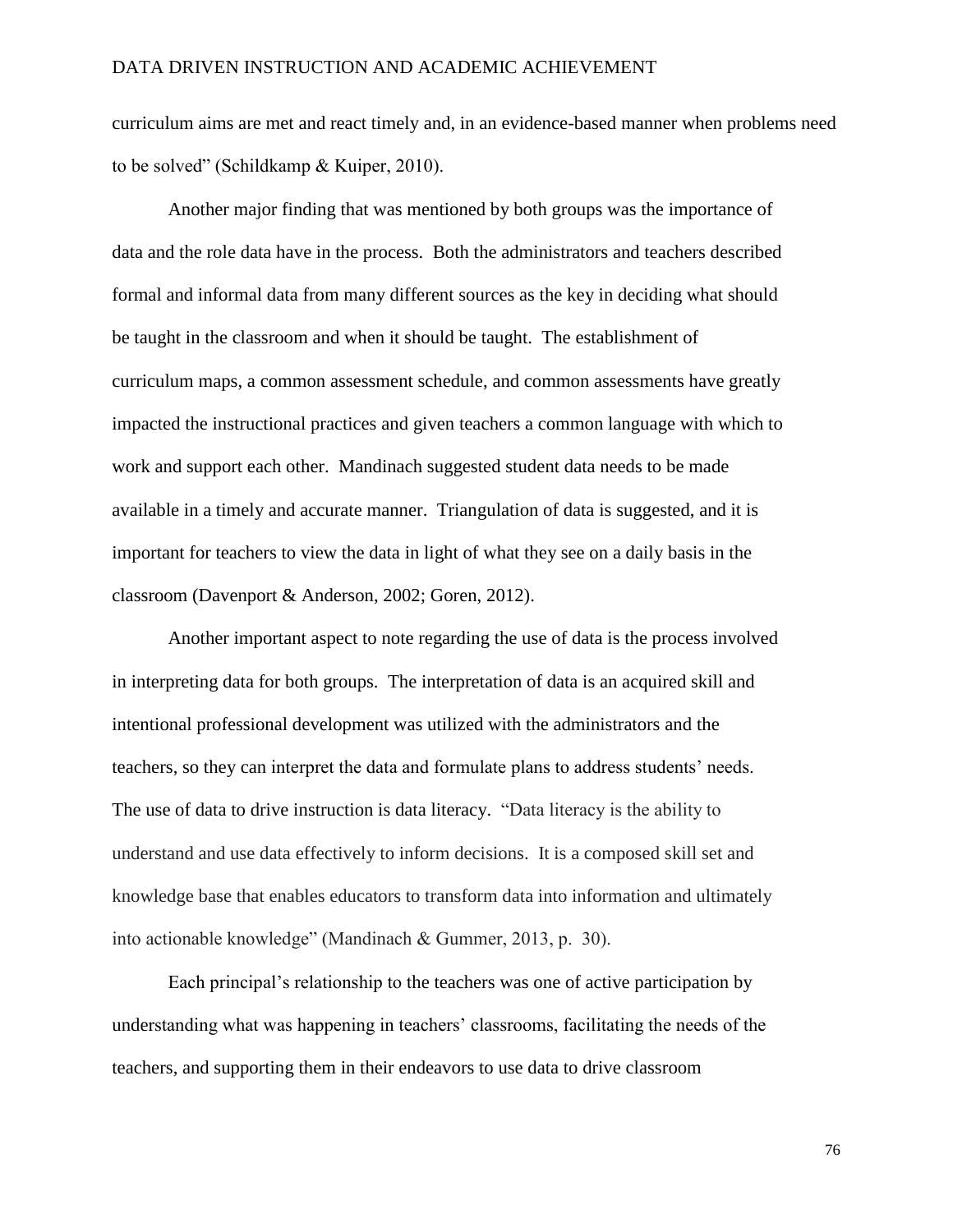curriculum aims are met and react timely and, in an evidence-based manner when problems need to be solved" (Schildkamp & Kuiper, 2010).

Another major finding that was mentioned by both groups was the importance of data and the role data have in the process. Both the administrators and teachers described formal and informal data from many different sources as the key in deciding what should be taught in the classroom and when it should be taught. The establishment of curriculum maps, a common assessment schedule, and common assessments have greatly impacted the instructional practices and given teachers a common language with which to work and support each other. Mandinach suggested student data needs to be made available in a timely and accurate manner. Triangulation of data is suggested, and it is important for teachers to view the data in light of what they see on a daily basis in the classroom (Davenport & Anderson, 2002; Goren, 2012).

Another important aspect to note regarding the use of data is the process involved in interpreting data for both groups. The interpretation of data is an acquired skill and intentional professional development was utilized with the administrators and the teachers, so they can interpret the data and formulate plans to address students' needs. The use of data to drive instruction is data literacy. "Data literacy is the ability to understand and use data effectively to inform decisions. It is a composed skill set and knowledge base that enables educators to transform data into information and ultimately into actionable knowledge" (Mandinach & Gummer, 2013, p. 30).

Each principal's relationship to the teachers was one of active participation by understanding what was happening in teachers' classrooms, facilitating the needs of the teachers, and supporting them in their endeavors to use data to drive classroom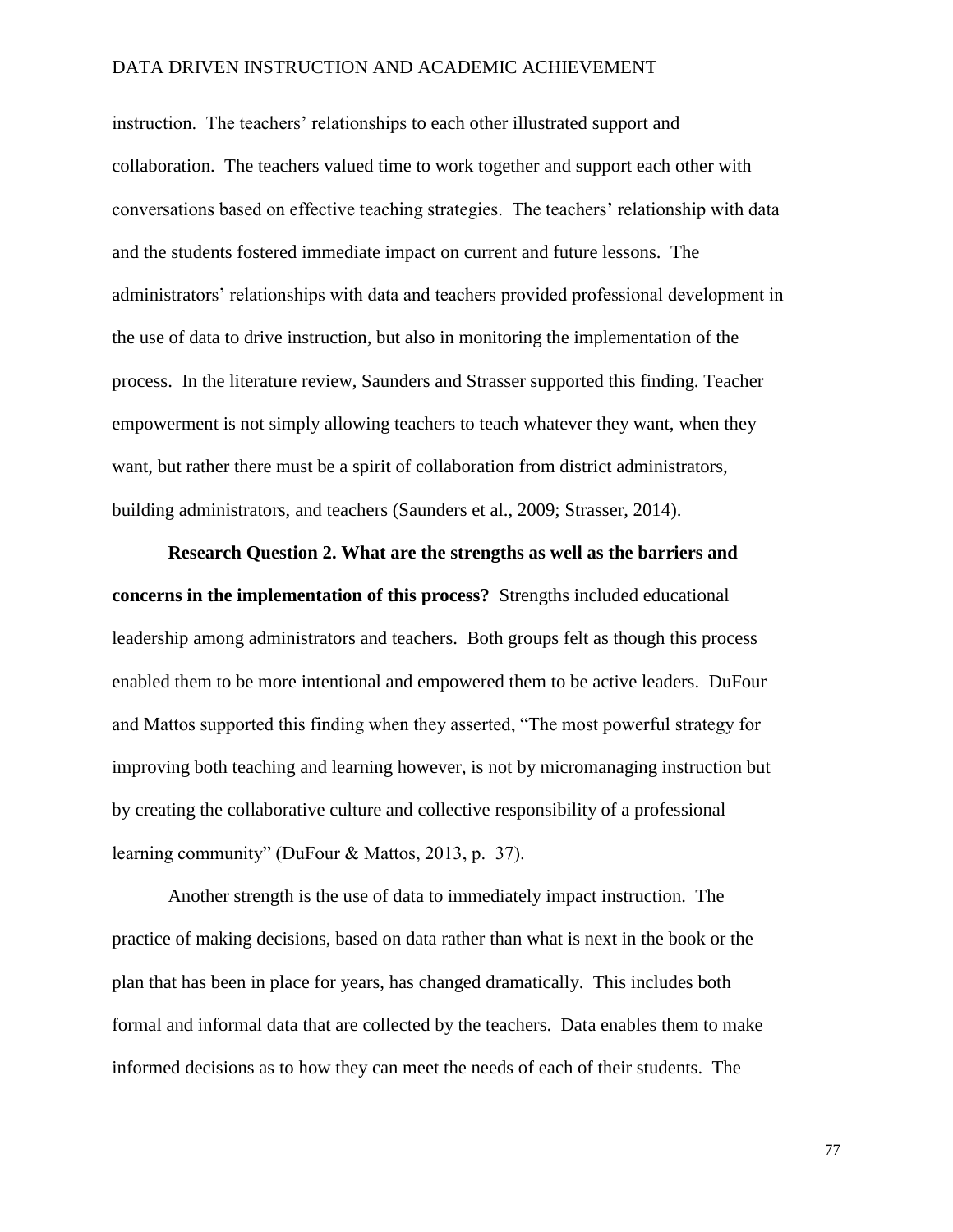instruction. The teachers' relationships to each other illustrated support and collaboration. The teachers valued time to work together and support each other with conversations based on effective teaching strategies. The teachers' relationship with data and the students fostered immediate impact on current and future lessons. The administrators' relationships with data and teachers provided professional development in the use of data to drive instruction, but also in monitoring the implementation of the process. In the literature review, Saunders and Strasser supported this finding. Teacher empowerment is not simply allowing teachers to teach whatever they want, when they want, but rather there must be a spirit of collaboration from district administrators, building administrators, and teachers (Saunders et al., 2009; Strasser, 2014).

**Research Question 2. What are the strengths as well as the barriers and concerns in the implementation of this process?** Strengths included educational leadership among administrators and teachers. Both groups felt as though this process enabled them to be more intentional and empowered them to be active leaders. DuFour and Mattos supported this finding when they asserted, "The most powerful strategy for improving both teaching and learning however, is not by micromanaging instruction but by creating the collaborative culture and collective responsibility of a professional learning community" (DuFour & Mattos, 2013, p. 37).

Another strength is the use of data to immediately impact instruction. The practice of making decisions, based on data rather than what is next in the book or the plan that has been in place for years, has changed dramatically. This includes both formal and informal data that are collected by the teachers. Data enables them to make informed decisions as to how they can meet the needs of each of their students. The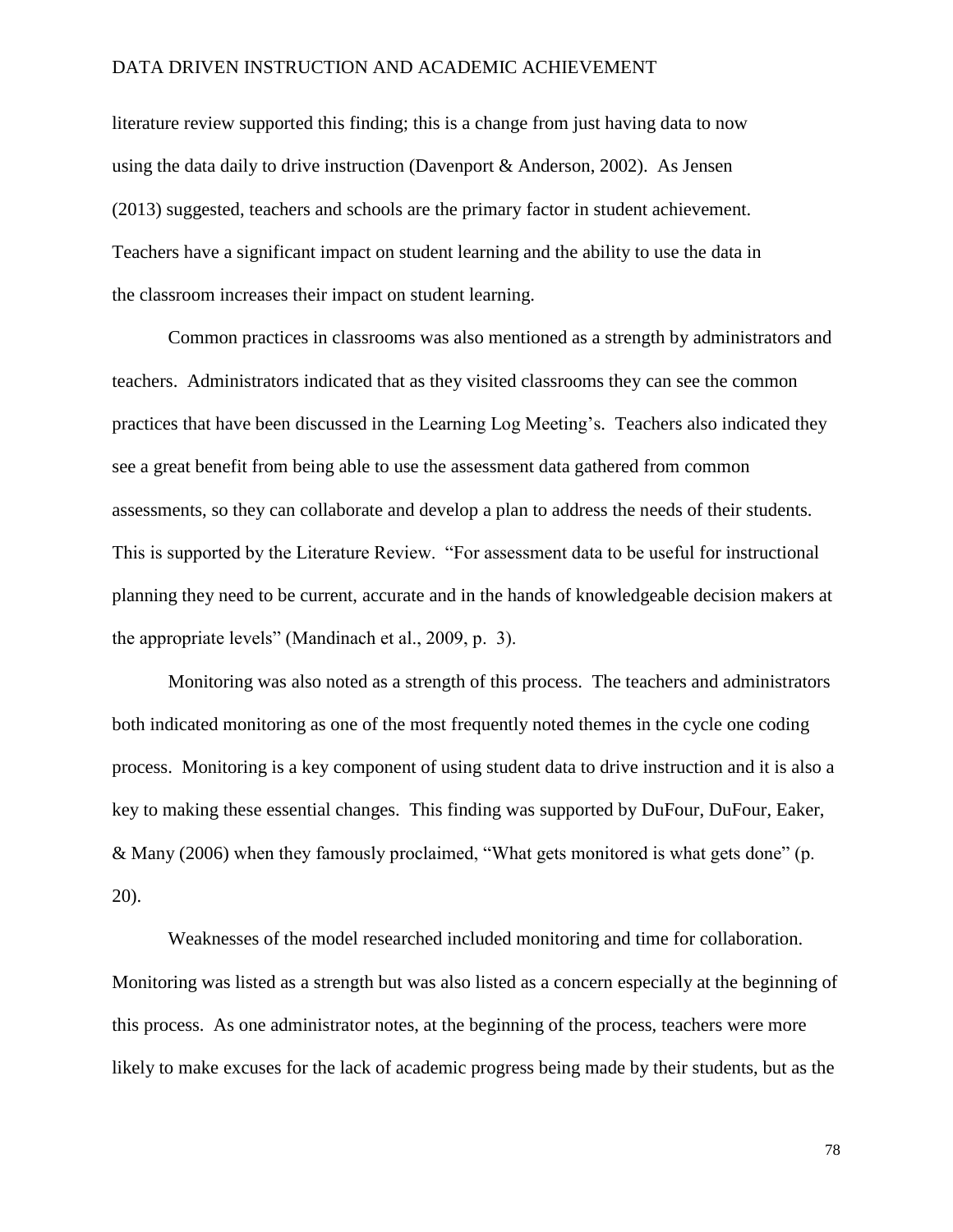literature review supported this finding; this is a change from just having data to now using the data daily to drive instruction (Davenport & Anderson, 2002). As Jensen (2013) suggested, teachers and schools are the primary factor in student achievement. Teachers have a significant impact on student learning and the ability to use the data in the classroom increases their impact on student learning.

Common practices in classrooms was also mentioned as a strength by administrators and teachers. Administrators indicated that as they visited classrooms they can see the common practices that have been discussed in the Learning Log Meeting's. Teachers also indicated they see a great benefit from being able to use the assessment data gathered from common assessments, so they can collaborate and develop a plan to address the needs of their students. This is supported by the Literature Review. "For assessment data to be useful for instructional planning they need to be current, accurate and in the hands of knowledgeable decision makers at the appropriate levels" (Mandinach et al., 2009, p. 3).

Monitoring was also noted as a strength of this process. The teachers and administrators both indicated monitoring as one of the most frequently noted themes in the cycle one coding process. Monitoring is a key component of using student data to drive instruction and it is also a key to making these essential changes. This finding was supported by DuFour, DuFour, Eaker, & Many (2006) when they famously proclaimed, "What gets monitored is what gets done" (p. 20).

Weaknesses of the model researched included monitoring and time for collaboration. Monitoring was listed as a strength but was also listed as a concern especially at the beginning of this process. As one administrator notes, at the beginning of the process, teachers were more likely to make excuses for the lack of academic progress being made by their students, but as the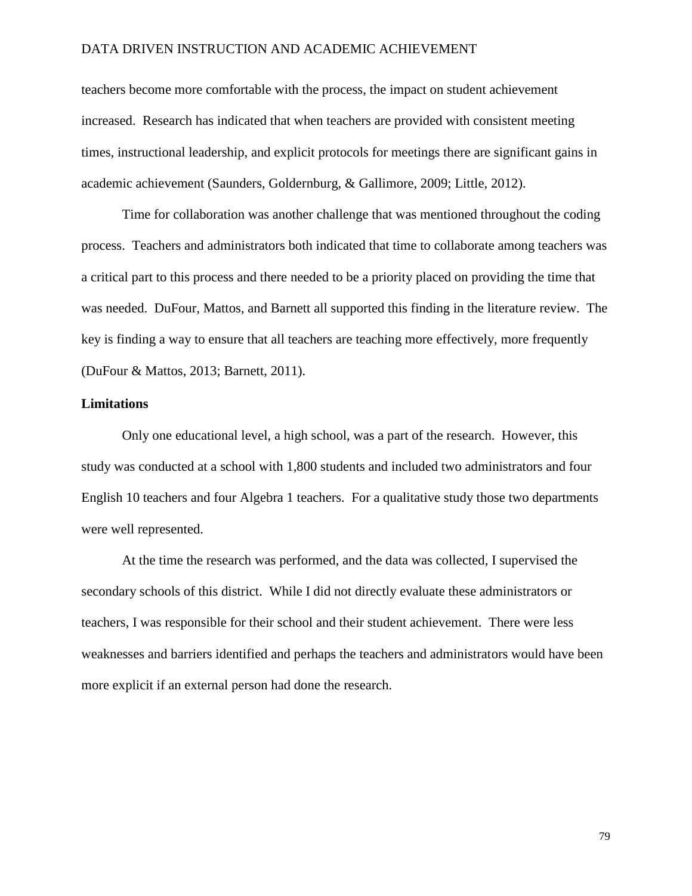teachers become more comfortable with the process, the impact on student achievement increased. Research has indicated that when teachers are provided with consistent meeting times, instructional leadership, and explicit protocols for meetings there are significant gains in academic achievement (Saunders, Goldernburg, & Gallimore, 2009; Little, 2012).

Time for collaboration was another challenge that was mentioned throughout the coding process. Teachers and administrators both indicated that time to collaborate among teachers was a critical part to this process and there needed to be a priority placed on providing the time that was needed. DuFour, Mattos, and Barnett all supported this finding in the literature review. The key is finding a way to ensure that all teachers are teaching more effectively, more frequently (DuFour & Mattos, 2013; Barnett, 2011).

## Limitations

Only one educational level, a high school, was a part of the research. However, this study was conducted at a school with 1,800 students and included two administrators and four English 10 teachers and four Algebra 1 teachers. For a qualitative study those two departments were well represented.

At the time the research was performed, and the data was collected, I supervised the secondary schools of this district. While I did not directly evaluate these administrators or teachers, I was responsible for their school and their student achievement. There were less weaknesses and barriers identified and perhaps the teachers and administrators would have been more explicit if an external person had done the research.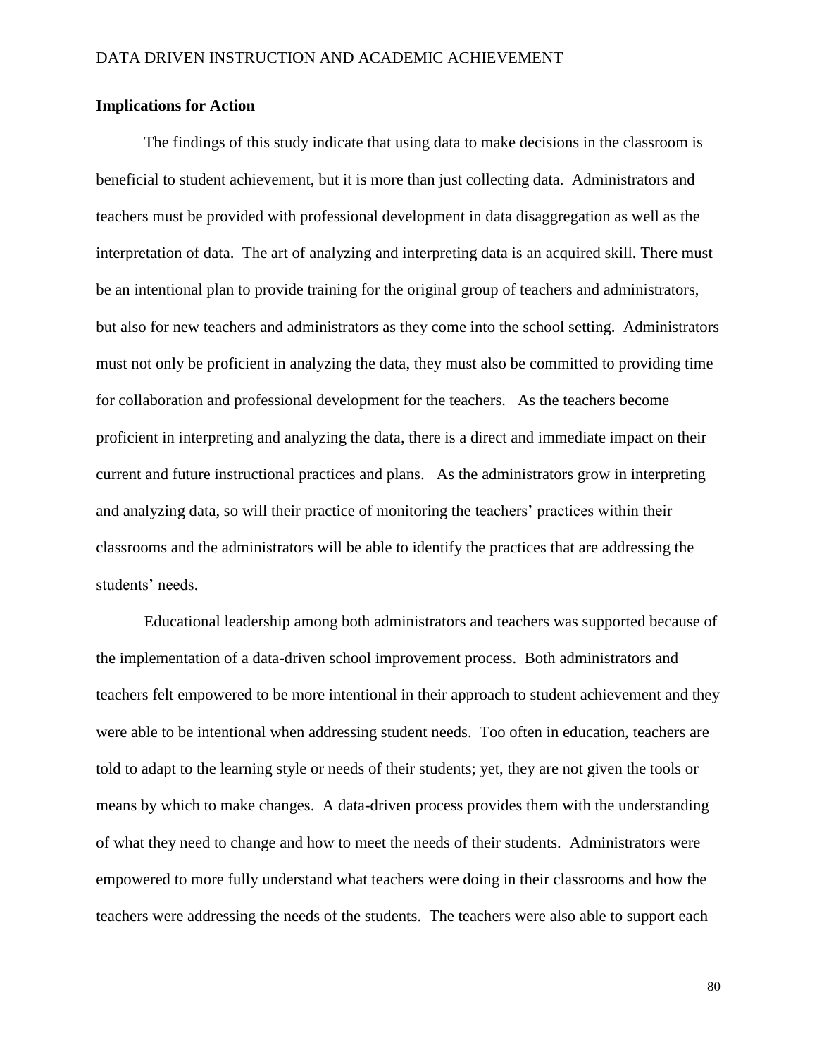**Implications for Action**

The findings of this study indicate that using data to make decisions in the classroom is beneficial to student achievement, but it is more than just collecting data. Administrators and teachers must be provided with professional development in data disaggregation as well as the interpretation of data. The art of analyzing and interpreting data is an acquired skill. There must be an intentional plan to provide training for the original group of teachers and administrators, but also for new teachers and administrators as they come into the school setting. Administrators must not only be proficient in analyzing the data, they must also be committed to providing time for collaboration and professional development for the teachers. As the teachers become proficient in interpreting and analyzing the data, there is a direct and immediate impact on their current and future instructional practices and plans. As the administrators grow in interpreting and analyzing data, so will their practice of monitoring the teachers' practices within their classrooms and the administrators will be able to identify the practices that are addressing the students' needs.

Educational leadership among both administrators and teachers was supported because of the implementation of a data-driven school improvement process. Both administrators and teachers felt empowered to be more intentional in their approach to student achievement and they were able to be intentional when addressing student needs. Too often in education, teachers are told to adapt to the learning style or needs of their students; yet, they are not given the tools or means by which to make changes. A data-driven process provides them with the understanding of what they need to change and how to meet the needs of their students. Administrators were empowered to more fully understand what teachers were doing in their classrooms and how the teachers were addressing the needs of the students. The teachers were also able to support each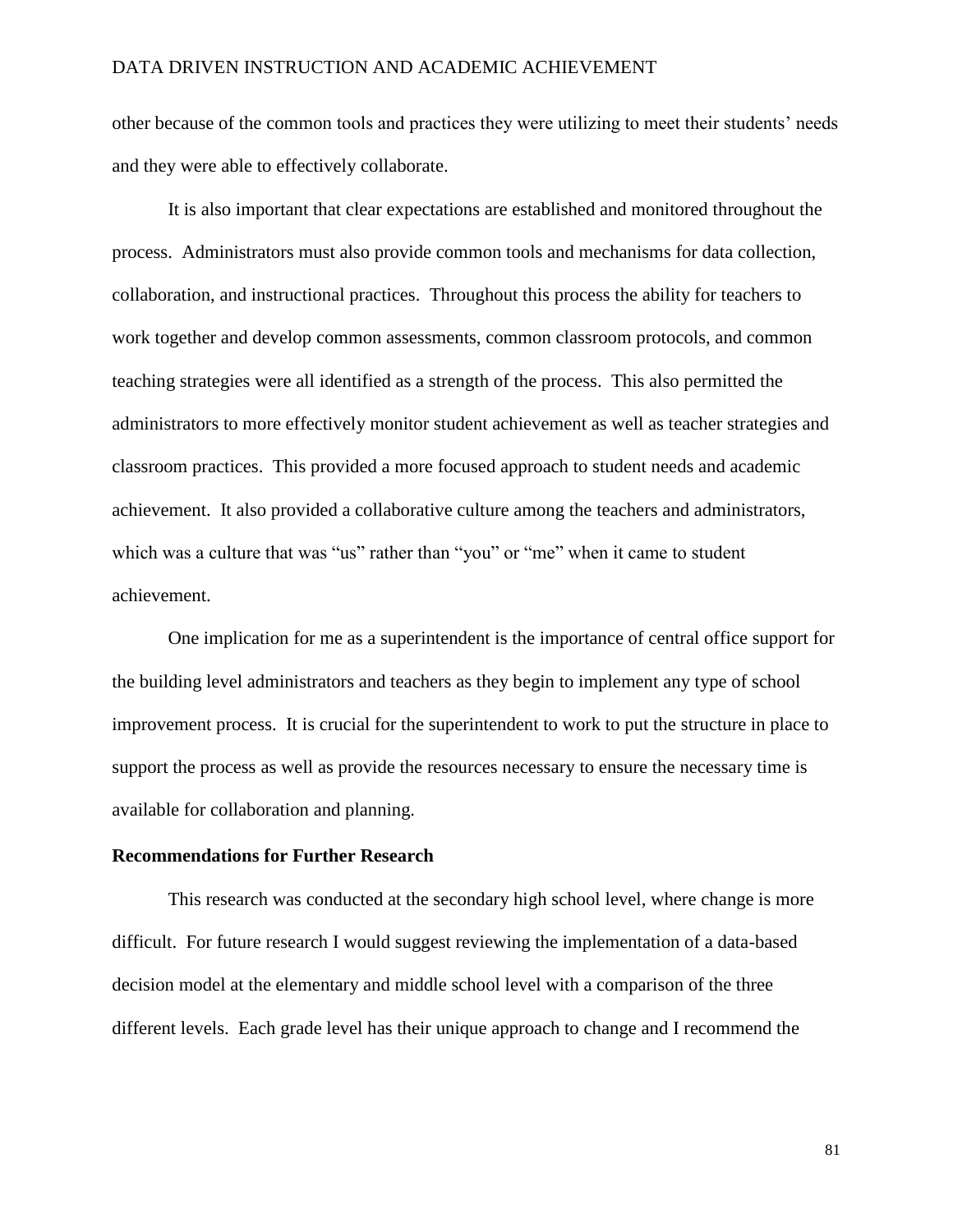other because of the common tools and practices they were utilizing to meet their students' needs and they were able to effectively collaborate.

It is also important that clear expectations are established and monitored throughout the process. Administrators must also provide common tools and mechanisms for data collection, collaboration, and instructional practices. Throughout this process the ability for teachers to work together and develop common assessments, common classroom protocols, and common teaching strategies were all identified as a strength of the process. This also permitted the administrators to more effectively monitor student achievement as well as teacher strategies and classroom practices. This provided a more focused approach to student needs and academic achievement. It also provided a collaborative culture among the teachers and administrators, which was a culture that was "us" rather than "you" or "me" when it came to student achievement.

One implication for me as a superintendent is the importance of central office support for the building level administrators and teachers as they begin to implement any type of school improvement process. It is crucial for the superintendent to work to put the structure in place to support the process as well as provide the resources necessary to ensure the necessary time is available for collaboration and planning.

**Recommendations for Further Research**

This research was conducted at the secondary high school level, where change is more difficult. For future research I would suggest reviewing the implementation of a data-based decision model at the elementary and middle school level with a comparison of the three different levels. Each grade level has their unique approach to change and I recommend the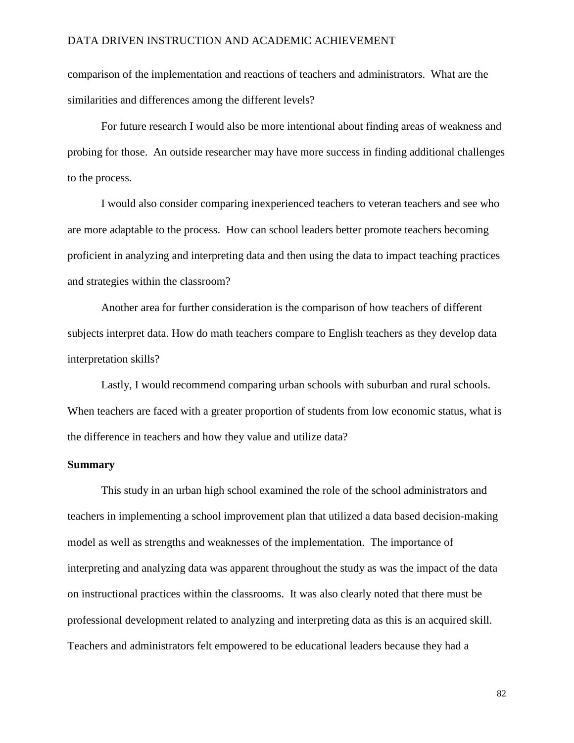comparison of the implementation and reactions of teachers and administrators. What are the similarities and differences among the different levels?

For future research I would also be more intentional about finding areas of weakness and probing for those. An outside researcher may have more success in finding additional challenges to the process.

I would also consider comparing inexperienced teachers to veteran teachers and see who are more adaptable to the process. How can school leaders better promote teachers becoming proficient in analyzing and interpreting data and then using the data to impact teaching practices and strategies within the classroom?

Another area for further consideration is the comparison of how teachers of different subjects interpret data. How do math teachers compare to English teachers as they develop data interpretation skills?

Lastly, I would recommend comparing urban schools with suburban and rural schools. When teachers are faced with a greater proportion of students from low economic status, what is the difference in teachers and how they value and utilize data?

## Summary

This study in an urban high school examined the role of the school administrators and teachers in implementing a school improvement plan that utilized a data based decision-making model as well as strengths and weaknesses of the implementation. The importance of interpreting and analyzing data was apparent throughout the study as was the impact of the data on instructional practices within the classrooms. It was also clearly noted that there must be professional development related to analyzing and interpreting data as this is an acquired skill. Teachers and administrators felt empowered to be educational leaders because they had a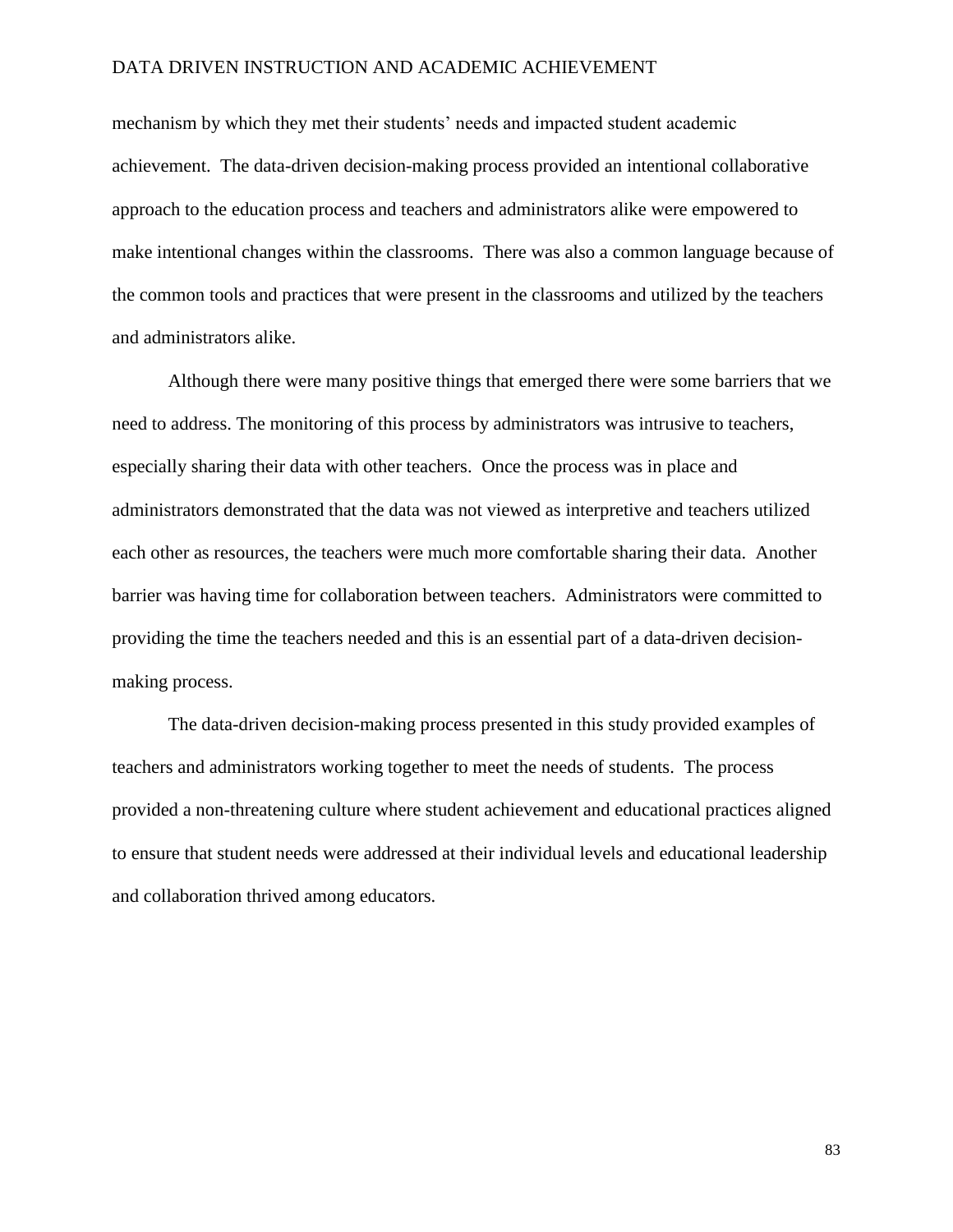mechanism by which they met their students' needs and impacted student academic achievement. The data-driven decision-making process provided an intentional collaborative approach to the education process and teachers and administrators alike were empowered to make intentional changes within the classrooms. There was also a common language because of the common tools and practices that were present in the classrooms and utilized by the teachers and administrators alike.

Although there were many positive things that emerged there were some barriers that we need to address. The monitoring of this process by administrators was intrusive to teachers, especially sharing their data with other teachers. Once the process was in place and administrators demonstrated that the data was not viewed as interpretive and teachers utilized each other as resources, the teachers were much more comfortable sharing their data. Another barrier was having time for collaboration between teachers. Administrators were committed to providing the time the teachers needed and this is an essential part of a data-driven decision-making process.

The data-driven decision-making process presented in this study provided examples of teachers and administrators working together to meet the needs of students. The process provided a non-threatening culture where student achievement and educational practices aligned to ensure that student needs were addressed at their individual levels and educational leadership and collaboration thrived among educators.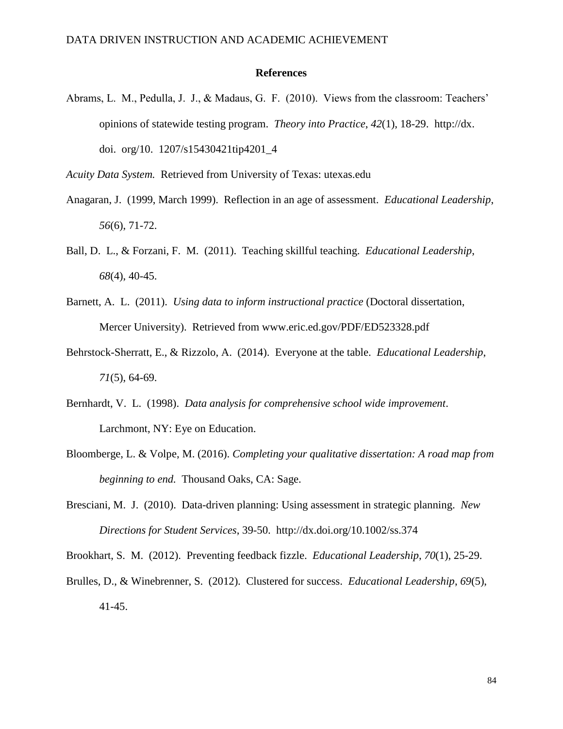**References**

Abrams, L. M., Pedulla, J. J., & Madaus, G. F. (2010). Views from the classroom: Teachers' opinions of statewide testing program. *Theory into Practice*, *42*(1), 18-29. http://dx. doi. org/10. 1207/s15430421tip4201_4

*Acuity Data System.* Retrieved from University of Texas: utexas.edu

Anagaran, J. (1999, March 1999). Reflection in an age of assessment. *Educational Leadership*, *56*(6), 71-72.

Ball, D. L., & Forzani, F. M. (2011). Teaching skillful teaching. *Educational Leadership*, *68*(4), 40-45.

Barnett, A. L. (2011). *Using data to inform instructional practice* (Doctoral dissertation, Mercer University). Retrieved from www.eric.ed.gov/PDF/ED523328.pdf

Behrstock-Sherratt, E., & Rizzolo, A. (2014). Everyone at the table. *Educational Leadership*, *71*(5), 64-69.

Bernhardt, V. L. (1998). *Data analysis for comprehensive school wide improvement*. Larchmont, NY: Eye on Education.

Bloomberge, L. & Volpe, M. (2016). *Completing your qualitative dissertation: A road map from beginning to end.* Thousand Oaks, CA: Sage.

Bresciani, M. J. (2010). Data-driven planning: Using assessment in strategic planning. *New Directions for Student Services*, 39-50. http://dx.doi.org/10.1002/ss.374

Brookhart, S. M. (2012). Preventing feedback fizzle. *Educational Leadership*, *70*(1), 25-29.

Brulles, D., & Winebrenner, S. (2012). Clustered for success. *Educational Leadership*, *69*(5), 41-45.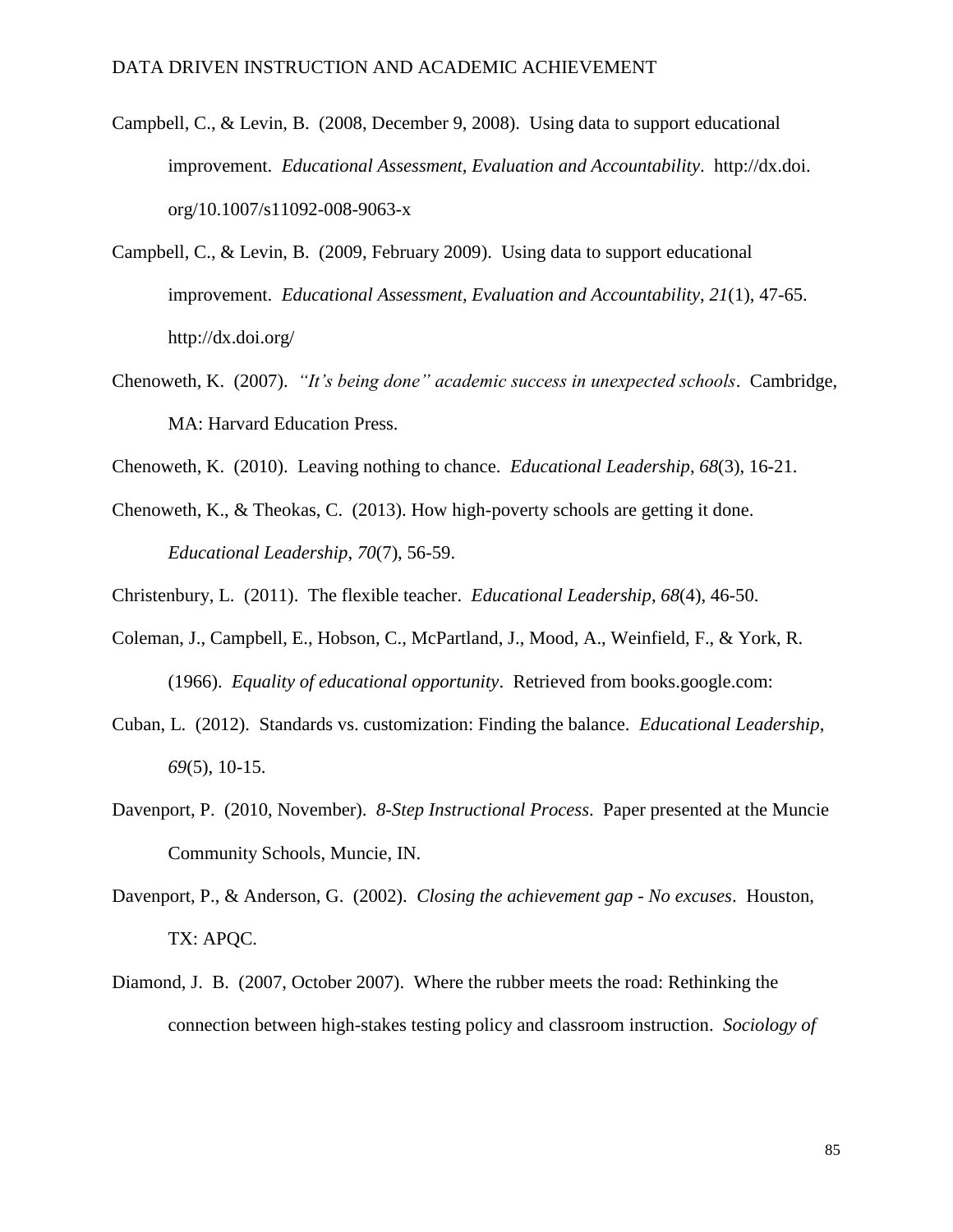Campbell, C., & Levin, B. (2008, December 9, 2008). Using data to support educational improvement. *Educational Assessment, Evaluation and Accountability*. http://dx.doi.org/10.1007/s11092-008-9063-x

Campbell, C., & Levin, B. (2009, February 2009). Using data to support educational improvement. *Educational Assessment, Evaluation and Accountability*, *21*(1), 47-65. http://dx.doi.org/

Chenoweth, K. (2007). *"It's being done" academic success in unexpected schools*. Cambridge, MA: Harvard Education Press.

Chenoweth, K. (2010). Leaving nothing to chance. *Educational Leadership*, *68*(3), 16-21.

Chenoweth, K., & Theokas, C. (2013). How high-poverty schools are getting it done. *Educational Leadership*, *70*(7), 56-59.

Christenbury, L. (2011). The flexible teacher. *Educational Leadership*, *68*(4), 46-50.

Coleman, J., Campbell, E., Hobson, C., McPartland, J., Mood, A., Weinfield, F., & York, R. (1966). *Equality of educational opportunity*. Retrieved from books.google.com:

Cuban, L. (2012). Standards vs. customization: Finding the balance. *Educational Leadership*, *69*(5), 10-15.

Davenport, P. (2010, November). *8-Step Instructional Process*. Paper presented at the Muncie Community Schools, Muncie, IN.

Davenport, P., & Anderson, G. (2002). *Closing the achievement gap - No excuses*. Houston, TX: APQC.

Diamond, J. B. (2007, October 2007). Where the rubber meets the road: Rethinking the connection between high-stakes testing policy and classroom instruction. *Sociology of*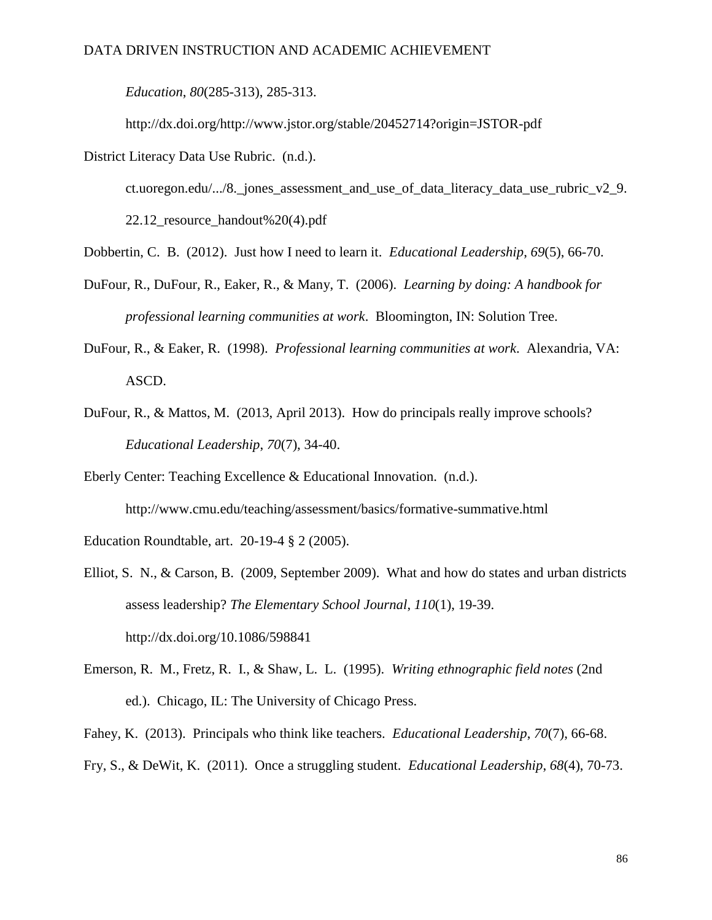*Education*, *80*(285-313), 285-313.
http://dx.doi.org/http://www.jstor.org/stable/20452714?origin=JSTOR-pdf

District Literacy Data Use Rubric. (n.d.).
ct.uoregon.edu/.../8._jones_assessment_and_use_of_data_literacy_data_use_rubric_v2_9.22.12_resource_handout%20(4).pdf

Dobbertin, C. B. (2012). Just how I need to learn it. *Educational Leadership*, *69*(5), 66-70.

DuFour, R., DuFour, R., Eaker, R., & Many, T. (2006). *Learning by doing: A handbook for professional learning communities at work*. Bloomington, IN: Solution Tree.

DuFour, R., & Eaker, R. (1998). *Professional learning communities at work*. Alexandria, VA: ASCD.

DuFour, R., & Mattos, M. (2013, April 2013). How do principals really improve schools? *Educational Leadership*, *70*(7), 34-40.

Eberly Center: Teaching Excellence & Educational Innovation. (n.d.).
http://www.cmu.edu/teaching/assessment/basics/formative-summative.html

Education Roundtable, art. 20-19-4 § 2 (2005).

Elliot, S. N., & Carson, B. (2009, September 2009). What and how do states and urban districts assess leadership? *The Elementary School Journal*, *110*(1), 19-39.
http://dx.doi.org/10.1086/598841

Emerson, R. M., Fretz, R. I., & Shaw, L. L. (1995). *Writing ethnographic field notes* (2nd ed.). Chicago, IL: The University of Chicago Press.

Fahey, K. (2013). Principals who think like teachers. *Educational Leadership*, *70*(7), 66-68.

Fry, S., & DeWit, K. (2011). Once a struggling student. *Educational Leadership*, *68*(4), 70-73.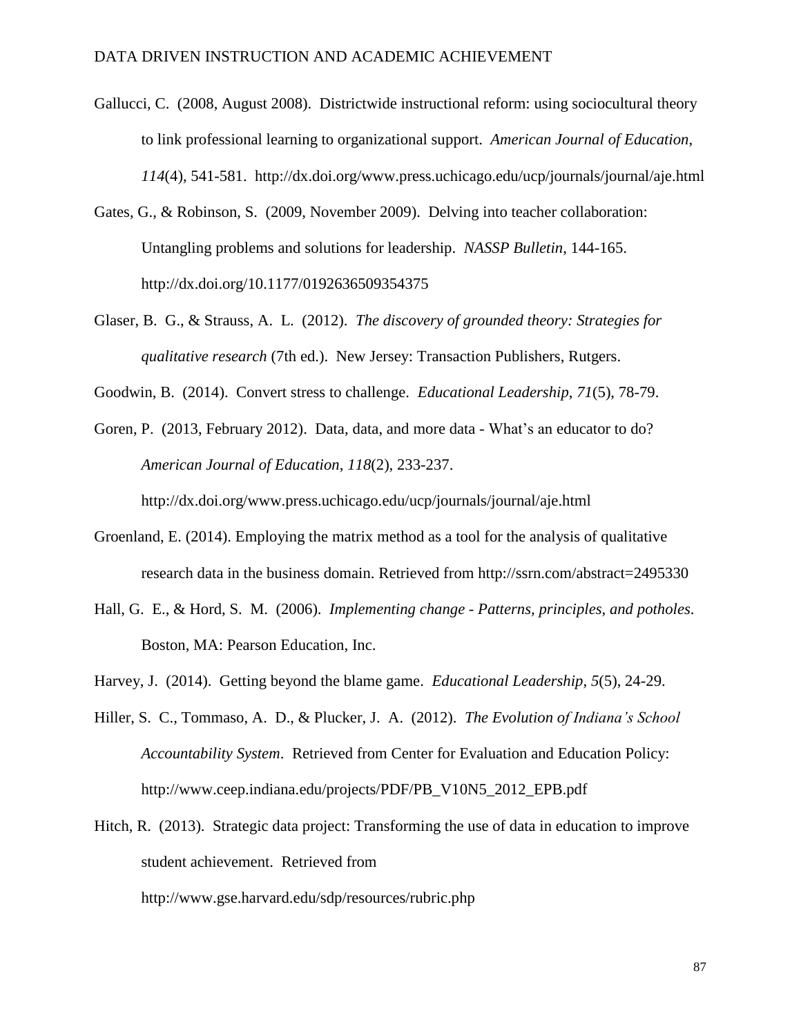Gallucci, C. (2008, August 2008). Districtwide instructional reform: using sociocultural theory to link professional learning to organizational support. *American Journal of Education*, *114*(4), 541-581. http://dx.doi.org/www.press.uchicago.edu/ucp/journals/journal/aje.html

Gates, G., & Robinson, S. (2009, November 2009). Delving into teacher collaboration: Untangling problems and solutions for leadership. *NASSP Bulletin*, 144-165. http://dx.doi.org/10.1177/0192636509354375

Glaser, B. G., & Strauss, A. L. (2012). *The discovery of grounded theory: Strategies for qualitative research* (7th ed.). New Jersey: Transaction Publishers, Rutgers.

Goodwin, B. (2014). Convert stress to challenge. *Educational Leadership*, *71*(5), 78-79.

Goren, P. (2013, February 2012). Data, data, and more data - What's an educator to do? *American Journal of Education*, *118*(2), 233-237. http://dx.doi.org/www.press.uchicago.edu/ucp/journals/journal/aje.html

Groenland, E. (2014). Employing the matrix method as a tool for the analysis of qualitative research data in the business domain. Retrieved from http://ssrn.com/abstract=2495330

Hall, G. E., & Hord, S. M. (2006). *Implementing change - Patterns, principles, and potholes*. Boston, MA: Pearson Education, Inc.

Harvey, J. (2014). Getting beyond the blame game. *Educational Leadership*, *5*(5), 24-29.

Hiller, S. C., Tommaso, A. D., & Plucker, J. A. (2012). *The Evolution of Indiana's School Accountability System*. Retrieved from Center for Evaluation and Education Policy: http://www.ceep.indiana.edu/projects/PDF/PB_V10N5_2012_EPB.pdf

Hitch, R. (2013). Strategic data project: Transforming the use of data in education to improve student achievement. Retrieved from http://www.gse.harvard.edu/sdp/resources/rubric.php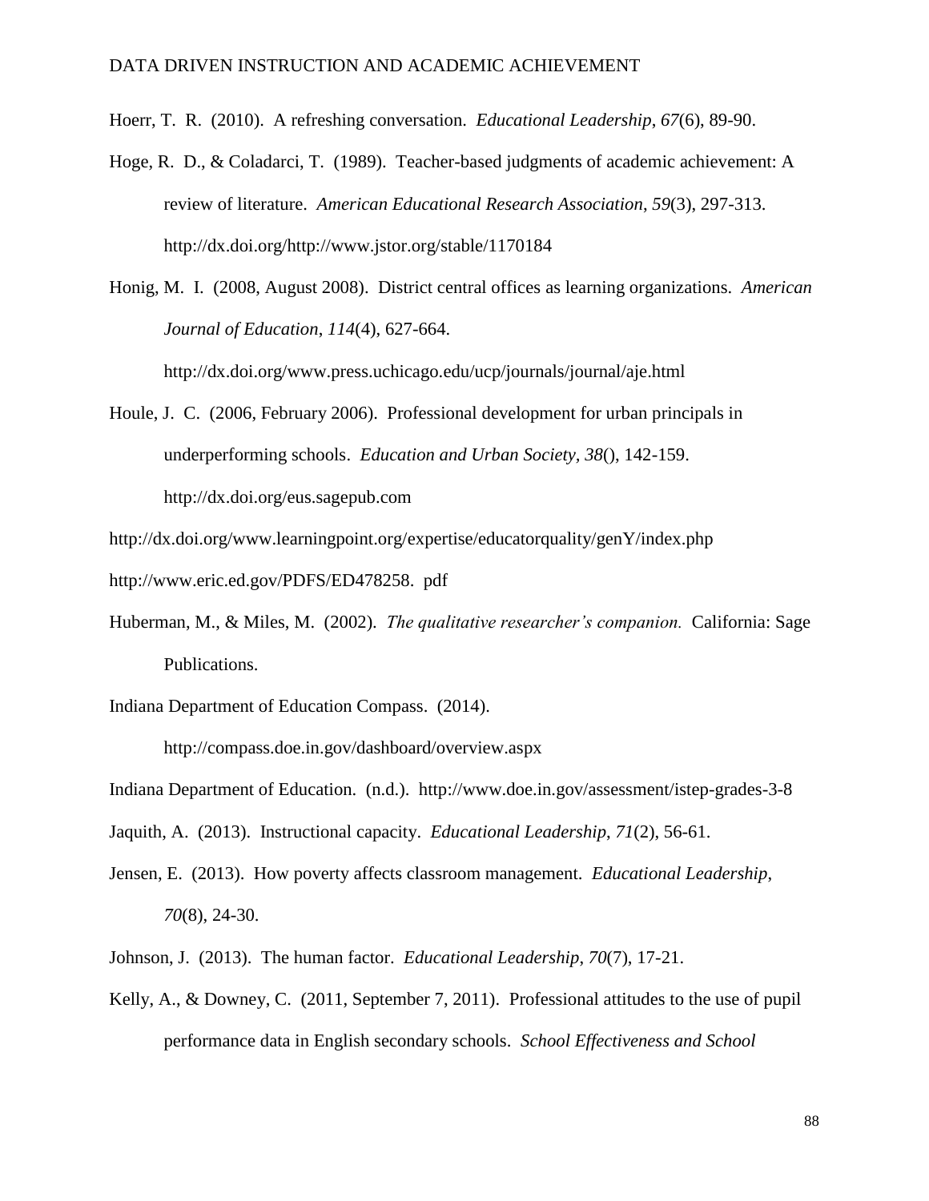Hoerr, T. R. (2010). A refreshing conversation. *Educational Leadership*, *67*(6), 89-90.

Hoge, R. D., & Coladarci, T. (1989). Teacher-based judgments of academic achievement: A review of literature. *American Educational Research Association*, *59*(3), 297-313. http://dx.doi.org/http://www.jstor.org/stable/1170184

Honig, M. I. (2008, August 2008). District central offices as learning organizations. *American Journal of Education*, *114*(4), 627-664. http://dx.doi.org/www.press.uchicago.edu/ucp/journals/journal/aje.html

Houle, J. C. (2006, February 2006). Professional development for urban principals in underperforming schools. *Education and Urban Society, 38*(), 142-159. http://dx.doi.org/eus.sagepub.com

http://dx.doi.org/www.learningpoint.org/expertise/educatorquality/genY/index.php

http://www.eric.ed.gov/PDFS/ED478258. pdf

Huberman, M., & Miles, M. (2002). *The qualitative researcher's companion.* California: Sage Publications.

Indiana Department of Education Compass. (2014). http://compass.doe.in.gov/dashboard/overview.aspx

Indiana Department of Education. (n.d.). http://www.doe.in.gov/assessment/istep-grades-3-8

Jaquith, A. (2013). Instructional capacity. *Educational Leadership*, *71*(2), 56-61.

Jensen, E. (2013). How poverty affects classroom management. *Educational Leadership*, *70*(8), 24-30.

Johnson, J. (2013). The human factor. *Educational Leadership*, *70*(7), 17-21.

Kelly, A., & Downey, C. (2011, September 7, 2011). Professional attitudes to the use of pupil performance data in English secondary schools. *School Effectiveness and School*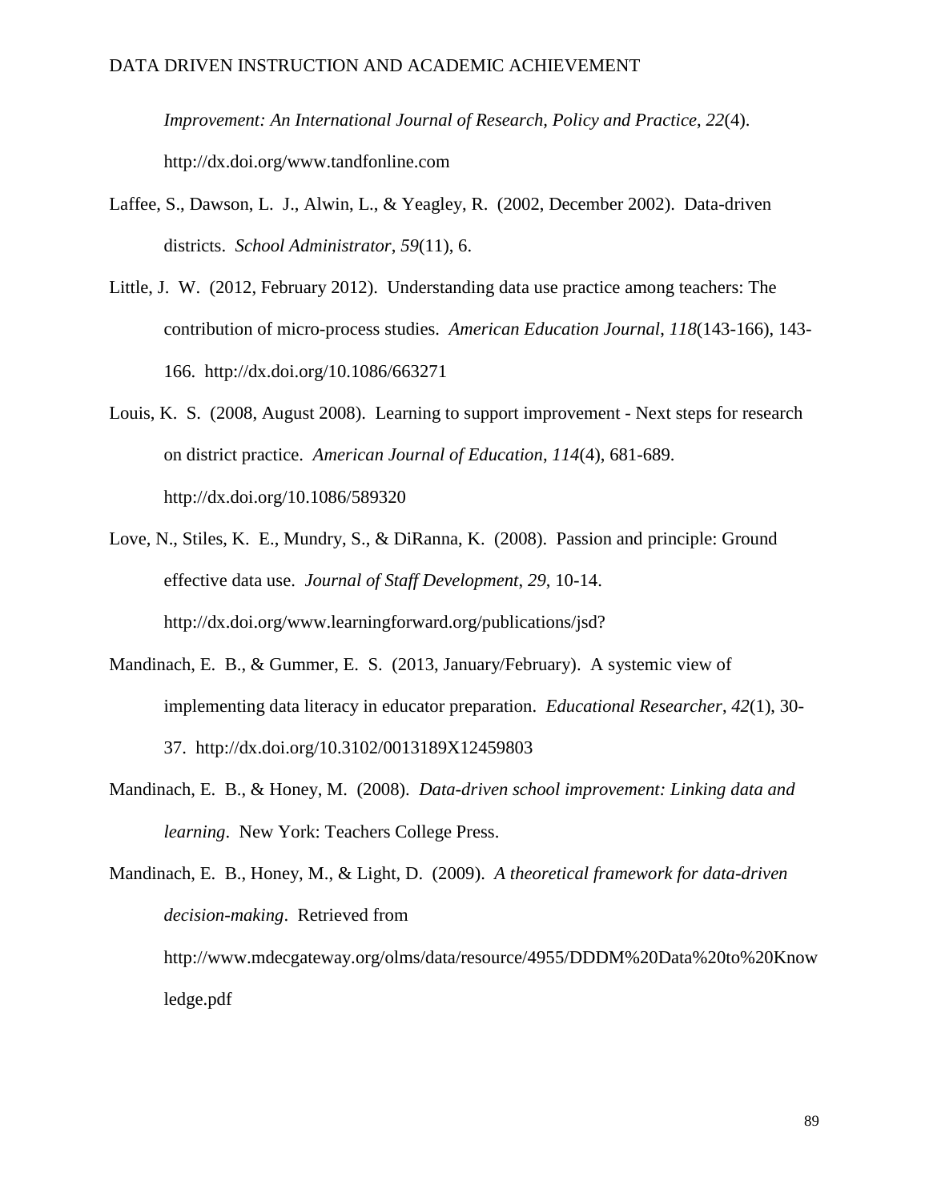*Improvement: An International Journal of Research, Policy and Practice*, *22*(4). http://dx.doi.org/www.tandfonline.com

Laffee, S., Dawson, L. J., Alwin, L., & Yeagley, R. (2002, December 2002). Data-driven districts. *School Administrator*, *59*(11), 6.

Little, J. W. (2012, February 2012). Understanding data use practice among teachers: The contribution of micro-process studies. *American Education Journal*, *118*(143-166), 143-166. http://dx.doi.org/10.1086/663271

Louis, K. S. (2008, August 2008). Learning to support improvement - Next steps for research on district practice. *American Journal of Education*, *114*(4), 681-689. http://dx.doi.org/10.1086/589320

Love, N., Stiles, K. E., Mundry, S., & DiRanna, K. (2008). Passion and principle: Ground effective data use. *Journal of Staff Development*, *29*, 10-14. http://dx.doi.org/www.learningforward.org/publications/jsd?

Mandinach, E. B., & Gummer, E. S. (2013, January/February). A systemic view of implementing data literacy in educator preparation. *Educational Researcher*, *42*(1), 30-37. http://dx.doi.org/10.3102/0013189X12459803

Mandinach, E. B., & Honey, M. (2008). *Data-driven school improvement: Linking data and learning*. New York: Teachers College Press.

Mandinach, E. B., Honey, M., & Light, D. (2009). *A theoretical framework for data-driven decision-making*. Retrieved from http://www.mdecgateway.org/olms/data/resource/4955/DDDM%20Data%20to%20Knowledge.pdf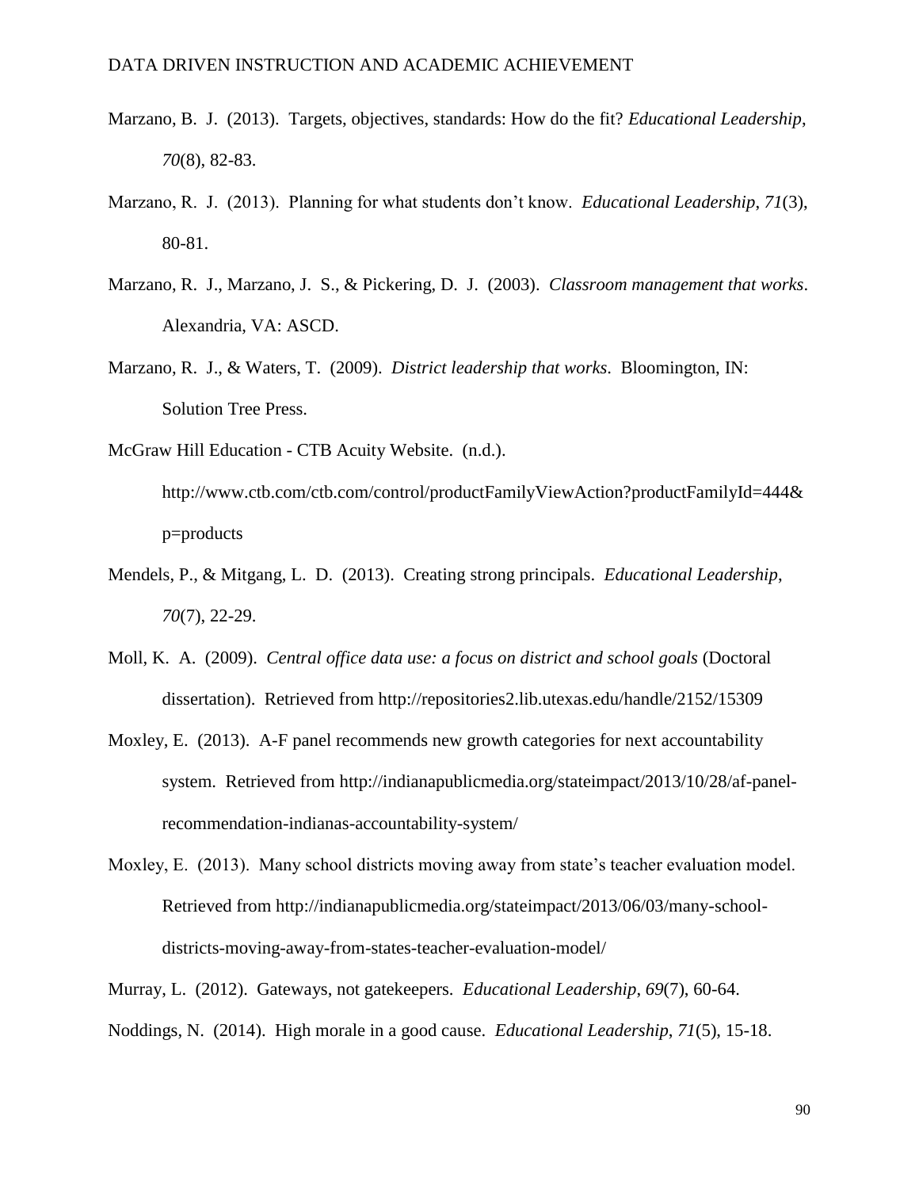Marzano, B. J. (2013). Targets, objectives, standards: How do the fit? *Educational Leadership*, *70*(8), 82-83.

Marzano, R. J. (2013). Planning for what students don't know. *Educational Leadership*, *71*(3), 80-81.

Marzano, R. J., Marzano, J. S., & Pickering, D. J. (2003). *Classroom management that works*. Alexandria, VA: ASCD.

Marzano, R. J., & Waters, T. (2009). *District leadership that works*. Bloomington, IN: Solution Tree Press.

McGraw Hill Education - CTB Acuity Website. (n.d.). http://www.ctb.com/ctb.com/control/productFamilyViewAction?productFamilyId=444&p=products

Mendels, P., & Mitgang, L. D. (2013). Creating strong principals. *Educational Leadership*, *70*(7), 22-29.

Moll, K. A. (2009). *Central office data use: a focus on district and school goals* (Doctoral dissertation). Retrieved from http://repositories2.lib.utexas.edu/handle/2152/15309

Moxley, E. (2013). A-F panel recommends new growth categories for next accountability system. Retrieved from http://indianapublicmedia.org/stateimpact/2013/10/28/af-panel-recommendation-indianas-accountability-system/

Moxley, E. (2013). Many school districts moving away from state's teacher evaluation model. Retrieved from http://indianapublicmedia.org/stateimpact/2013/06/03/many-school-districts-moving-away-from-states-teacher-evaluation-model/

Murray, L. (2012). Gateways, not gatekeepers. *Educational Leadership*, *69*(7), 60-64.

Noddings, N. (2014). High morale in a good cause. *Educational Leadership*, *71*(5), 15-18.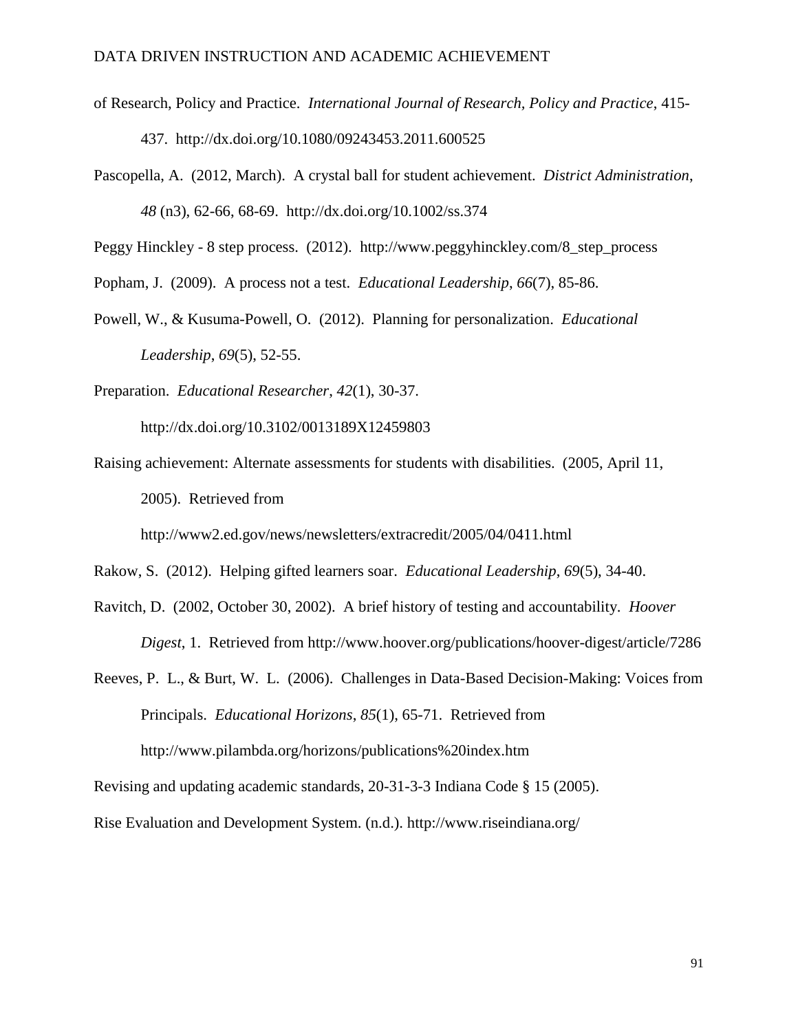of Research, Policy and Practice. *International Journal of Research, Policy and Practice*, 415-437. http://dx.doi.org/10.1080/09243453.2011.600525

Pascopella, A. (2012, March). A crystal ball for student achievement. *District Administration*, *48* (n3), 62-66, 68-69. http://dx.doi.org/10.1002/ss.374

Peggy Hinckley - 8 step process. (2012). http://www.peggyhinckley.com/8_step_process

Popham, J. (2009). A process not a test. *Educational Leadership*, *66*(7), 85-86.

Powell, W., & Kusuma-Powell, O. (2012). Planning for personalization. *Educational Leadership*, *69*(5), 52-55.

Preparation. *Educational Researcher*, *42*(1), 30-37. http://dx.doi.org/10.3102/0013189X12459803

Raising achievement: Alternate assessments for students with disabilities. (2005, April 11, 2005). Retrieved from http://www2.ed.gov/news/newsletters/extracredit/2005/04/0411.html

Rakow, S. (2012). Helping gifted learners soar. *Educational Leadership*, *69*(5), 34-40.

Ravitch, D. (2002, October 30, 2002). A brief history of testing and accountability. *Hoover Digest*, 1. Retrieved from http://www.hoover.org/publications/hoover-digest/article/7286

Reeves, P. L., & Burt, W. L. (2006). Challenges in Data-Based Decision-Making: Voices from Principals. *Educational Horizons*, *85*(1), 65-71. Retrieved from http://www.pilambda.org/horizons/publications%20index.htm

Revising and updating academic standards, 20-31-3-3 Indiana Code § 15 (2005).

Rise Evaluation and Development System. (n.d.). http://www.riseindiana.org/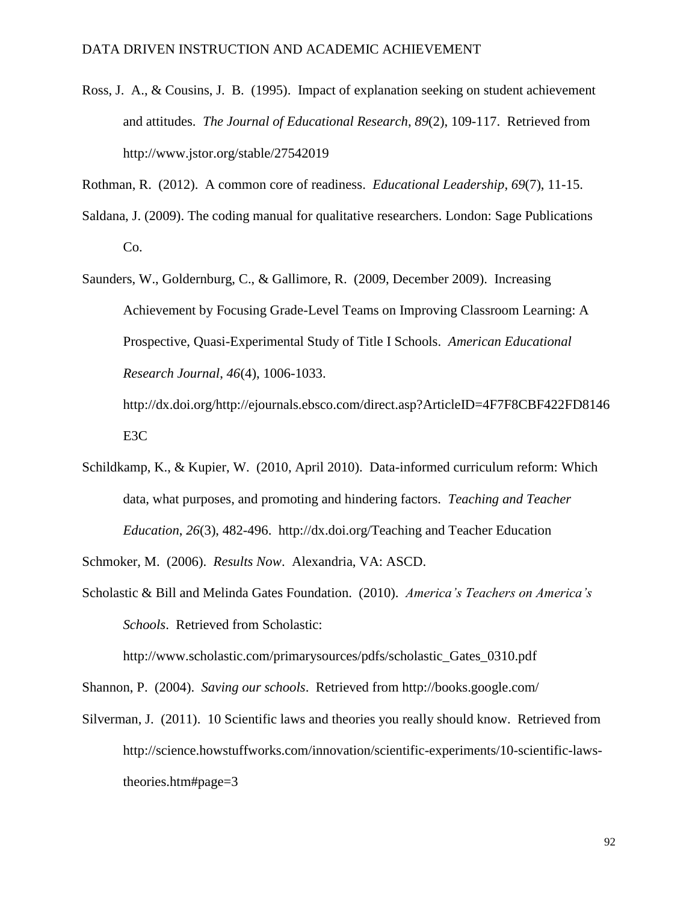Ross, J. A., & Cousins, J. B. (1995). Impact of explanation seeking on student achievement and attitudes. *The Journal of Educational Research*, *89*(2), 109-117. Retrieved from http://www.jstor.org/stable/27542019

Rothman, R. (2012). A common core of readiness. *Educational Leadership*, *69*(7), 11-15.

Saldana, J. (2009). The coding manual for qualitative researchers. London: Sage Publications Co.

Saunders, W., Goldernburg, C., & Gallimore, R. (2009, December 2009). Increasing Achievement by Focusing Grade-Level Teams on Improving Classroom Learning: A Prospective, Quasi-Experimental Study of Title I Schools. *American Educational Research Journal*, *46*(4), 1006-1033. http://dx.doi.org/http://ejournals.ebsco.com/direct.asp?ArticleID=4F7F8CBF422FD8146E3C

Schildkamp, K., & Kupier, W. (2010, April 2010). Data-informed curriculum reform: Which data, what purposes, and promoting and hindering factors. *Teaching and Teacher Education*, *26*(3), 482-496. http://dx.doi.org/Teaching and Teacher Education

Schmoker, M. (2006). *Results Now*. Alexandria, VA: ASCD.

Scholastic & Bill and Melinda Gates Foundation. (2010). *America's Teachers on America's Schools*. Retrieved from Scholastic: http://www.scholastic.com/primarysources/pdfs/scholastic_Gates_0310.pdf

Shannon, P. (2004). *Saving our schools*. Retrieved from http://books.google.com/

Silverman, J. (2011). 10 Scientific laws and theories you really should know. Retrieved from http://science.howstuffworks.com/innovation/scientific-experiments/10-scientific-laws-theories.htm#page=3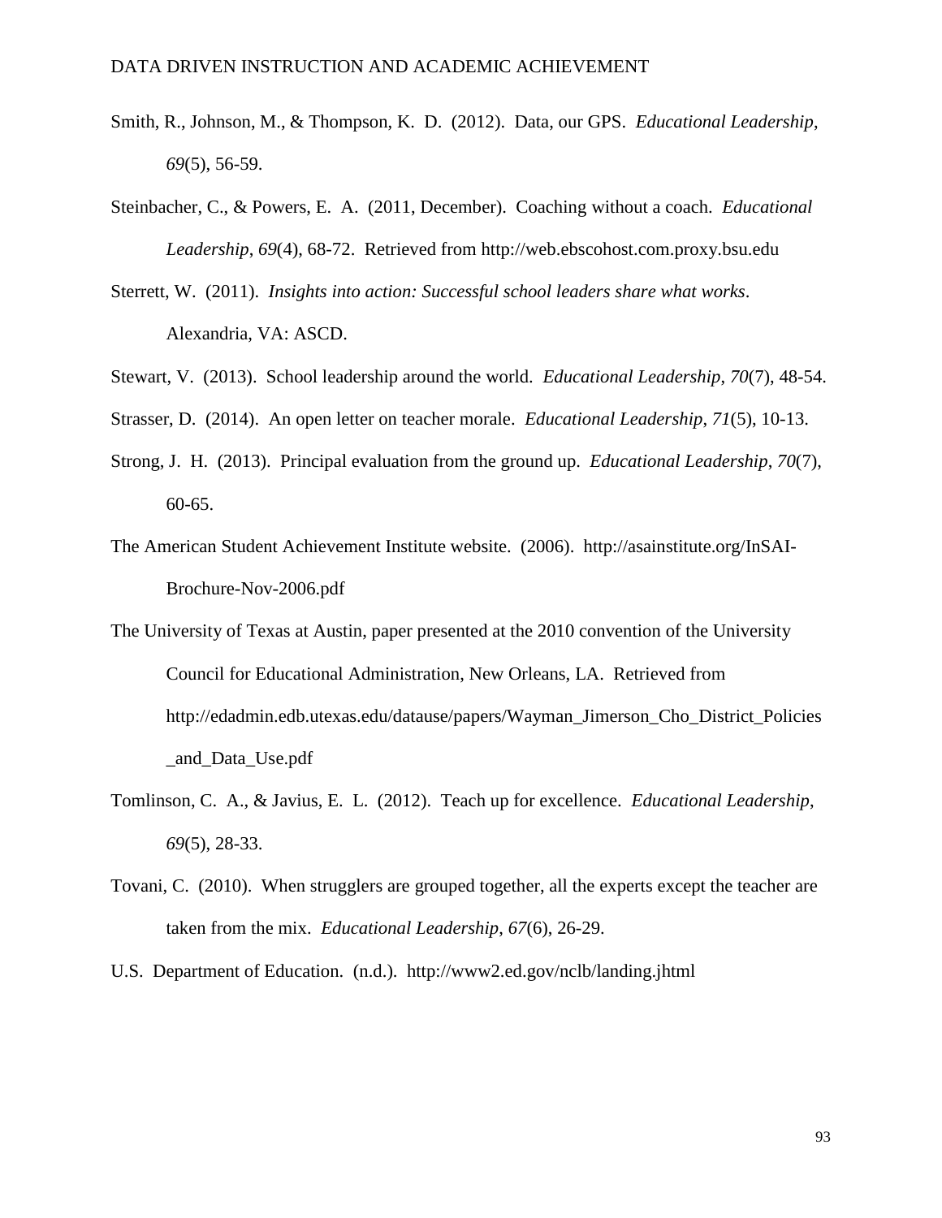Smith, R., Johnson, M., & Thompson, K. D. (2012). Data, our GPS. *Educational Leadership*, *69*(5), 56-59.

Steinbacher, C., & Powers, E. A. (2011, December). Coaching without a coach. *Educational Leadership*, *69*(4), 68-72. Retrieved from http://web.ebscohost.com.proxy.bsu.edu

Sterrett, W. (2011). *Insights into action: Successful school leaders share what works*. Alexandria, VA: ASCD.

Stewart, V. (2013). School leadership around the world. *Educational Leadership*, *70*(7), 48-54.

Strasser, D. (2014). An open letter on teacher morale. *Educational Leadership*, *71*(5), 10-13.

Strong, J. H. (2013). Principal evaluation from the ground up. *Educational Leadership*, *70*(7), 60-65.

The American Student Achievement Institute website. (2006). http://asainstitute.org/InSAI-Brochure-Nov-2006.pdf

The University of Texas at Austin, paper presented at the 2010 convention of the University Council for Educational Administration, New Orleans, LA. Retrieved from http://edadmin.edb.utexas.edu/datause/papers/Wayman_Jimerson_Cho_District_Policies_and_Data_Use.pdf

Tomlinson, C. A., & Javius, E. L. (2012). Teach up for excellence. *Educational Leadership*, *69*(5), 28-33.

Tovani, C. (2010). When strugglers are grouped together, all the experts except the teacher are taken from the mix. *Educational Leadership*, *67*(6), 26-29.

U.S. Department of Education. (n.d.). http://www2.ed.gov/nclb/landing.jhtml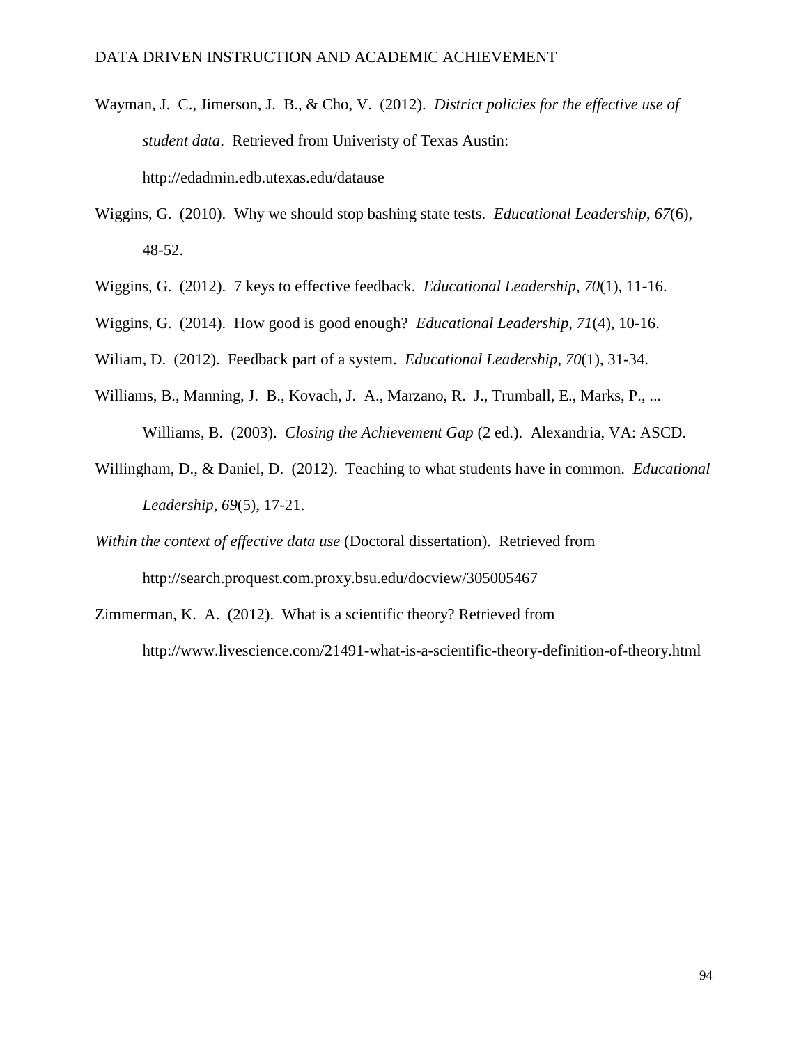Wayman, J. C., Jimerson, J. B., & Cho, V. (2012). *District policies for the effective use of student data*. Retrieved from Univeristy of Texas Austin: http://edadmin.edb.utexas.edu/datause

Wiggins, G. (2010). Why we should stop bashing state tests. *Educational Leadership*, *67*(6), 48-52.

Wiggins, G. (2012). 7 keys to effective feedback. *Educational Leadership*, *70*(1), 11-16.

Wiggins, G. (2014). How good is good enough? *Educational Leadership*, *71*(4), 10-16.

Wiliam, D. (2012). Feedback part of a system. *Educational Leadership*, *70*(1), 31-34.

Williams, B., Manning, J. B., Kovach, J. A., Marzano, R. J., Trumball, E., Marks, P., ... Williams, B. (2003). *Closing the Achievement Gap* (2 ed.). Alexandria, VA: ASCD.

Willingham, D., & Daniel, D. (2012). Teaching to what students have in common. *Educational Leadership*, *69*(5), 17-21.

*Within the context of effective data use* (Doctoral dissertation). Retrieved from http://search.proquest.com.proxy.bsu.edu/docview/305005467

Zimmerman, K. A. (2012). What is a scientific theory? Retrieved from http://www.livescience.com/21491-what-is-a-scientific-theory-definition-of-theory.html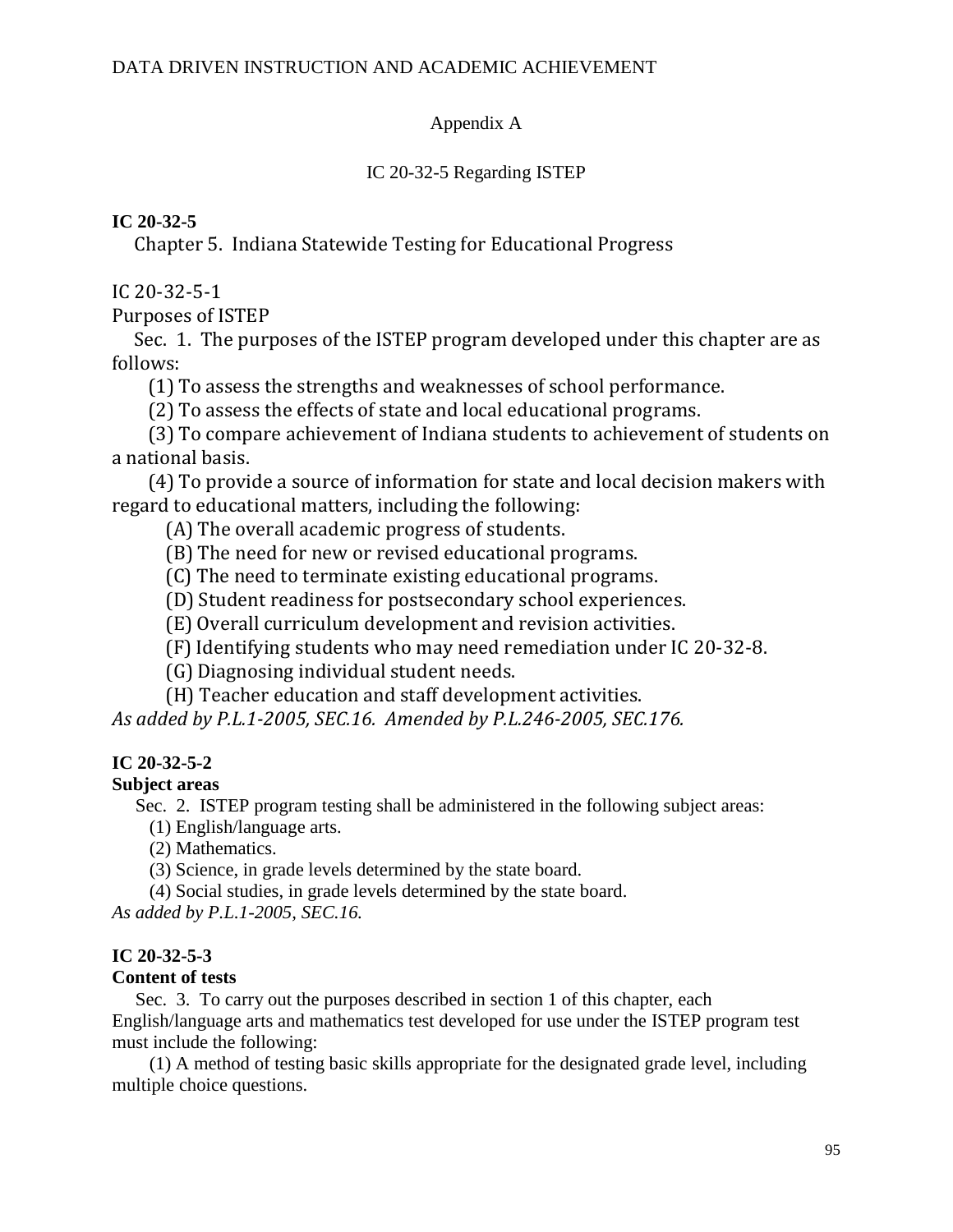Appendix A

IC 20-32-5 Regarding ISTEP

**IC 20-32-5**

Chapter 5. Indiana Statewide Testing for Educational Progress

IC 20-32-5-1

Purposes of ISTEP

Sec. 1. The purposes of the ISTEP program developed under this chapter are as follows:

(1) To assess the strengths and weaknesses of school performance.

(2) To assess the effects of state and local educational programs.

(3) To compare achievement of Indiana students to achievement of students on a national basis.

(4) To provide a source of information for state and local decision makers with regard to educational matters, including the following:

(A) The overall academic progress of students.

(B) The need for new or revised educational programs.

(C) The need to terminate existing educational programs.

(D) Student readiness for postsecondary school experiences.

(E) Overall curriculum development and revision activities.

(F) Identifying students who may need remediation under IC 20-32-8.

(G) Diagnosing individual student needs.

(H) Teacher education and staff development activities.

*As added by P.L.1-2005, SEC.16. Amended by P.L.246-2005, SEC.176.*

**IC 20-32-5-2**

**Subject areas**

Sec. 2. ISTEP program testing shall be administered in the following subject areas:

(1) English/language arts.

(2) Mathematics.

(3) Science, in grade levels determined by the state board.

(4) Social studies, in grade levels determined by the state board.

*As added by P.L.1-2005, SEC.16.*

**IC 20-32-5-3**

**Content of tests**

Sec. 3. To carry out the purposes described in section 1 of this chapter, each English/language arts and mathematics test developed for use under the ISTEP program test must include the following:

(1) A method of testing basic skills appropriate for the designated grade level, including multiple choice questions.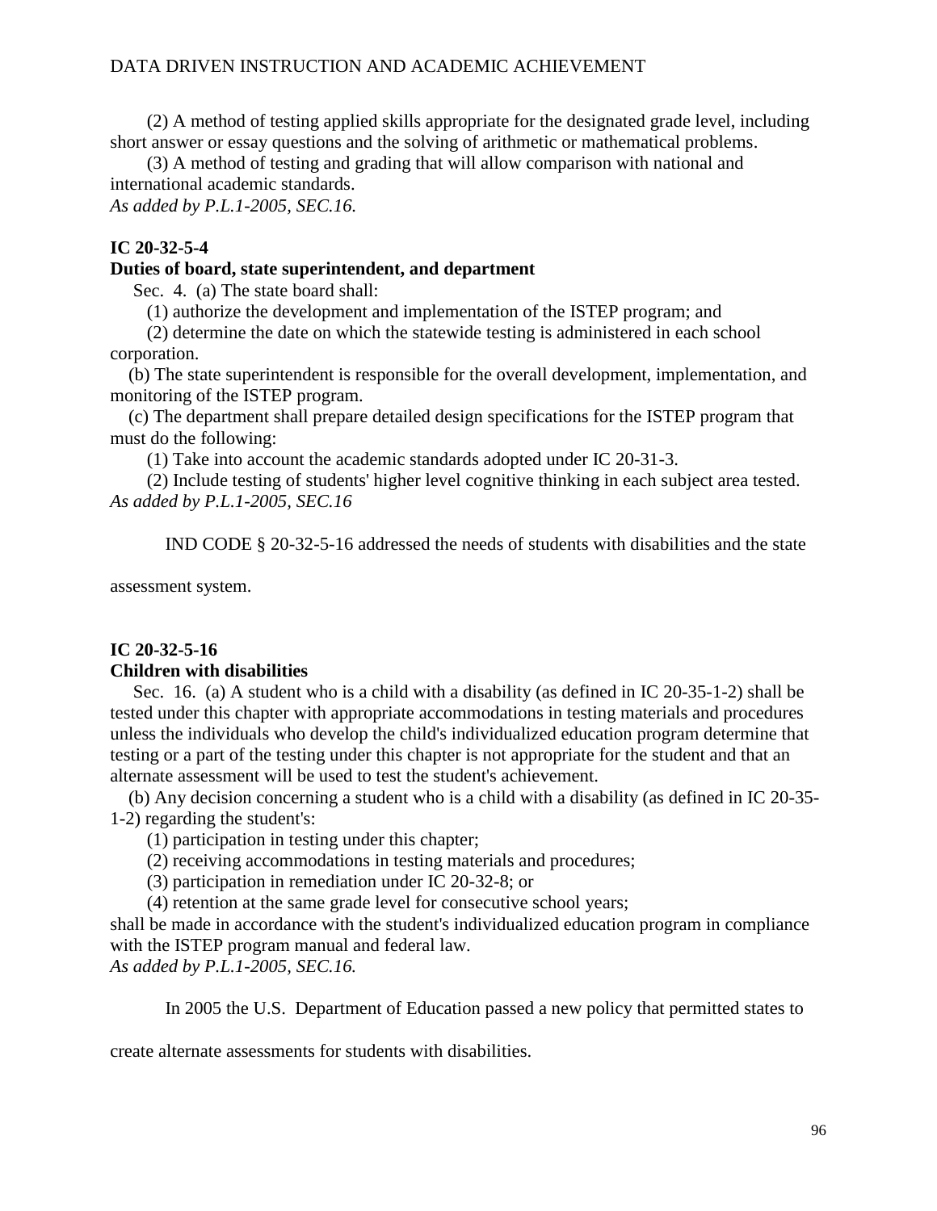(2) A method of testing applied skills appropriate for the designated grade level, including short answer or essay questions and the solving of arithmetic or mathematical problems.

(3) A method of testing and grading that will allow comparison with national and international academic standards.

*As added by P.L.1-2005, SEC.16.*

**IC 20-32-5-4**

**Duties of board, state superintendent, and department**

Sec. 4. (a) The state board shall:

(1) authorize the development and implementation of the ISTEP program; and

(2) determine the date on which the statewide testing is administered in each school corporation.

(b) The state superintendent is responsible for the overall development, implementation, and monitoring of the ISTEP program.

(c) The department shall prepare detailed design specifications for the ISTEP program that must do the following:

(1) Take into account the academic standards adopted under IC 20-31-3.

(2) Include testing of students' higher level cognitive thinking in each subject area tested.

*As added by P.L.1-2005, SEC.16*

IND CODE § 20-32-5-16 addressed the needs of students with disabilities and the state assessment system.

**IC 20-32-5-16**

**Children with disabilities**

Sec. 16. (a) A student who is a child with a disability (as defined in IC 20-35-1-2) shall be tested under this chapter with appropriate accommodations in testing materials and procedures unless the individuals who develop the child's individualized education program determine that testing or a part of the testing under this chapter is not appropriate for the student and that an alternate assessment will be used to test the student's achievement.

(b) Any decision concerning a student who is a child with a disability (as defined in IC 20-35-1-2) regarding the student's:

(1) participation in testing under this chapter;

(2) receiving accommodations in testing materials and procedures;

(3) participation in remediation under IC 20-32-8; or

(4) retention at the same grade level for consecutive school years;

shall be made in accordance with the student's individualized education program in compliance with the ISTEP program manual and federal law.

*As added by P.L.1-2005, SEC.16.*

In 2005 the U.S. Department of Education passed a new policy that permitted states to create alternate assessments for students with disabilities.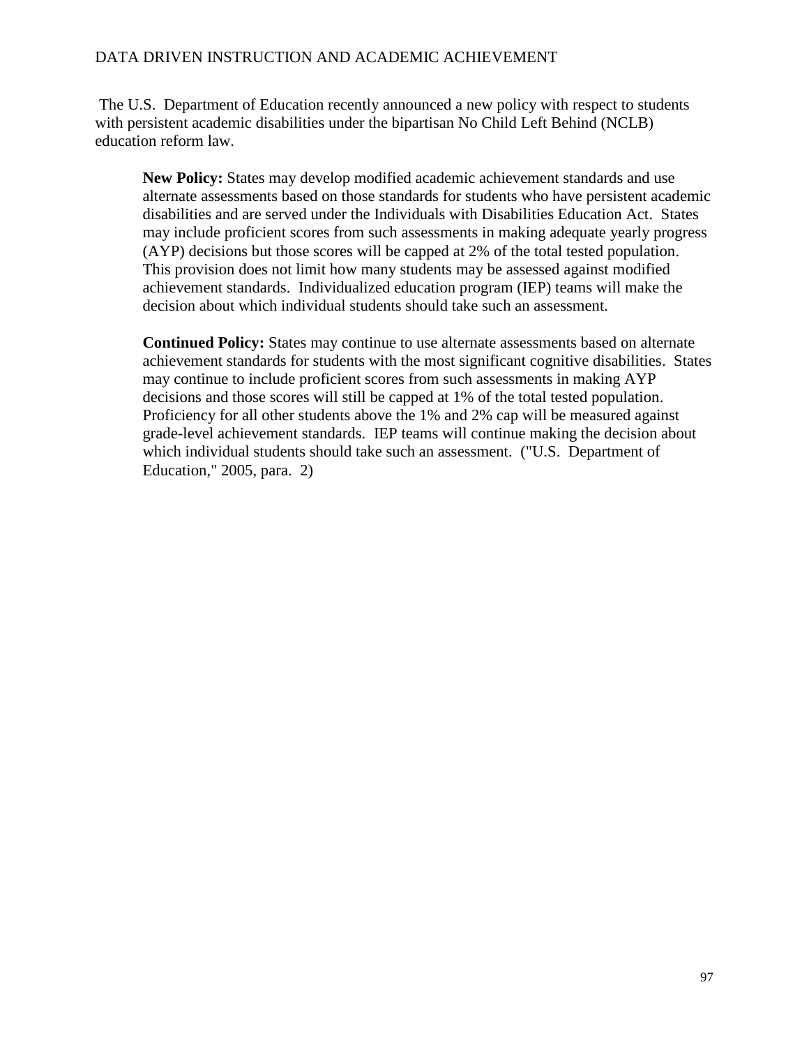The U.S.  Department of Education recently announced a new policy with respect to students with persistent academic disabilities under the bipartisan No Child Left Behind (NCLB) education reform law.

> **New Policy:** States may develop modified academic achievement standards and use alternate assessments based on those standards for students who have persistent academic disabilities and are served under the Individuals with Disabilities Education Act.  States may include proficient scores from such assessments in making adequate yearly progress (AYP) decisions but those scores will be capped at 2% of the total tested population.  This provision does not limit how many students may be assessed against modified achievement standards.  Individualized education program (IEP) teams will make the decision about which individual students should take such an assessment.
>
> **Continued Policy:** States may continue to use alternate assessments based on alternate achievement standards for students with the most significant cognitive disabilities.  States may continue to include proficient scores from such assessments in making AYP decisions and those scores will still be capped at 1% of the total tested population.  Proficiency for all other students above the 1% and 2% cap will be measured against grade-level achievement standards.  IEP teams will continue making the decision about which individual students should take such an assessment.  ("U.S.  Department of Education," 2005, para.  2)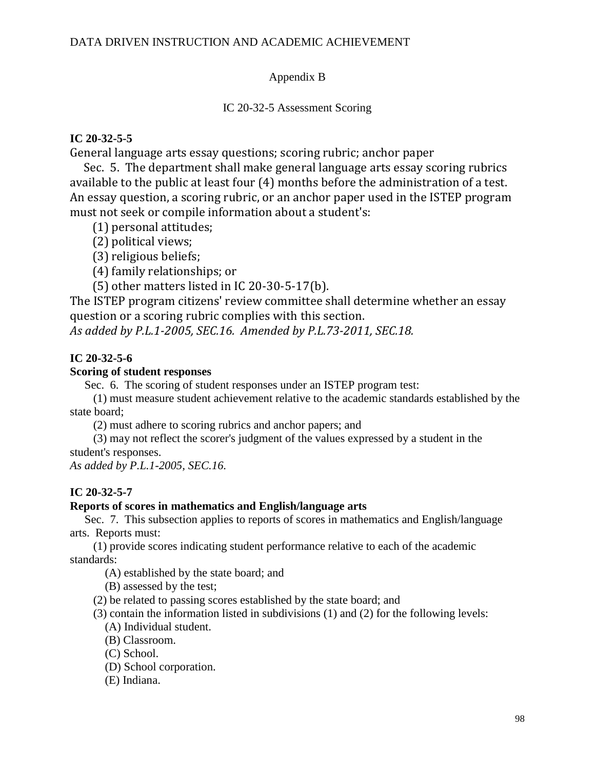Appendix B

IC 20-32-5 Assessment Scoring

**IC 20-32-5-5**

General language arts essay questions; scoring rubric; anchor paper

Sec. 5. The department shall make general language arts essay scoring rubrics available to the public at least four (4) months before the administration of a test. An essay question, a scoring rubric, or an anchor paper used in the ISTEP program must not seek or compile information about a student's:

(1) personal attitudes;
(2) political views;
(3) religious beliefs;
(4) family relationships; or
(5) other matters listed in IC 20-30-5-17(b).

The ISTEP program citizens' review committee shall determine whether an essay question or a scoring rubric complies with this section.

*As added by P.L.1-2005, SEC.16. Amended by P.L.73-2011, SEC.18.*

**IC 20-32-5-6**

**Scoring of student responses**

Sec. 6. The scoring of student responses under an ISTEP program test:

(1) must measure student achievement relative to the academic standards established by the state board;
(2) must adhere to scoring rubrics and anchor papers; and
(3) may not reflect the scorer's judgment of the values expressed by a student in the student's responses.

*As added by P.L.1-2005, SEC.16.*

**IC 20-32-5-7**

**Reports of scores in mathematics and English/language arts**

Sec. 7. This subsection applies to reports of scores in mathematics and English/language arts. Reports must:

(1) provide scores indicating student performance relative to each of the academic standards:
  (A) established by the state board; and
  (B) assessed by the test;
(2) be related to passing scores established by the state board; and
(3) contain the information listed in subdivisions (1) and (2) for the following levels:
  (A) Individual student.
  (B) Classroom.
  (C) School.
  (D) School corporation.
  (E) Indiana.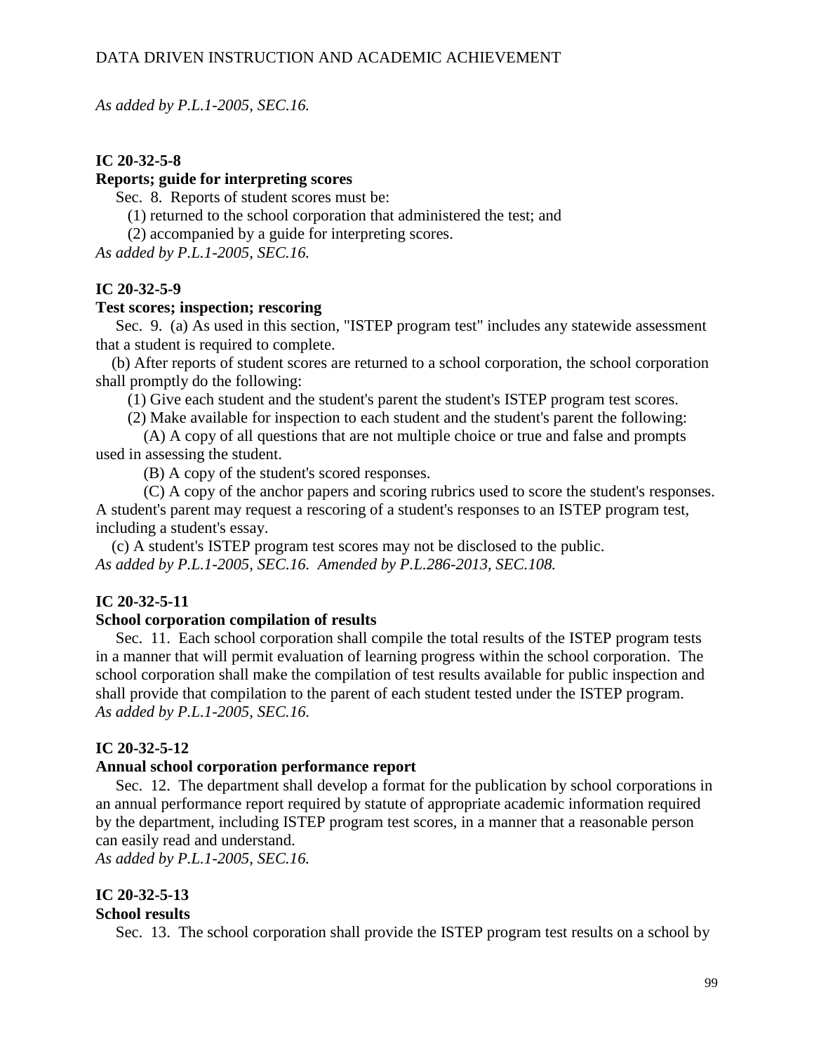*As added by P.L.1-2005, SEC.16.*

**IC 20-32-5-8**

**Reports; guide for interpreting scores**

Sec. 8. Reports of student scores must be:

(1) returned to the school corporation that administered the test; and

(2) accompanied by a guide for interpreting scores.

*As added by P.L.1-2005, SEC.16.*

**IC 20-32-5-9**

**Test scores; inspection; rescoring**

Sec. 9. (a) As used in this section, "ISTEP program test" includes any statewide assessment that a student is required to complete.

(b) After reports of student scores are returned to a school corporation, the school corporation shall promptly do the following:

(1) Give each student and the student's parent the student's ISTEP program test scores.

(2) Make available for inspection to each student and the student's parent the following:

(A) A copy of all questions that are not multiple choice or true and false and prompts used in assessing the student.

(B) A copy of the student's scored responses.

(C) A copy of the anchor papers and scoring rubrics used to score the student's responses.

A student's parent may request a rescoring of a student's responses to an ISTEP program test, including a student's essay.

(c) A student's ISTEP program test scores may not be disclosed to the public.

*As added by P.L.1-2005, SEC.16. Amended by P.L.286-2013, SEC.108.*

**IC 20-32-5-11**

**School corporation compilation of results**

Sec. 11. Each school corporation shall compile the total results of the ISTEP program tests in a manner that will permit evaluation of learning progress within the school corporation. The school corporation shall make the compilation of test results available for public inspection and shall provide that compilation to the parent of each student tested under the ISTEP program.

*As added by P.L.1-2005, SEC.16.*

**IC 20-32-5-12**

**Annual school corporation performance report**

Sec. 12. The department shall develop a format for the publication by school corporations in an annual performance report required by statute of appropriate academic information required by the department, including ISTEP program test scores, in a manner that a reasonable person can easily read and understand.

*As added by P.L.1-2005, SEC.16.*

**IC 20-32-5-13**

**School results**

Sec. 13. The school corporation shall provide the ISTEP program test results on a school by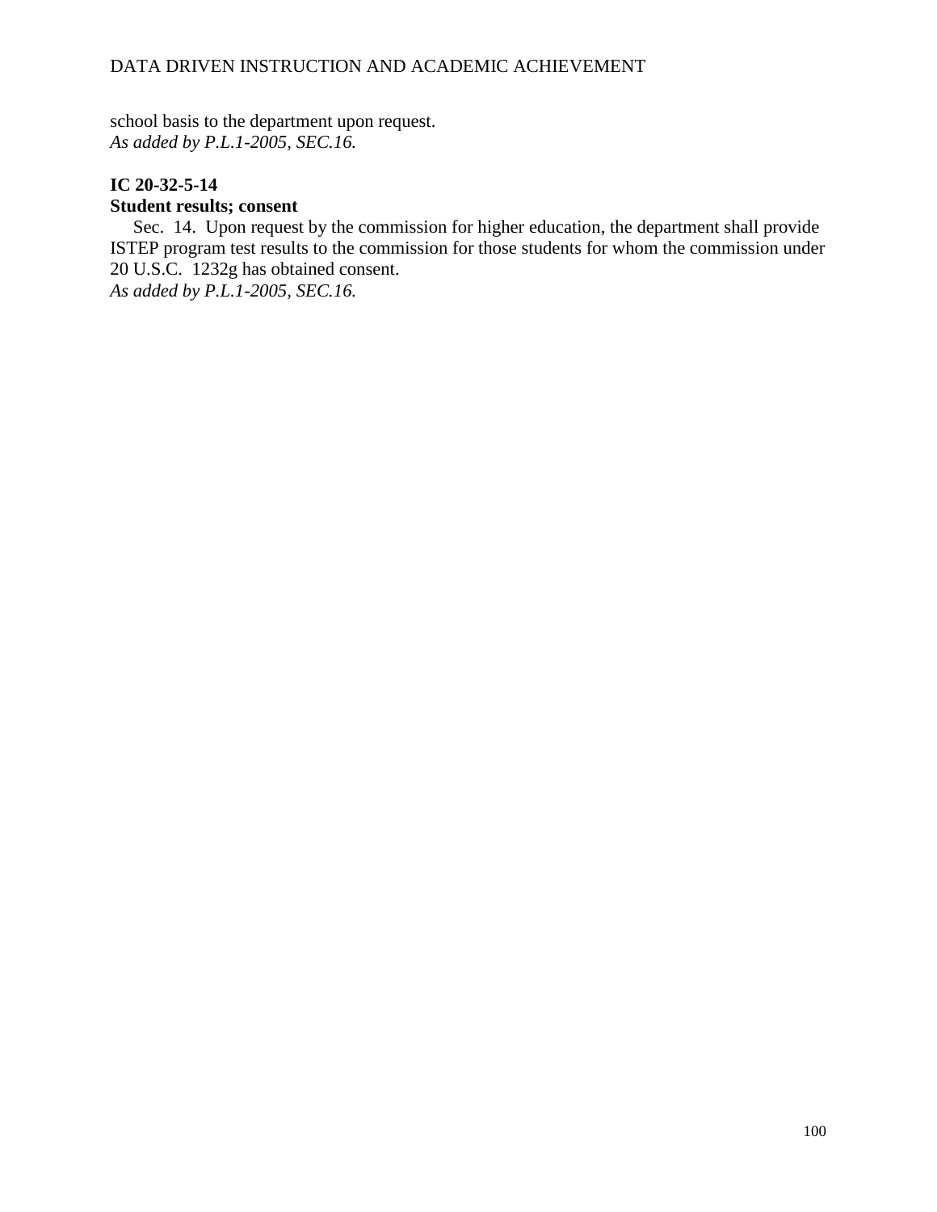school basis to the department upon request.
*As added by P.L.1-2005, SEC.16.*

**IC 20-32-5-14**
**Student results; consent**

Sec. 14. Upon request by the commission for higher education, the department shall provide ISTEP program test results to the commission for those students for whom the commission under 20 U.S.C. 1232g has obtained consent.
*As added by P.L.1-2005, SEC.16.*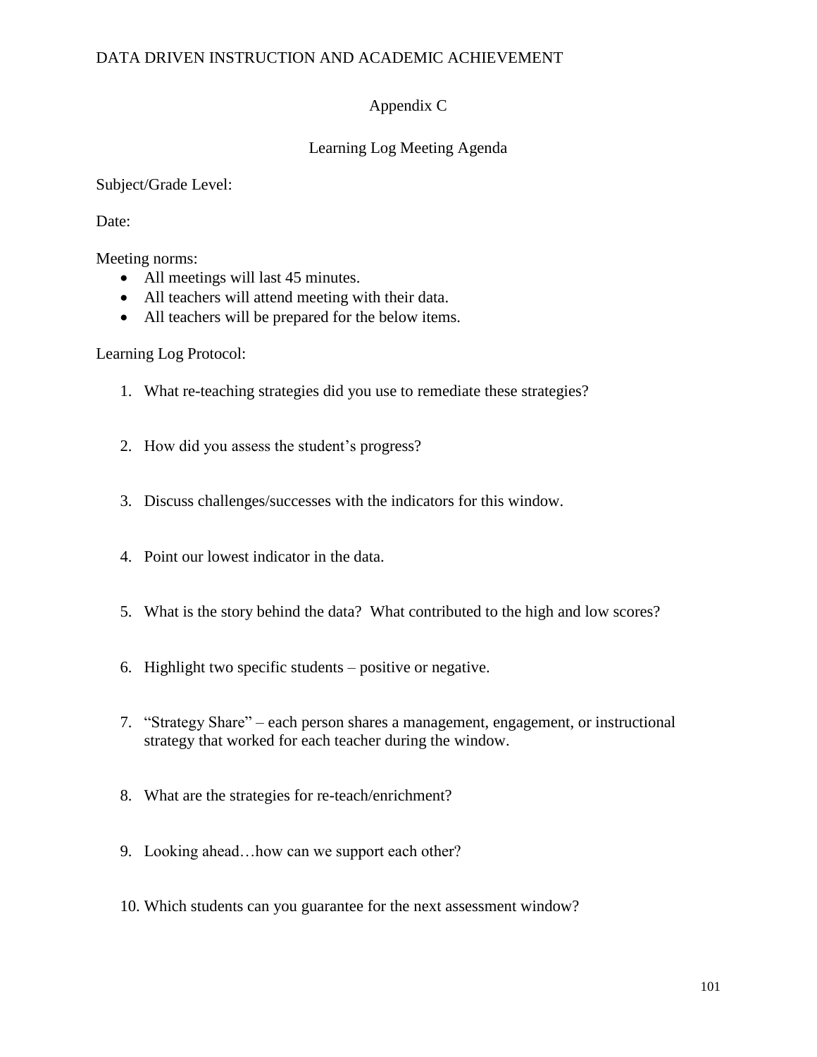# Appendix C

## Learning Log Meeting Agenda

Subject/Grade Level:

Date:

Meeting norms:

- All meetings will last 45 minutes.
- All teachers will attend meeting with their data.
- All teachers will be prepared for the below items.

Learning Log Protocol:

1. What re-teaching strategies did you use to remediate these strategies?
2. How did you assess the student's progress?
3. Discuss challenges/successes with the indicators for this window.
4. Point our lowest indicator in the data.
5. What is the story behind the data? What contributed to the high and low scores?
6. Highlight two specific students – positive or negative.
7. "Strategy Share" – each person shares a management, engagement, or instructional strategy that worked for each teacher during the window.
8. What are the strategies for re-teach/enrichment?
9. Looking ahead…how can we support each other?
10. Which students can you guarantee for the next assessment window?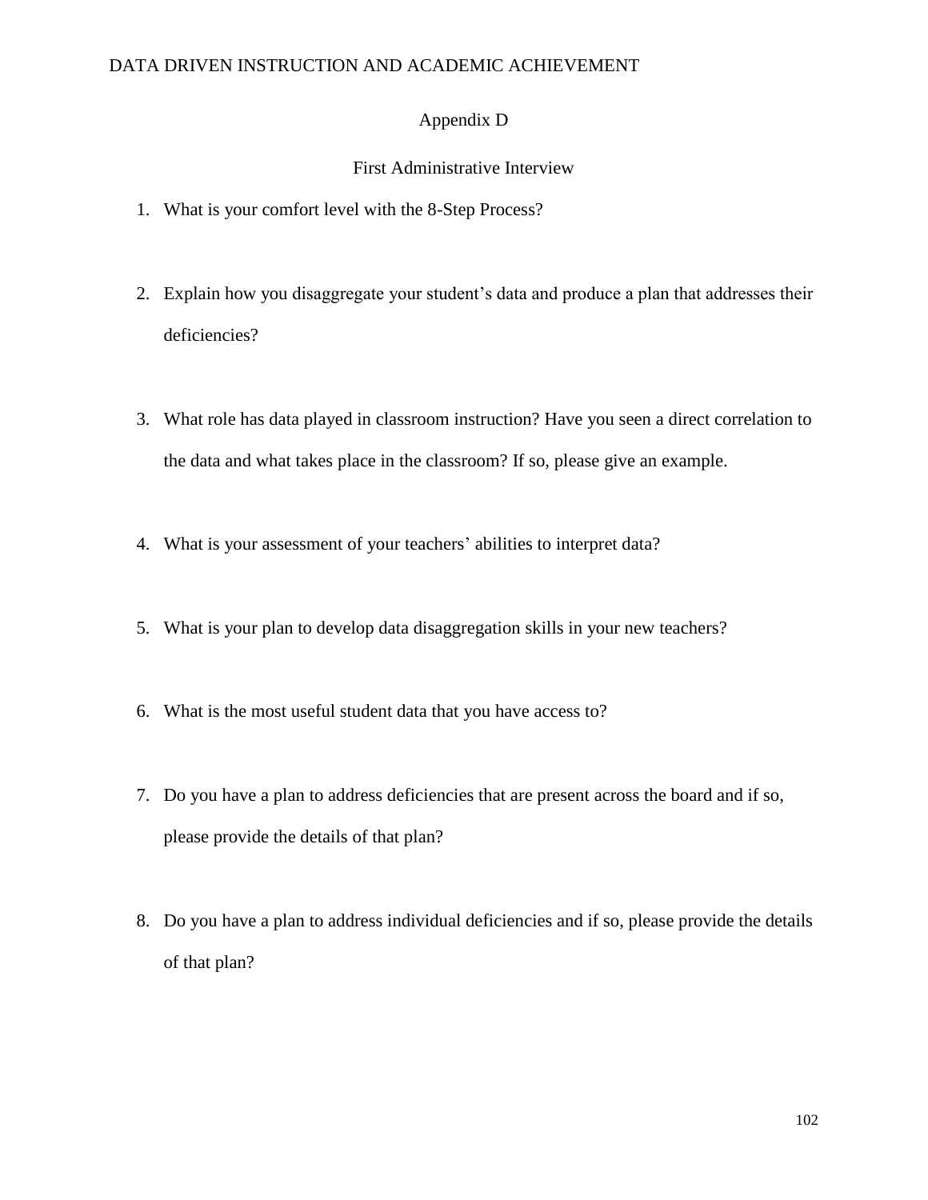# Appendix D

## First Administrative Interview

1. What is your comfort level with the 8-Step Process?

2. Explain how you disaggregate your student's data and produce a plan that addresses their deficiencies?

3. What role has data played in classroom instruction? Have you seen a direct correlation to the data and what takes place in the classroom? If so, please give an example.

4. What is your assessment of your teachers' abilities to interpret data?

5. What is your plan to develop data disaggregation skills in your new teachers?

6. What is the most useful student data that you have access to?

7. Do you have a plan to address deficiencies that are present across the board and if so, please provide the details of that plan?

8. Do you have a plan to address individual deficiencies and if so, please provide the details of that plan?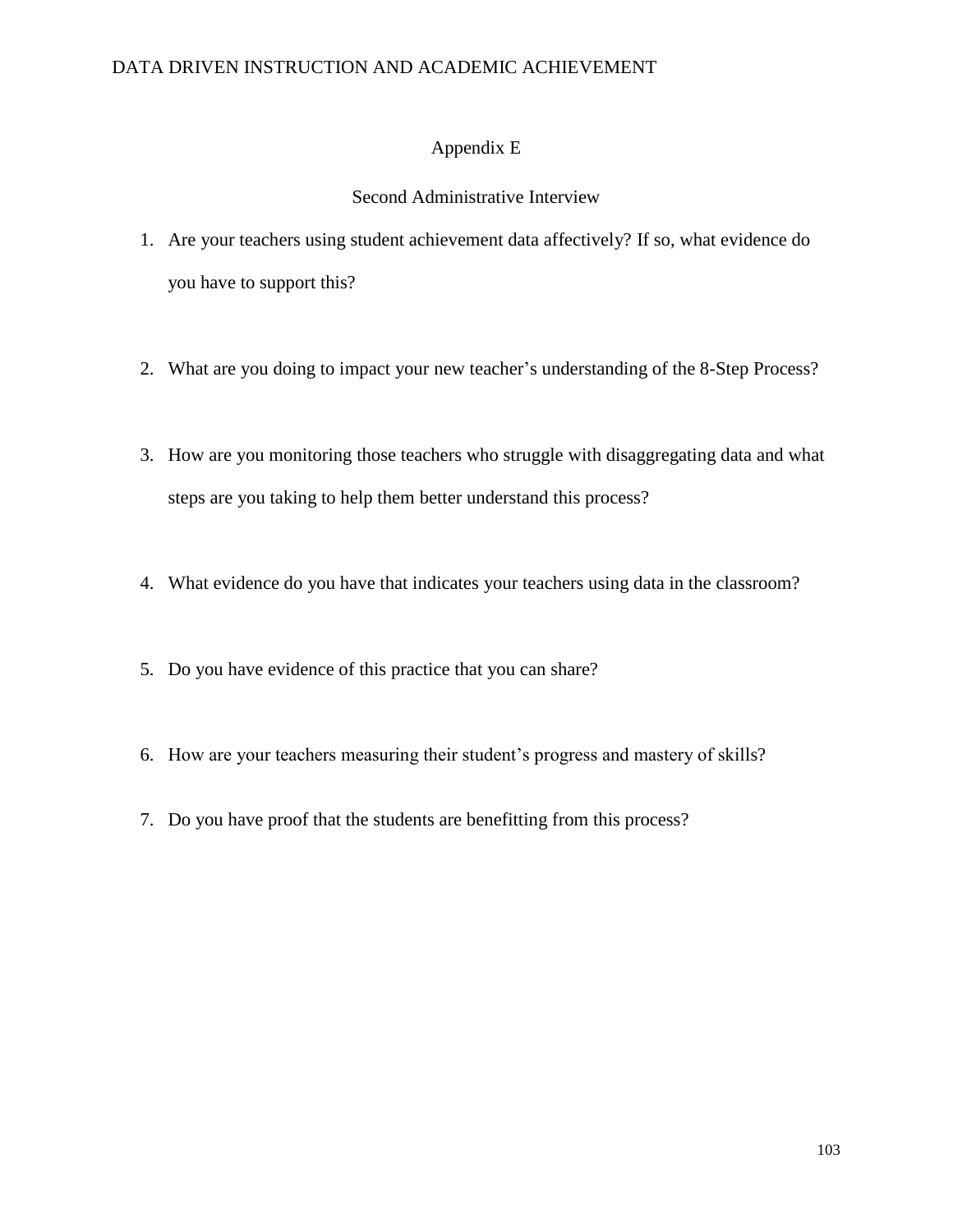# Appendix E

## Second Administrative Interview

1. Are your teachers using student achievement data affectively? If so, what evidence do you have to support this?

2. What are you doing to impact your new teacher's understanding of the 8-Step Process?

3. How are you monitoring those teachers who struggle with disaggregating data and what steps are you taking to help them better understand this process?

4. What evidence do you have that indicates your teachers using data in the classroom?

5. Do you have evidence of this practice that you can share?

6. How are your teachers measuring their student's progress and mastery of skills?

7. Do you have proof that the students are benefitting from this process?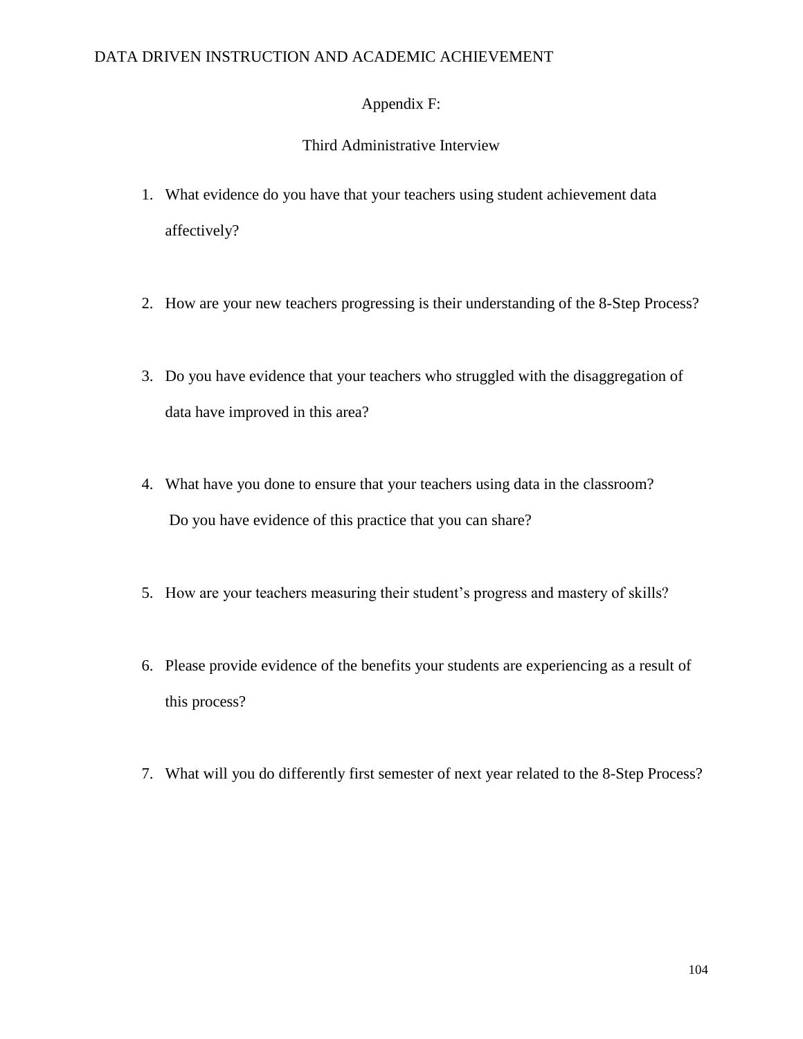# Appendix F:

## Third Administrative Interview

1. What evidence do you have that your teachers using student achievement data affectively?

2. How are your new teachers progressing is their understanding of the 8-Step Process?

3. Do you have evidence that your teachers who struggled with the disaggregation of data have improved in this area?

4. What have you done to ensure that your teachers using data in the classroom? Do you have evidence of this practice that you can share?

5. How are your teachers measuring their student's progress and mastery of skills?

6. Please provide evidence of the benefits your students are experiencing as a result of this process?

7. What will you do differently first semester of next year related to the 8-Step Process?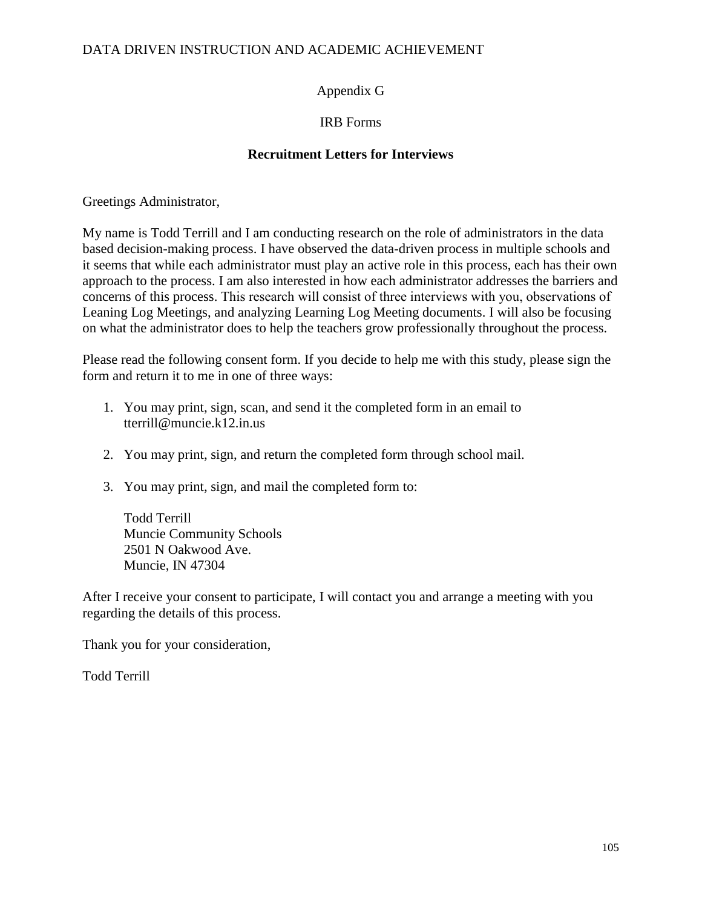Appendix G

IRB Forms

**Recruitment Letters for Interviews**

Greetings Administrator,

My name is Todd Terrill and I am conducting research on the role of administrators in the data based decision-making process. I have observed the data-driven process in multiple schools and it seems that while each administrator must play an active role in this process, each has their own approach to the process. I am also interested in how each administrator addresses the barriers and concerns of this process. This research will consist of three interviews with you, observations of Leaning Log Meetings, and analyzing Learning Log Meeting documents. I will also be focusing on what the administrator does to help the teachers grow professionally throughout the process.

Please read the following consent form. If you decide to help me with this study, please sign the form and return it to me in one of three ways:

1. You may print, sign, scan, and send it the completed form in an email to tterrill@muncie.k12.in.us

2. You may print, sign, and return the completed form through school mail.

3. You may print, sign, and mail the completed form to:

   Todd Terrill
   Muncie Community Schools
   2501 N Oakwood Ave.
   Muncie, IN 47304

After I receive your consent to participate, I will contact you and arrange a meeting with you regarding the details of this process.

Thank you for your consideration,

Todd Terrill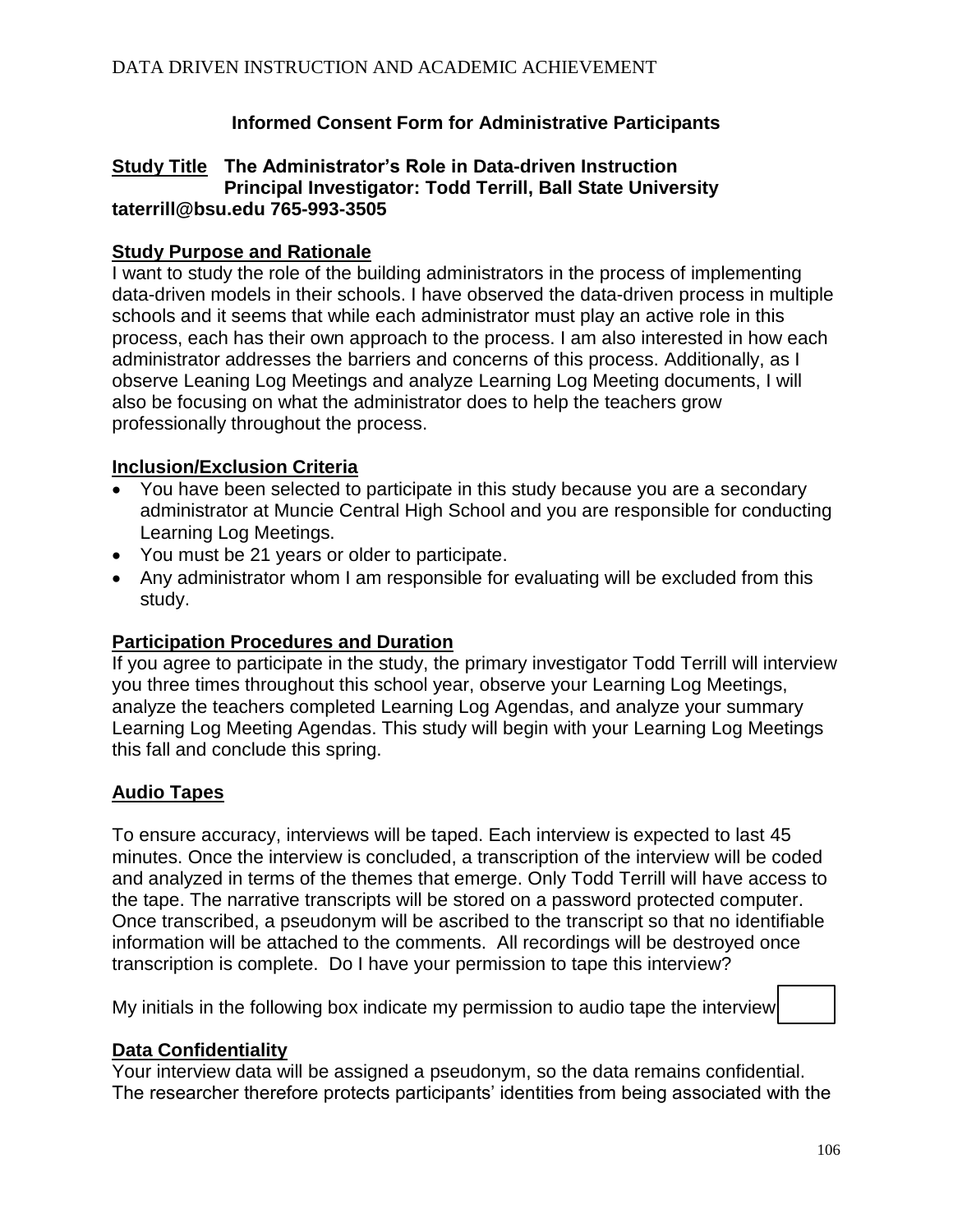## Informed Consent Form for Administrative Participants

**<u>Study Title</u> The Administrator's Role in Data-driven Instruction**
**Principal Investigator: Todd Terrill, Ball State University**
**taterrill@bsu.edu 765-993-3505**

### Study Purpose and Rationale

I want to study the role of the building administrators in the process of implementing data-driven models in their schools. I have observed the data-driven process in multiple schools and it seems that while each administrator must play an active role in this process, each has their own approach to the process. I am also interested in how each administrator addresses the barriers and concerns of this process. Additionally, as I observe Leaning Log Meetings and analyze Learning Log Meeting documents, I will also be focusing on what the administrator does to help the teachers grow professionally throughout the process.

### Inclusion/Exclusion Criteria

- You have been selected to participate in this study because you are a secondary administrator at Muncie Central High School and you are responsible for conducting Learning Log Meetings.
- You must be 21 years or older to participate.
- Any administrator whom I am responsible for evaluating will be excluded from this study.

### Participation Procedures and Duration

If you agree to participate in the study, the primary investigator Todd Terrill will interview you three times throughout this school year, observe your Learning Log Meetings, analyze the teachers completed Learning Log Agendas, and analyze your summary Learning Log Meeting Agendas. This study will begin with your Learning Log Meetings this fall and conclude this spring.

### Audio Tapes

To ensure accuracy, interviews will be taped. Each interview is expected to last 45 minutes. Once the interview is concluded, a transcription of the interview will be coded and analyzed in terms of the themes that emerge. Only Todd Terrill will have access to the tape. The narrative transcripts will be stored on a password protected computer. Once transcribed, a pseudonym will be ascribed to the transcript so that no identifiable information will be attached to the comments. All recordings will be destroyed once transcription is complete. Do I have your permission to tape this interview?

My initials in the following box indicate my permission to audio tape the interview ☐

### Data Confidentiality

Your interview data will be assigned a pseudonym, so the data remains confidential. The researcher therefore protects participants' identities from being associated with the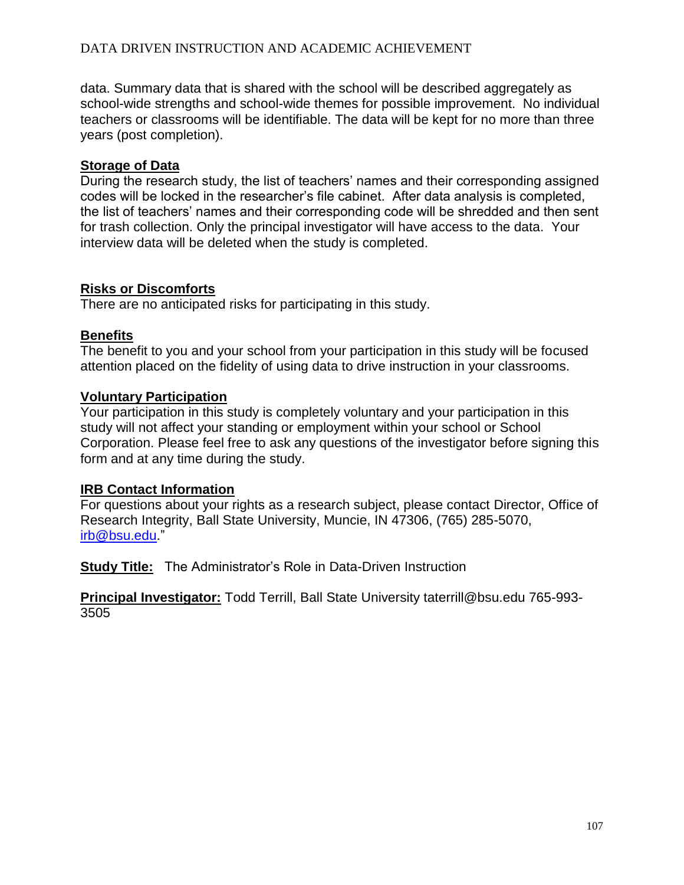data. Summary data that is shared with the school will be described aggregately as school-wide strengths and school-wide themes for possible improvement. No individual teachers or classrooms will be identifiable. The data will be kept for no more than three years (post completion).

**Storage of Data**

During the research study, the list of teachers' names and their corresponding assigned codes will be locked in the researcher's file cabinet. After data analysis is completed, the list of teachers' names and their corresponding code will be shredded and then sent for trash collection. Only the principal investigator will have access to the data. Your interview data will be deleted when the study is completed.

**Risks or Discomforts**

There are no anticipated risks for participating in this study.

**Benefits**

The benefit to you and your school from your participation in this study will be focused attention placed on the fidelity of using data to drive instruction in your classrooms.

**Voluntary Participation**

Your participation in this study is completely voluntary and your participation in this study will not affect your standing or employment within your school or School Corporation. Please feel free to ask any questions of the investigator before signing this form and at any time during the study.

**IRB Contact Information**

For questions about your rights as a research subject, please contact Director, Office of Research Integrity, Ball State University, Muncie, IN 47306, (765) 285-5070, irb@bsu.edu."

**Study Title:** The Administrator's Role in Data-Driven Instruction

**Principal Investigator:** Todd Terrill, Ball State University taterrill@bsu.edu 765-993-3505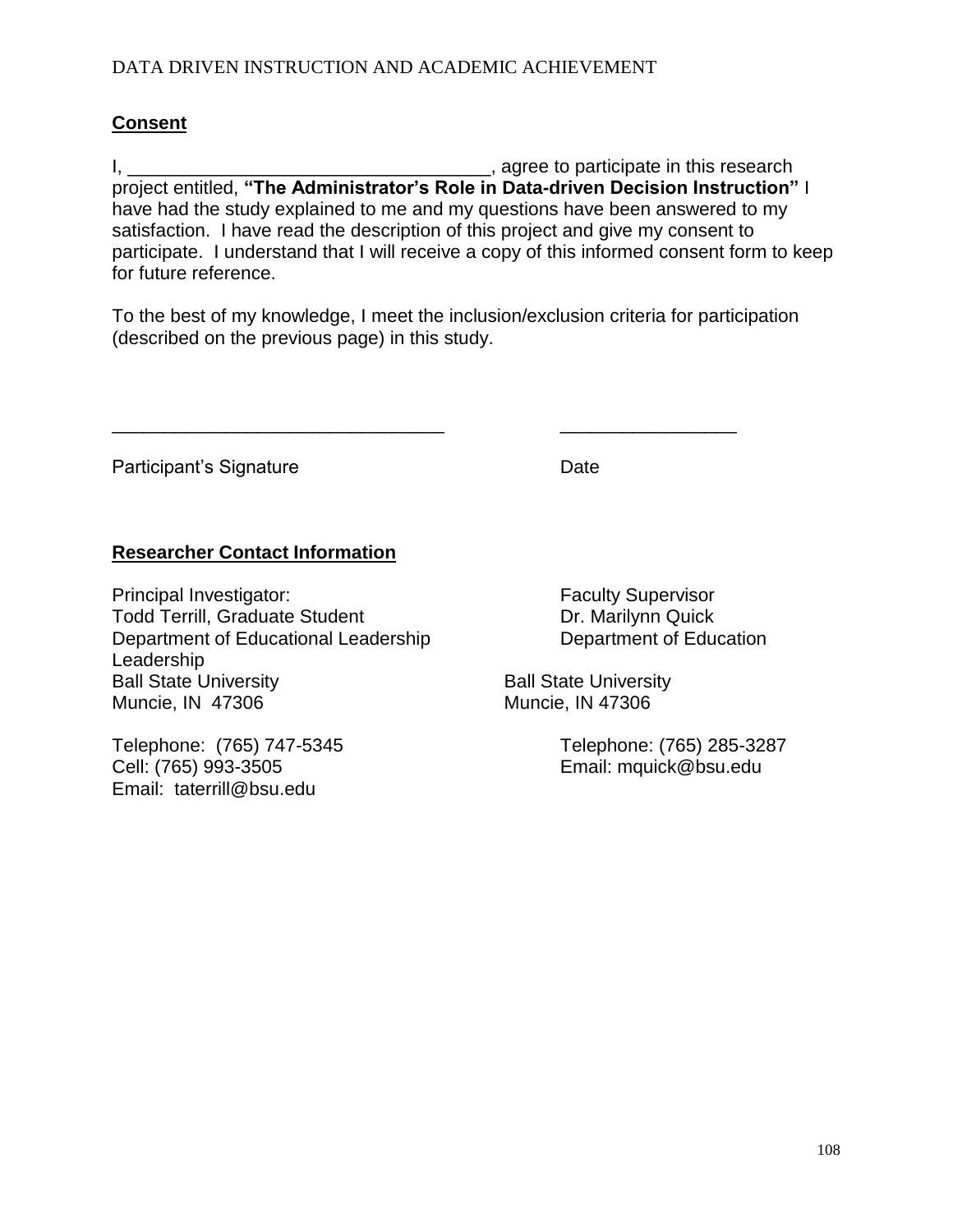**Consent**

I, ___________________________________, agree to participate in this research project entitled, **"The Administrator's Role in Data-driven Decision Instruction"** I have had the study explained to me and my questions have been answered to my satisfaction. I have read the description of this project and give my consent to participate. I understand that I will receive a copy of this informed consent form to keep for future reference.

To the best of my knowledge, I meet the inclusion/exclusion criteria for participation (described on the previous page) in this study.

________________________________ _________________

Participant's Signature Date

**Researcher Contact Information**

Principal Investigator:
Todd Terrill, Graduate Student
Department of Educational Leadership
Leadership
Ball State University
Muncie, IN 47306

Telephone: (765) 747-5345
Cell: (765) 993-3505
Email: taterrill@bsu.edu

Faculty Supervisor
Dr. Marilynn Quick
Department of Education
Ball State University
Muncie, IN 47306

Telephone: (765) 285-3287
Email: mquick@bsu.edu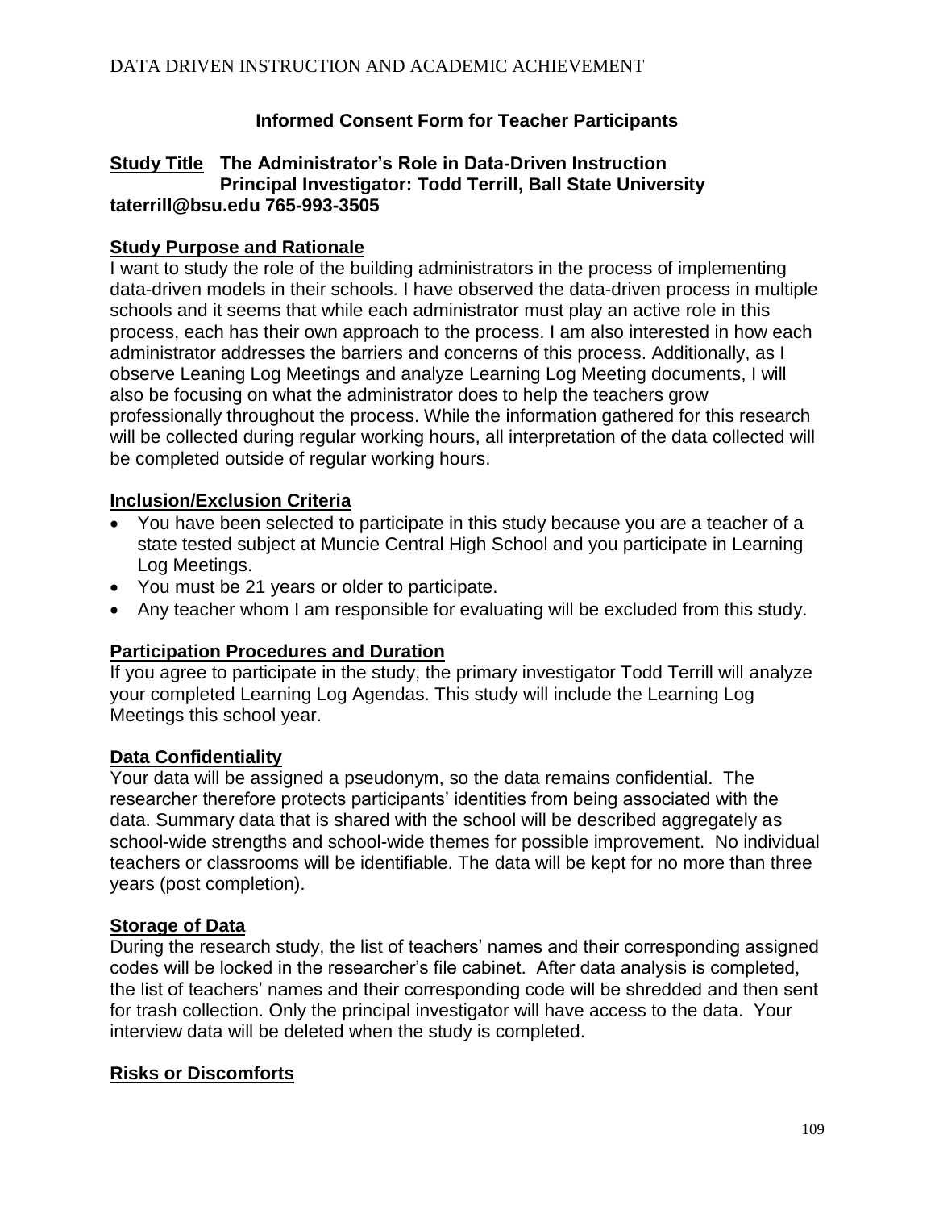## Informed Consent Form for Teacher Participants

**Study Title The Administrator's Role in Data-Driven Instruction**
**Principal Investigator: Todd Terrill, Ball State University**
**taterrill@bsu.edu 765-993-3505**

### Study Purpose and Rationale

I want to study the role of the building administrators in the process of implementing data-driven models in their schools. I have observed the data-driven process in multiple schools and it seems that while each administrator must play an active role in this process, each has their own approach to the process. I am also interested in how each administrator addresses the barriers and concerns of this process. Additionally, as I observe Leaning Log Meetings and analyze Learning Log Meeting documents, I will also be focusing on what the administrator does to help the teachers grow professionally throughout the process. While the information gathered for this research will be collected during regular working hours, all interpretation of the data collected will be completed outside of regular working hours.

### Inclusion/Exclusion Criteria

- You have been selected to participate in this study because you are a teacher of a state tested subject at Muncie Central High School and you participate in Learning Log Meetings.
- You must be 21 years or older to participate.
- Any teacher whom I am responsible for evaluating will be excluded from this study.

### Participation Procedures and Duration

If you agree to participate in the study, the primary investigator Todd Terrill will analyze your completed Learning Log Agendas. This study will include the Learning Log Meetings this school year.

### Data Confidentiality

Your data will be assigned a pseudonym, so the data remains confidential. The researcher therefore protects participants' identities from being associated with the data. Summary data that is shared with the school will be described aggregately as school-wide strengths and school-wide themes for possible improvement. No individual teachers or classrooms will be identifiable. The data will be kept for no more than three years (post completion).

### Storage of Data

During the research study, the list of teachers' names and their corresponding assigned codes will be locked in the researcher's file cabinet. After data analysis is completed, the list of teachers' names and their corresponding code will be shredded and then sent for trash collection. Only the principal investigator will have access to the data. Your interview data will be deleted when the study is completed.

### Risks or Discomforts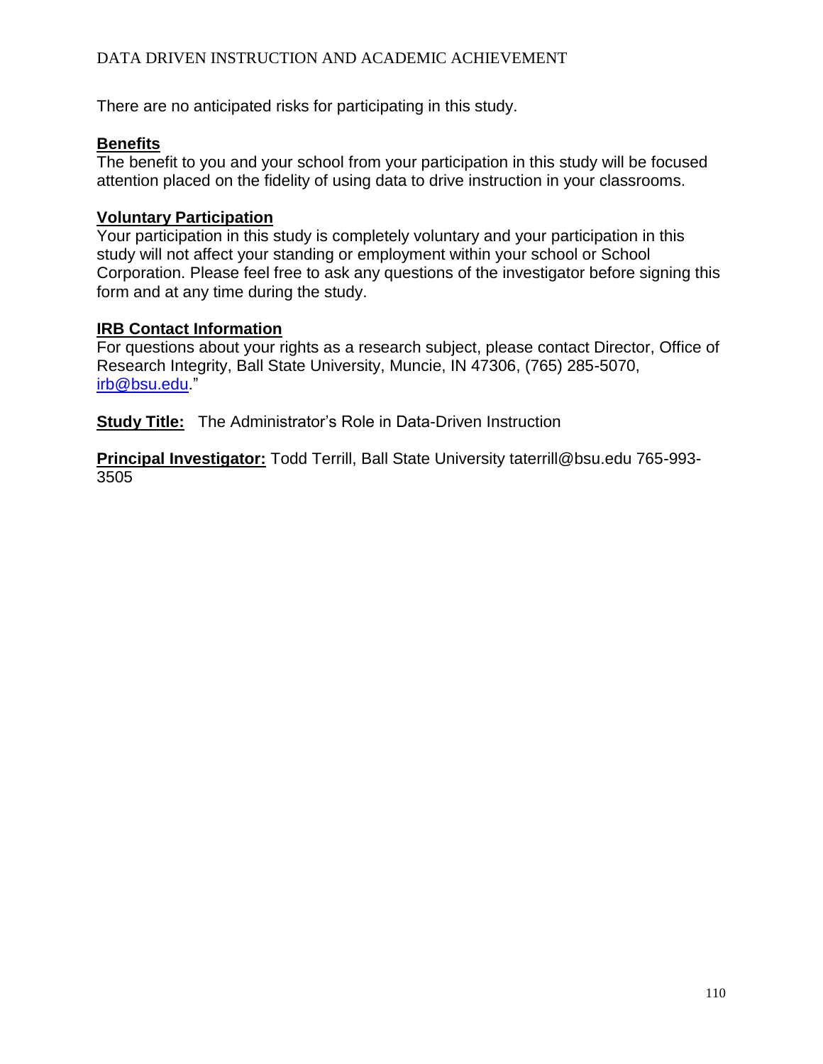There are no anticipated risks for participating in this study.

**Benefits**

The benefit to you and your school from your participation in this study will be focused attention placed on the fidelity of using data to drive instruction in your classrooms.

**Voluntary Participation**

Your participation in this study is completely voluntary and your participation in this study will not affect your standing or employment within your school or School Corporation. Please feel free to ask any questions of the investigator before signing this form and at any time during the study.

**IRB Contact Information**

For questions about your rights as a research subject, please contact Director, Office of Research Integrity, Ball State University, Muncie, IN 47306, (765) 285-5070, irb@bsu.edu."

**Study Title:** The Administrator's Role in Data-Driven Instruction

**Principal Investigator:** Todd Terrill, Ball State University taterrill@bsu.edu 765-993-3505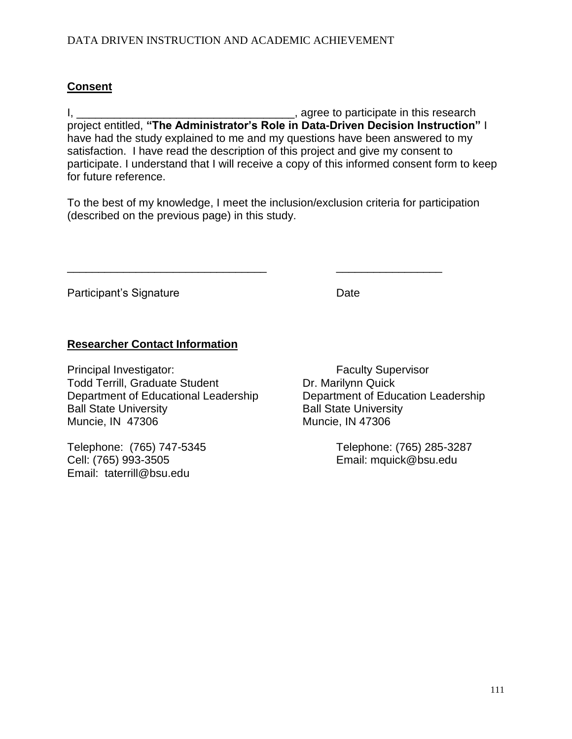**Consent**

I, ___________________________________, agree to participate in this research project entitled, **"The Administrator's Role in Data-Driven Decision Instruction"** I have had the study explained to me and my questions have been answered to my satisfaction. I have read the description of this project and give my consent to participate. I understand that I will receive a copy of this informed consent form to keep for future reference.

To the best of my knowledge, I meet the inclusion/exclusion criteria for participation (described on the previous page) in this study.

________________________________ _________________

Participant's Signature Date

**Researcher Contact Information**

Principal Investigator:
Todd Terrill, Graduate Student
Department of Educational Leadership
Ball State University
Muncie, IN 47306

Telephone: (765) 747-5345
Cell: (765) 993-3505
Email: taterrill@bsu.edu

Faculty Supervisor
Dr. Marilynn Quick
Department of Education Leadership
Ball State University
Muncie, IN 47306

Telephone: (765) 285-3287
Email: mquick@bsu.edu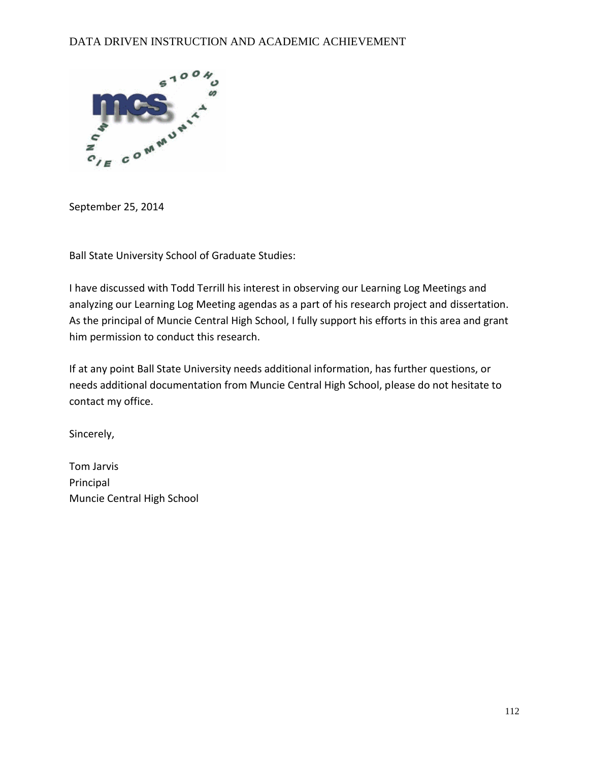September 25, 2014

Ball State University School of Graduate Studies:

I have discussed with Todd Terrill his interest in observing our Learning Log Meetings and analyzing our Learning Log Meeting agendas as a part of his research project and dissertation. As the principal of Muncie Central High School, I fully support his efforts in this area and grant him permission to conduct this research.

If at any point Ball State University needs additional information, has further questions, or needs additional documentation from Muncie Central High School, please do not hesitate to contact my office.

Sincerely,

Tom Jarvis
Principal
Muncie Central High School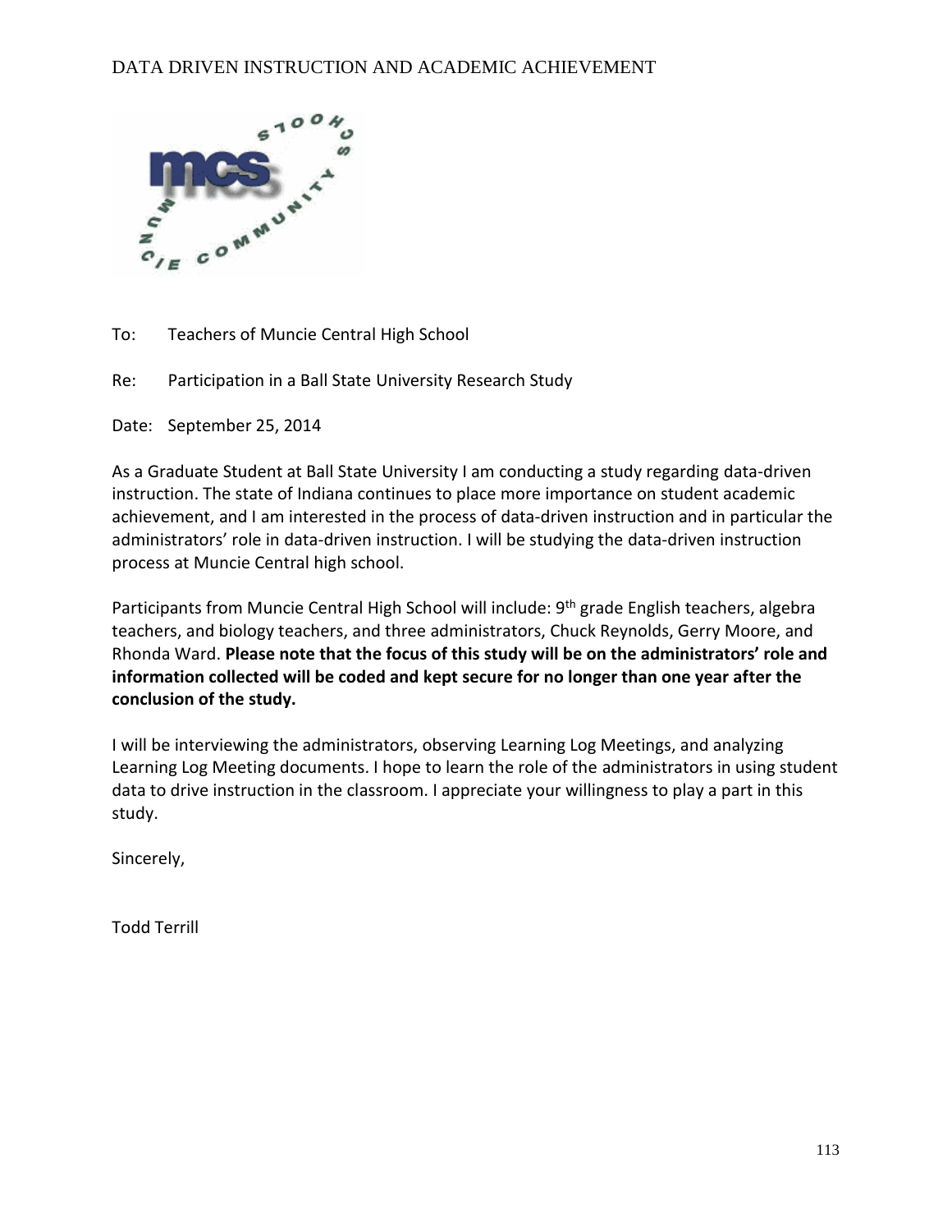To: Teachers of Muncie Central High School

Re: Participation in a Ball State University Research Study

Date: September 25, 2014

As a Graduate Student at Ball State University I am conducting a study regarding data-driven instruction. The state of Indiana continues to place more importance on student academic achievement, and I am interested in the process of data-driven instruction and in particular the administrators' role in data-driven instruction. I will be studying the data-driven instruction process at Muncie Central high school.

Participants from Muncie Central High School will include: 9th grade English teachers, algebra teachers, and biology teachers, and three administrators, Chuck Reynolds, Gerry Moore, and Rhonda Ward. **Please note that the focus of this study will be on the administrators' role and information collected will be coded and kept secure for no longer than one year after the conclusion of the study.**

I will be interviewing the administrators, observing Learning Log Meetings, and analyzing Learning Log Meeting documents. I hope to learn the role of the administrators in using student data to drive instruction in the classroom. I appreciate your willingness to play a part in this study.

Sincerely,

Todd Terrill